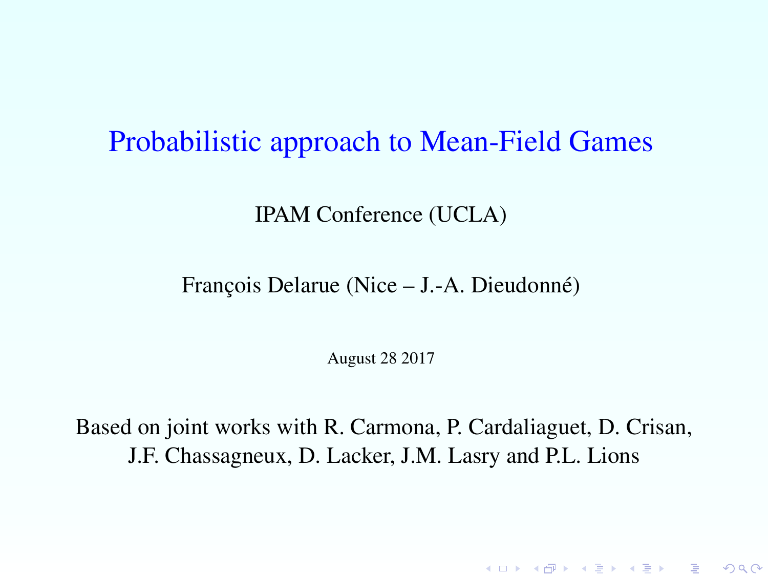# Probabilistic approach to Mean-Field Games

IPAM Conference (UCLA)

François Delarue (Nice – J.-A. Dieudonné)

August 28 2017

Based on joint works with R. Carmona, P. Cardaliaguet, D. Crisan, J.F. Chassagneux, D. Lacker, J.M. Lasry and P.L. Lions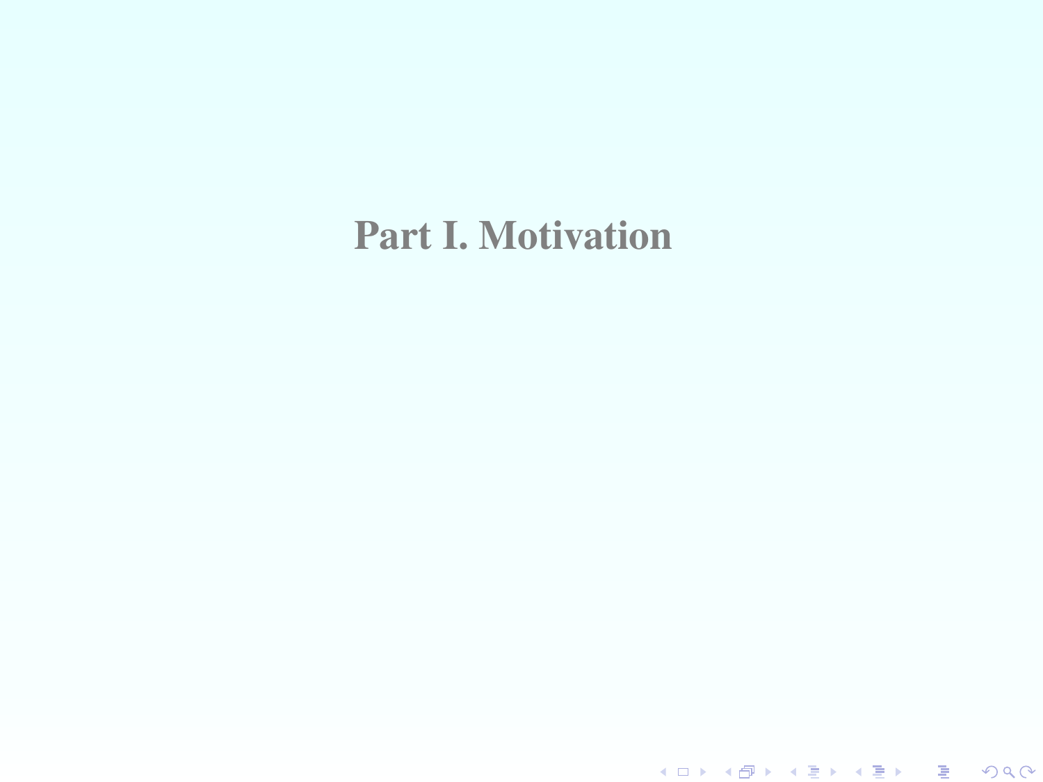# Part I. Motivation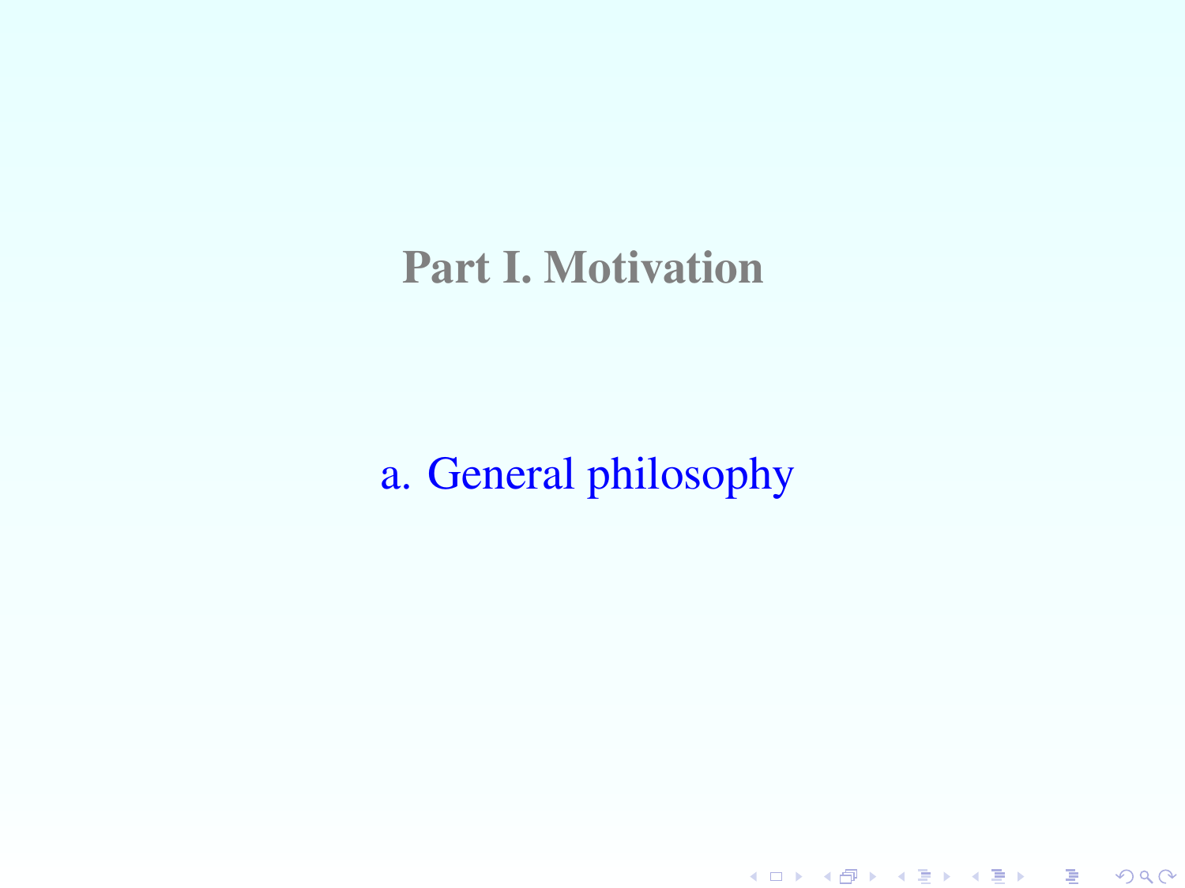# Part I. Motivation

## a. General philosophy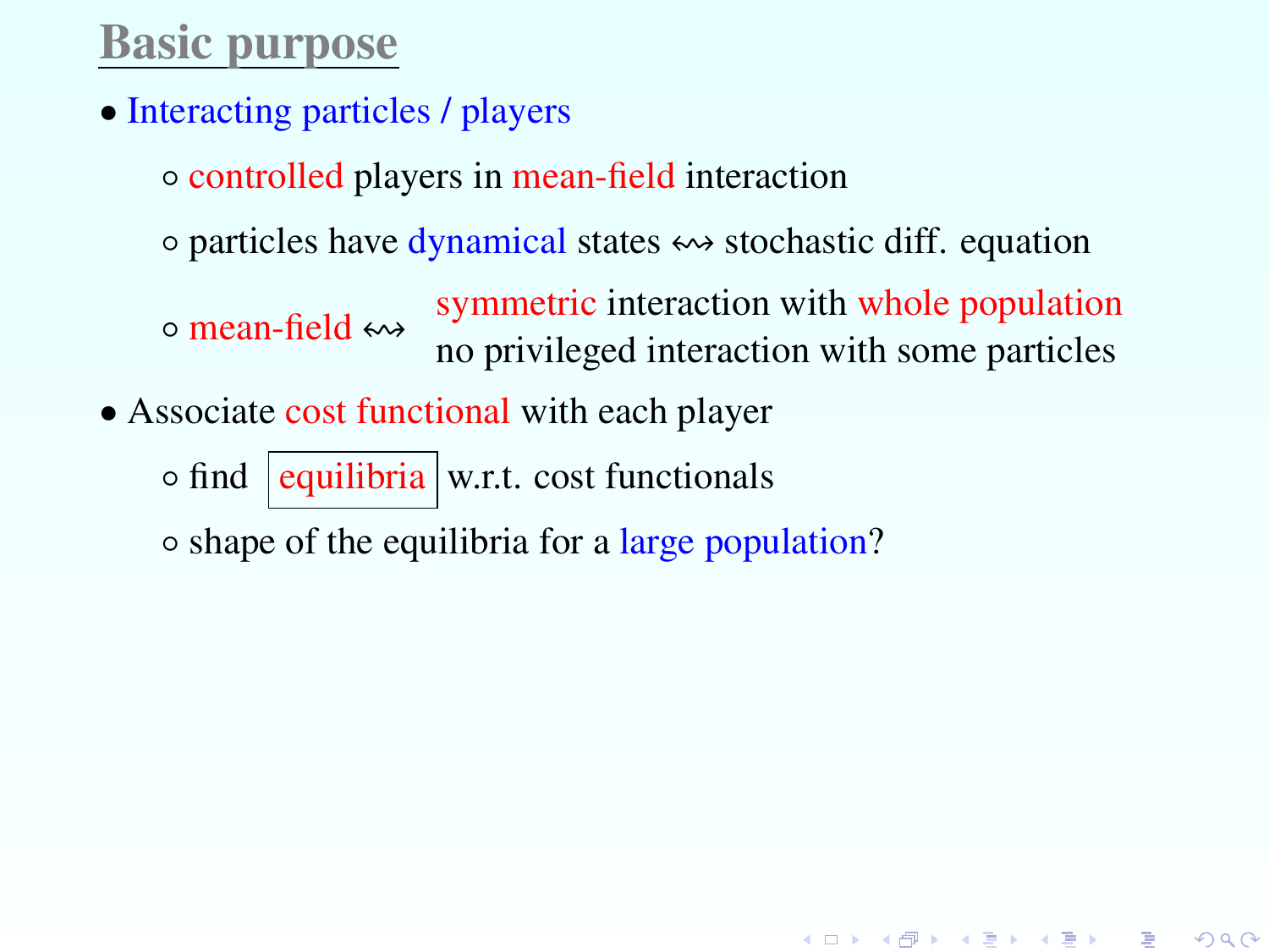## Basic purpose

- Interacting particles / players
  - controlled players in mean-field interaction
  - particles have dynamical states $\leftrightsquigarrow$ stochastic diff. equation
  - mean-field $\leftrightsquigarrow$ symmetric interaction with whole population; no privileged interaction with some particles
- Associate cost functional with each player
  - find equilibria w.r.t. cost functionals
  - shape of the equilibria for a large population?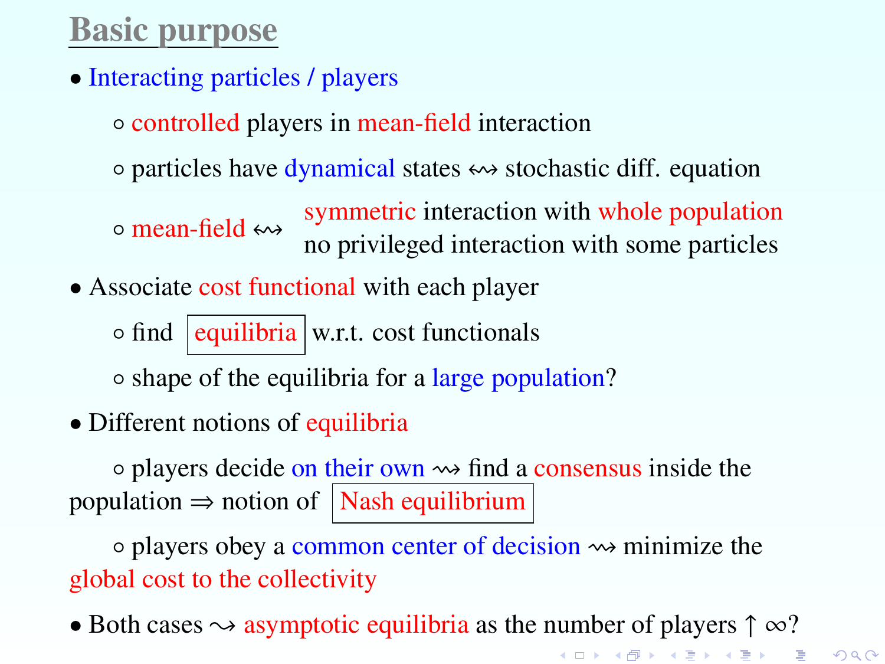## Basic purpose

- Interacting particles / players
  - controlled players in mean-field interaction
  - particles have dynamical states $\leftrightsquigarrow$ stochastic diff. equation
  - mean-field $\leftrightsquigarrow$ symmetric interaction with whole population; no privileged interaction with some particles
- Associate cost functional with each player
  - find **equilibria** w.r.t. cost functionals
  - shape of the equilibria for a large population?
- Different notions of equilibria
  - players decide on their own $\rightsquigarrow$ find a consensus inside the population $\Rightarrow$ notion of **Nash equilibrium**
  - players obey a common center of decision $\rightsquigarrow$ minimize the global cost to the collectivity
- Both cases $\rightsquigarrow$ asymptotic equilibria as the number of players $\uparrow \infty$?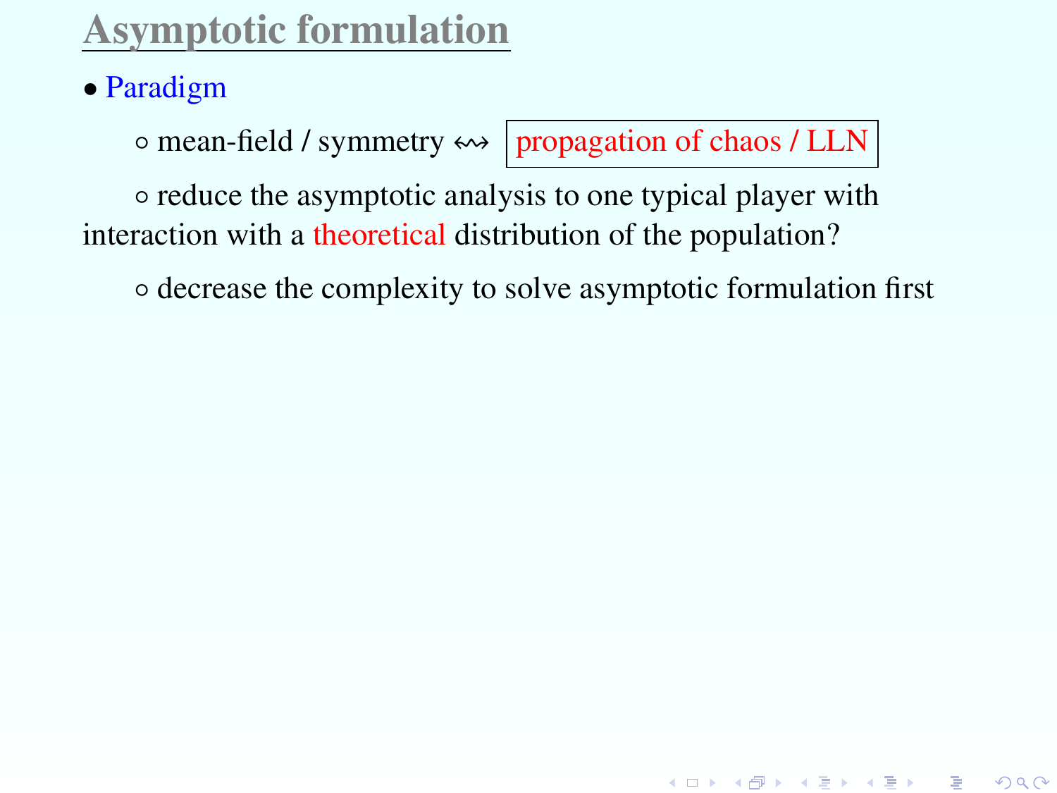# Asymptotic formulation

- Paradigm

  - mean-field / symmetry $\leftrightsquigarrow$ propagation of chaos / LLN

  - reduce the asymptotic analysis to one typical player with interaction with a theoretical distribution of the population?

  - decrease the complexity to solve asymptotic formulation first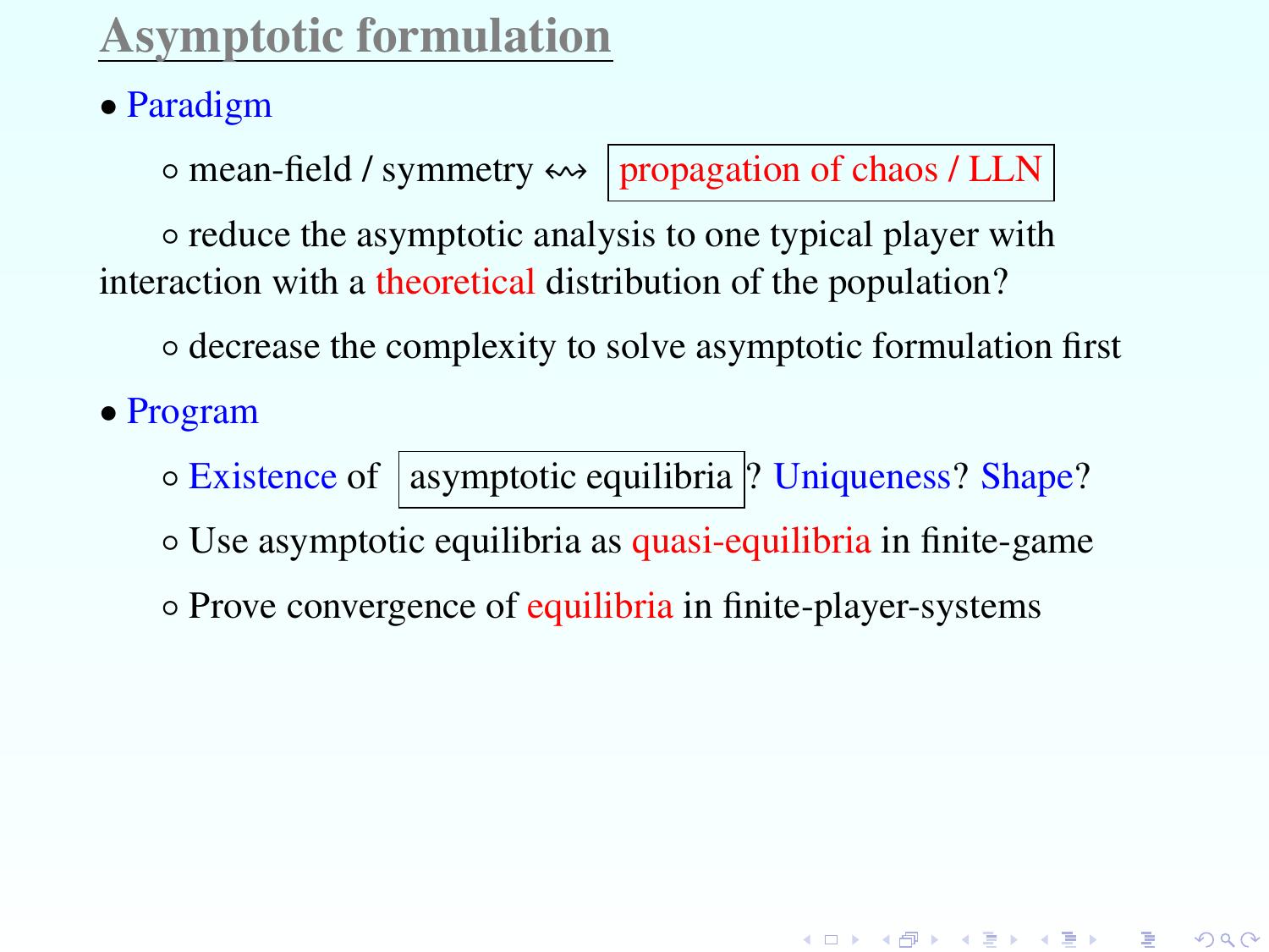## Asymptotic formulation

- Paradigm
  - mean-field / symmetry $\leftrightsquigarrow$ propagation of chaos / LLN
  - reduce the asymptotic analysis to one typical player with interaction with a theoretical distribution of the population?
  - decrease the complexity to solve asymptotic formulation first
- Program
  - Existence of asymptotic equilibria? Uniqueness? Shape?
  - Use asymptotic equilibria as quasi-equilibria in finite-game
  - Prove convergence of equilibria in finite-player-systems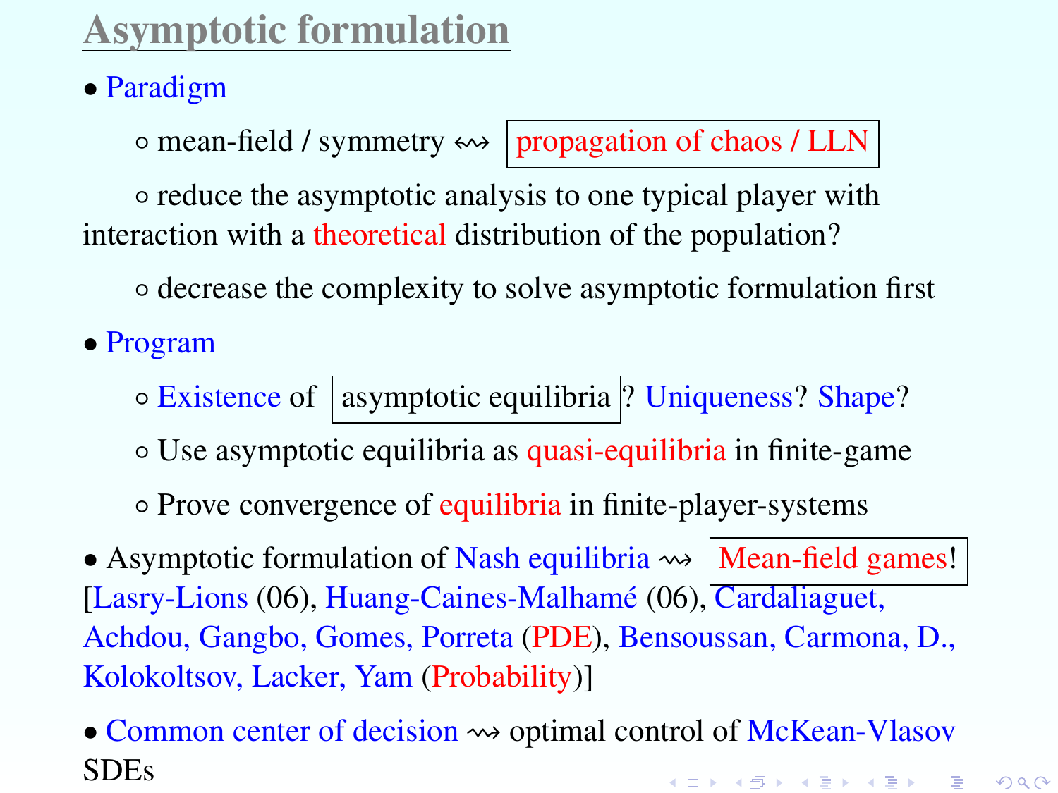# Asymptotic formulation

- Paradigm
  - mean-field / symmetry $\rightsquigarrow$ propagation of chaos / LLN
  - reduce the asymptotic analysis to one typical player with interaction with a theoretical distribution of the population?
  - decrease the complexity to solve asymptotic formulation first
- Program
  - Existence of asymptotic equilibria? Uniqueness? Shape?
  - Use asymptotic equilibria as quasi-equilibria in finite-game
  - Prove convergence of equilibria in finite-player-systems
- Asymptotic formulation of Nash equilibria $\rightsquigarrow$ Mean-field games! [Lasry-Lions (06), Huang-Caines-Malhamé (06), Cardaliaguet, Achdou, Gangbo, Gomes, Porreta (PDE), Bensoussan, Carmona, D., Kolokoltsov, Lacker, Yam (Probability)]
- Common center of decision $\rightsquigarrow$ optimal control of McKean-Vlasov SDEs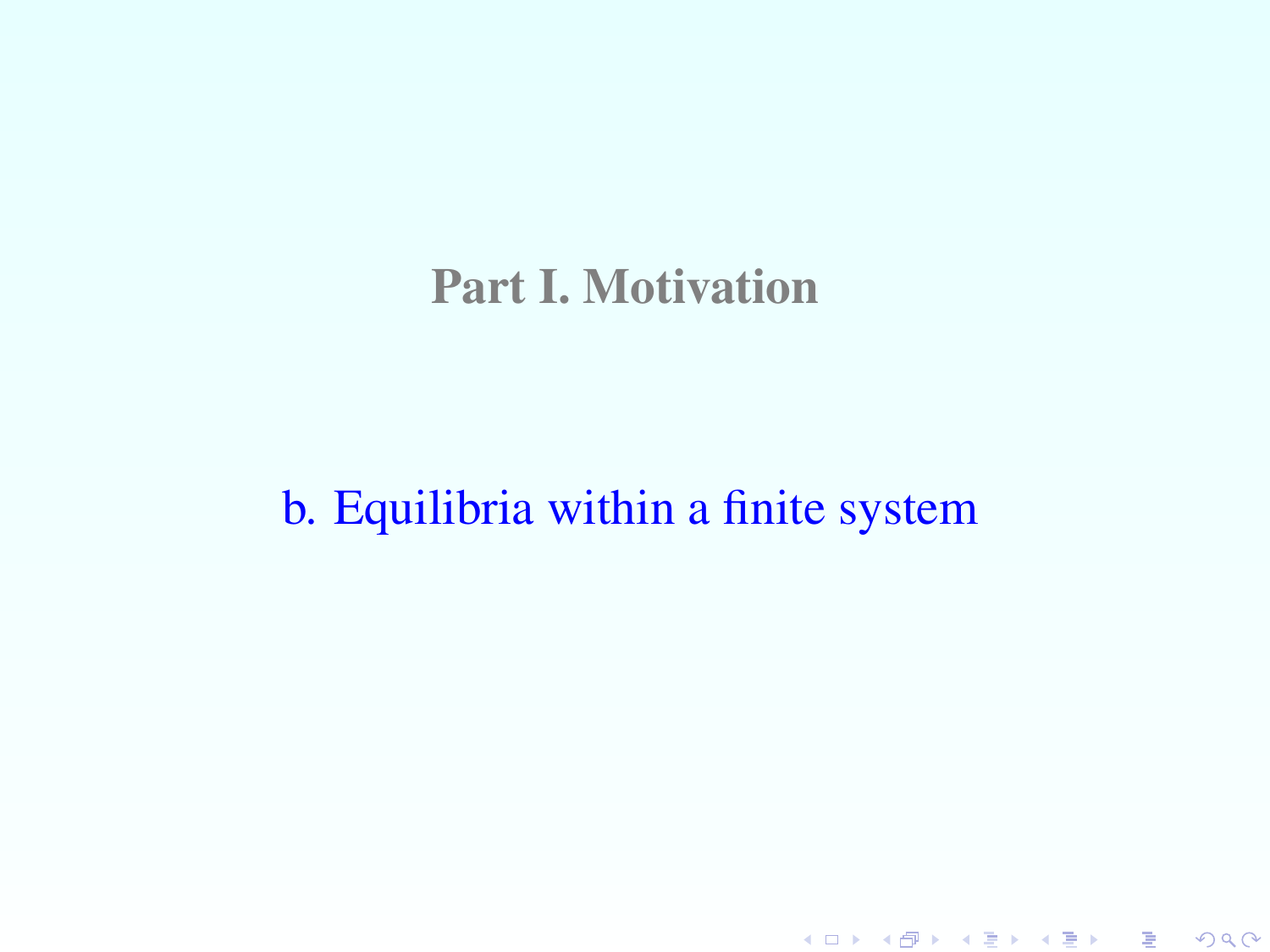# Part I. Motivation

## b. Equilibria within a finite system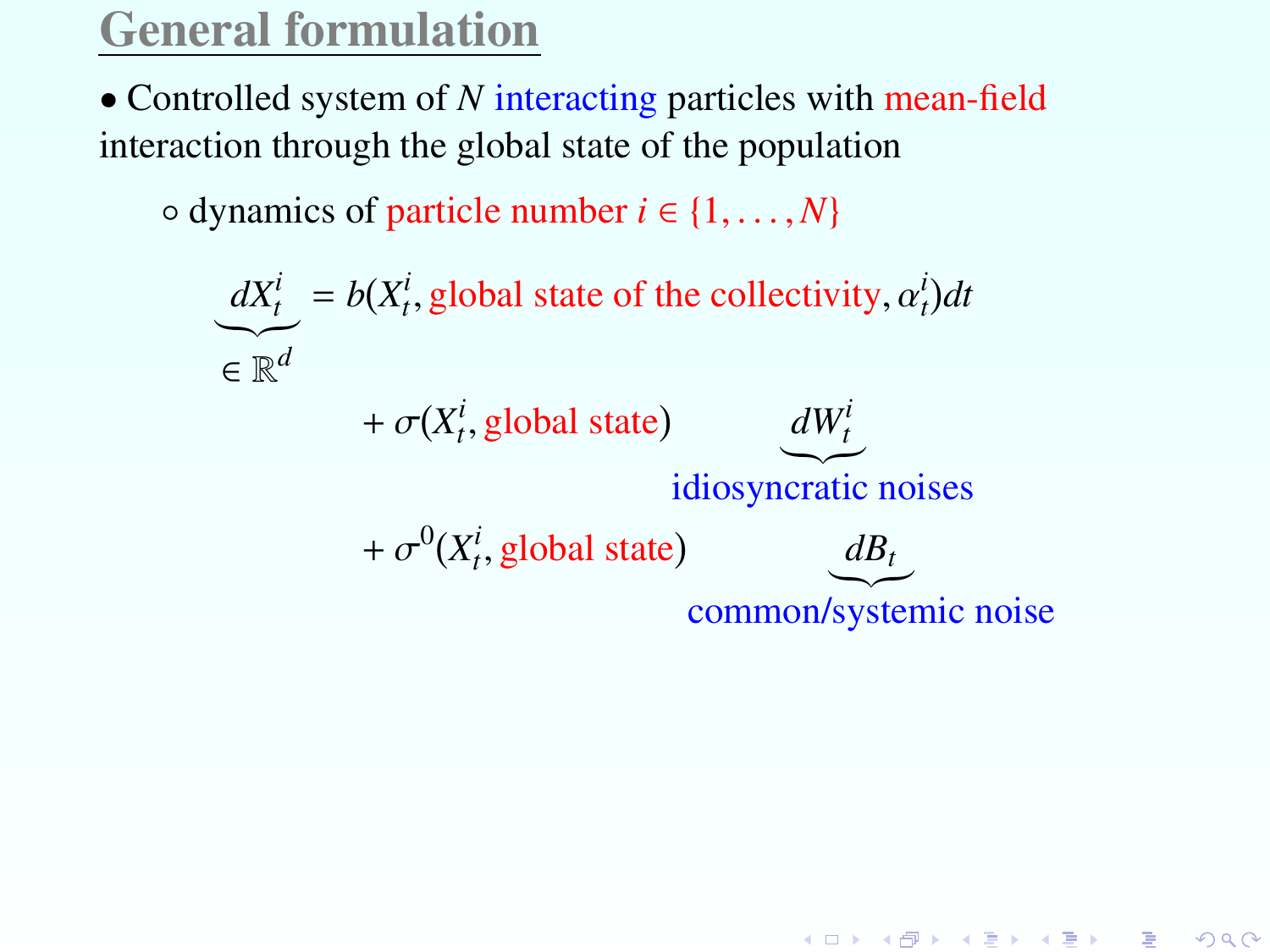# General formulation

- Controlled system of $N$ interacting particles with mean-field interaction through the global state of the population
  - dynamics of particle number $i \in \{1, \ldots, N\}$

$$
\underbrace{dX_t^i}_{\in \mathbb{R}^d} = b(X_t^i, \text{global state of the collectivity}, \alpha_t^i)dt
$$

$$
+ \sigma(X_t^i, \text{global state}) \qquad \underbrace{dW_t^i}_{\text{idiosyncratic noises}}
$$

$$
+ \sigma^0(X_t^i, \text{global state}) \qquad \underbrace{dB_t}_{\text{common/systemic noise}}
$$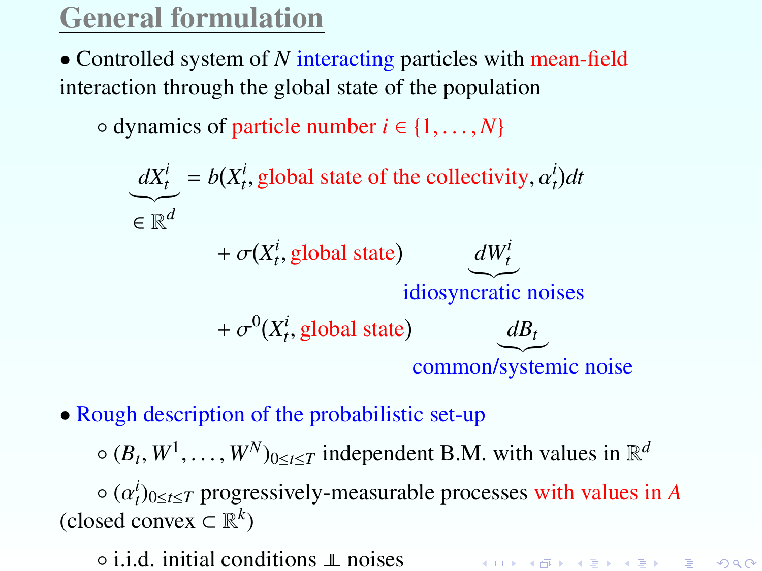# General formulation

- Controlled system of $N$ interacting particles with mean-field interaction through the global state of the population
  - dynamics of particle number $i \in \{1, \ldots, N\}$

$$
\underbrace{dX_t^i}_{\in \mathbb{R}^d} = b(X_t^i, \text{global state of the collectivity}, \alpha_t^i)dt
$$

$$
+ \sigma(X_t^i, \text{global state}) \underbrace{dW_t^i}_{\text{idiosyncratic noises}}
$$

$$
+ \sigma^0(X_t^i, \text{global state}) \underbrace{dB_t}_{\text{common/systemic noise}}
$$

- Rough description of the probabilistic set-up
  - $(B_t, W^1, \ldots, W^N)_{0 \le t \le T}$ independent B.M. with values in $\mathbb{R}^d$
  - $(\alpha_t^i)_{0 \le t \le T}$ progressively-measurable processes with values in $A$ (closed convex $\subset \mathbb{R}^k$)
  - i.i.d. initial conditions $\perp\!\!\!\perp$ noises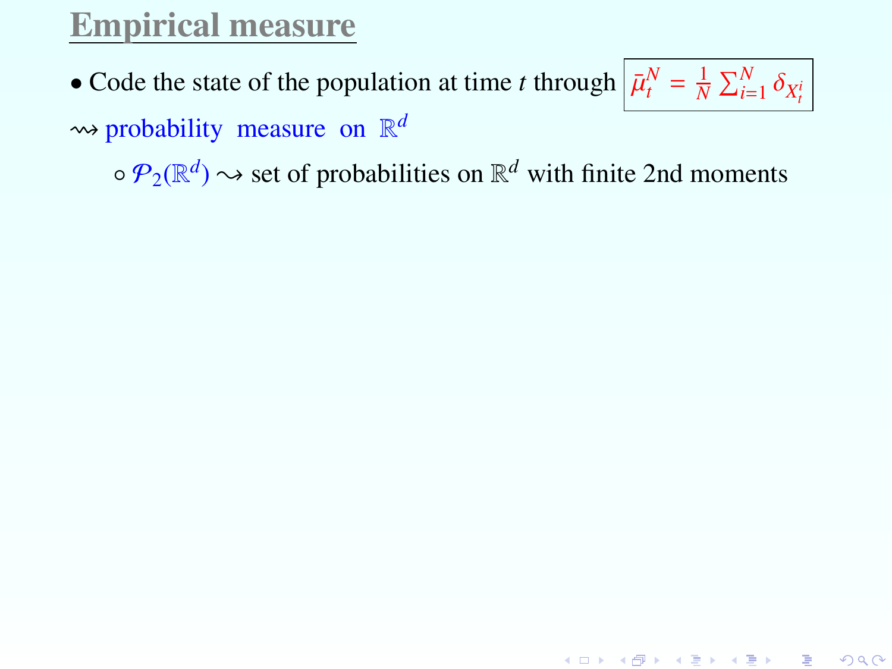# Empirical measure

• Code the state of the population at time $t$ through $\boxed{\bar{\mu}_t^N = \frac{1}{N}\sum_{i=1}^N \delta_{X_t^i}}$

$\rightsquigarrow$ probability measure on $\mathbb{R}^d$

- ∘ $\mathcal{P}_2(\mathbb{R}^d) \rightsquigarrow$ set of probabilities on $\mathbb{R}^d$ with finite 2nd moments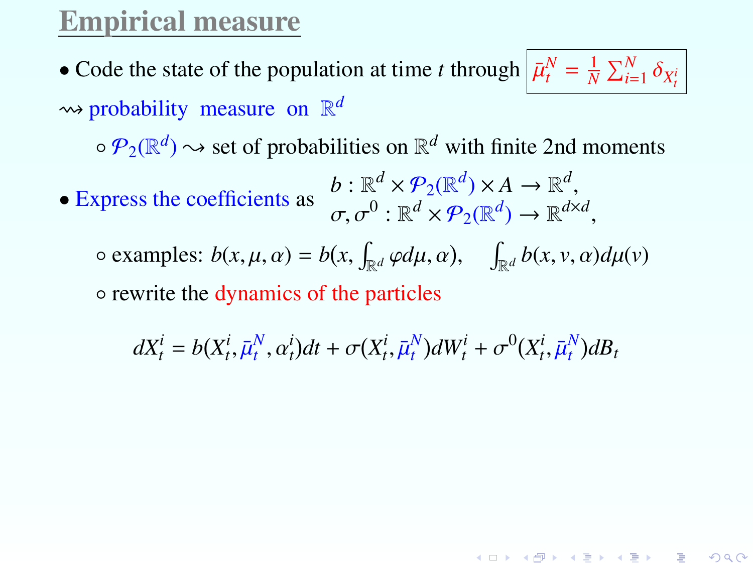# Empirical measure

- Code the state of the population at time $t$ through $\boxed{\bar{\mu}_t^N = \frac{1}{N}\sum_{i=1}^N \delta_{X_t^i}}$

$\rightsquigarrow$ probability measure on $\mathbb{R}^d$

  - $\mathcal{P}_2(\mathbb{R}^d) \rightsquigarrow$ set of probabilities on $\mathbb{R}^d$ with finite 2nd moments

- Express the coefficients as
$$\begin{aligned} b &: \mathbb{R}^d \times \mathcal{P}_2(\mathbb{R}^d) \times A \to \mathbb{R}^d, \\ \sigma, \sigma^0 &: \mathbb{R}^d \times \mathcal{P}_2(\mathbb{R}^d) \to \mathbb{R}^{d \times d}, \end{aligned}$$

  - examples: $b(x, \mu, \alpha) = b(x, \int_{\mathbb{R}^d} \varphi d\mu, \alpha), \quad \int_{\mathbb{R}^d} b(x, v, \alpha) d\mu(v)$
  - rewrite the dynamics of the particles

$$dX_t^i = b(X_t^i, \bar{\mu}_t^N, \alpha_t^i)dt + \sigma(X_t^i, \bar{\mu}_t^N)dW_t^i + \sigma^0(X_t^i, \bar{\mu}_t^N)dB_t$$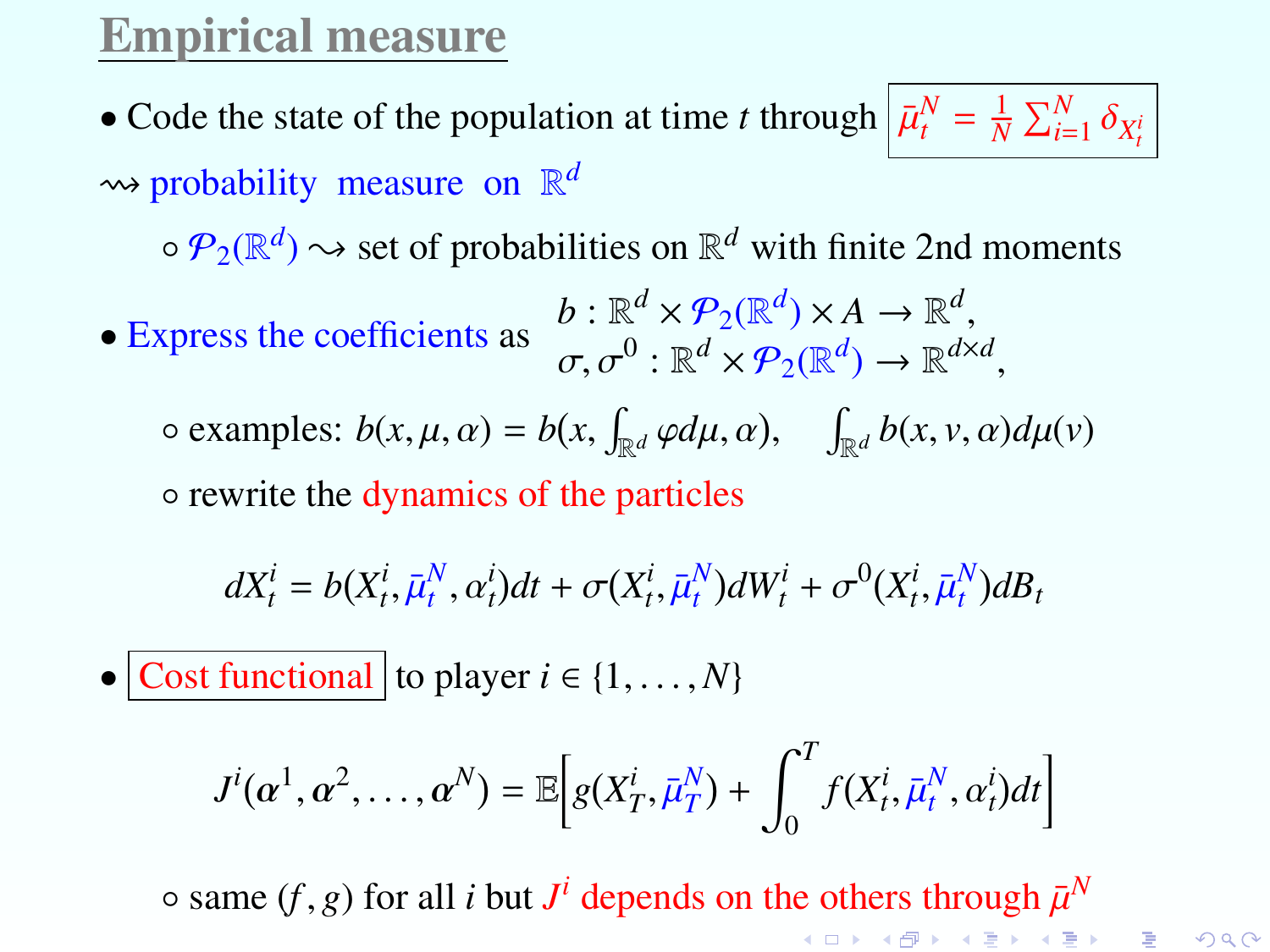# Empirical measure

- Code the state of the population at time $t$ through $\bar{\mu}_t^N = \frac{1}{N}\sum_{i=1}^N \delta_{X_t^i}$

$\rightsquigarrow$ probability measure on $\mathbb{R}^d$

  - $\mathcal{P}_2(\mathbb{R}^d) \rightsquigarrow$ set of probabilities on $\mathbb{R}^d$ with finite 2nd moments

- Express the coefficients as

$$b : \mathbb{R}^d \times \mathcal{P}_2(\mathbb{R}^d) \times A \to \mathbb{R}^d,$$
$$\sigma, \sigma^0 : \mathbb{R}^d \times \mathcal{P}_2(\mathbb{R}^d) \to \mathbb{R}^{d\times d},$$

  - examples: $b(x,\mu,\alpha) = b(x, \int_{\mathbb{R}^d} \varphi d\mu, \alpha), \quad \int_{\mathbb{R}^d} b(x,v,\alpha)d\mu(v)$
  - rewrite the dynamics of the particles

$$dX_t^i = b(X_t^i, \bar{\mu}_t^N, \alpha_t^i)dt + \sigma(X_t^i, \bar{\mu}_t^N)dW_t^i + \sigma^0(X_t^i, \bar{\mu}_t^N)dB_t$$

- Cost functional to player $i \in \{1,\dots,N\}$

$$J^i(\alpha^1, \alpha^2, \dots, \alpha^N) = \mathbb{E}\Big[g(X_T^i, \bar{\mu}_T^N) + \int_0^T f(X_t^i, \bar{\mu}_t^N, \alpha_t^i)dt\Big]$$

  - same $(f,g)$ for all $i$ but $J^i$ depends on the others through $\bar{\mu}^N$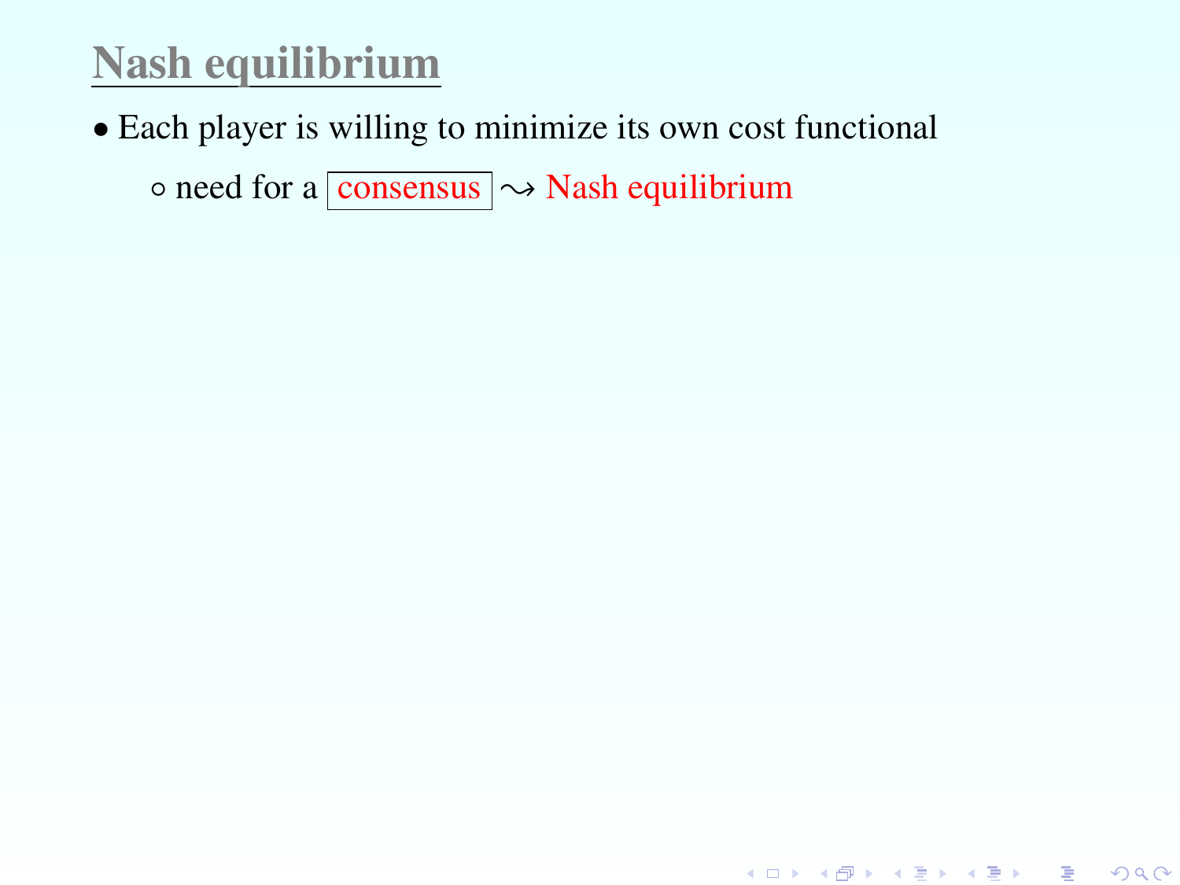# Nash equilibrium

- Each player is willing to minimize its own cost functional
  - need for a consensus $\rightsquigarrow$ Nash equilibrium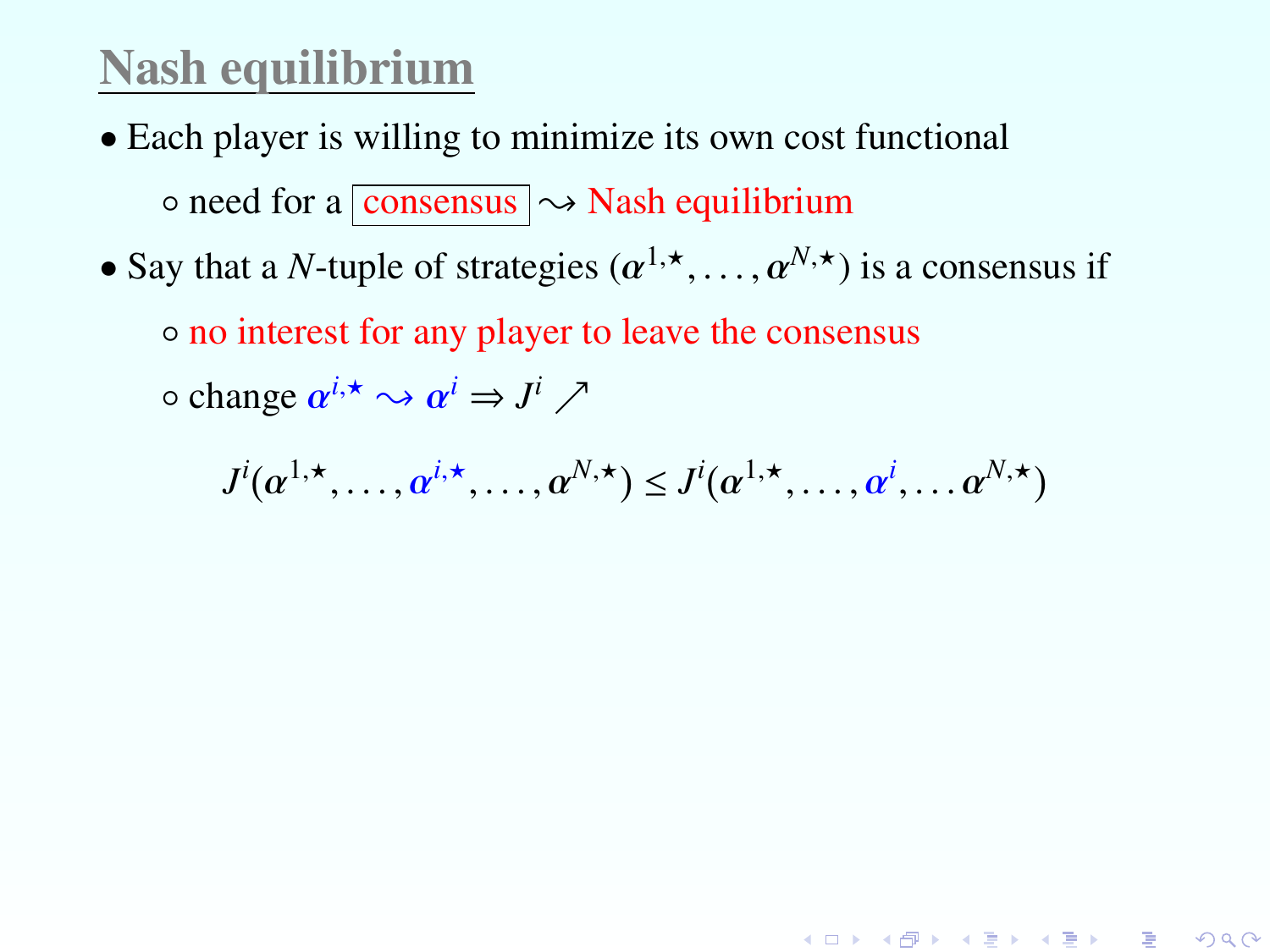# Nash equilibrium

- Each player is willing to minimize its own cost functional
  - need for a consensus $\rightsquigarrow$ Nash equilibrium
- Say that a $N$-tuple of strategies $(\alpha^{1,\star}, \dots, \alpha^{N,\star})$ is a consensus if
  - no interest for any player to leave the consensus
  - change $\alpha^{i,\star} \rightsquigarrow \alpha^i \Rightarrow J^i \nearrow$

$$J^i(\alpha^{1,\star}, \dots, \alpha^{i,\star}, \dots, \alpha^{N,\star}) \leq J^i(\alpha^{1,\star}, \dots, \alpha^{i}, \dots \alpha^{N,\star})$$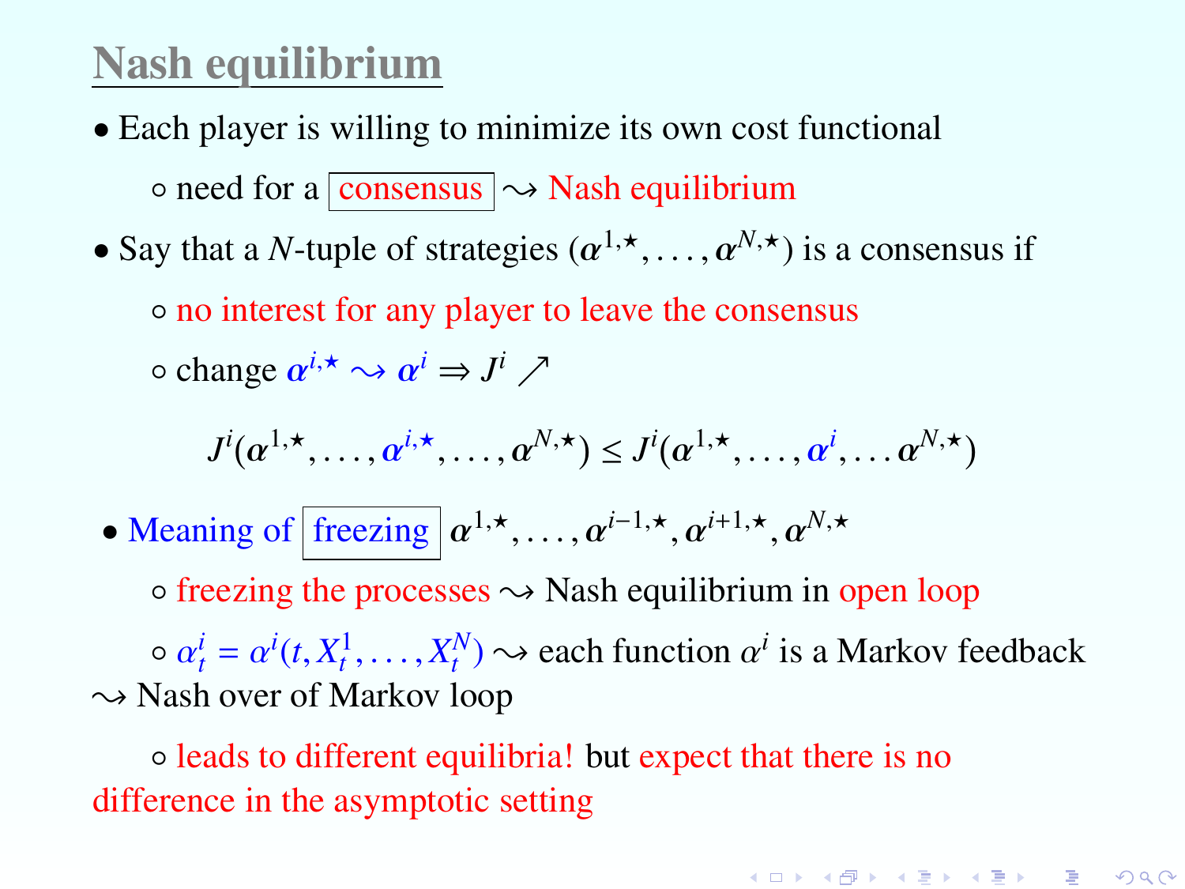# Nash equilibrium

- Each player is willing to minimize its own cost functional
  - need for a consensus $\rightsquigarrow$ Nash equilibrium
- Say that a $N$-tuple of strategies $(\boldsymbol{\alpha}^{1,\star}, \dots, \boldsymbol{\alpha}^{N,\star})$ is a consensus if
  - no interest for any player to leave the consensus
  - change $\boldsymbol{\alpha}^{i,\star} \rightsquigarrow \boldsymbol{\alpha}^{i} \Rightarrow J^i \nearrow$

$$J^i(\boldsymbol{\alpha}^{1,\star}, \dots, \boldsymbol{\alpha}^{i,\star}, \dots, \boldsymbol{\alpha}^{N,\star}) \leq J^i(\boldsymbol{\alpha}^{1,\star}, \dots, \boldsymbol{\alpha}^{i}, \dots \boldsymbol{\alpha}^{N,\star})$$

- Meaning of freezing $\boldsymbol{\alpha}^{1,\star}, \dots, \boldsymbol{\alpha}^{i-1,\star}, \boldsymbol{\alpha}^{i+1,\star}, \boldsymbol{\alpha}^{N,\star}$
  - freezing the processes $\rightsquigarrow$ Nash equilibrium in open loop
  - $\alpha_t^i = \alpha^i(t, X_t^1, \dots, X_t^N) \rightsquigarrow$ each function $\alpha^i$ is a Markov feedback $\rightsquigarrow$ Nash over of Markov loop
  - leads to different equilibria! but expect that there is no difference in the asymptotic setting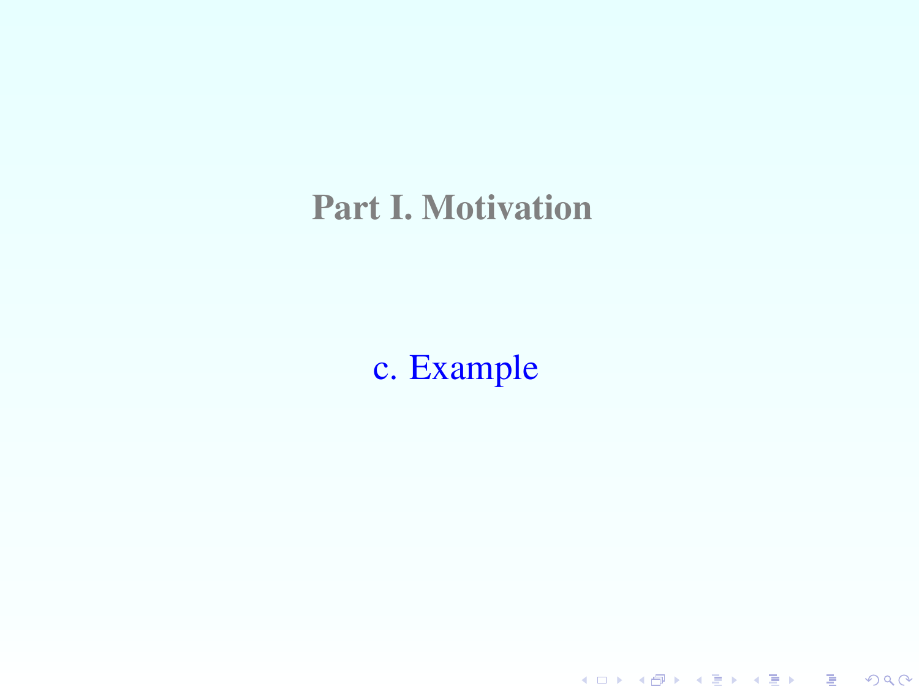# Part I. Motivation

## c. Example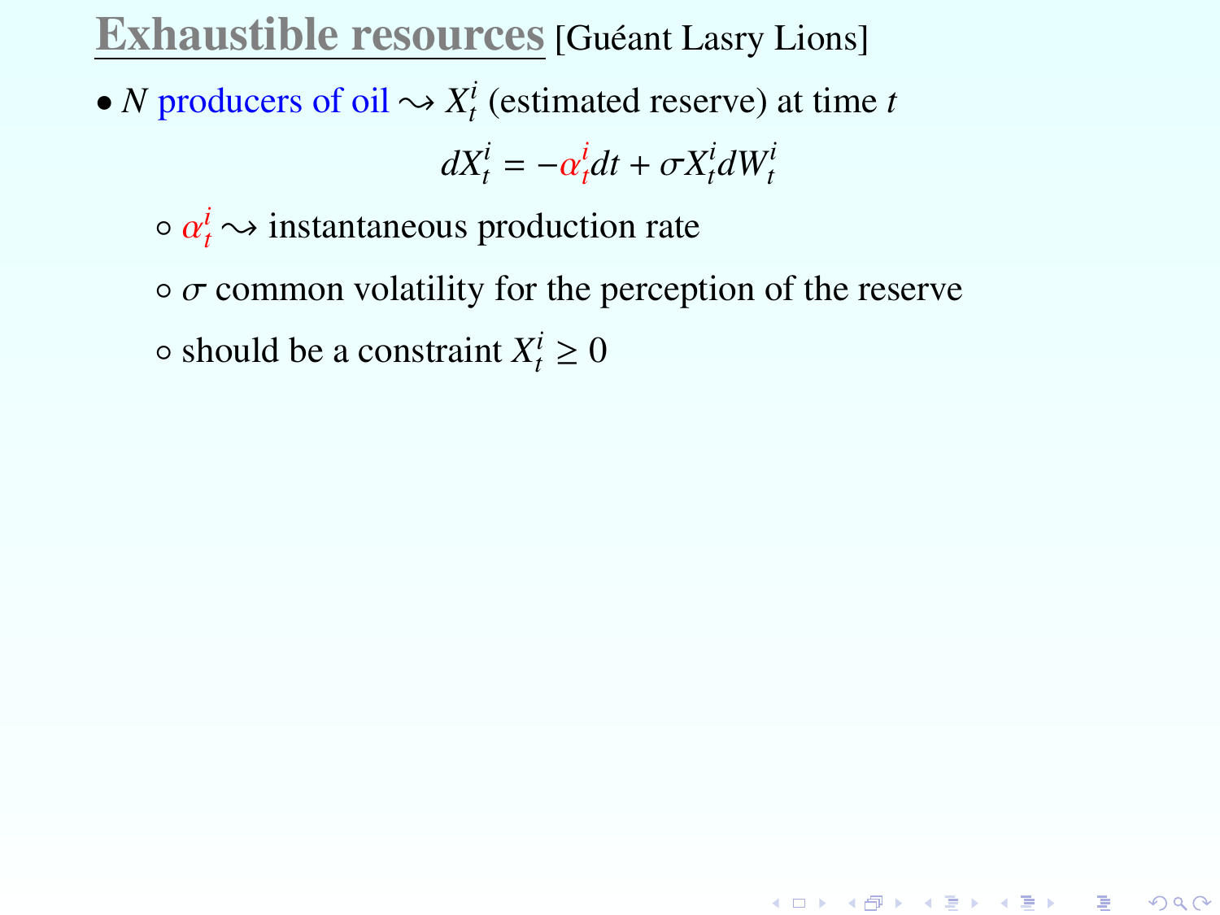# Exhaustible resources [Guéant Lasry Lions]

- $N$ producers of oil $\rightsquigarrow X_t^i$ (estimated reserve) at time $t$

$$dX_t^i = -\alpha_t^i dt + \sigma X_t^i dW_t^i$$

  - $\alpha_t^i \rightsquigarrow$ instantaneous production rate
  - $\sigma$ common volatility for the perception of the reserve
  - should be a constraint $X_t^i \geq 0$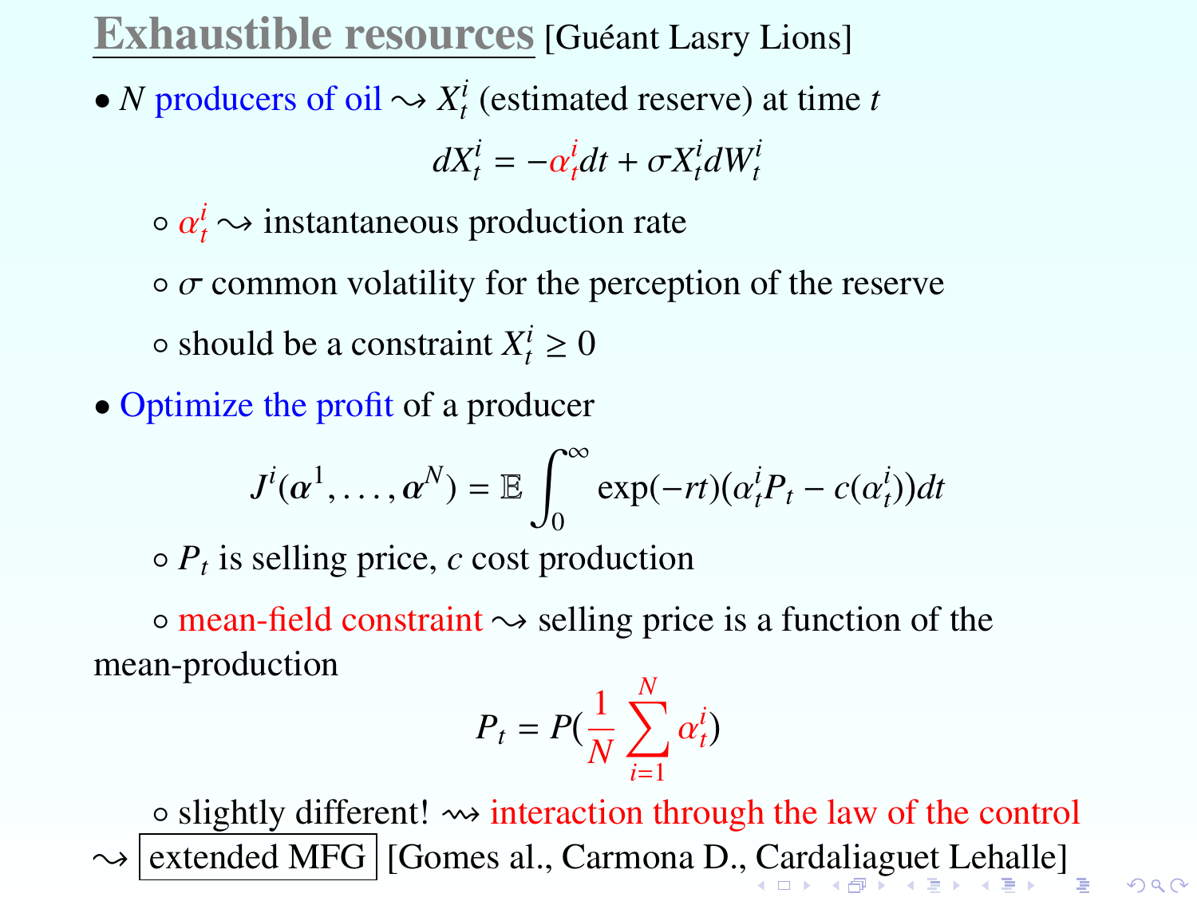## Exhaustible resources [Guéant Lasry Lions]

- $N$ producers of oil $\rightsquigarrow X_t^i$ (estimated reserve) at time $t$

$$dX_t^i = -\alpha_t^i dt + \sigma X_t^i dW_t^i$$

  - $\alpha_t^i \rightsquigarrow$ instantaneous production rate
  - $\sigma$ common volatility for the perception of the reserve
  - should be a constraint $X_t^i \geq 0$

- Optimize the profit of a producer

$$J^i(\boldsymbol{\alpha}^1, \ldots, \boldsymbol{\alpha}^N) = \mathbb{E} \int_0^\infty \exp(-rt)(\alpha_t^i P_t - c(\alpha_t^i))dt$$

  - $P_t$ is selling price, $c$ cost production
  - mean-field constraint $\rightsquigarrow$ selling price is a function of the mean-production

$$P_t = P\left(\frac{1}{N} \sum_{i=1}^N \alpha_t^i\right)$$

  - slightly different! $\rightsquigarrow$ interaction through the law of the control

$\rightsquigarrow$ extended MFG [Gomes al., Carmona D., Cardaliaguet Lehalle]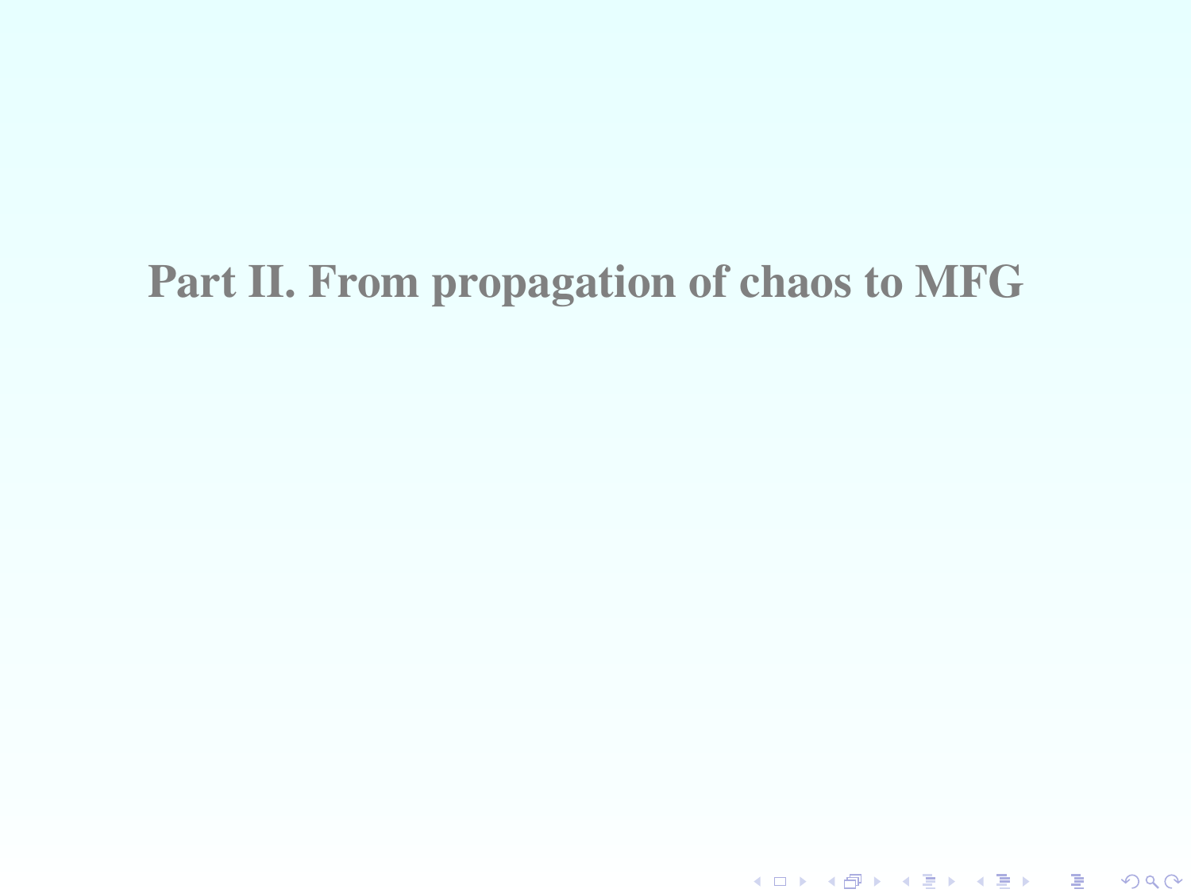# Part II. From propagation of chaos to MFG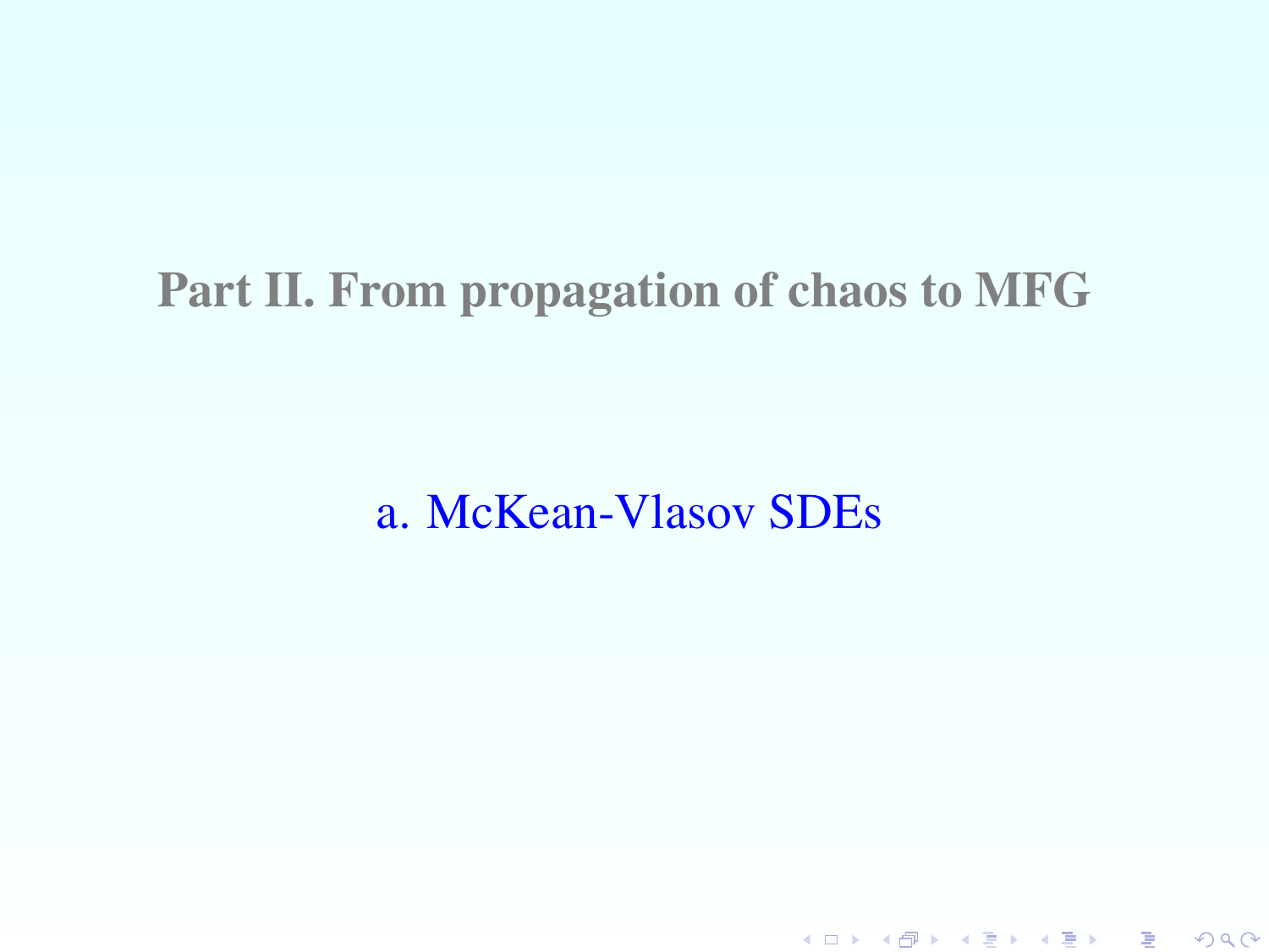# Part II. From propagation of chaos to MFG

## a. McKean-Vlasov SDEs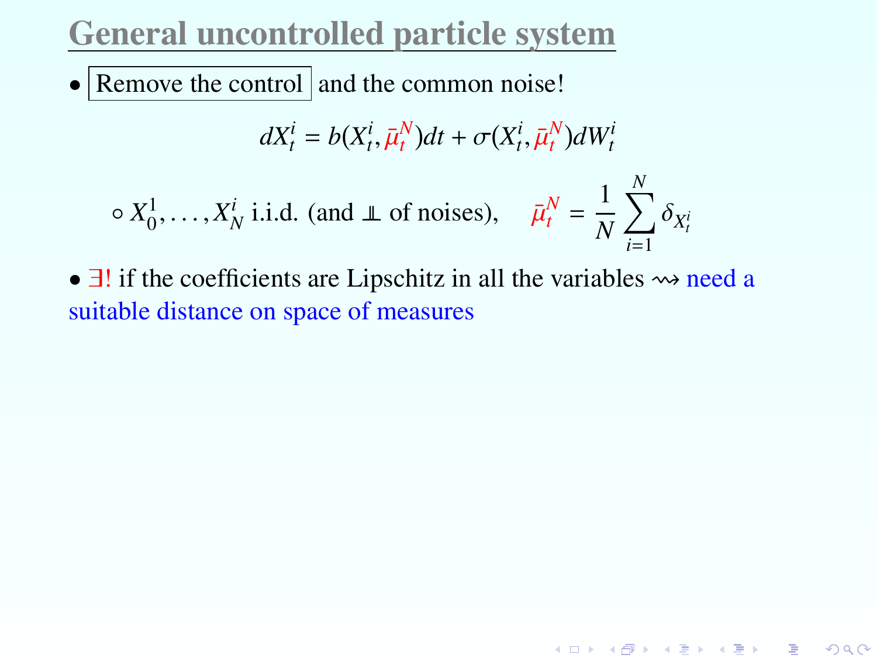# General uncontrolled particle system

- Remove the control and the common noise!

$$dX_t^i = b(X_t^i, \bar{\mu}_t^N)dt + \sigma(X_t^i, \bar{\mu}_t^N)dW_t^i$$

  - $X_0^1, \ldots, X_N^i$ i.i.d. (and $\perp\!\!\!\perp$ of noises), $\quad \bar{\mu}_t^N = \dfrac{1}{N}\displaystyle\sum_{i=1}^N \delta_{X_t^i}$

- $\exists!$ if the coefficients are Lipschitz in all the variables $\rightsquigarrow$ need a suitable distance on space of measures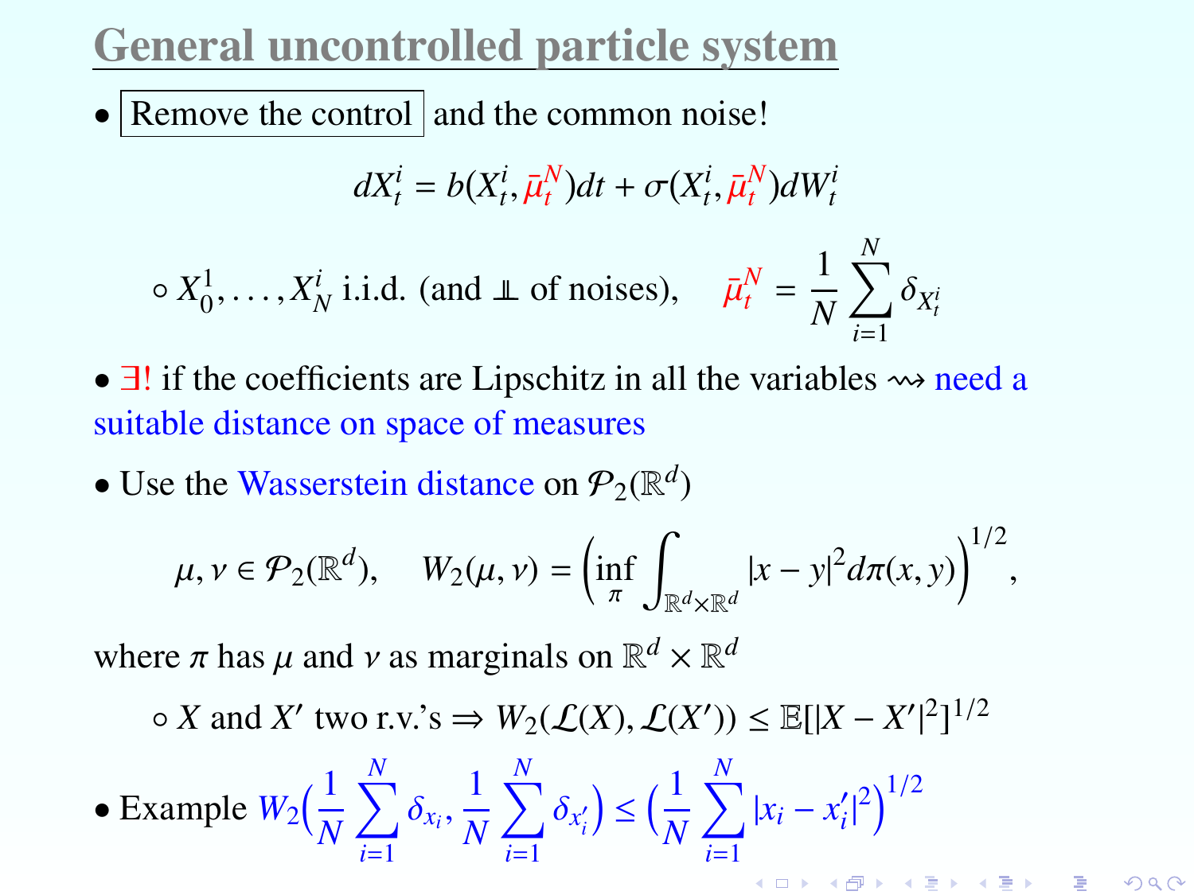# General uncontrolled particle system

- Remove the control and the common noise!

$$dX_t^i = b(X_t^i, \bar{\mu}_t^N)dt + \sigma(X_t^i, \bar{\mu}_t^N)dW_t^i$$

  - $X_0^1, \dots, X_N^i$ i.i.d. (and $\perp$ of noises), $\quad \bar{\mu}_t^N = \dfrac{1}{N}\sum_{i=1}^N \delta_{X_t^i}$

- $\exists!$ if the coefficients are Lipschitz in all the variables $\rightsquigarrow$ need a suitable distance on space of measures

- Use the Wasserstein distance on $\mathcal{P}_2(\mathbb{R}^d)$

$$\mu, \nu \in \mathcal{P}_2(\mathbb{R}^d), \quad W_2(\mu,\nu) = \left(\inf_\pi \int_{\mathbb{R}^d \times \mathbb{R}^d} |x-y|^2 d\pi(x,y)\right)^{1/2},$$

where $\pi$ has $\mu$ and $\nu$ as marginals on $\mathbb{R}^d \times \mathbb{R}^d$

  - $X$ and $X'$ two r.v.'s $\Rightarrow W_2(\mathcal{L}(X), \mathcal{L}(X')) \leq \mathbb{E}[|X-X'|^2]^{1/2}$

- Example $W_2\Big(\dfrac{1}{N}\sum_{i=1}^N \delta_{x_i}, \dfrac{1}{N}\sum_{i=1}^N \delta_{x_i'}\Big) \leq \Big(\dfrac{1}{N}\sum_{i=1}^N |x_i - x_i'|^2\Big)^{1/2}$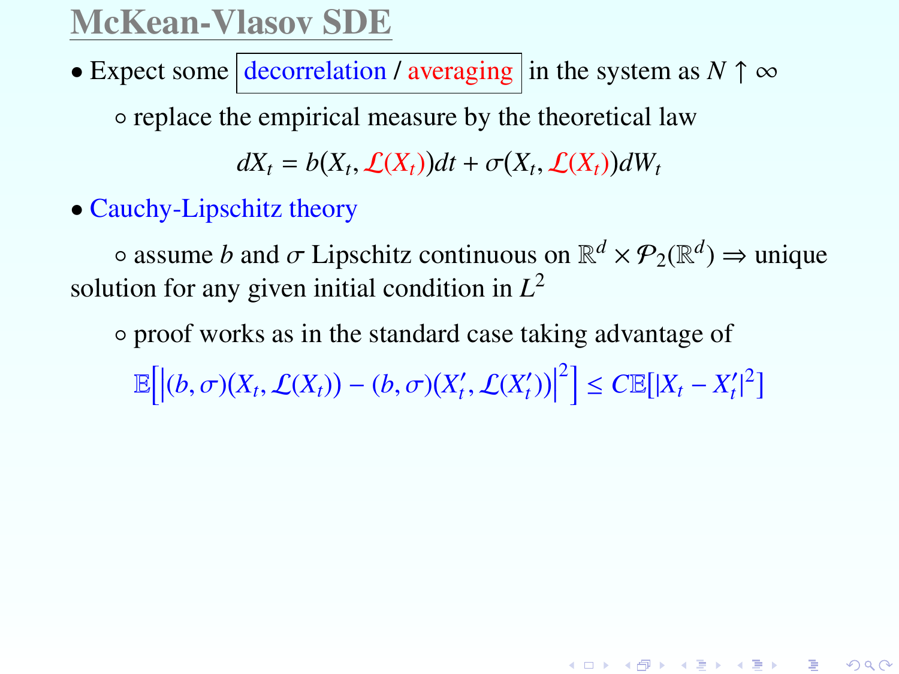# McKean-Vlasov SDE

- Expect some decorrelation / averaging in the system as $N \uparrow \infty$
  - replace the empirical measure by the theoretical law

$$dX_t = b(X_t, \mathcal{L}(X_t))dt + \sigma(X_t, \mathcal{L}(X_t))dW_t$$

- Cauchy-Lipschitz theory
  - assume $b$ and $\sigma$ Lipschitz continuous on $\mathbb{R}^d \times \mathcal{P}_2(\mathbb{R}^d) \Rightarrow$ unique solution for any given initial condition in $L^2$
  - proof works as in the standard case taking advantage of

$$\mathbb{E}\Big[\big|(b,\sigma)(X_t, \mathcal{L}(X_t)) - (b,\sigma)(X'_t, \mathcal{L}(X'_t))\big|^2\Big] \leq C\mathbb{E}[|X_t - X'_t|^2]$$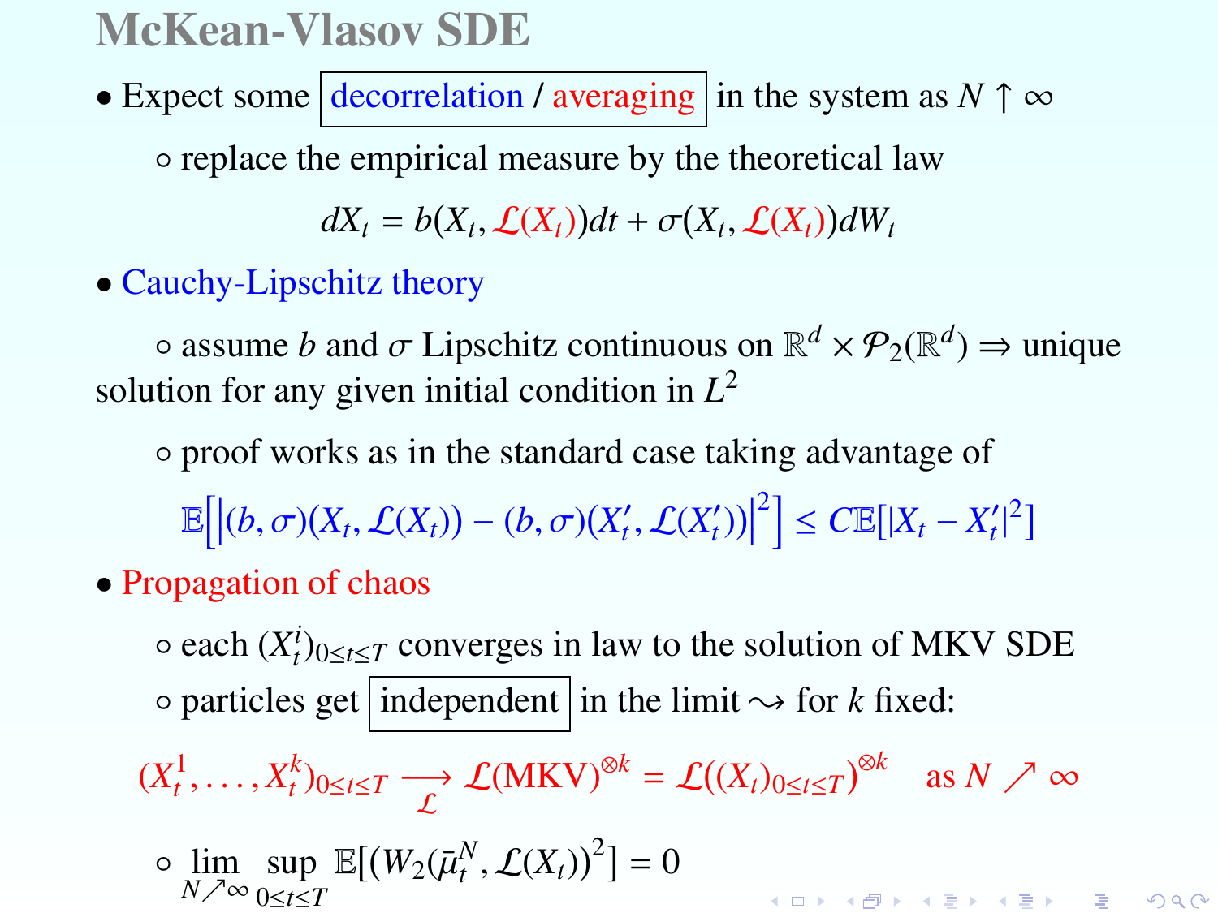# McKean-Vlasov SDE

- Expect some decorrelation / averaging in the system as $N \uparrow \infty$
  - replace the empirical measure by the theoretical law

$$dX_t = b(X_t, \mathcal{L}(X_t))dt + \sigma(X_t, \mathcal{L}(X_t))dW_t$$

- Cauchy-Lipschitz theory
  - assume $b$ and $\sigma$ Lipschitz continuous on $\mathbb{R}^d \times \mathcal{P}_2(\mathbb{R}^d) \Rightarrow$ unique solution for any given initial condition in $L^2$
  - proof works as in the standard case taking advantage of

$$\mathbb{E}\Big[\big|(b,\sigma)(X_t, \mathcal{L}(X_t)) - (b,\sigma)(X'_t, \mathcal{L}(X'_t))\big|^2\Big] \leq C\mathbb{E}[|X_t - X'_t|^2]$$

- Propagation of chaos
  - each $(X^i_t)_{0 \leq t \leq T}$ converges in law to the solution of MKV SDE
  - particles get independent in the limit $\rightsquigarrow$ for $k$ fixed:

$$(X^1_t, \dots, X^k_t)_{0 \leq t \leq T} \underset{\mathcal{L}}{\longrightarrow} \mathcal{L}(\text{MKV})^{\otimes k} = \mathcal{L}((X_t)_{0 \leq t \leq T})^{\otimes k} \quad \text{as } N \nearrow \infty$$

  - $\lim_{N \nearrow \infty} \sup_{0 \leq t \leq T} \mathbb{E}[(W_2(\bar{\mu}^N_t, \mathcal{L}(X_t))^2] = 0$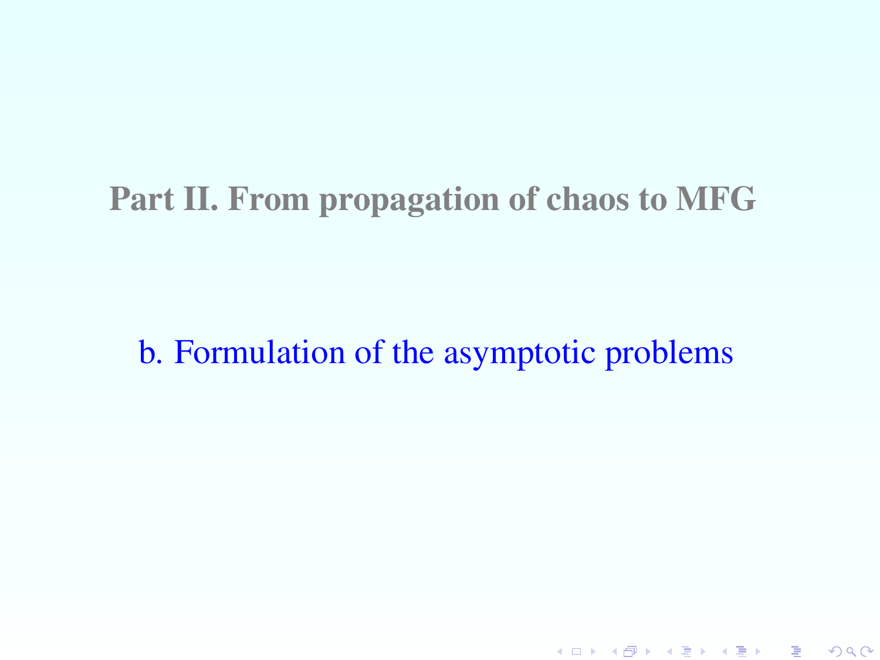# Part II. From propagation of chaos to MFG

## b. Formulation of the asymptotic problems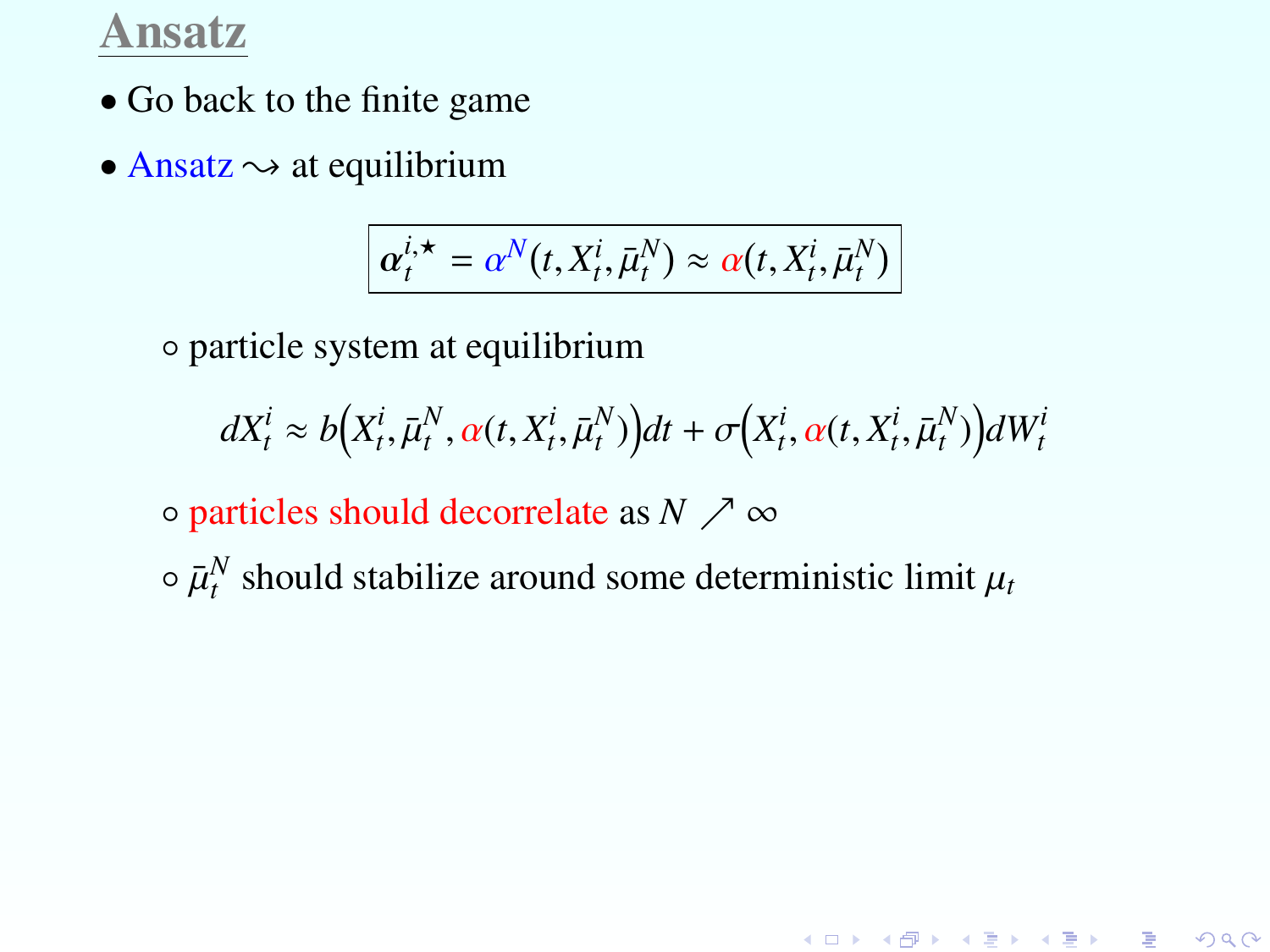# Ansatz

- Go back to the finite game
- Ansatz $\rightsquigarrow$ at equilibrium

$$\boxed{\alpha_t^{i,\star} = \alpha^N(t, X_t^i, \bar{\mu}_t^N) \approx \alpha(t, X_t^i, \bar{\mu}_t^N)}$$

  - particle system at equilibrium

$$dX_t^i \approx b\Big(X_t^i, \bar{\mu}_t^N, \alpha(t, X_t^i, \bar{\mu}_t^N)\Big)dt + \sigma\Big(X_t^i, \alpha(t, X_t^i, \bar{\mu}_t^N)\Big)dW_t^i$$

  - particles should decorrelate as $N \nearrow \infty$
  - $\bar{\mu}_t^N$ should stabilize around some deterministic limit $\mu_t$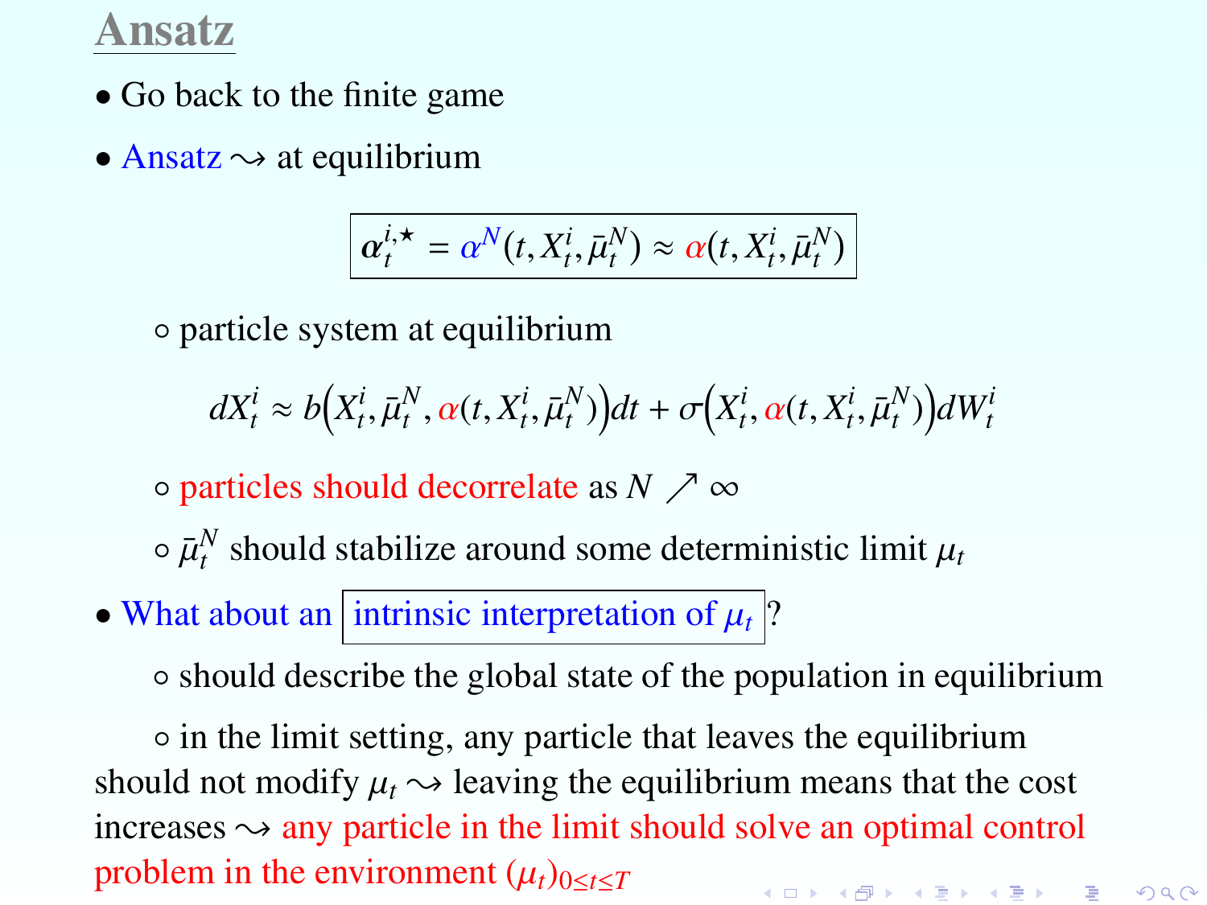# Ansatz

- Go back to the finite game
- Ansatz $\rightsquigarrow$ at equilibrium

$$\boxed{\alpha_t^{i,\star} = \alpha^N(t, X_t^i, \bar{\mu}_t^N) \approx \alpha(t, X_t^i, \bar{\mu}_t^N)}$$

  - particle system at equilibrium

$$dX_t^i \approx b\Big(X_t^i, \bar{\mu}_t^N, \alpha(t, X_t^i, \bar{\mu}_t^N)\Big)dt + \sigma\Big(X_t^i, \alpha(t, X_t^i, \bar{\mu}_t^N)\Big)dW_t^i$$

  - particles should decorrelate as $N \nearrow \infty$
  - $\bar{\mu}_t^N$ should stabilize around some deterministic limit $\mu_t$

- What about an intrinsic interpretation of $\mu_t$?
  - should describe the global state of the population in equilibrium
  - in the limit setting, any particle that leaves the equilibrium should not modify $\mu_t$ $\rightsquigarrow$ leaving the equilibrium means that the cost increases $\rightsquigarrow$ any particle in the limit should solve an optimal control problem in the environment $(\mu_t)_{0 \le t \le T}$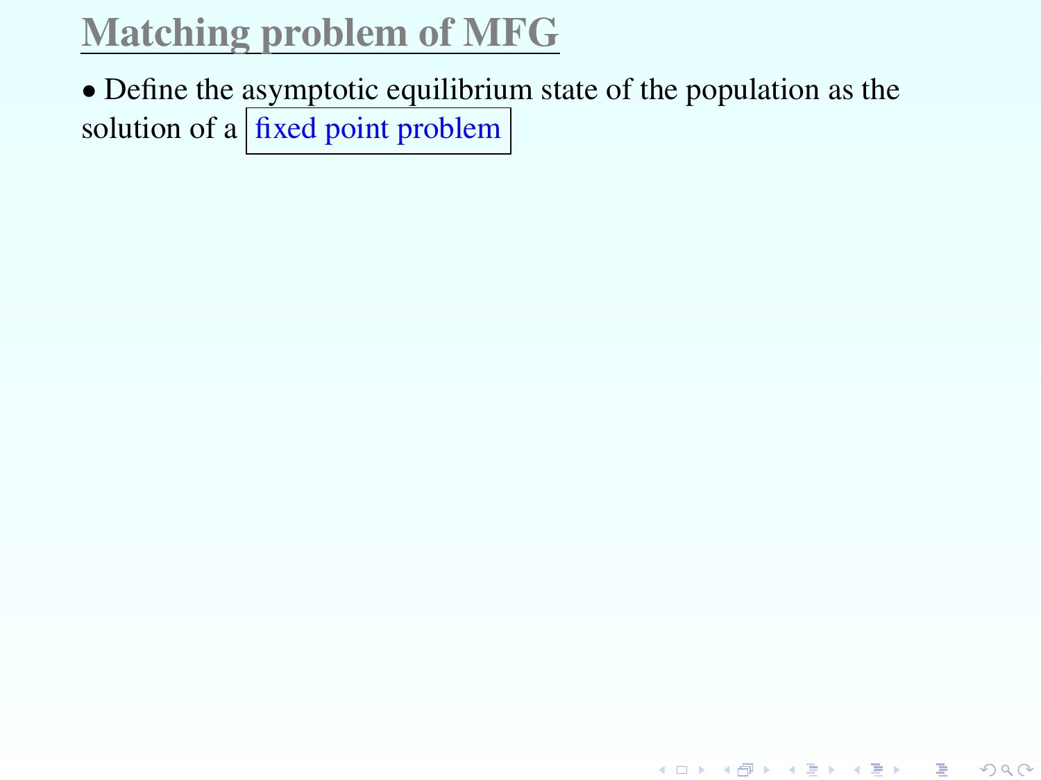# Matching problem of MFG

- Define the asymptotic equilibrium state of the population as the solution of a fixed point problem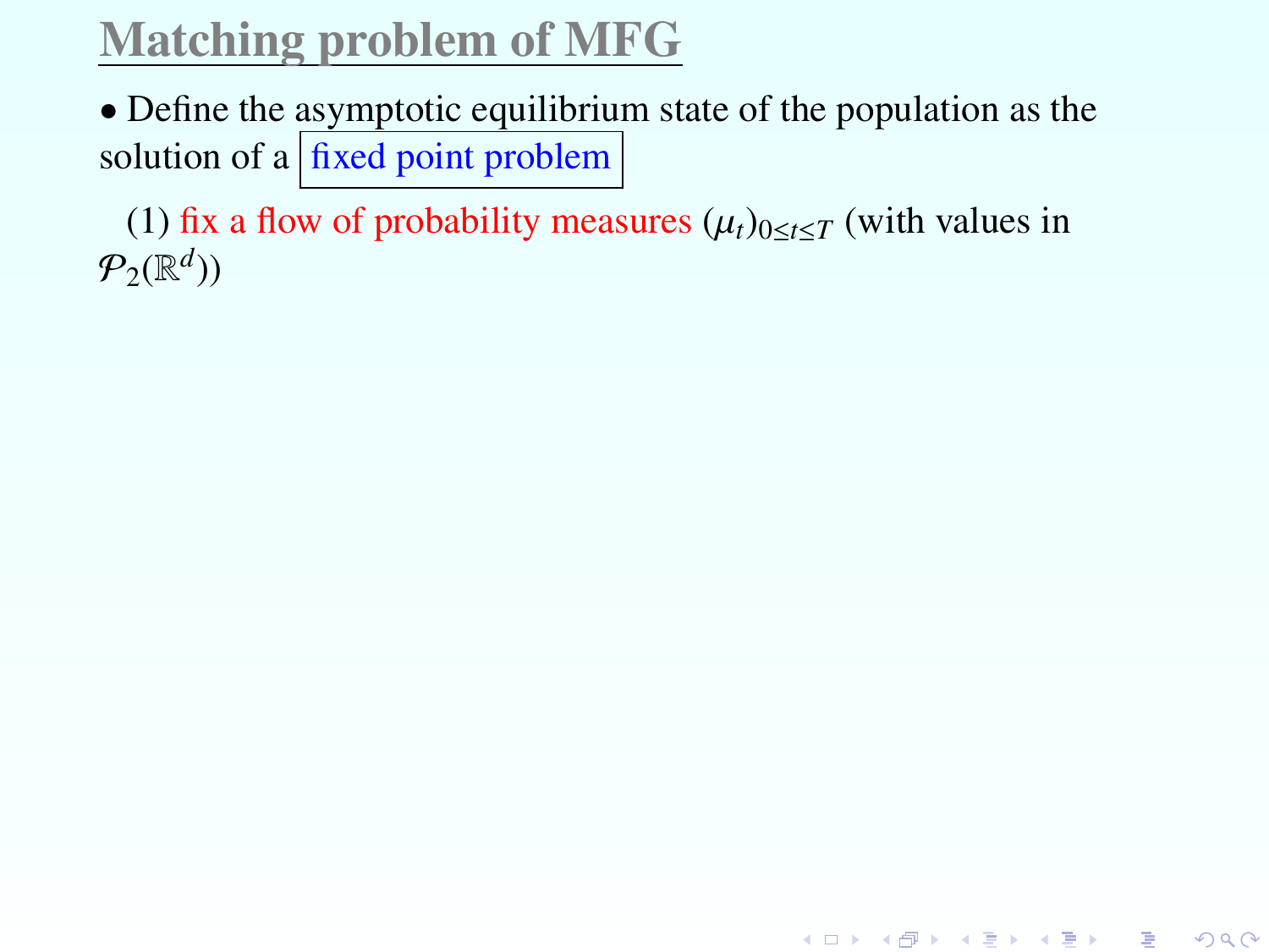# Matching problem of MFG

- Define the asymptotic equilibrium state of the population as the solution of a fixed point problem

(1) fix a flow of probability measures $(\mu_t)_{0 \le t \le T}$ (with values in $\mathcal{P}_2(\mathbb{R}^d)$)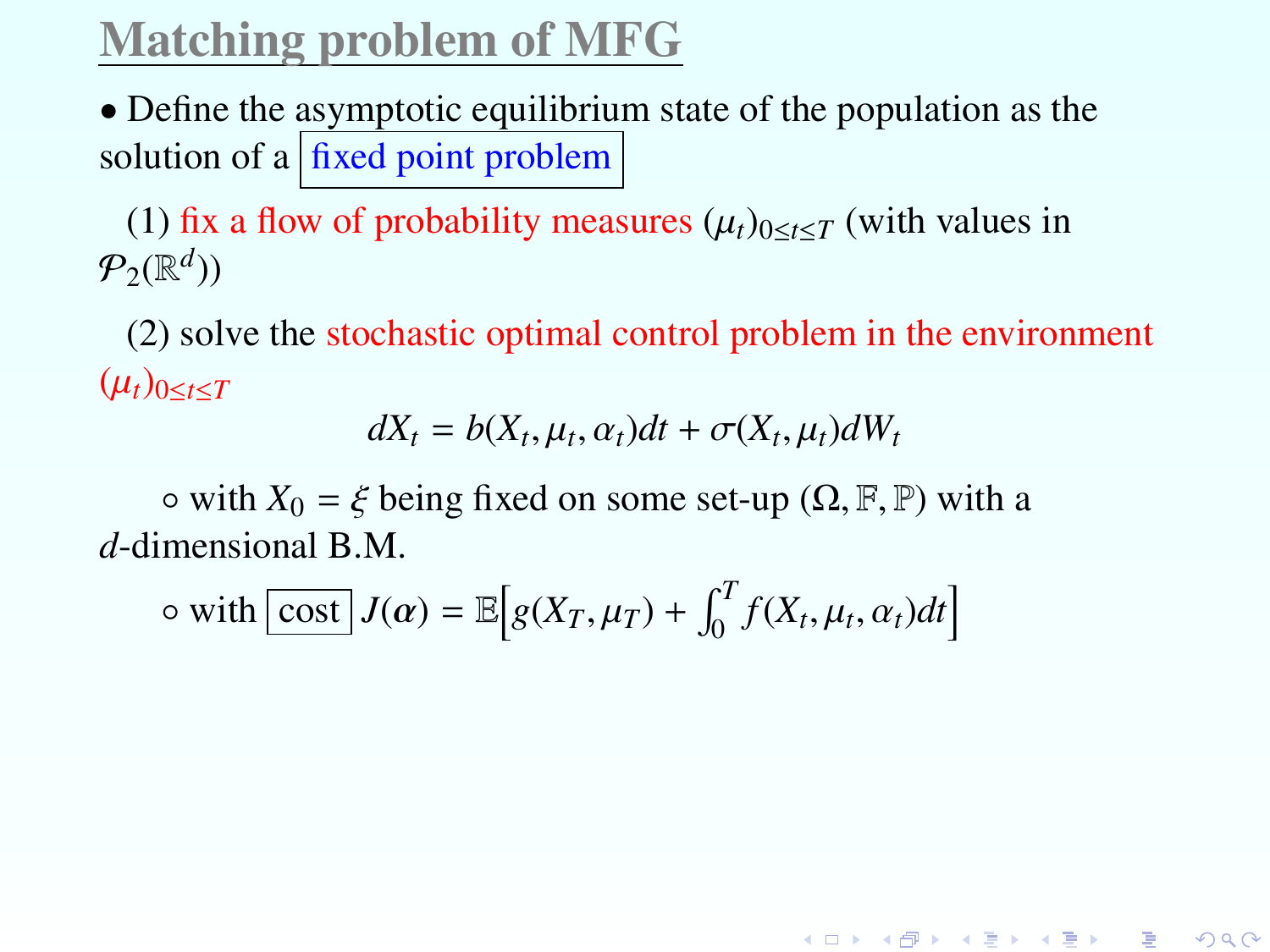## Matching problem of MFG

- Define the asymptotic equilibrium state of the population as the solution of a fixed point problem

(1) fix a flow of probability measures $(\mu_t)_{0 \le t \le T}$ (with values in $\mathcal{P}_2(\mathbb{R}^d)$)

(2) solve the stochastic optimal control problem in the environment $(\mu_t)_{0 \le t \le T}$

$$dX_t = b(X_t, \mu_t, \alpha_t)dt + \sigma(X_t, \mu_t)dW_t$$

∘ with $X_0 = \xi$ being fixed on some set-up $(\Omega, \mathbb{F}, \mathbb{P})$ with a $d$-dimensional B.M.

∘ with cost $J(\alpha) = \mathbb{E}\Big[g(X_T, \mu_T) + \int_0^T f(X_t, \mu_t, \alpha_t)dt\Big]$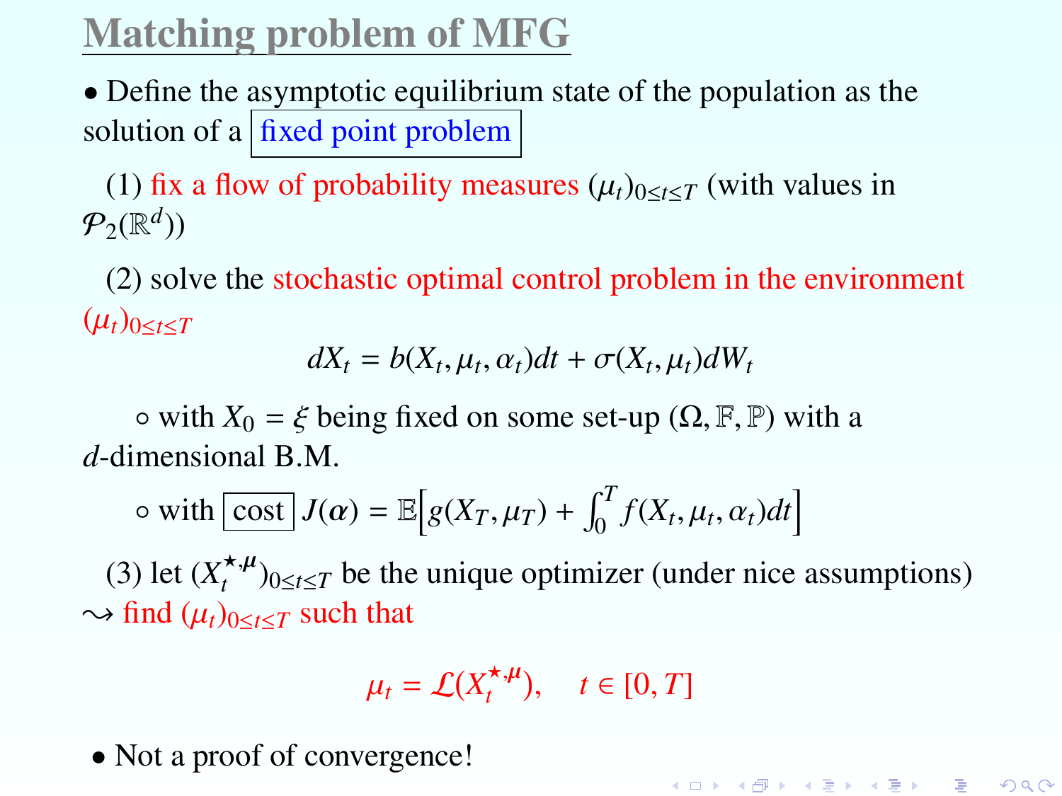# Matching problem of MFG

- Define the asymptotic equilibrium state of the population as the solution of a fixed point problem

(1) fix a flow of probability measures $(\mu_t)_{0 \le t \le T}$ (with values in $\mathcal{P}_2(\mathbb{R}^d)$)

(2) solve the stochastic optimal control problem in the environment $(\mu_t)_{0 \le t \le T}$

$$dX_t = b(X_t, \mu_t, \alpha_t)dt + \sigma(X_t, \mu_t)dW_t$$

∘ with $X_0 = \xi$ being fixed on some set-up $(\Omega, \mathbb{F}, \mathbb{P})$ with a $d$-dimensional B.M.

∘ with cost $J(\alpha) = \mathbb{E}\Big[g(X_T, \mu_T) + \int_0^T f(X_t, \mu_t, \alpha_t)dt\Big]$

(3) let $(X_t^{\star,\mu})_{0 \le t \le T}$ be the unique optimizer (under nice assumptions) $\rightsquigarrow$ find $(\mu_t)_{0 \le t \le T}$ such that

$$\mu_t = \mathcal{L}(X_t^{\star,\mu}), \quad t \in [0, T]$$

- Not a proof of convergence!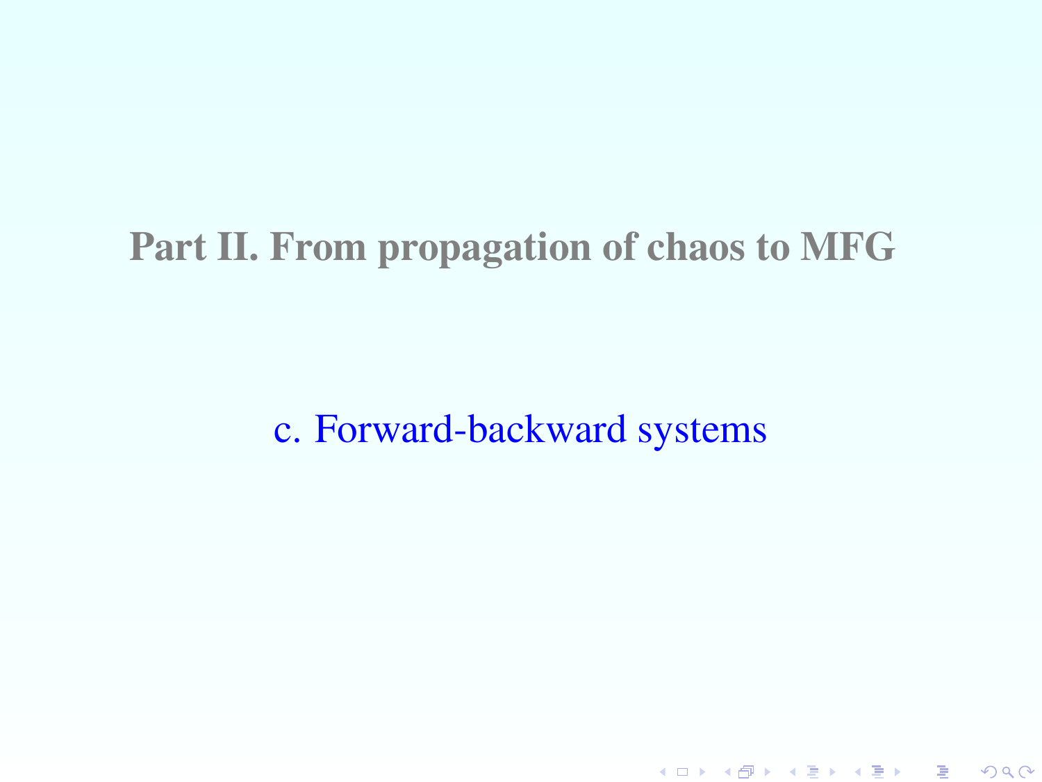# Part II. From propagation of chaos to MFG

## c. Forward-backward systems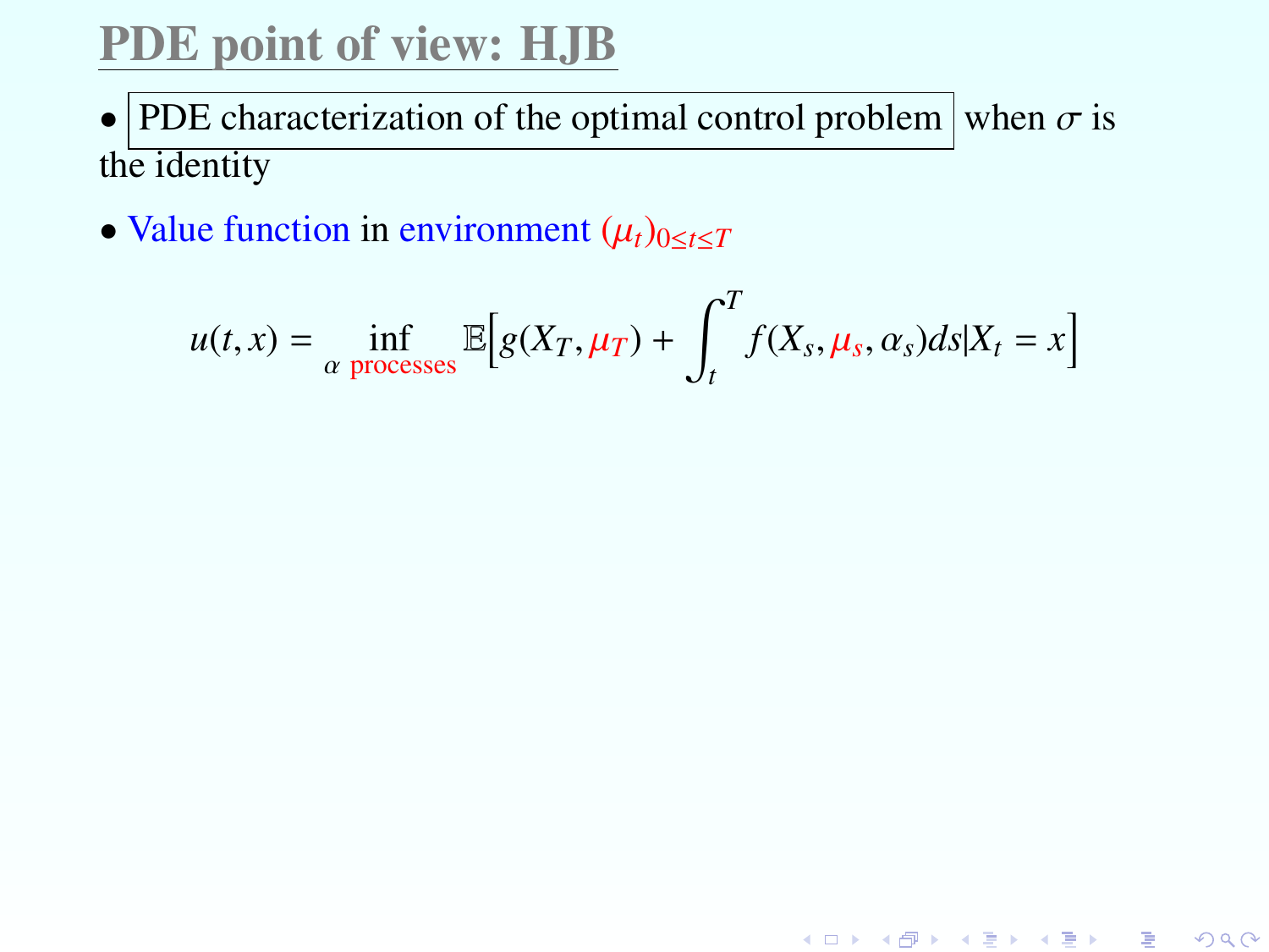# PDE point of view: HJB

- PDE characterization of the optimal control problem when $\sigma$ is the identity
- Value function in environment $(\mu_t)_{0\leq t\leq T}$

$$u(t,x) = \inf_{\alpha \text{ processes}} \mathbb{E}\Big[g(X_T, \mu_T) + \int_t^T f(X_s, \mu_s, \alpha_s)ds | X_t = x\Big]$$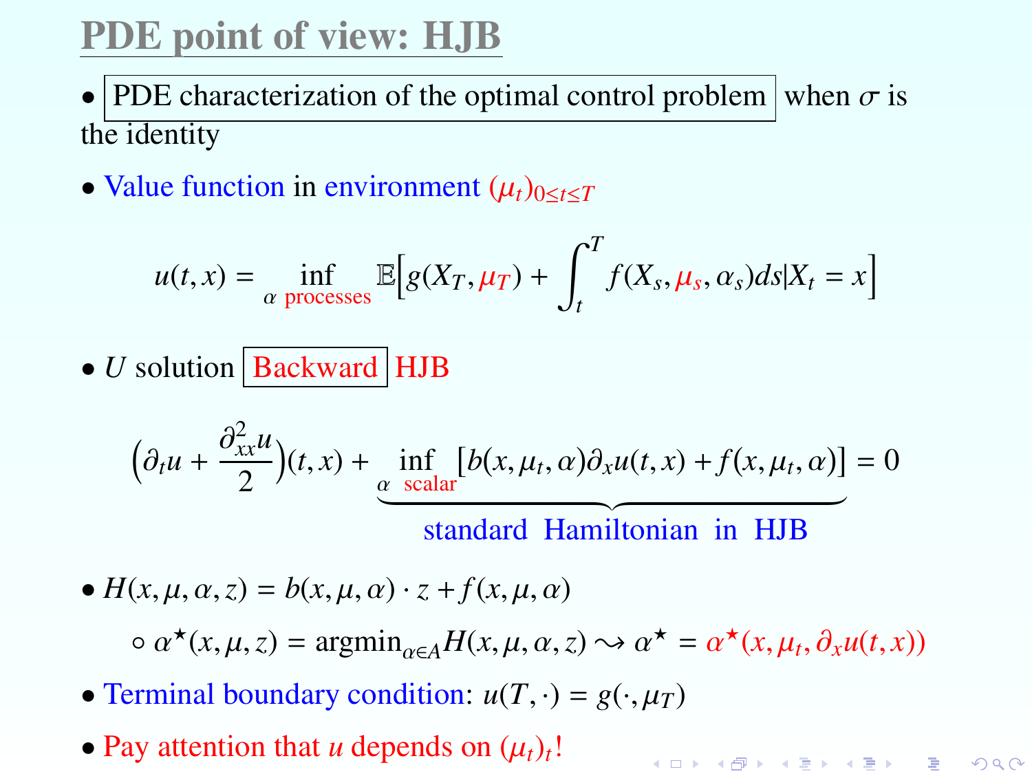## PDE point of view: HJB

- PDE characterization of the optimal control problem when $\sigma$ is the identity
- Value function in environment $(\mu_t)_{0 \le t \le T}$

$$u(t,x) = \inf_{\alpha \text{ processes}} \mathbb{E}\Big[ g(X_T, \mu_T) + \int_t^T f(X_s, \mu_s, \alpha_s) ds | X_t = x \Big]$$

- $U$ solution Backward HJB

$$\Big(\partial_t u + \frac{\partial^2_{xx} u}{2}\Big)(t,x) + \underbrace{\inf_{\alpha \text{ scalar}} \big[ b(x, \mu_t, \alpha) \partial_x u(t,x) + f(x, \mu_t, \alpha) \big]}_{\text{standard Hamiltonian in HJB}} = 0$$

- $H(x, \mu, \alpha, z) = b(x, \mu, \alpha) \cdot z + f(x, \mu, \alpha)$
    - $\alpha^\star(x, \mu, z) = \text{argmin}_{\alpha \in A} H(x, \mu, \alpha, z) \rightsquigarrow \alpha^\star = \alpha^\star(x, \mu_t, \partial_x u(t,x))$
- Terminal boundary condition: $u(T, \cdot) = g(\cdot, \mu_T)$
- Pay attention that $u$ depends on $(\mu_t)_t$!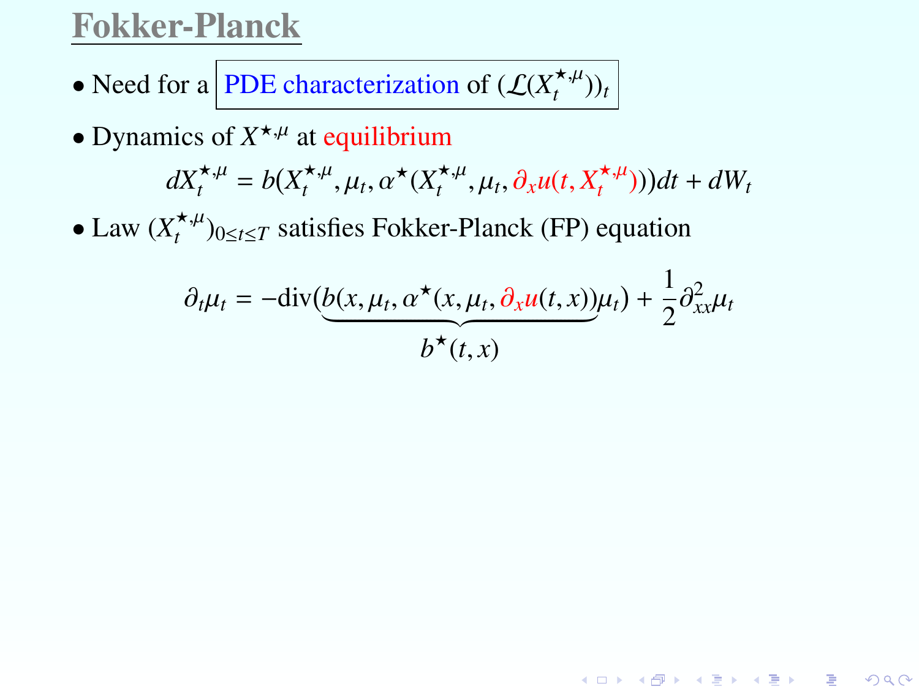# Fokker-Planck

- Need for a PDE characterization of $(\mathcal{L}(X_t^{\star,\mu}))_t$

- Dynamics of $X^{\star,\mu}$ at equilibrium

$$dX_t^{\star,\mu} = b(X_t^{\star,\mu}, \mu_t, \alpha^\star(X_t^{\star,\mu}, \mu_t, \partial_x u(t, X_t^{\star,\mu})))dt + dW_t$$

- Law $(X_t^{\star,\mu})_{0 \le t \le T}$ satisfies Fokker-Planck (FP) equation

$$\partial_t \mu_t = -\mathrm{div}(\underbrace{b(x, \mu_t, \alpha^\star(x, \mu_t, \partial_x u(t,x))}_{b^\star(t,x)} \mu_t) + \frac{1}{2}\partial_{xx}^2 \mu_t$$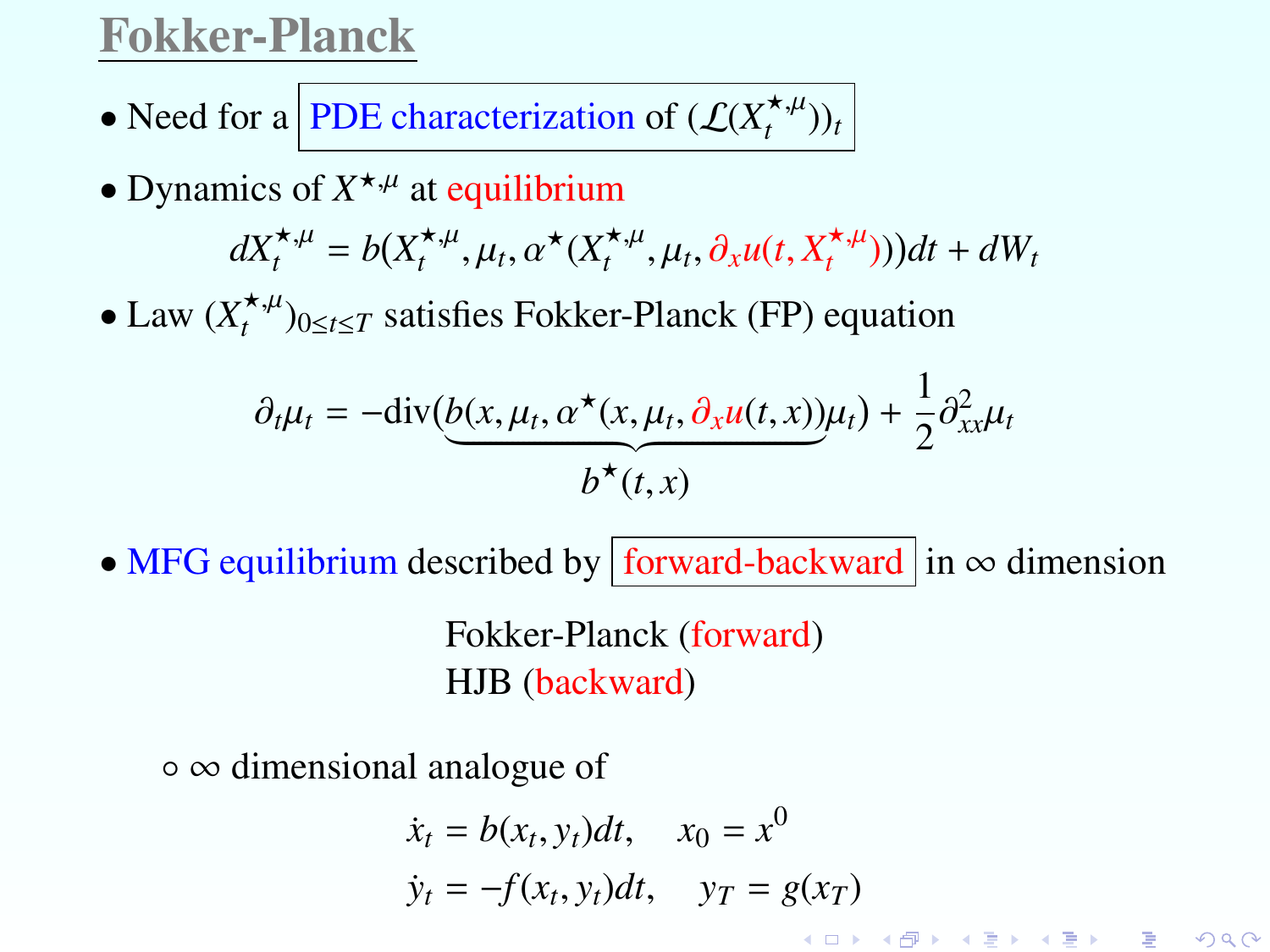# Fokker-Planck

- Need for a PDE characterization of $(\mathcal{L}(X_t^{\star,\mu}))_t$
- Dynamics of $X^{\star,\mu}$ at equilibrium

$$dX_t^{\star,\mu} = b(X_t^{\star,\mu}, \mu_t, \alpha^\star(X_t^{\star,\mu}, \mu_t, \partial_x u(t, X_t^{\star,\mu})))dt + dW_t$$

- Law $(X_t^{\star,\mu})_{0 \le t \le T}$ satisfies Fokker-Planck (FP) equation

$$\partial_t \mu_t = -\mathrm{div}(\underbrace{b(x, \mu_t, \alpha^\star(x, \mu_t, \partial_x u(t,x))}_{b^\star(t,x)}\mu_t) + \frac{1}{2}\partial^2_{xx}\mu_t$$

- MFG equilibrium described by forward-backward in $\infty$ dimension

  Fokker-Planck (forward)
  HJB (backward)

  - $\infty$ dimensional analogue of

$$\dot{x}_t = b(x_t, y_t)dt, \quad x_0 = x^0$$
$$\dot{y}_t = -f(x_t, y_t)dt, \quad y_T = g(x_T)$$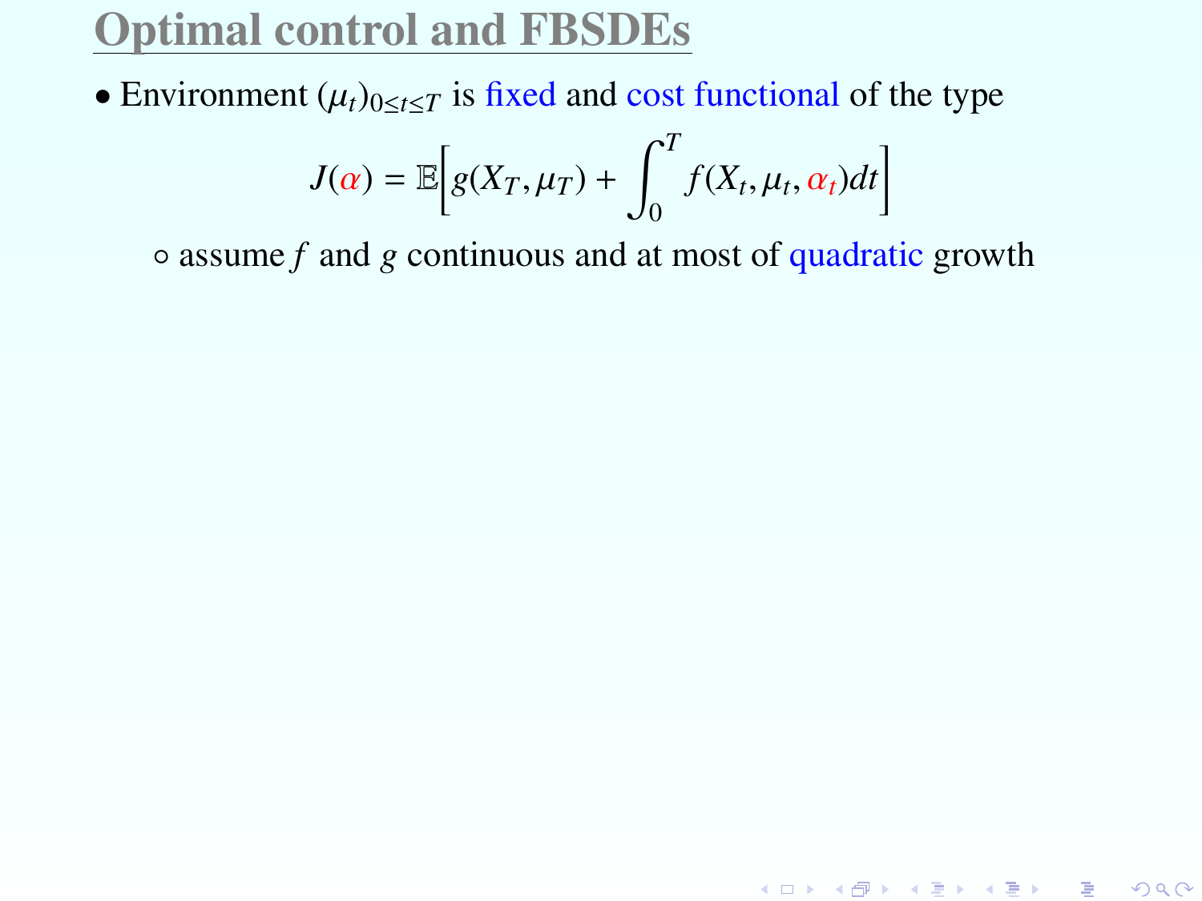# Optimal control and FBSDEs

- Environment $(\mu_t)_{0\le t\le T}$ is fixed and cost functional of the type

$$J(\alpha) = \mathbb{E}\Big[g(X_T, \mu_T) + \int_0^T f(X_t, \mu_t, \alpha_t)dt\Big]$$

  - assume $f$ and $g$ continuous and at most of quadratic growth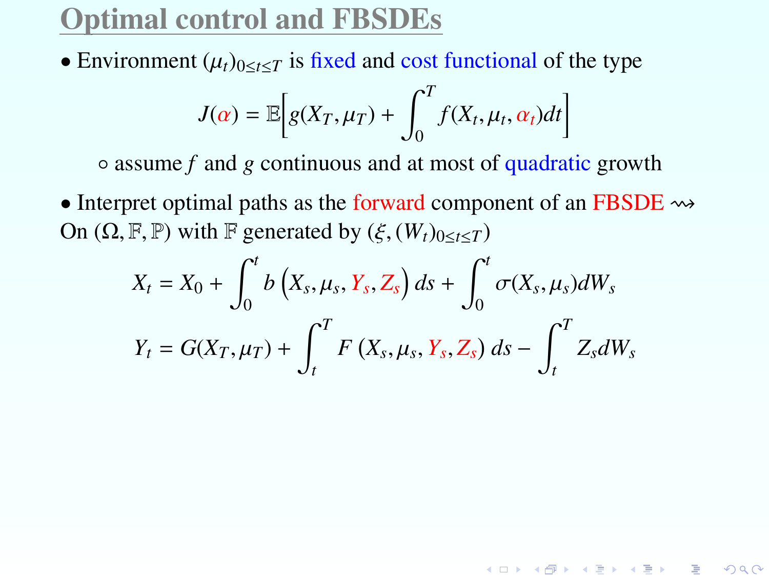# Optimal control and FBSDEs

- Environment $(\mu_t)_{0 \le t \le T}$ is fixed and cost functional of the type

$$J(\alpha) = \mathbb{E}\Big[ g(X_T, \mu_T) + \int_0^T f(X_t, \mu_t, \alpha_t) dt \Big]$$

  - assume $f$ and $g$ continuous and at most of quadratic growth

- Interpret optimal paths as the forward component of an FBSDE $\rightsquigarrow$

On $(\Omega, \mathbb{F}, \mathbb{P})$ with $\mathbb{F}$ generated by $(\xi, (W_t)_{0 \le t \le T})$

$$X_t = X_0 + \int_0^t b\left(X_s, \mu_s, Y_s, Z_s\right) ds + \int_0^t \sigma(X_s, \mu_s) dW_s$$

$$Y_t = G(X_T, \mu_T) + \int_t^T F\left(X_s, \mu_s, Y_s, Z_s\right) ds - \int_t^T Z_s dW_s$$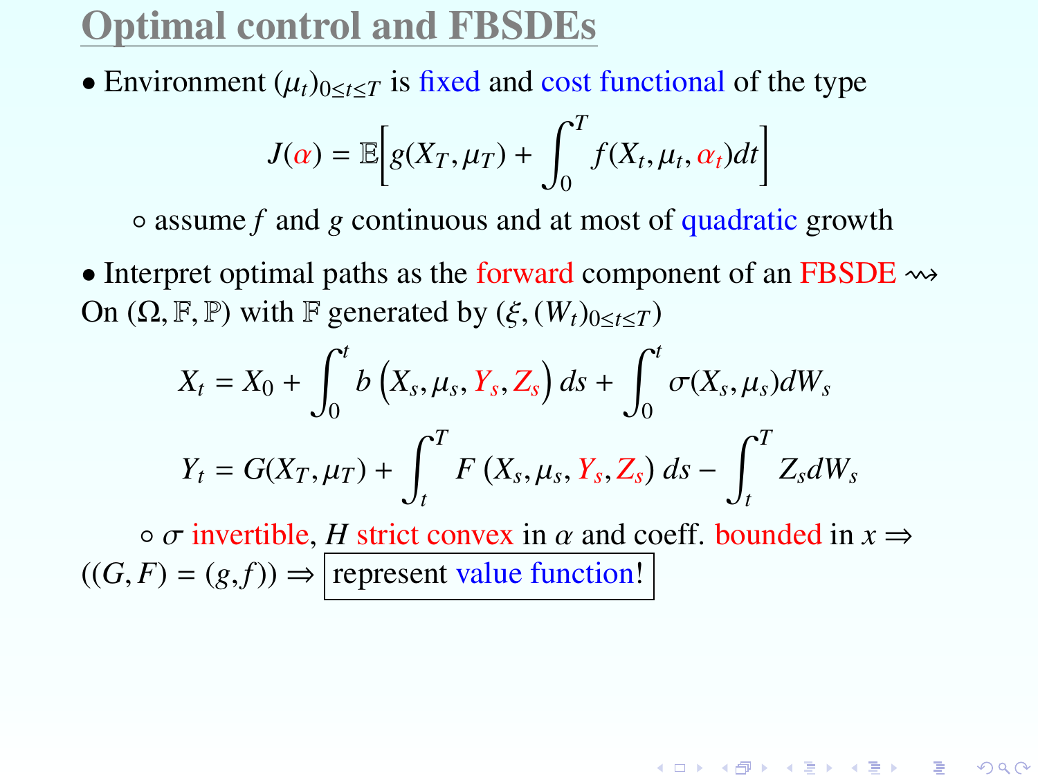# Optimal control and FBSDEs

- Environment $(\mu_t)_{0 \le t \le T}$ is fixed and cost functional of the type

$$J(\alpha) = \mathbb{E}\Big[g(X_T, \mu_T) + \int_0^T f(X_t, \mu_t, \alpha_t)dt\Big]$$

  - assume $f$ and $g$ continuous and at most of quadratic growth

- Interpret optimal paths as the forward component of an FBSDE $\rightsquigarrow$

On $(\Omega, \mathbb{F}, \mathbb{P})$ with $\mathbb{F}$ generated by $(\xi, (W_t)_{0 \le t \le T})$

$$X_t = X_0 + \int_0^t b\left(X_s, \mu_s, Y_s, Z_s\right) ds + \int_0^t \sigma(X_s, \mu_s) dW_s$$

$$Y_t = G(X_T, \mu_T) + \int_t^T F\left(X_s, \mu_s, Y_s, Z_s\right) ds - \int_t^T Z_s dW_s$$

  - $\sigma$ invertible, $H$ strict convex in $\alpha$ and coeff. bounded in $x \Rightarrow$

$((G, F) = (g, f)) \Rightarrow$ represent value function!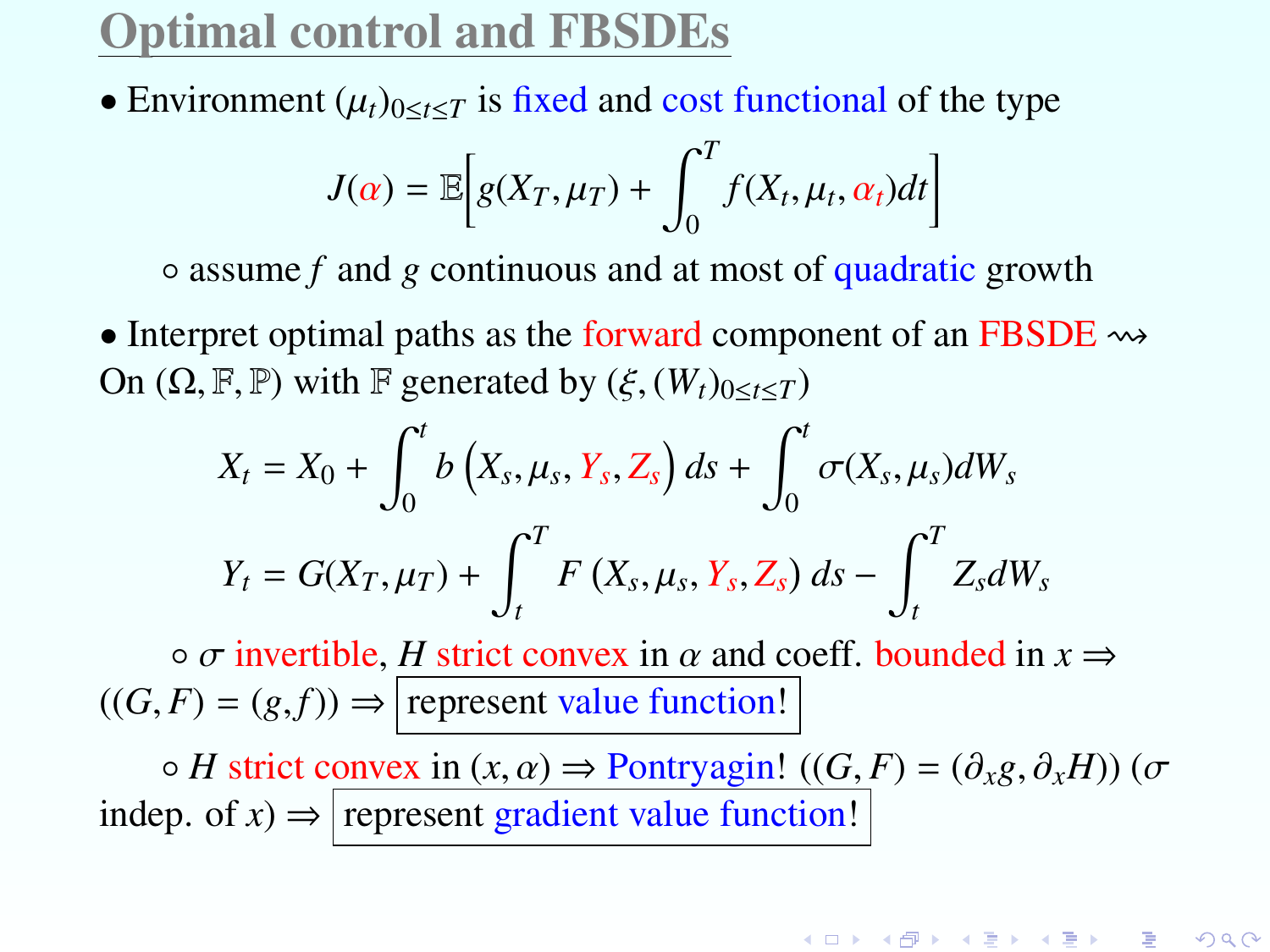# Optimal control and FBSDEs

- Environment $(\mu_t)_{0 \le t \le T}$ is fixed and cost functional of the type

$$J(\alpha) = \mathbb{E}\Big[ g(X_T, \mu_T) + \int_0^T f(X_t, \mu_t, \alpha_t) dt \Big]$$

  - assume $f$ and $g$ continuous and at most of quadratic growth

- Interpret optimal paths as the forward component of an FBSDE $\rightsquigarrow$

On $(\Omega, \mathbb{F}, \mathbb{P})$ with $\mathbb{F}$ generated by $(\xi, (W_t)_{0 \le t \le T})$

$$X_t = X_0 + \int_0^t b\left(X_s, \mu_s, Y_s, Z_s\right) ds + \int_0^t \sigma(X_s, \mu_s) dW_s$$

$$Y_t = G(X_T, \mu_T) + \int_t^T F\left(X_s, \mu_s, Y_s, Z_s\right) ds - \int_t^T Z_s dW_s$$

  - $\sigma$ invertible, $H$ strict convex in $\alpha$ and coeff. bounded in $x \Rightarrow$ $((G, F) = (g, f)) \Rightarrow$ **represent value function!**

  - $H$ strict convex in $(x, \alpha) \Rightarrow$ Pontryagin! $((G, F) = (\partial_x g, \partial_x H))$ ($\sigma$ indep. of $x$) $\Rightarrow$ **represent gradient value function!**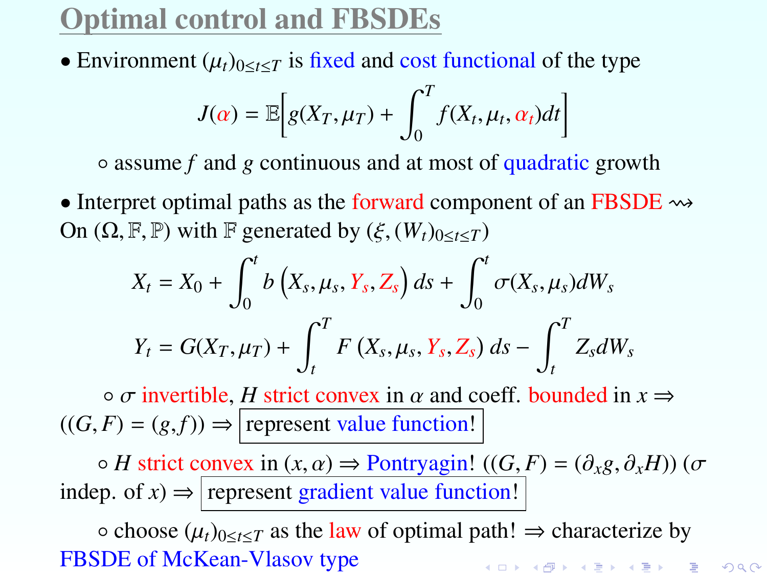# Optimal control and FBSDEs

- Environment $(\mu_t)_{0 \le t \le T}$ is fixed and cost functional of the type

$$J(\alpha) = \mathbb{E}\left[ g(X_T, \mu_T) + \int_0^T f(X_t, \mu_t, \alpha_t) dt \right]$$

  - assume $f$ and $g$ continuous and at most of quadratic growth

- Interpret optimal paths as the forward component of an FBSDE $\rightsquigarrow$

On $(\Omega, \mathbb{F}, \mathbb{P})$ with $\mathbb{F}$ generated by $(\xi, (W_t)_{0 \le t \le T})$

$$X_t = X_0 + \int_0^t b\left(X_s, \mu_s, Y_s, Z_s\right) ds + \int_0^t \sigma(X_s, \mu_s) dW_s$$

$$Y_t = G(X_T, \mu_T) + \int_t^T F\left(X_s, \mu_s, Y_s, Z_s\right) ds - \int_t^T Z_s dW_s$$

  - $\sigma$ invertible, $H$ strict convex in $\alpha$ and coeff. bounded in $x \Rightarrow$ $((G, F) = (g, f)) \Rightarrow$ **represent value function!**

  - $H$ strict convex in $(x, \alpha) \Rightarrow$ Pontryagin! $((G, F) = (\partial_x g, \partial_x H))$ ($\sigma$ indep. of $x$) $\Rightarrow$ **represent gradient value function!**

  - choose $(\mu_t)_{0 \le t \le T}$ as the law of optimal path! $\Rightarrow$ characterize by FBSDE of McKean-Vlasov type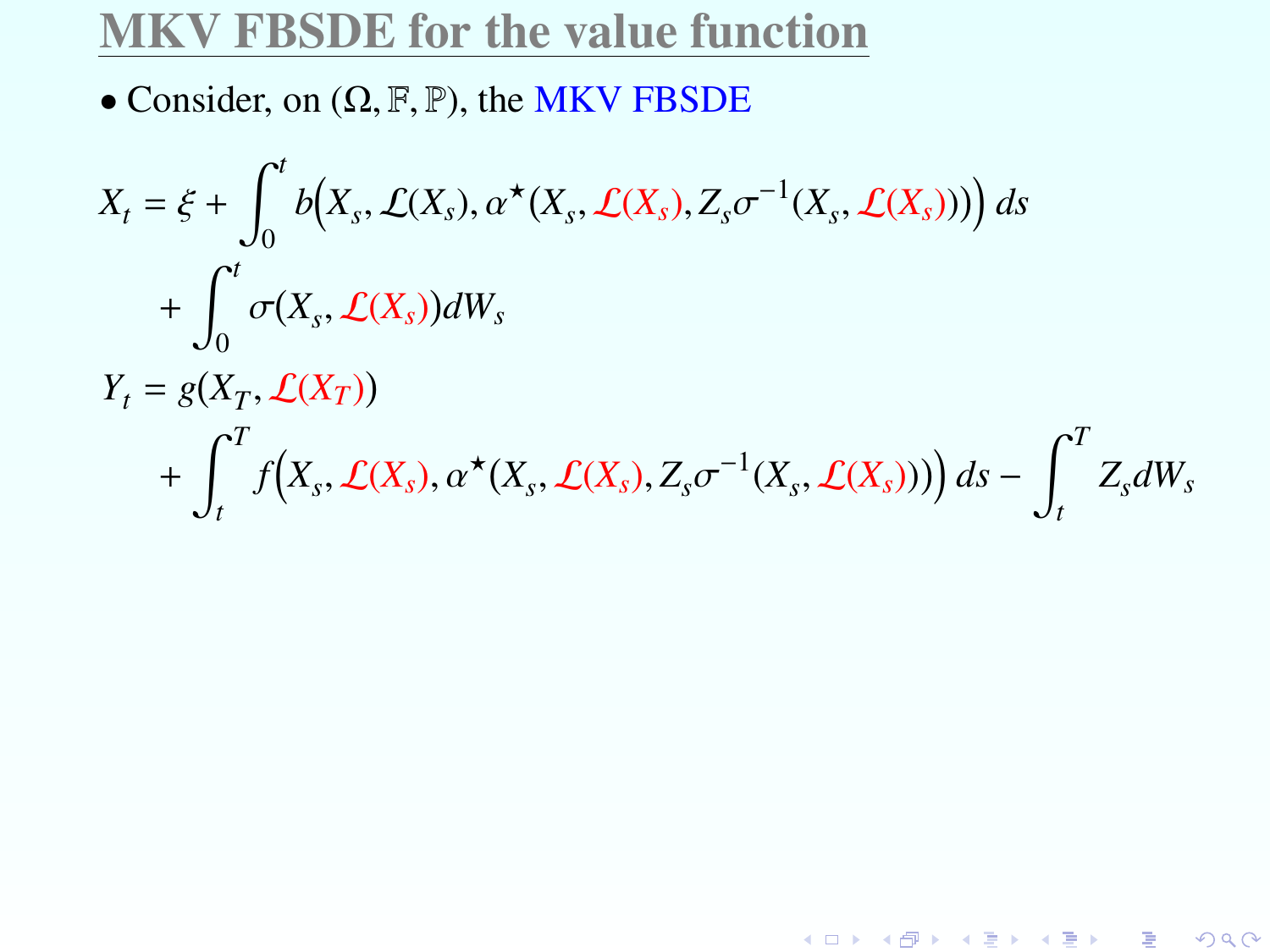# MKV FBSDE for the value function

- Consider, on $(\Omega, \mathbb{F}, \mathbb{P})$, the MKV FBSDE

$$
\begin{aligned}
X_t &= \xi + \int_0^t b\Big(X_s, \mathcal{L}(X_s), \alpha^\star(X_s, \mathcal{L}(X_s), Z_s\sigma^{-1}(X_s, \mathcal{L}(X_s)))\Big)\, ds \\
&\quad + \int_0^t \sigma(X_s, \mathcal{L}(X_s)) dW_s \\
Y_t &= g(X_T, \mathcal{L}(X_T)) \\
&\quad + \int_t^T f\Big(X_s, \mathcal{L}(X_s), \alpha^\star(X_s, \mathcal{L}(X_s), Z_s\sigma^{-1}(X_s, \mathcal{L}(X_s)))\Big)\, ds - \int_t^T Z_s dW_s
\end{aligned}
$$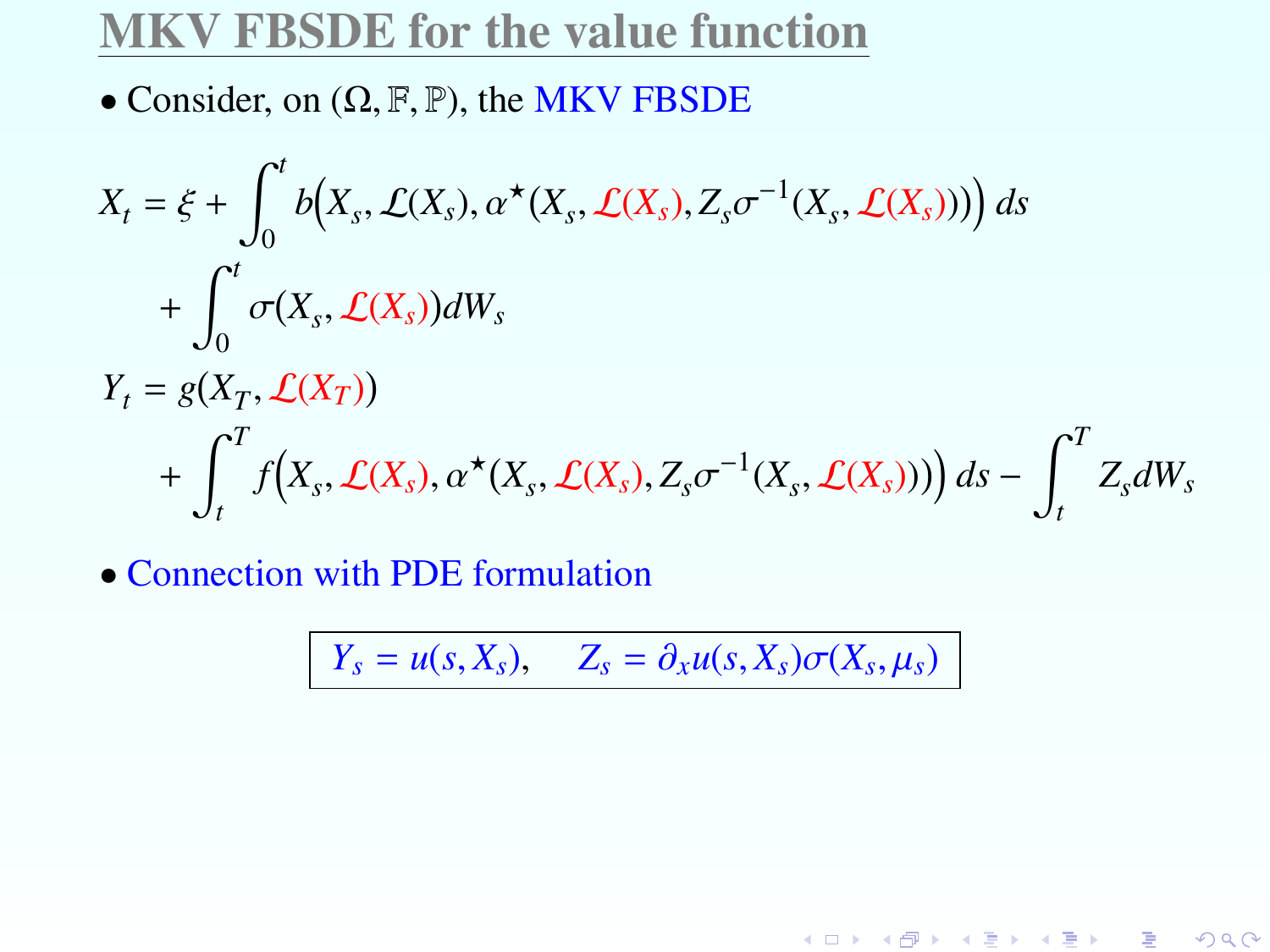# MKV FBSDE for the value function

- Consider, on $(\Omega, \mathbb{F}, \mathbb{P})$, the MKV FBSDE

$$
\begin{aligned}
X_t &= \xi + \int_0^t b\Big(X_s, \mathcal{L}(X_s), \alpha^\star(X_s, \mathcal{L}(X_s), Z_s \sigma^{-1}(X_s, \mathcal{L}(X_s)))\Big)\, ds \\
&\quad + \int_0^t \sigma(X_s, \mathcal{L}(X_s)) dW_s \\
Y_t &= g(X_T, \mathcal{L}(X_T)) \\
&\quad + \int_t^T f\Big(X_s, \mathcal{L}(X_s), \alpha^\star(X_s, \mathcal{L}(X_s), Z_s \sigma^{-1}(X_s, \mathcal{L}(X_s)))\Big)\, ds - \int_t^T Z_s dW_s
\end{aligned}
$$

- Connection with PDE formulation

$$
\boxed{Y_s = u(s, X_s), \qquad Z_s = \partial_x u(s, X_s) \sigma(X_s, \mu_s)}
$$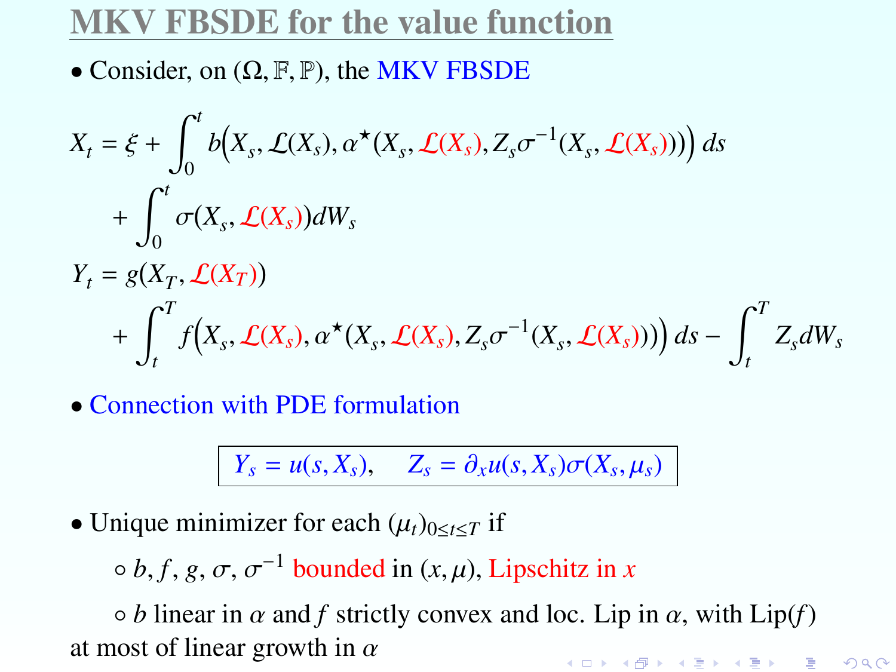# MKV FBSDE for the value function

- Consider, on $(\Omega, \mathbb{F}, \mathbb{P})$, the MKV FBSDE

$$
\begin{aligned}
X_t &= \xi + \int_0^t b\Big(X_s, \mathcal{L}(X_s), \alpha^\star(X_s, \mathcal{L}(X_s), Z_s \sigma^{-1}(X_s, \mathcal{L}(X_s)))\Big)\, ds \\
&\quad + \int_0^t \sigma(X_s, \mathcal{L}(X_s)) dW_s \\
Y_t &= g(X_T, \mathcal{L}(X_T)) \\
&\quad + \int_t^T f\Big(X_s, \mathcal{L}(X_s), \alpha^\star(X_s, \mathcal{L}(X_s), Z_s \sigma^{-1}(X_s, \mathcal{L}(X_s)))\Big)\, ds - \int_t^T Z_s dW_s
\end{aligned}
$$

- Connection with PDE formulation

$$
\boxed{Y_s = u(s, X_s), \quad Z_s = \partial_x u(s, X_s) \sigma(X_s, \mu_s)}
$$

- Unique minimizer for each $(\mu_t)_{0 \le t \le T}$ if
  - $b, f, g, \sigma, \sigma^{-1}$ bounded in $(x, \mu)$, Lipschitz in $x$
  - $b$ linear in $\alpha$ and $f$ strictly convex and loc. Lip in $\alpha$, with $\text{Lip}(f)$ at most of linear growth in $\alpha$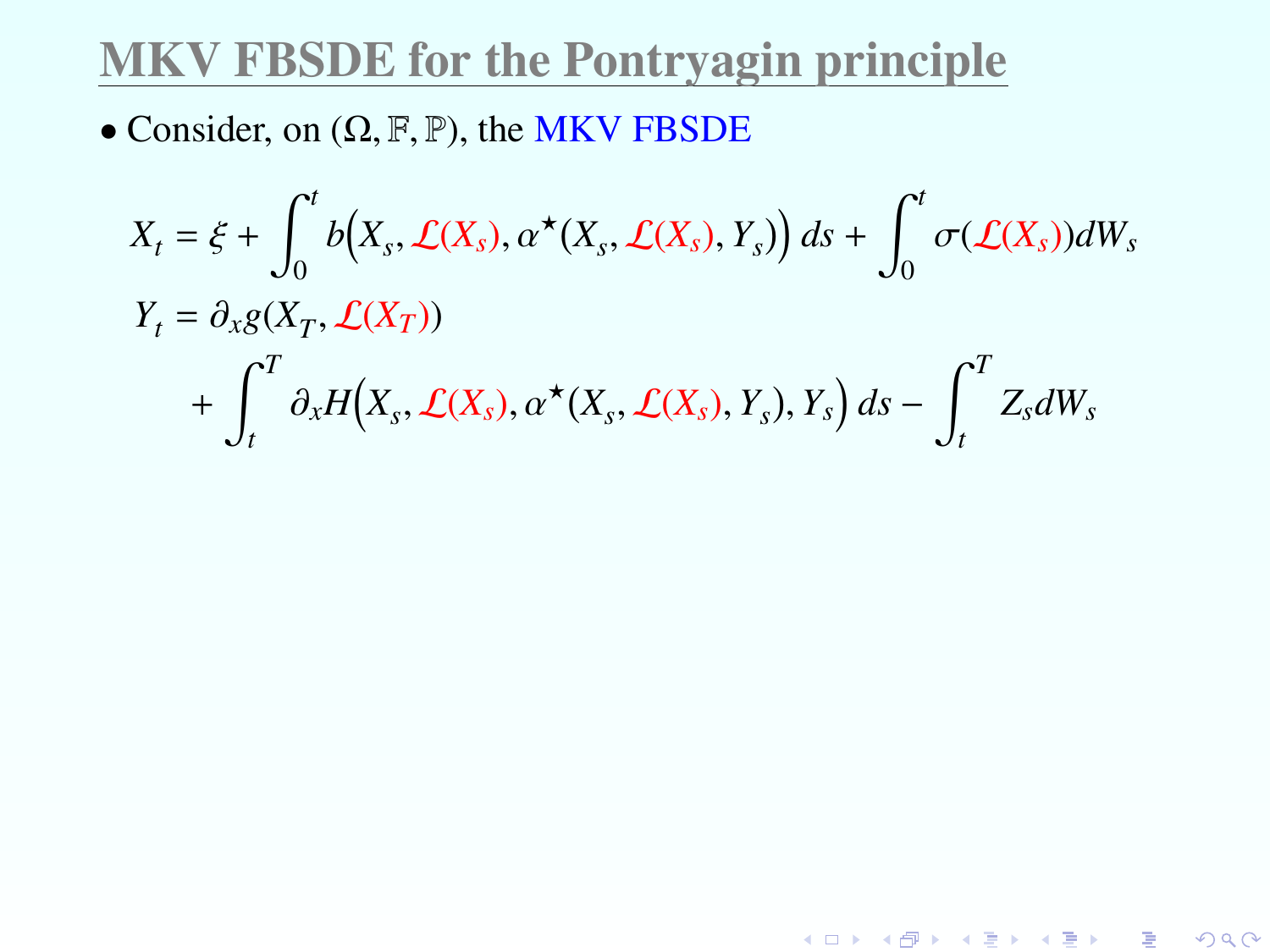# MKV FBSDE for the Pontryagin principle

- Consider, on $(\Omega, \mathbb{F}, \mathbb{P})$, the MKV FBSDE

$$
\begin{aligned}
X_t &= \xi + \int_0^t b\Big(X_s, \mathcal{L}(X_s), \alpha^\star(X_s, \mathcal{L}(X_s), Y_s)\Big)\, ds + \int_0^t \sigma(\mathcal{L}(X_s)) dW_s \\
Y_t &= \partial_x g(X_T, \mathcal{L}(X_T)) \\
&\quad + \int_t^T \partial_x H\Big(X_s, \mathcal{L}(X_s), \alpha^\star(X_s, \mathcal{L}(X_s), Y_s), Y_s\Big)\, ds - \int_t^T Z_s dW_s
\end{aligned}
$$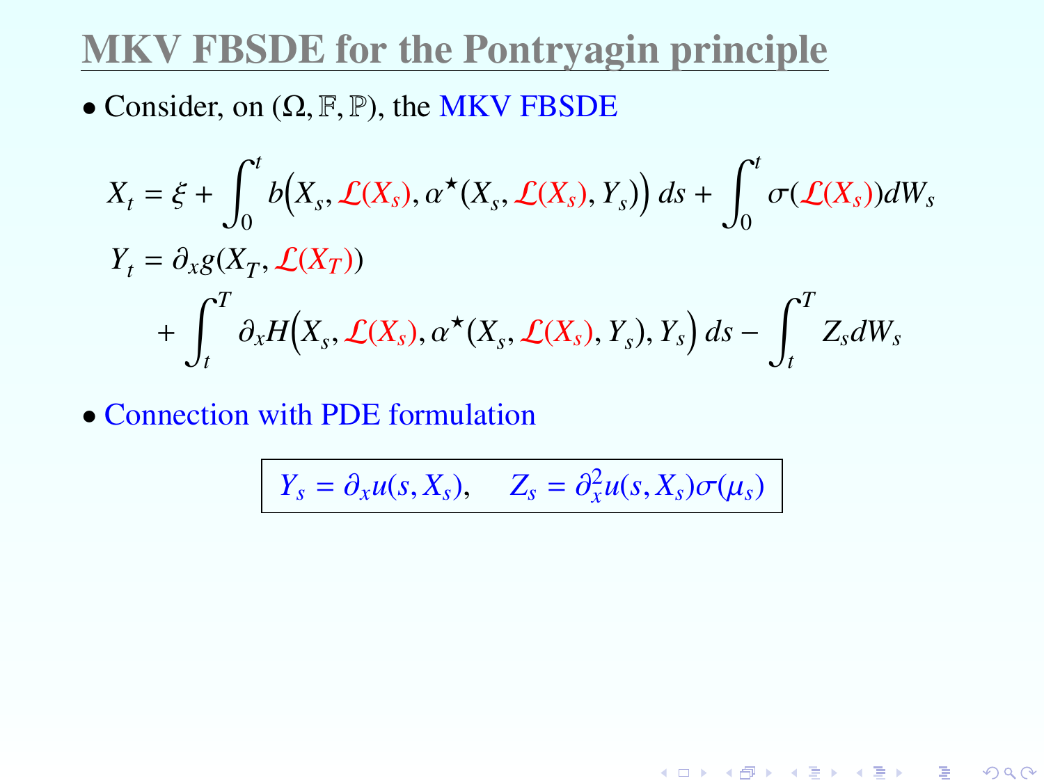# MKV FBSDE for the Pontryagin principle

- Consider, on $(\Omega, \mathbb{F}, \mathbb{P})$, the MKV FBSDE

$$
\begin{aligned}
X_t &= \xi + \int_0^t b\Big(X_s, \mathcal{L}(X_s), \alpha^\star(X_s, \mathcal{L}(X_s), Y_s)\Big)\, ds + \int_0^t \sigma(\mathcal{L}(X_s)) dW_s \\
Y_t &= \partial_x g(X_T, \mathcal{L}(X_T)) \\
&\quad + \int_t^T \partial_x H\Big(X_s, \mathcal{L}(X_s), \alpha^\star(X_s, \mathcal{L}(X_s), Y_s), Y_s\Big)\, ds - \int_t^T Z_s dW_s
\end{aligned}
$$

- Connection with PDE formulation

$$
\boxed{Y_s = \partial_x u(s, X_s), \quad Z_s = \partial_x^2 u(s, X_s) \sigma(\mu_s)}
$$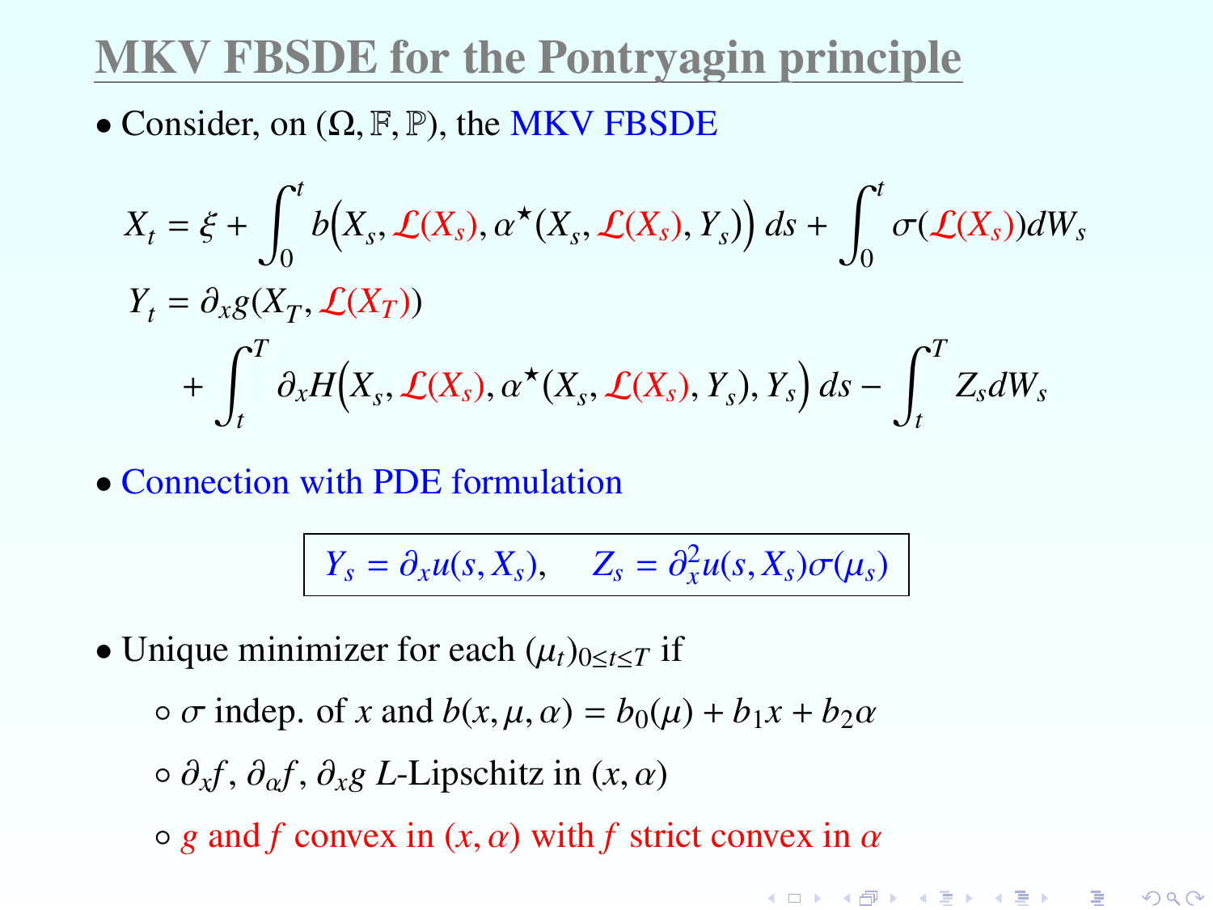# MKV FBSDE for the Pontryagin principle

- Consider, on $(\Omega, \mathbb{F}, \mathbb{P})$, the MKV FBSDE

$$
\begin{aligned}
X_t &= \xi + \int_0^t b\Big(X_s, \mathcal{L}(X_s), \alpha^\star(X_s, \mathcal{L}(X_s), Y_s)\Big)\, ds + \int_0^t \sigma(\mathcal{L}(X_s)) dW_s \\
Y_t &= \partial_x g(X_T, \mathcal{L}(X_T)) \\
&\quad + \int_t^T \partial_x H\Big(X_s, \mathcal{L}(X_s), \alpha^\star(X_s, \mathcal{L}(X_s), Y_s), Y_s\Big)\, ds - \int_t^T Z_s dW_s
\end{aligned}
$$

- Connection with PDE formulation

$$
Y_s = \partial_x u(s, X_s), \qquad Z_s = \partial_x^2 u(s, X_s)\sigma(\mu_s)
$$

- Unique minimizer for each $(\mu_t)_{0 \le t \le T}$ if
  - $\sigma$ indep. of $x$ and $b(x, \mu, \alpha) = b_0(\mu) + b_1 x + b_2 \alpha$
  - $\partial_x f$, $\partial_\alpha f$, $\partial_x g$ $L$-Lipschitz in $(x, \alpha)$
  - $g$ and $f$ convex in $(x, \alpha)$ with $f$ strict convex in $\alpha$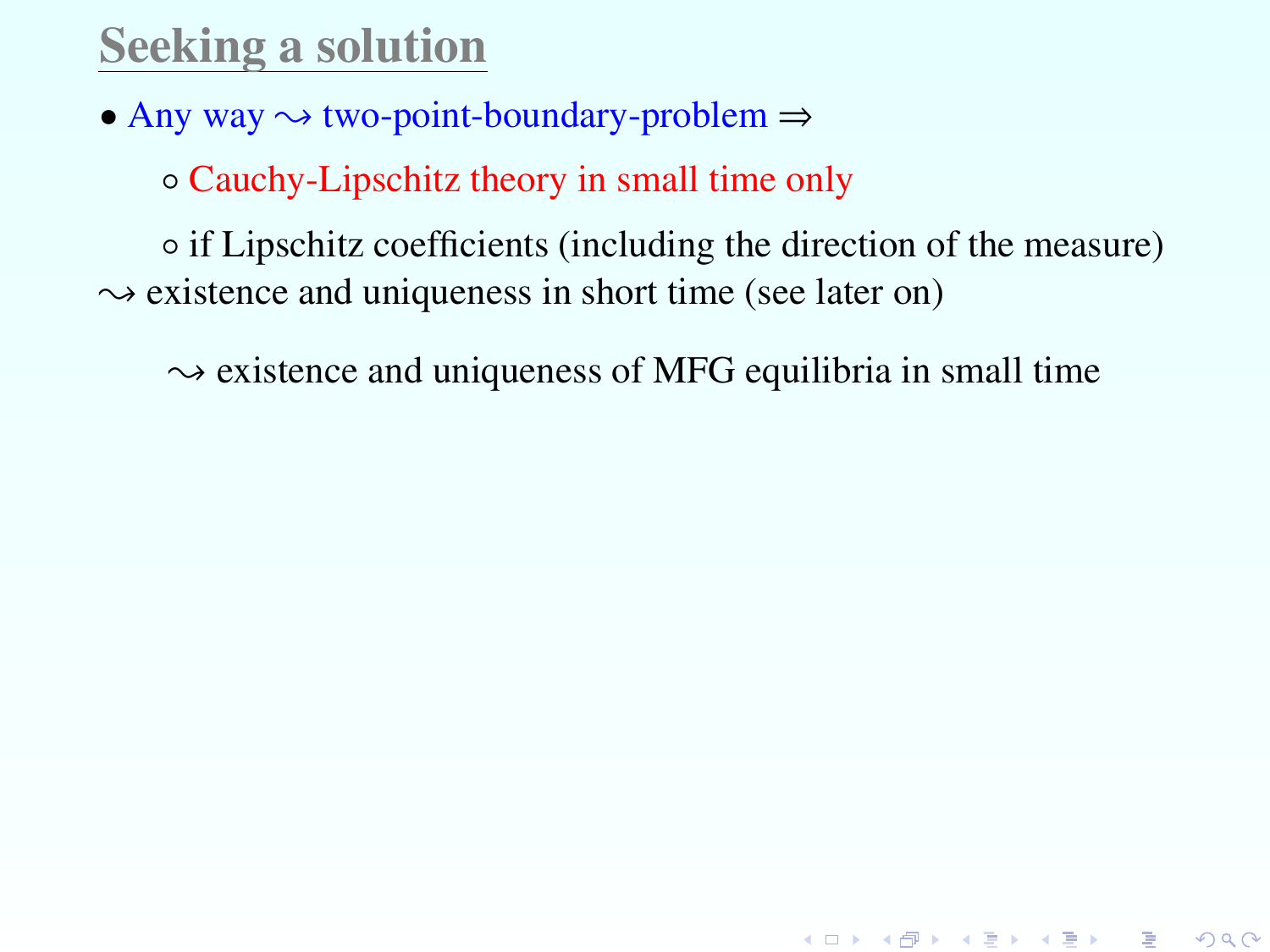## Seeking a solution

- Any way $\rightsquigarrow$ two-point-boundary-problem $\Rightarrow$
  - Cauchy-Lipschitz theory in small time only
  - if Lipschitz coefficients (including the direction of the measure)

$\rightsquigarrow$ existence and uniqueness in short time (see later on)

$\rightsquigarrow$ existence and uniqueness of MFG equilibria in small time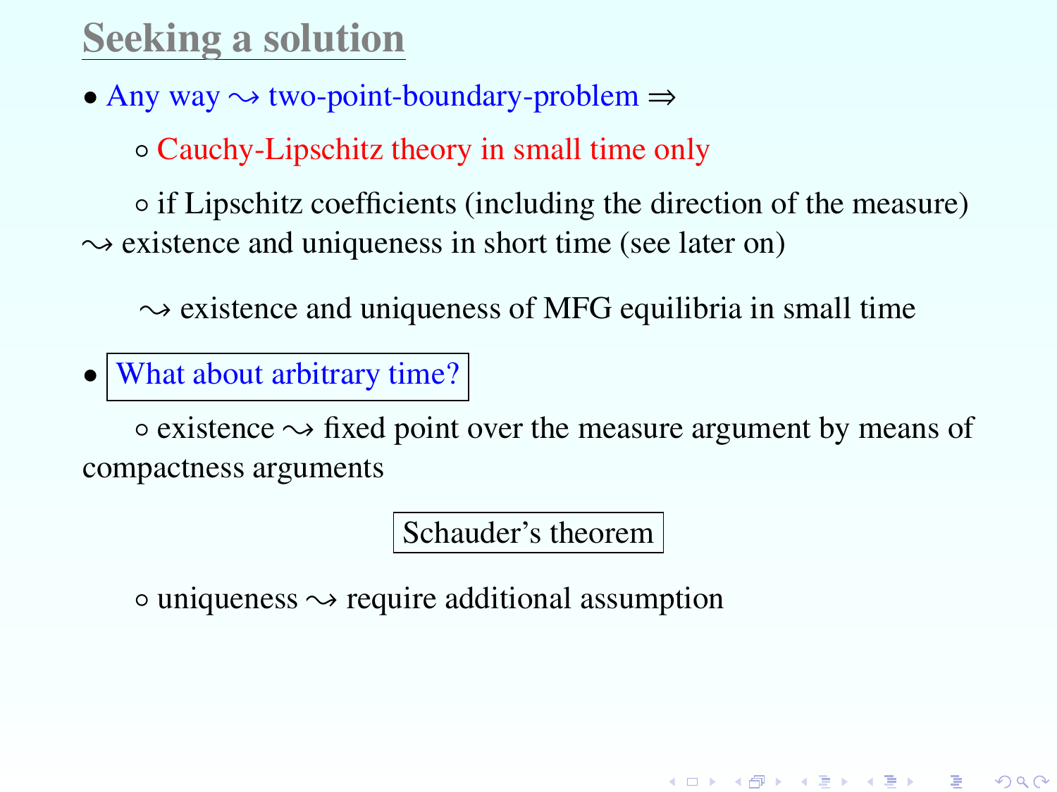# Seeking a solution

- Any way $\rightsquigarrow$ two-point-boundary-problem $\Rightarrow$

  - Cauchy-Lipschitz theory in small time only

  - if Lipschitz coefficients (including the direction of the measure) $\rightsquigarrow$ existence and uniqueness in short time (see later on)

    $\rightsquigarrow$ existence and uniqueness of MFG equilibria in small time

- What about arbitrary time?

  - existence $\rightsquigarrow$ fixed point over the measure argument by means of compactness arguments

    Schauder's theorem

  - uniqueness $\rightsquigarrow$ require additional assumption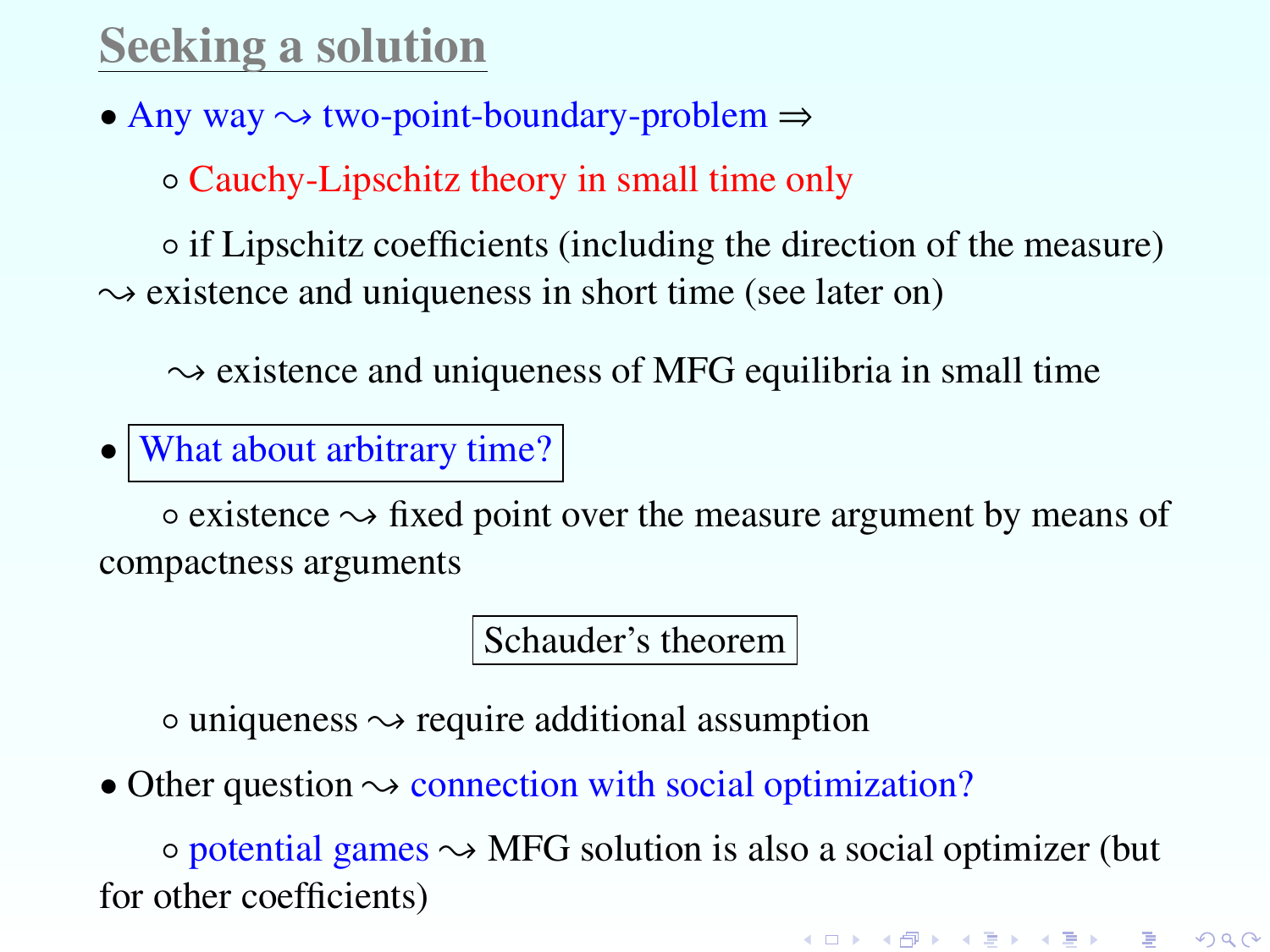## Seeking a solution

- Any way $\rightsquigarrow$ two-point-boundary-problem $\Rightarrow$
  - Cauchy-Lipschitz theory in small time only
  - if Lipschitz coefficients (including the direction of the measure) $\rightsquigarrow$ existence and uniqueness in short time (see later on)

    $\rightsquigarrow$ existence and uniqueness of MFG equilibria in small time

- What about arbitrary time?
  - existence $\rightsquigarrow$ fixed point over the measure argument by means of compactness arguments

    Schauder's theorem

  - uniqueness $\rightsquigarrow$ require additional assumption

- Other question $\rightsquigarrow$ connection with social optimization?
  - potential games $\rightsquigarrow$ MFG solution is also a social optimizer (but for other coefficients)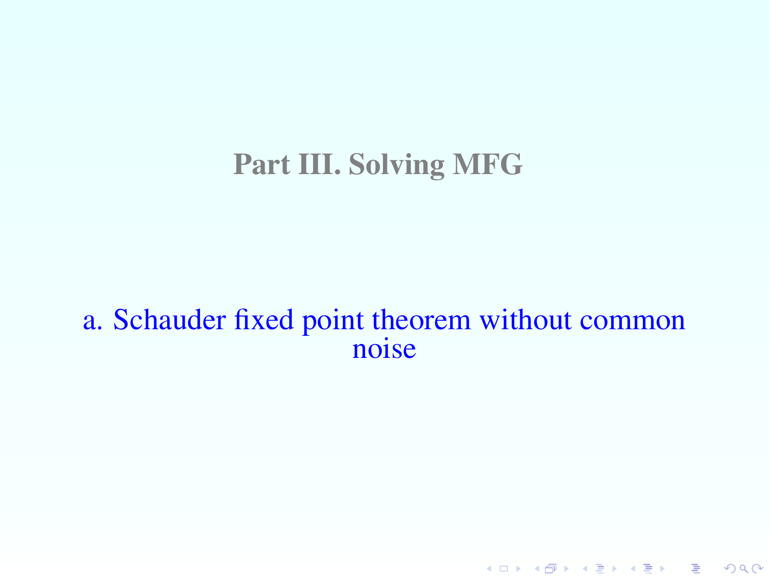# Part III. Solving MFG

## a. Schauder fixed point theorem without common noise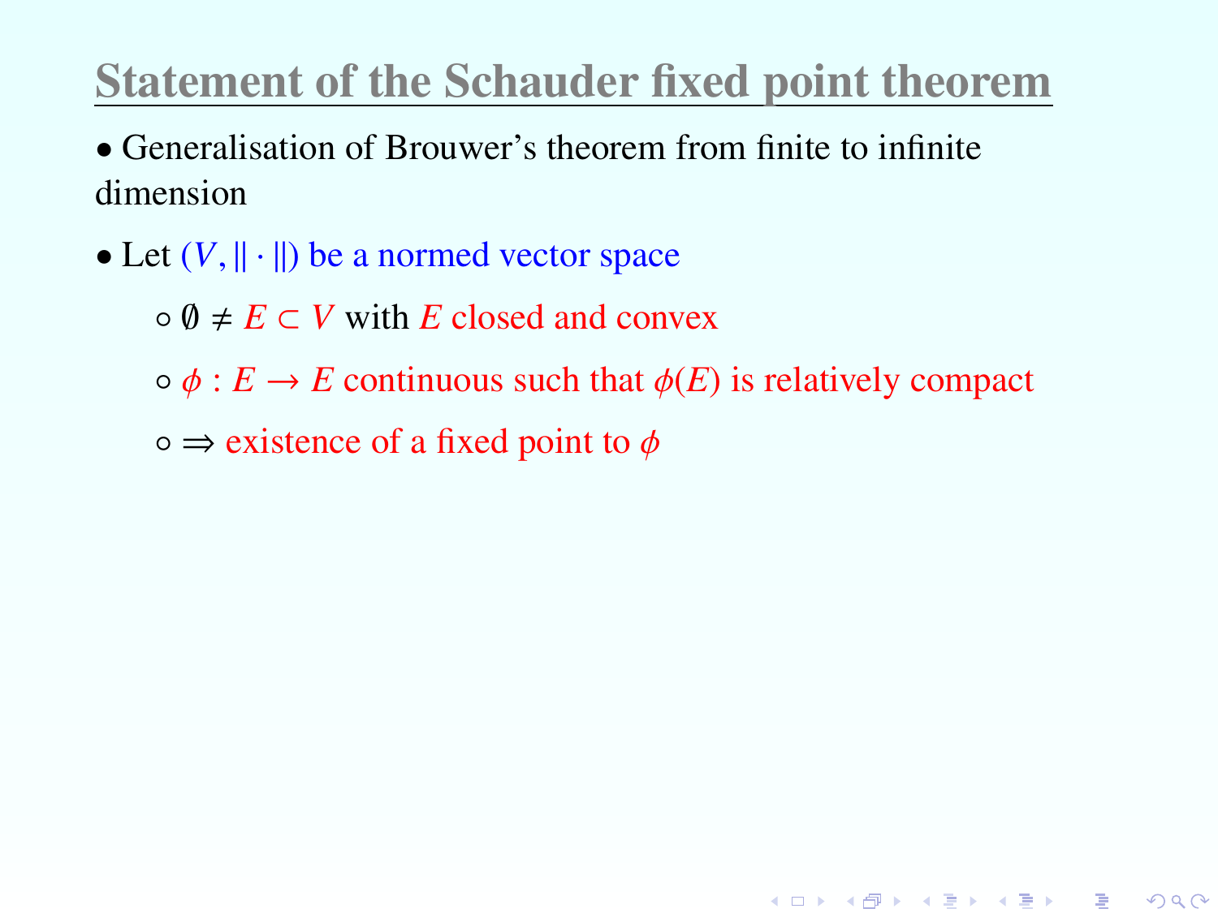## Statement of the Schauder fixed point theorem

- Generalisation of Brouwer's theorem from finite to infinite dimension
- Let $(V, \|\cdot\|)$ be a normed vector space
  - $\emptyset \neq E \subset V$ with $E$ closed and convex
  - $\phi : E \to E$ continuous such that $\phi(E)$ is relatively compact
  - $\Rightarrow$ existence of a fixed point to $\phi$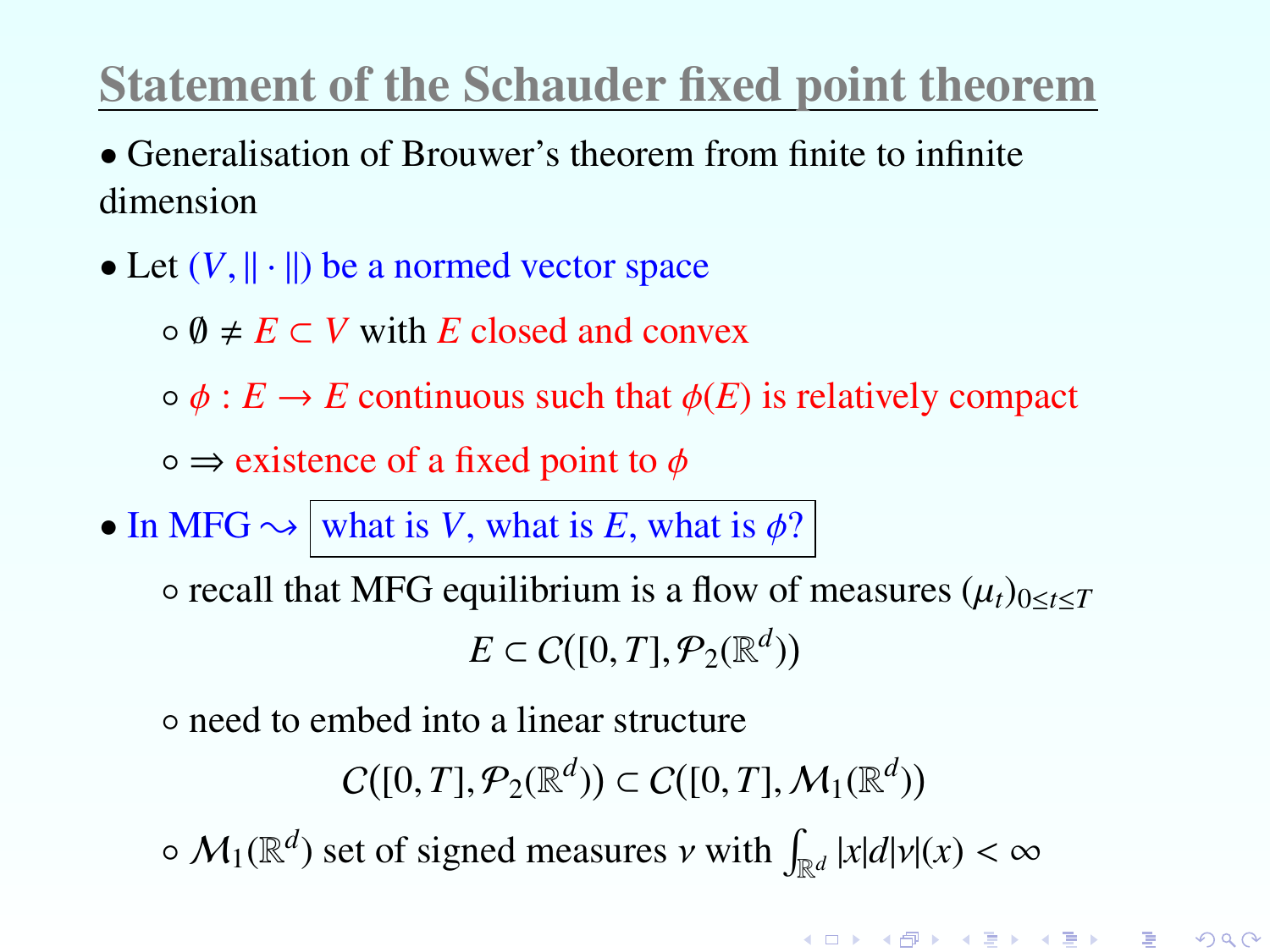## Statement of the Schauder fixed point theorem

- Generalisation of Brouwer's theorem from finite to infinite dimension
- Let $(V, \|\cdot\|)$ be a normed vector space
  - $\emptyset \neq E \subset V$ with $E$ closed and convex
  - $\phi : E \to E$ continuous such that $\phi(E)$ is relatively compact
  - $\Rightarrow$ existence of a fixed point to $\phi$
- In MFG $\rightsquigarrow$ what is $V$, what is $E$, what is $\phi$?
  - recall that MFG equilibrium is a flow of measures $(\mu_t)_{0 \leq t \leq T}$

$$E \subset \mathcal{C}([0,T], \mathcal{P}_2(\mathbb{R}^d))$$

  - need to embed into a linear structure

$$\mathcal{C}([0,T], \mathcal{P}_2(\mathbb{R}^d)) \subset \mathcal{C}([0,T], \mathcal{M}_1(\mathbb{R}^d))$$

  - $\mathcal{M}_1(\mathbb{R}^d)$ set of signed measures $\nu$ with $\int_{\mathbb{R}^d} |x| d|\nu|(x) < \infty$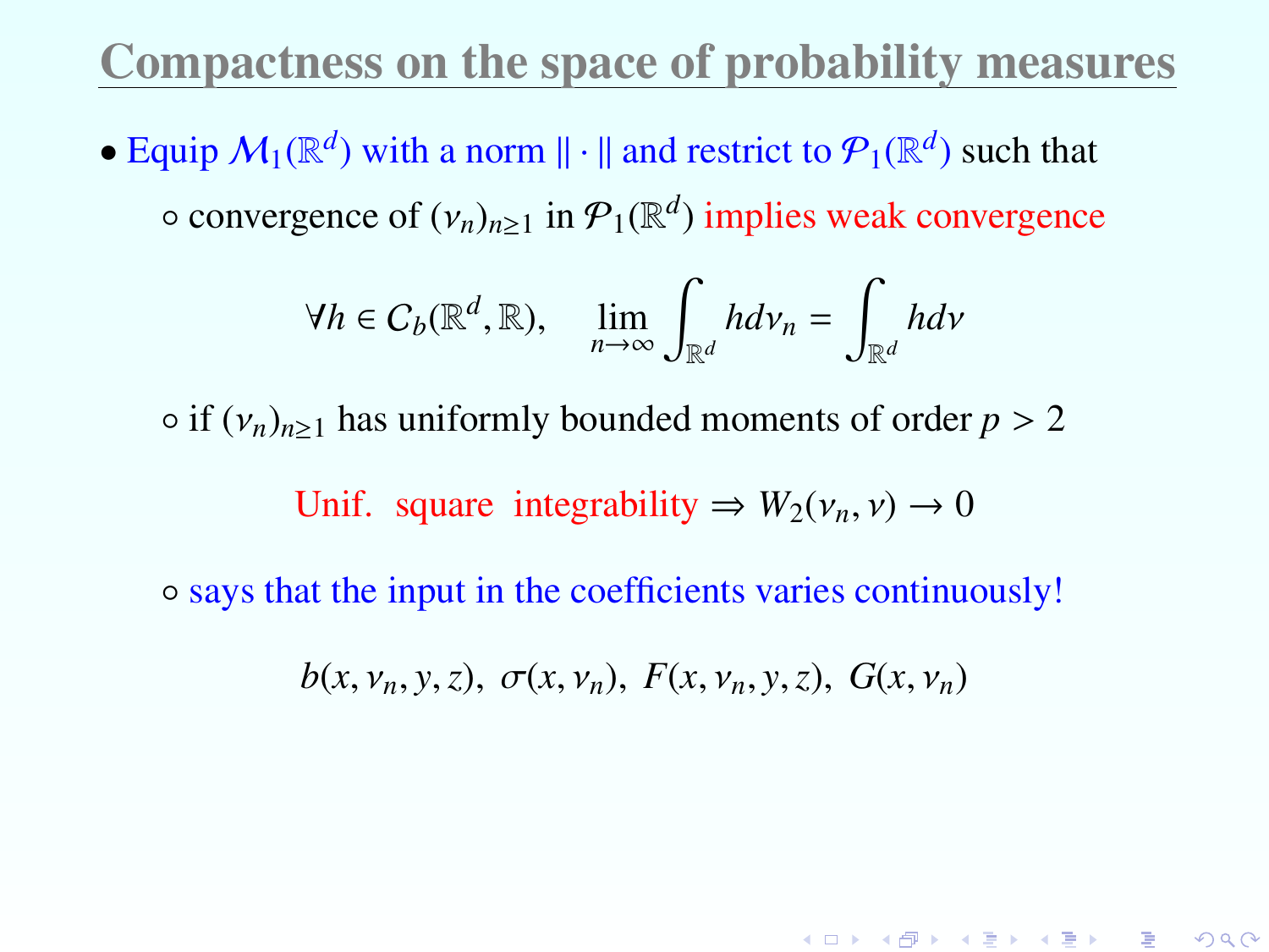# Compactness on the space of probability measures

- Equip $\mathcal{M}_1(\mathbb{R}^d)$ with a norm $\|\cdot\|$ and restrict to $\mathcal{P}_1(\mathbb{R}^d)$ such that
  - convergence of $(\nu_n)_{n\geq 1}$ in $\mathcal{P}_1(\mathbb{R}^d)$ implies weak convergence

$$\forall h \in C_b(\mathbb{R}^d, \mathbb{R}), \quad \lim_{n\to\infty} \int_{\mathbb{R}^d} h d\nu_n = \int_{\mathbb{R}^d} h d\nu$$

  - if $(\nu_n)_{n\geq 1}$ has uniformly bounded moments of order $p > 2$

$$\text{Unif. square integrability} \Rightarrow W_2(\nu_n, \nu) \to 0$$

  - says that the input in the coefficients varies continuously!

$$b(x, \nu_n, y, z), \; \sigma(x, \nu_n), \; F(x, \nu_n, y, z), \; G(x, \nu_n)$$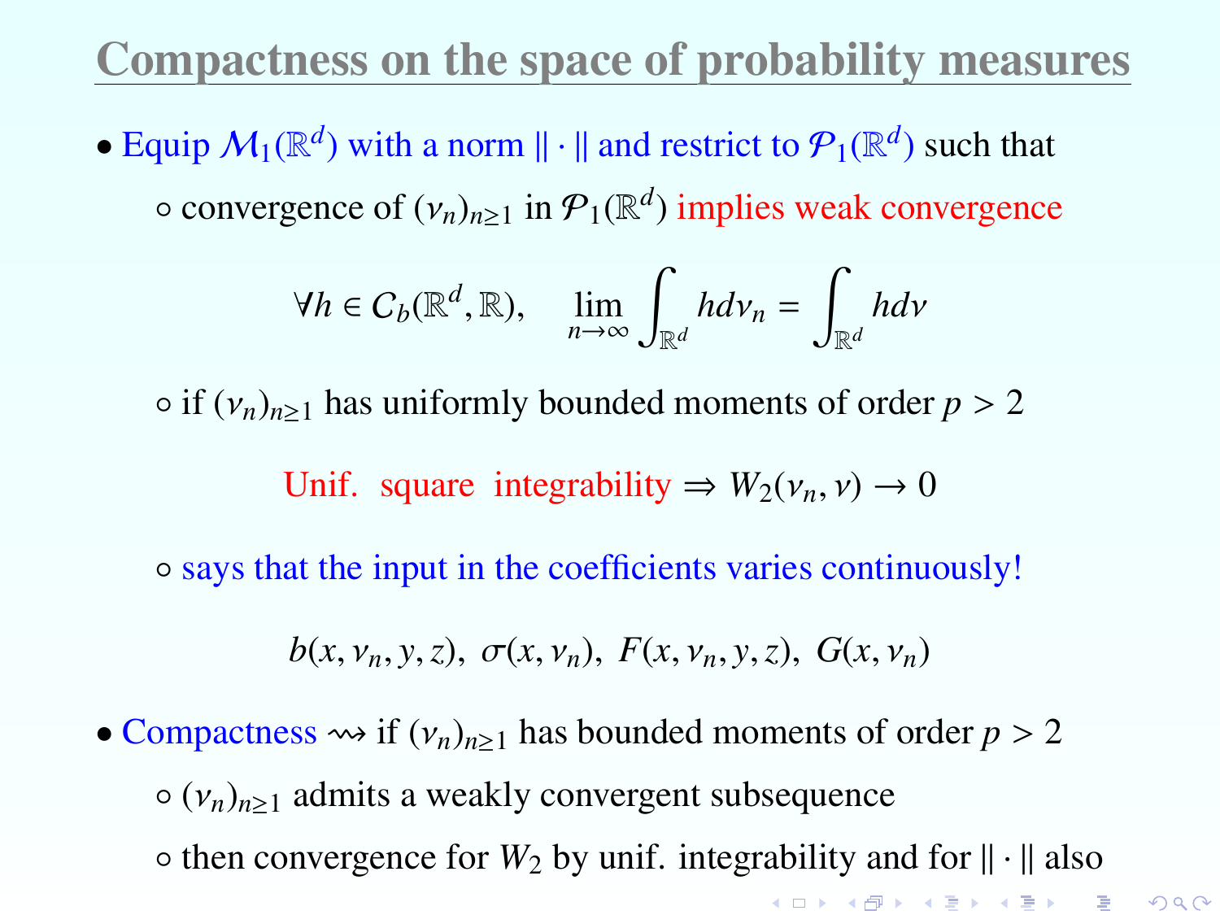# Compactness on the space of probability measures

- Equip $\mathcal{M}_1(\mathbb{R}^d)$ with a norm $\|\cdot\|$ and restrict to $\mathcal{P}_1(\mathbb{R}^d)$ such that
  - convergence of $(\nu_n)_{n\geq 1}$ in $\mathcal{P}_1(\mathbb{R}^d)$ implies weak convergence

$$\forall h \in C_b(\mathbb{R}^d, \mathbb{R}), \quad \lim_{n\to\infty} \int_{\mathbb{R}^d} h d\nu_n = \int_{\mathbb{R}^d} h d\nu$$

  - if $(\nu_n)_{n\geq 1}$ has uniformly bounded moments of order $p > 2$

$$\text{Unif. square integrability} \Rightarrow W_2(\nu_n, \nu) \to 0$$

  - says that the input in the coefficients varies continuously!

$$b(x, \nu_n, y, z),\ \sigma(x, \nu_n),\ F(x, \nu_n, y, z),\ G(x, \nu_n)$$

- Compactness $\rightsquigarrow$ if $(\nu_n)_{n\geq 1}$ has bounded moments of order $p > 2$
  - $(\nu_n)_{n\geq 1}$ admits a weakly convergent subsequence
  - then convergence for $W_2$ by unif. integrability and for $\|\cdot\|$ also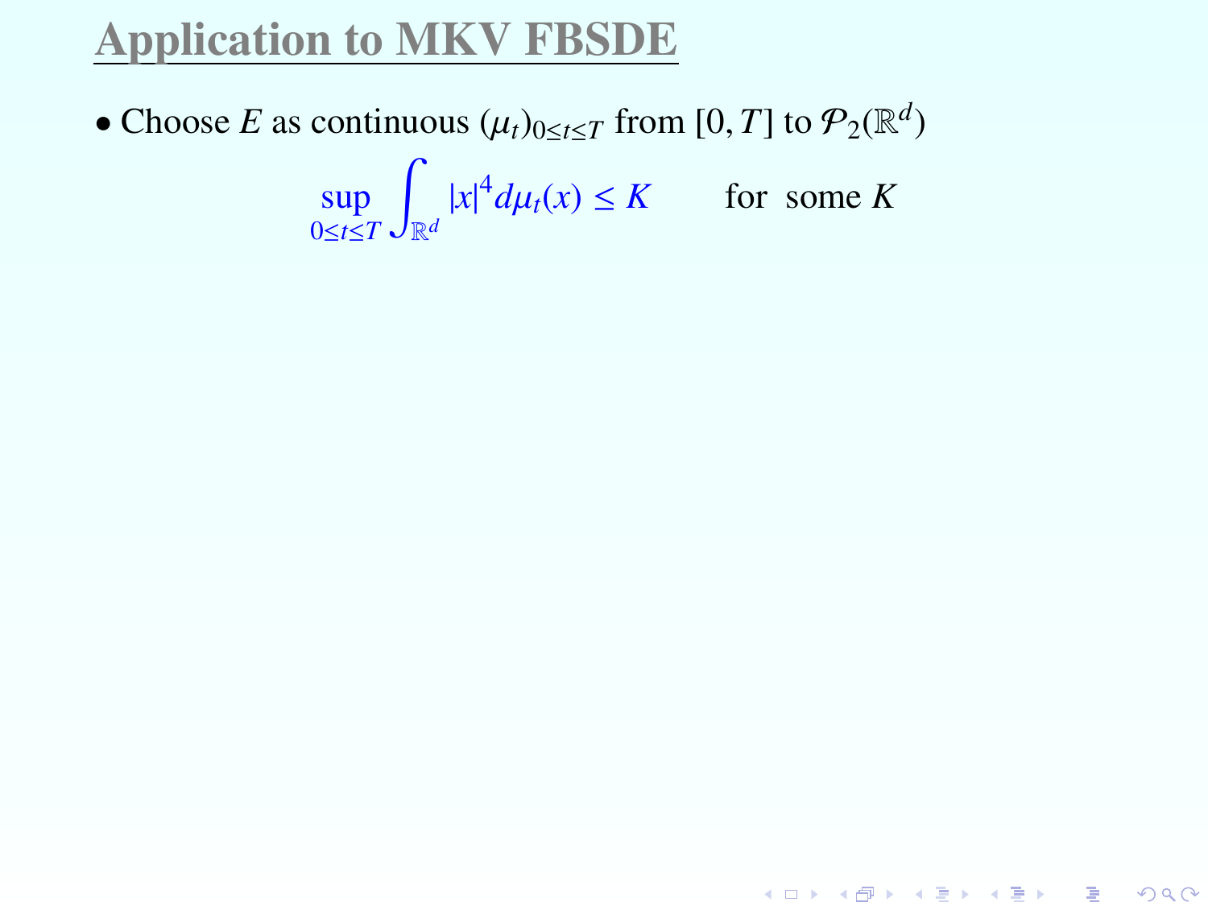# Application to MKV FBSDE

- Choose $E$ as continuous $(\mu_t)_{0 \le t \le T}$ from $[0, T]$ to $\mathcal{P}_2(\mathbb{R}^d)$

$$\sup_{0 \le t \le T} \int_{\mathbb{R}^d} |x|^4 d\mu_t(x) \le K \qquad \text{for some } K$$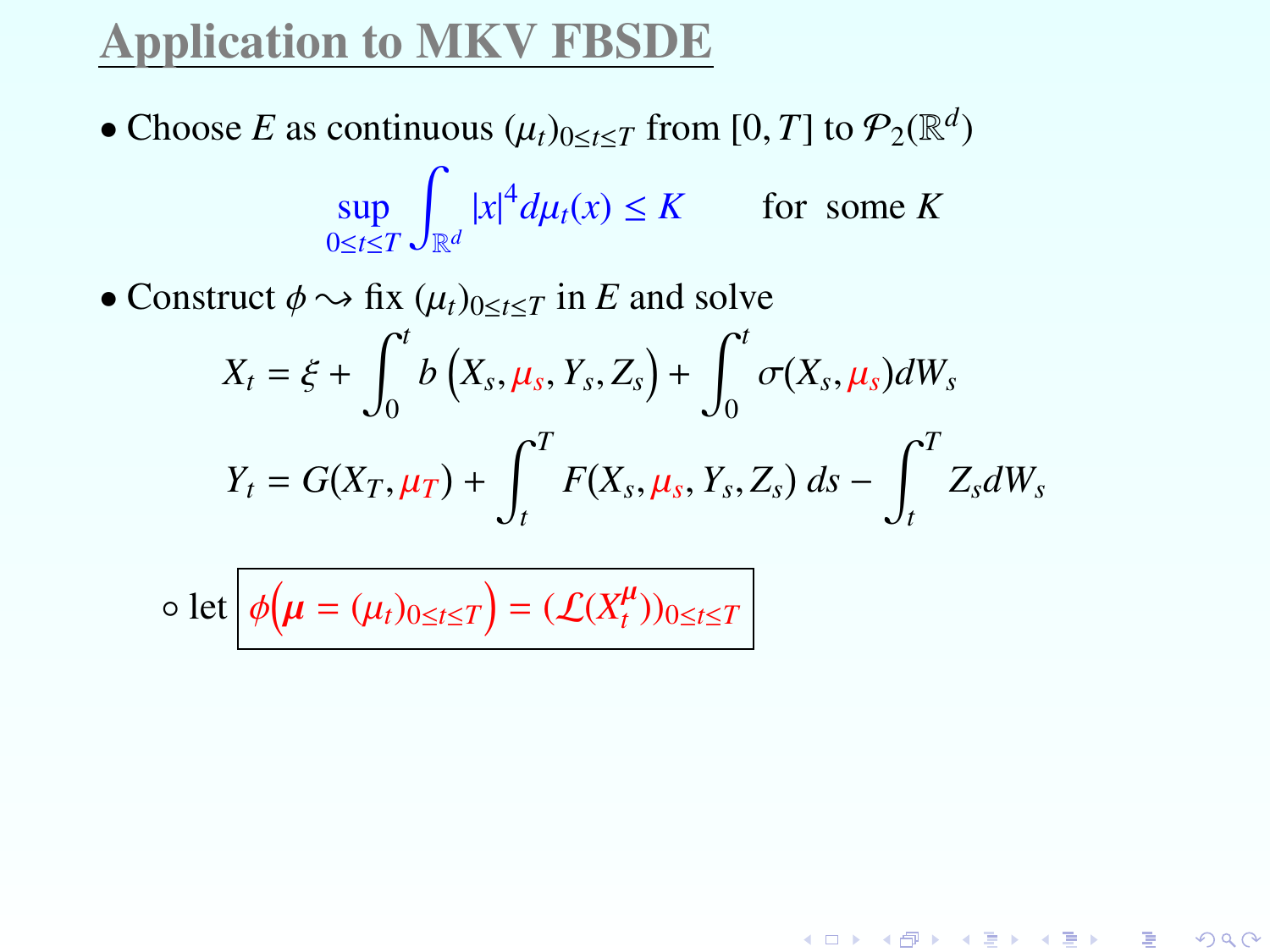# Application to MKV FBSDE

- Choose $E$ as continuous $(\mu_t)_{0\le t\le T}$ from $[0,T]$ to $\mathcal{P}_2(\mathbb{R}^d)$

$$\sup_{0\le t\le T}\int_{\mathbb{R}^d}|x|^4 d\mu_t(x)\le K \qquad \text{for some } K$$

- Construct $\phi \rightsquigarrow$ fix $(\mu_t)_{0\le t\le T}$ in $E$ and solve

$$X_t = \xi + \int_0^t b\left(X_s,\mu_s,Y_s,Z_s\right) + \int_0^t \sigma(X_s,\mu_s)dW_s$$

$$Y_t = G(X_T,\mu_T) + \int_t^T F(X_s,\mu_s,Y_s,Z_s)\,ds - \int_t^T Z_s dW_s$$

  - let $\boxed{\phi\big(\boldsymbol{\mu}=(\mu_t)_{0\le t\le T}\big) = (\mathcal{L}(X_t^{\boldsymbol{\mu}}))_{0\le t\le T}}$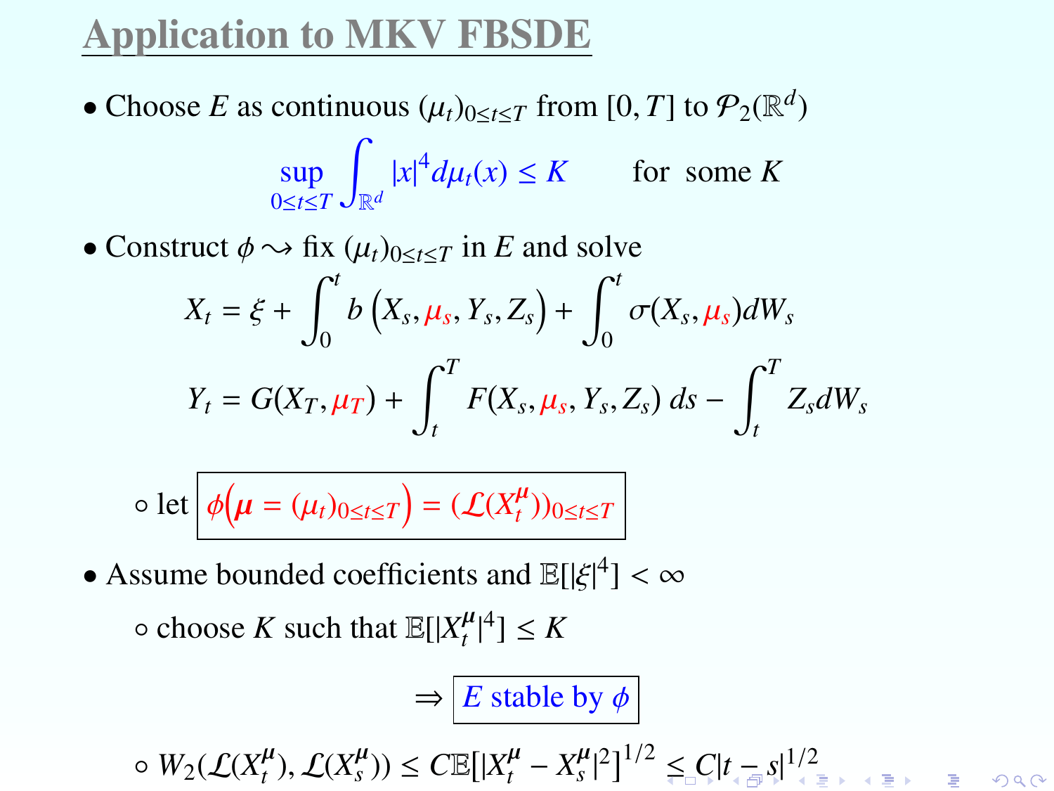# Application to MKV FBSDE

- Choose $E$ as continuous $(\mu_t)_{0 \le t \le T}$ from $[0,T]$ to $\mathcal{P}_2(\mathbb{R}^d)$

$$\sup_{0 \le t \le T} \int_{\mathbb{R}^d} |x|^4 d\mu_t(x) \le K \qquad \text{for some } K$$

- Construct $\phi \rightsquigarrow$ fix $(\mu_t)_{0 \le t \le T}$ in $E$ and solve

$$X_t = \xi + \int_0^t b\left(X_s, \mu_s, Y_s, Z_s\right) + \int_0^t \sigma(X_s, \mu_s) dW_s$$

$$Y_t = G(X_T, \mu_T) + \int_t^T F(X_s, \mu_s, Y_s, Z_s)\, ds - \int_t^T Z_s dW_s$$

  - let $\phi\left(\boldsymbol{\mu} = (\mu_t)_{0 \le t \le T}\right) = (\mathcal{L}(X_t^{\boldsymbol{\mu}}))_{0 \le t \le T}$

- Assume bounded coefficients and $\mathbb{E}[|\xi|^4] < \infty$
  - choose $K$ such that $\mathbb{E}[|X_t^{\boldsymbol{\mu}}|^4] \le K$

$$\Rightarrow \boxed{E \text{ stable by } \phi}$$

  - $W_2(\mathcal{L}(X_t^{\boldsymbol{\mu}}), \mathcal{L}(X_s^{\boldsymbol{\mu}})) \le C\mathbb{E}[|X_t^{\boldsymbol{\mu}} - X_s^{\boldsymbol{\mu}}|^2]^{1/2} \le C|t-s|^{1/2}$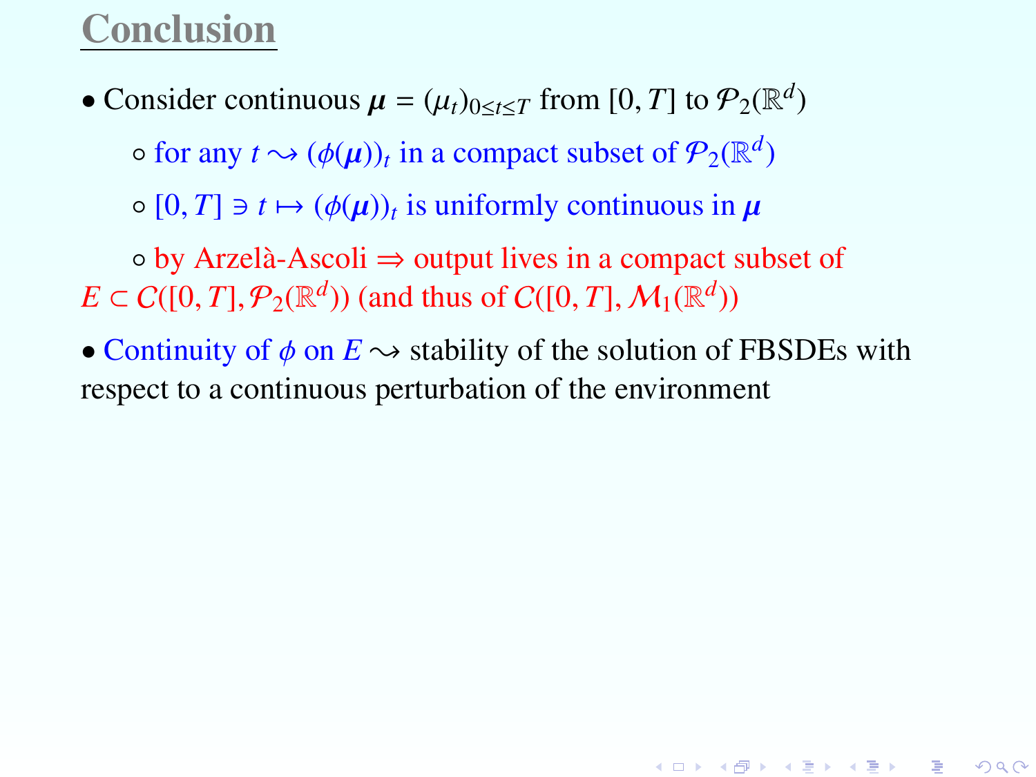## Conclusion

- Consider continuous $\boldsymbol{\mu} = (\mu_t)_{0 \le t \le T}$ from $[0,T]$ to $\mathcal{P}_2(\mathbb{R}^d)$
  - for any $t \rightsquigarrow (\phi(\boldsymbol{\mu}))_t$ in a compact subset of $\mathcal{P}_2(\mathbb{R}^d)$
  - $[0,T] \ni t \mapsto (\phi(\boldsymbol{\mu}))_t$ is uniformly continuous in $\boldsymbol{\mu}$
  - by Arzelà-Ascoli $\Rightarrow$ output lives in a compact subset of $E \subset C([0,T], \mathcal{P}_2(\mathbb{R}^d))$ (and thus of $C([0,T], \mathcal{M}_1(\mathbb{R}^d))$
- Continuity of $\phi$ on $E \rightsquigarrow$ stability of the solution of FBSDEs with respect to a continuous perturbation of the environment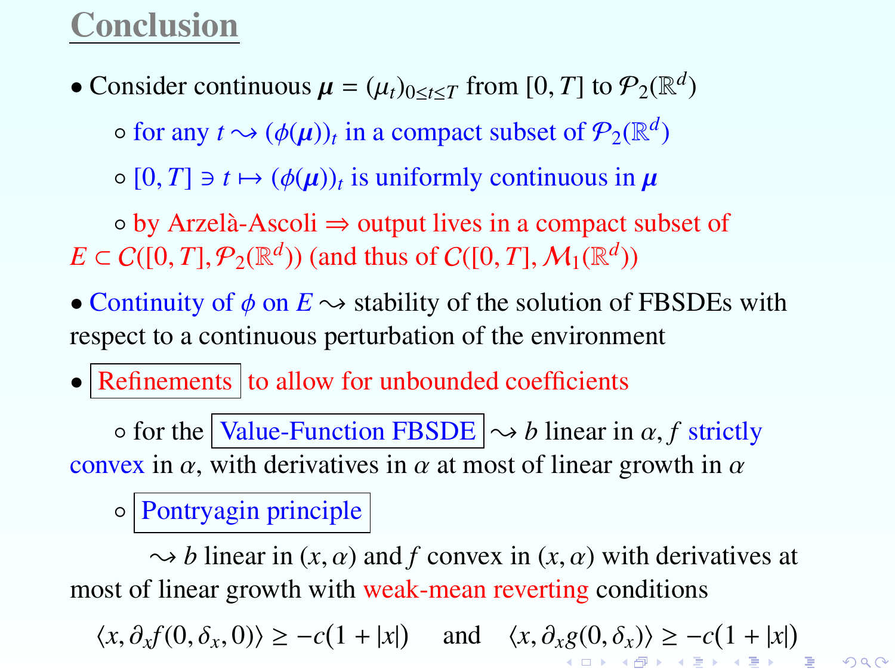# Conclusion

- Consider continuous $\boldsymbol{\mu} = (\mu_t)_{0 \le t \le T}$ from $[0, T]$ to $\mathcal{P}_2(\mathbb{R}^d)$
  - for any $t \rightsquigarrow (\phi(\boldsymbol{\mu}))_t$ in a compact subset of $\mathcal{P}_2(\mathbb{R}^d)$
  - $[0, T] \ni t \mapsto (\phi(\boldsymbol{\mu}))_t$ is uniformly continuous in $\boldsymbol{\mu}$
  - by Arzelà-Ascoli $\Rightarrow$ output lives in a compact subset of $E \subset C([0, T], \mathcal{P}_2(\mathbb{R}^d))$ (and thus of $C([0, T], \mathcal{M}_1(\mathbb{R}^d))$
- Continuity of $\phi$ on $E \rightsquigarrow$ stability of the solution of FBSDEs with respect to a continuous perturbation of the environment
- Refinements to allow for unbounded coefficients
  - for the Value-Function FBSDE $\rightsquigarrow$ $b$ linear in $\alpha$, $f$ strictly convex in $\alpha$, with derivatives in $\alpha$ at most of linear growth in $\alpha$
  - Pontryagin principle

    $\rightsquigarrow$ $b$ linear in $(x, \alpha)$ and $f$ convex in $(x, \alpha)$ with derivatives at most of linear growth with weak-mean reverting conditions

$$\langle x, \partial_x f(0, \delta_x, 0) \rangle \ge -c(1 + |x|) \quad \text{and} \quad \langle x, \partial_x g(0, \delta_x) \rangle \ge -c(1 + |x|)$$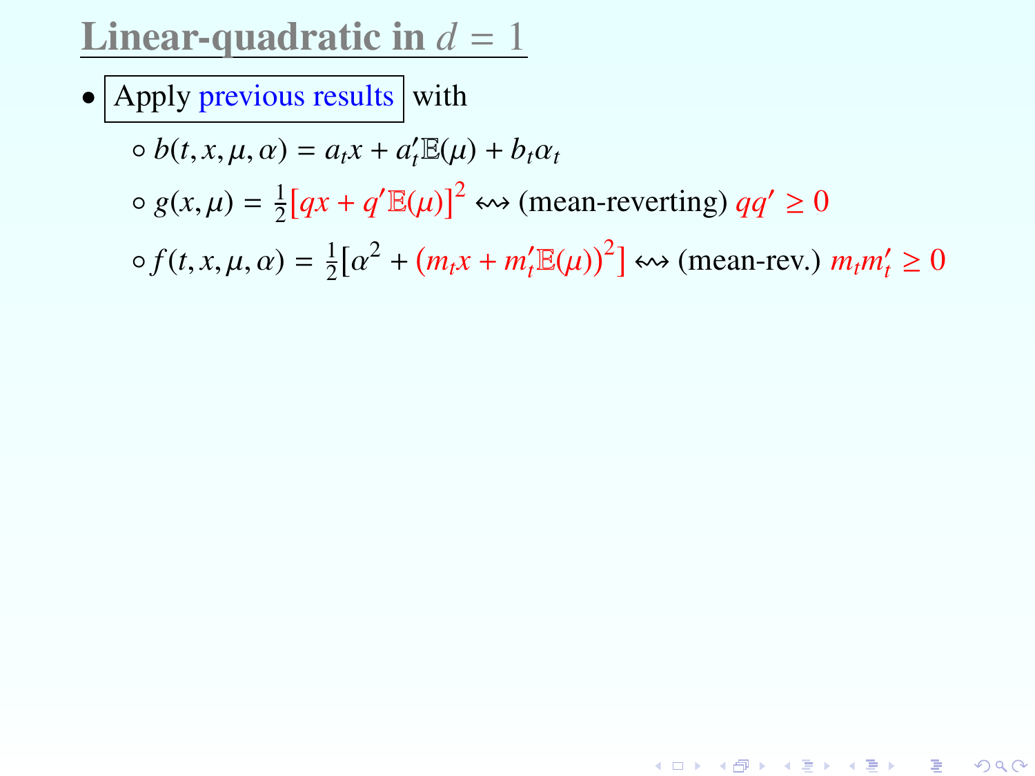## Linear-quadratic in $d = 1$

- Apply previous results with
  - $b(t, x, \mu, \alpha) = a_t x + a'_t \mathbb{E}(\mu) + b_t \alpha_t$
  - $g(x, \mu) = \frac{1}{2}[qx + q' \mathbb{E}(\mu)]^2 \leftrightsquigarrow$ (mean-reverting) $qq' \geq 0$
  - $f(t, x, \mu, \alpha) = \frac{1}{2}[\alpha^2 + (m_t x + m'_t \mathbb{E}(\mu))^2] \leftrightsquigarrow$ (mean-rev.) $m_t m'_t \geq 0$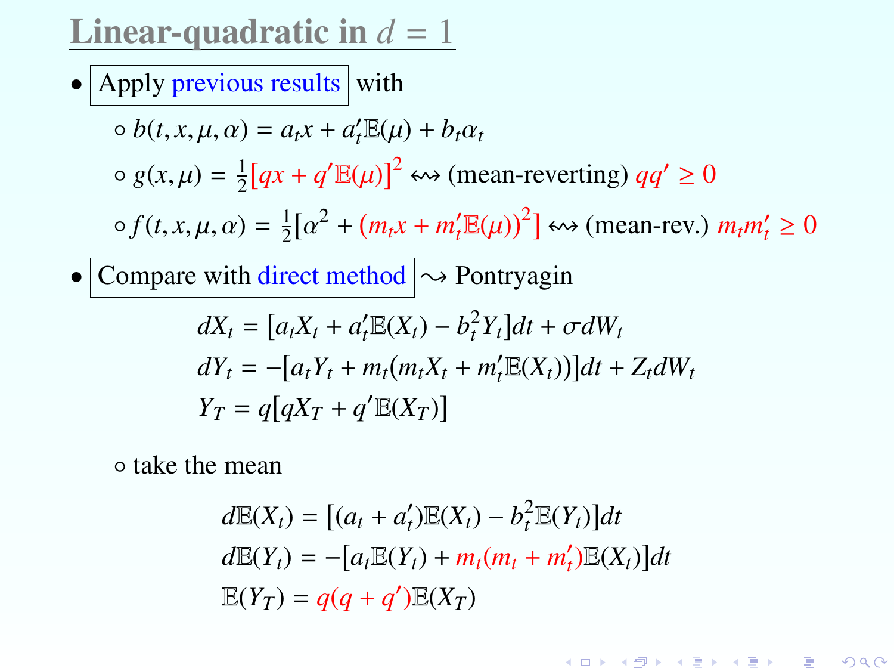# Linear-quadratic in $d = 1$

- Apply previous results with
  - $b(t, x, \mu, \alpha) = a_t x + a'_t \mathbb{E}(\mu) + b_t \alpha_t$
  - $g(x, \mu) = \frac{1}{2}[qx + q' \mathbb{E}(\mu)]^2 \leftrightsquigarrow$ (mean-reverting) $qq' \geq 0$
  - $f(t, x, \mu, \alpha) = \frac{1}{2}[\alpha^2 + (m_t x + m'_t \mathbb{E}(\mu))^2] \leftrightsquigarrow$ (mean-rev.) $m_t m'_t \geq 0$
- Compare with direct method $\rightsquigarrow$ Pontryagin

$$
\begin{aligned}
dX_t &= [a_t X_t + a'_t \mathbb{E}(X_t) - b_t^2 Y_t]dt + \sigma dW_t \\
dY_t &= -[a_t Y_t + m_t(m_t X_t + m'_t \mathbb{E}(X_t))]dt + Z_t dW_t \\
Y_T &= q[qX_T + q' \mathbb{E}(X_T)]
\end{aligned}
$$

  - take the mean

$$
\begin{aligned}
d\mathbb{E}(X_t) &= [(a_t + a'_t)\mathbb{E}(X_t) - b_t^2 \mathbb{E}(Y_t)]dt \\
d\mathbb{E}(Y_t) &= -[a_t \mathbb{E}(Y_t) + m_t(m_t + m'_t)\mathbb{E}(X_t)]dt \\
\mathbb{E}(Y_T) &= q(q + q')\mathbb{E}(X_T)
\end{aligned}
$$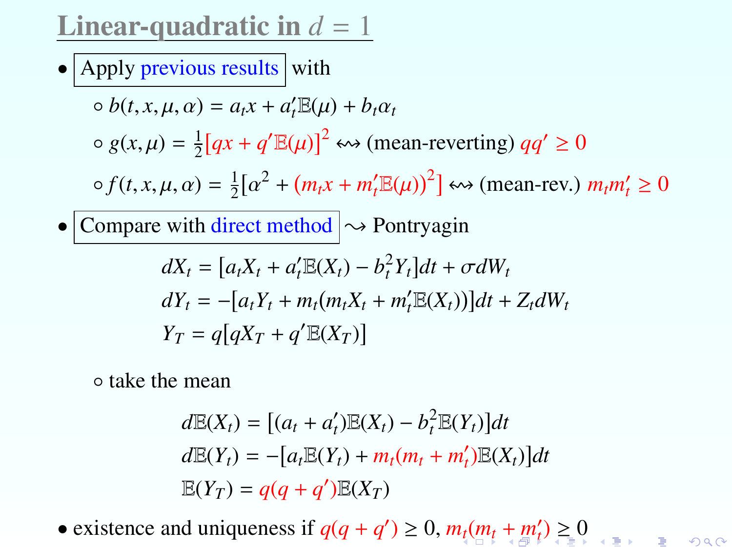# Linear-quadratic in $d = 1$

- Apply previous results with
  - $b(t, x, \mu, \alpha) = a_t x + a'_t \mathbb{E}(\mu) + b_t \alpha_t$
  - $g(x, \mu) = \frac{1}{2}[qx + q' \mathbb{E}(\mu)]^2 \leftrightsquigarrow$ (mean-reverting) $qq' \geq 0$
  - $f(t, x, \mu, \alpha) = \frac{1}{2}[\alpha^2 + (m_t x + m'_t \mathbb{E}(\mu))^2] \leftrightsquigarrow$ (mean-rev.) $m_t m'_t \geq 0$
- Compare with direct method $\rightsquigarrow$ Pontryagin

$$
\begin{aligned}
dX_t &= [a_t X_t + a'_t \mathbb{E}(X_t) - b_t^2 Y_t]dt + \sigma dW_t \\
dY_t &= -[a_t Y_t + m_t(m_t X_t + m'_t \mathbb{E}(X_t))]dt + Z_t dW_t \\
Y_T &= q[qX_T + q' \mathbb{E}(X_T)]
\end{aligned}
$$

  - take the mean

$$
\begin{aligned}
d\mathbb{E}(X_t) &= [(a_t + a'_t)\mathbb{E}(X_t) - b_t^2 \mathbb{E}(Y_t)]dt \\
d\mathbb{E}(Y_t) &= -[a_t \mathbb{E}(Y_t) + m_t(m_t + m'_t)\mathbb{E}(X_t)]dt \\
\mathbb{E}(Y_T) &= q(q + q')\mathbb{E}(X_T)
\end{aligned}
$$

- existence and uniqueness if $q(q + q') \geq 0$, $m_t(m_t + m'_t) \geq 0$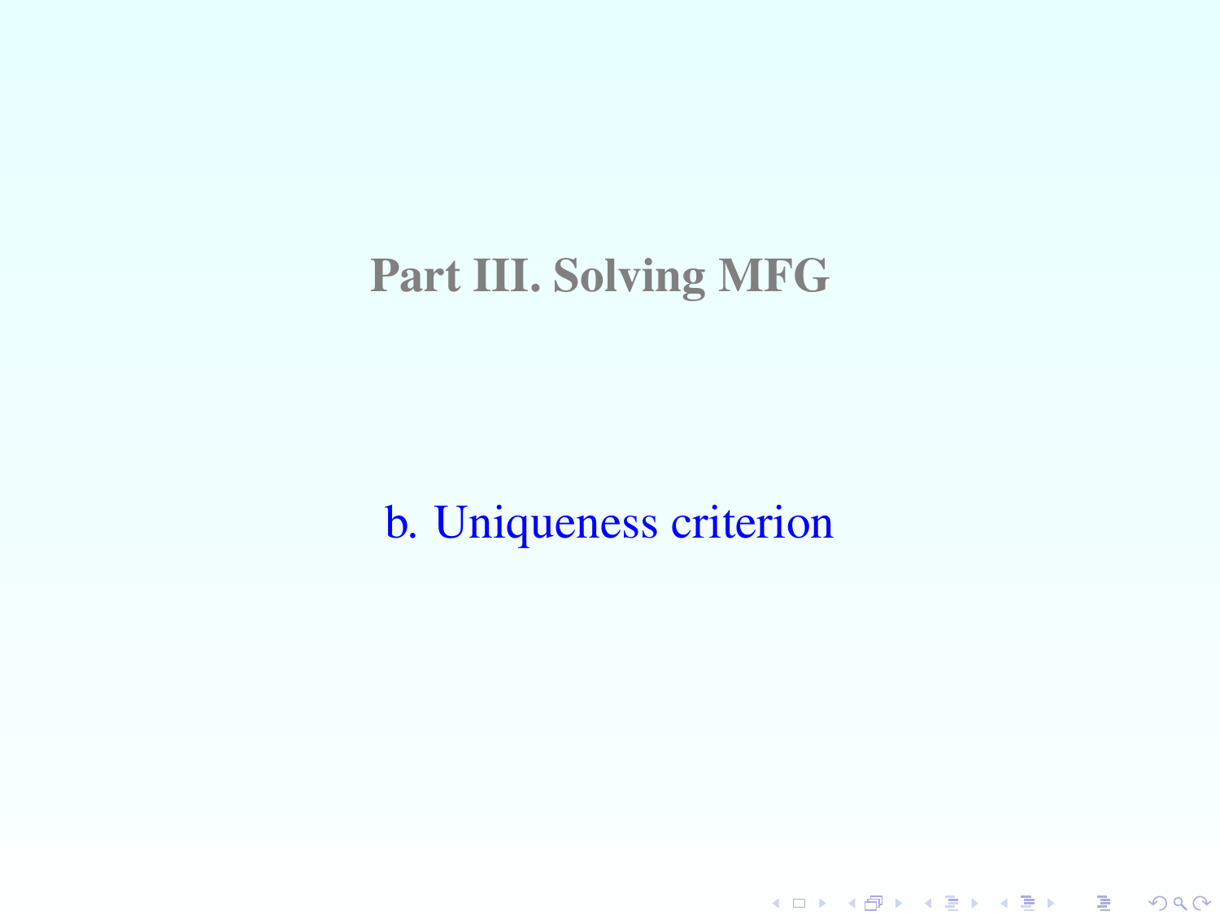# Part III. Solving MFG

## b. Uniqueness criterion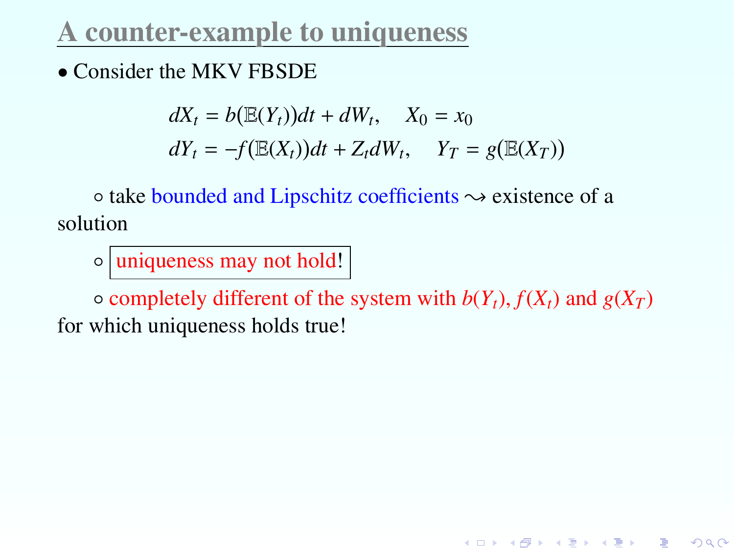# A counter-example to uniqueness

- Consider the MKV FBSDE

$$
\begin{aligned}
dX_t &= b(\mathbb{E}(Y_t))dt + dW_t, \quad X_0 = x_0 \\
dY_t &= -f(\mathbb{E}(X_t))dt + Z_t dW_t, \quad Y_T = g(\mathbb{E}(X_T))
\end{aligned}
$$

  - take bounded and Lipschitz coefficients $\rightsquigarrow$ existence of a solution
  - **uniqueness may not hold!**
  - completely different of the system with $b(Y_t)$, $f(X_t)$ and $g(X_T)$ for which uniqueness holds true!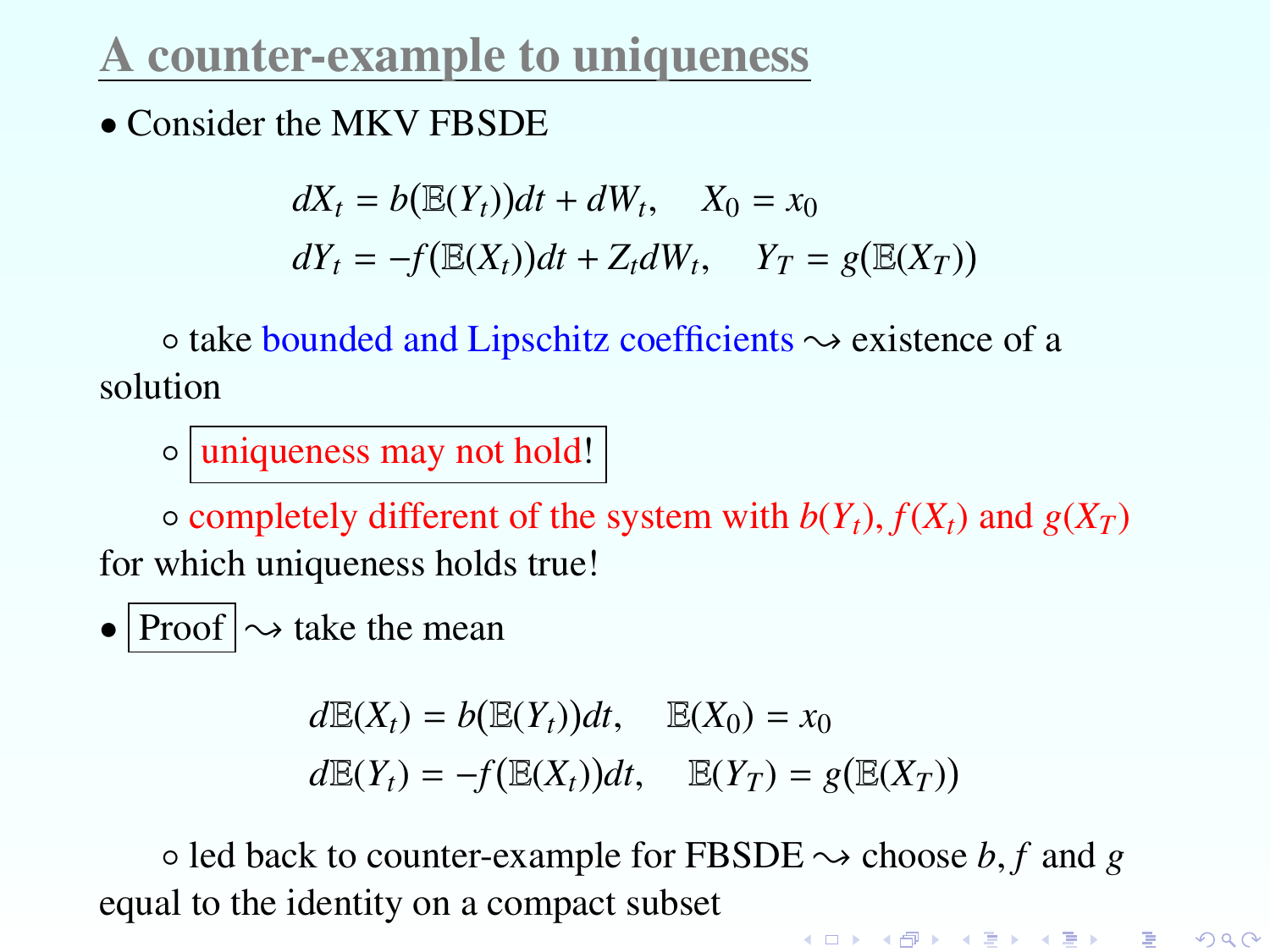# A counter-example to uniqueness

- Consider the MKV FBSDE

$$
\begin{aligned}
dX_t &= b(\mathbb{E}(Y_t))dt + dW_t, \quad X_0 = x_0 \\
dY_t &= -f(\mathbb{E}(X_t))dt + Z_t dW_t, \quad Y_T = g(\mathbb{E}(X_T))
\end{aligned}
$$

  ◦ take bounded and Lipschitz coefficients $\rightsquigarrow$ existence of a solution

  ◦ **uniqueness may not hold!**

  ◦ completely different of the system with $b(Y_t)$, $f(X_t)$ and $g(X_T)$ for which uniqueness holds true!

- **Proof** $\rightsquigarrow$ take the mean

$$
\begin{aligned}
d\mathbb{E}(X_t) &= b(\mathbb{E}(Y_t))dt, \quad \mathbb{E}(X_0) = x_0 \\
d\mathbb{E}(Y_t) &= -f(\mathbb{E}(X_t))dt, \quad \mathbb{E}(Y_T) = g(\mathbb{E}(X_T))
\end{aligned}
$$

  ◦ led back to counter-example for FBSDE $\rightsquigarrow$ choose $b, f$ and $g$ equal to the identity on a compact subset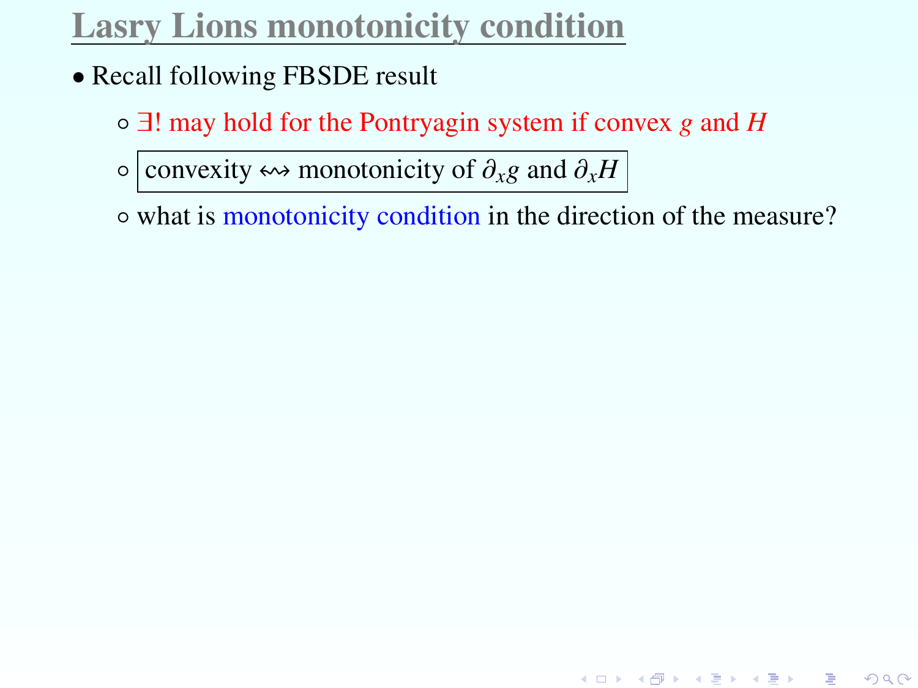# Lasry Lions monotonicity condition

- Recall following FBSDE result
  - $\exists!$ may hold for the Pontryagin system if convex $g$ and $H$
  - convexity $\leftrightsquigarrow$ monotonicity of $\partial_x g$ and $\partial_x H$
  - what is monotonicity condition in the direction of the measure?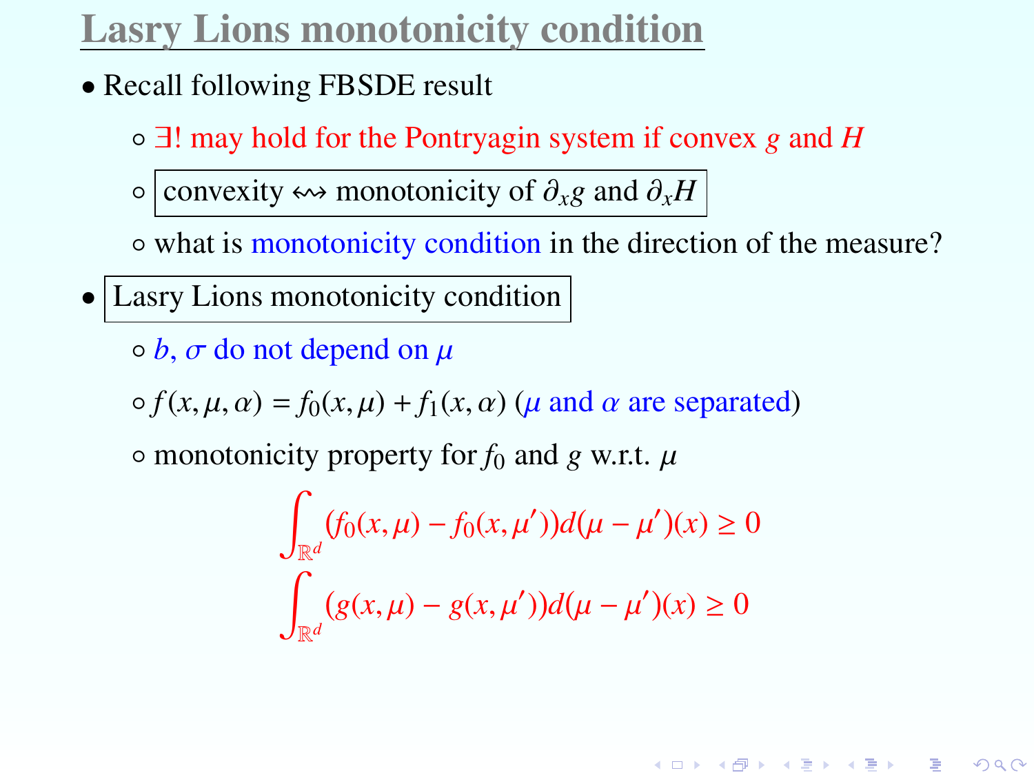# Lasry Lions monotonicity condition

- Recall following FBSDE result
  - ∃! may hold for the Pontryagin system if convex $g$ and $H$
  - convexity ⇝ monotonicity of $\partial_x g$ and $\partial_x H$
  - what is monotonicity condition in the direction of the measure?
- Lasry Lions monotonicity condition
  - $b$, $\sigma$ do not depend on $\mu$
  - $f(x, \mu, \alpha) = f_0(x, \mu) + f_1(x, \alpha)$ ($\mu$ and $\alpha$ are separated)
  - monotonicity property for $f_0$ and $g$ w.r.t. $\mu$

$$\int_{\mathbb{R}^d} (f_0(x, \mu) - f_0(x, \mu'))d(\mu - \mu')(x) \geq 0$$

$$\int_{\mathbb{R}^d} (g(x, \mu) - g(x, \mu'))d(\mu - \mu')(x) \geq 0$$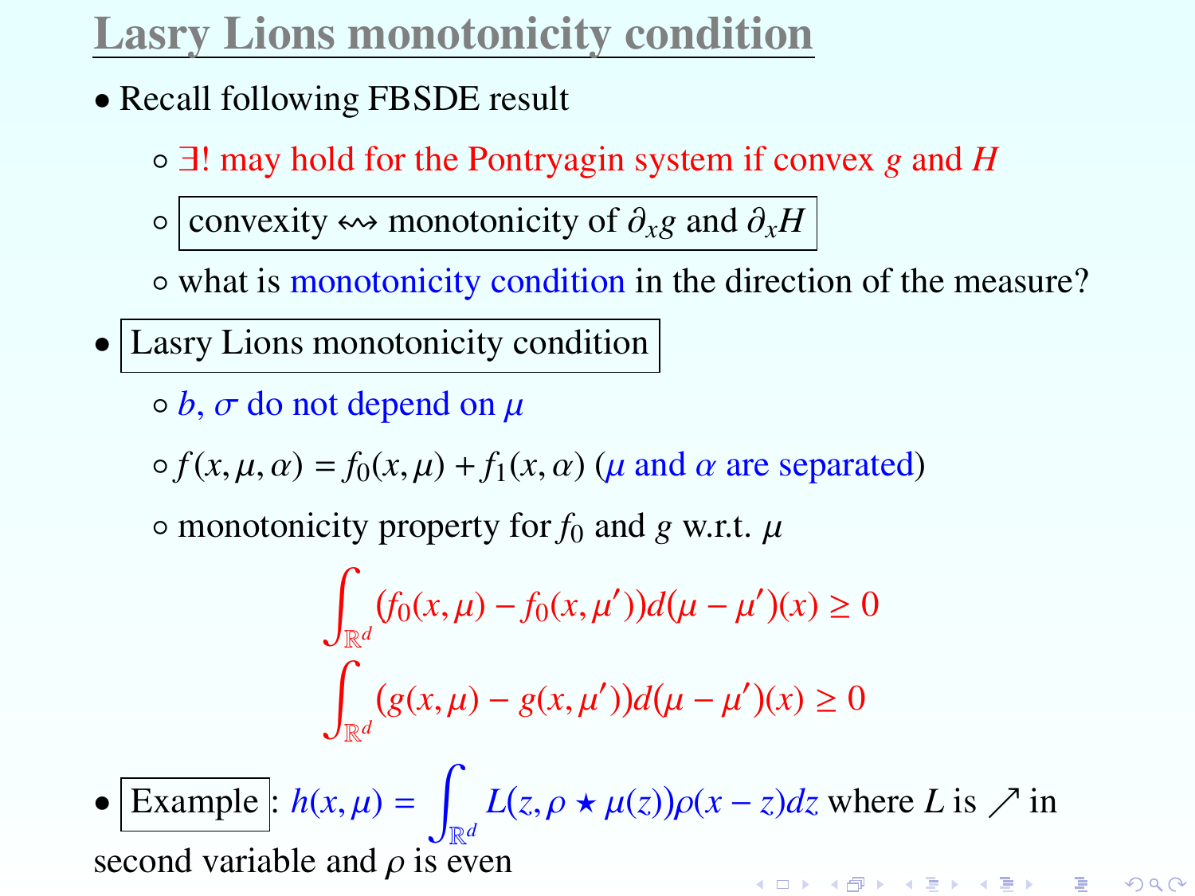# Lasry Lions monotonicity condition

- Recall following FBSDE result
  - ∃! may hold for the Pontryagin system if convex $g$ and $H$
  - convexity ⇝ monotonicity of $\partial_x g$ and $\partial_x H$
  - what is monotonicity condition in the direction of the measure?
- Lasry Lions monotonicity condition
  - $b$, $\sigma$ do not depend on $\mu$
  - $f(x, \mu, \alpha) = f_0(x, \mu) + f_1(x, \alpha)$ ($\mu$ and $\alpha$ are separated)
  - monotonicity property for $f_0$ and $g$ w.r.t. $\mu$

$$\int_{\mathbb{R}^d} (f_0(x, \mu) - f_0(x, \mu'))d(\mu - \mu')(x) \geq 0$$

$$\int_{\mathbb{R}^d} (g(x, \mu) - g(x, \mu'))d(\mu - \mu')(x) \geq 0$$

- Example: $h(x, \mu) = \int_{\mathbb{R}^d} L(z, \rho \star \mu(z))\rho(x - z)dz$ where $L$ is ↗ in second variable and $\rho$ is even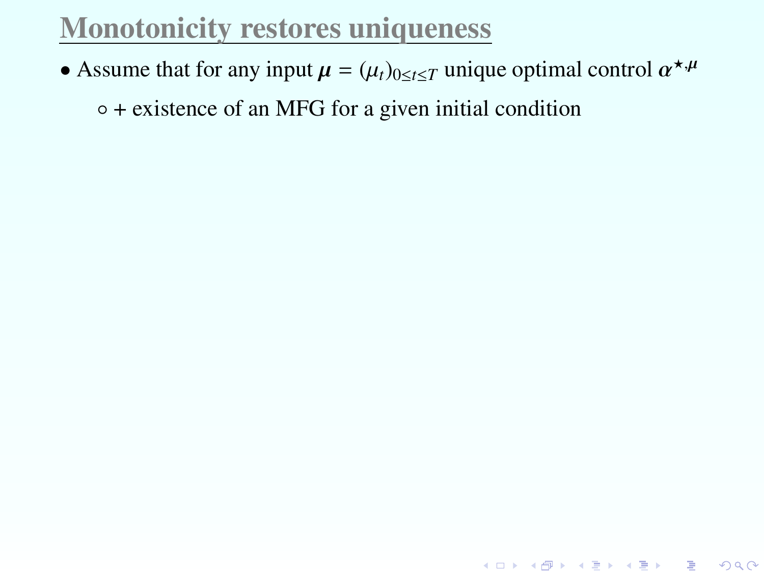# Monotonicity restores uniqueness

- Assume that for any input $\boldsymbol{\mu} = (\mu_t)_{0 \leq t \leq T}$ unique optimal control $\boldsymbol{\alpha}^{\star,\boldsymbol{\mu}}$
  - + existence of an MFG for a given initial condition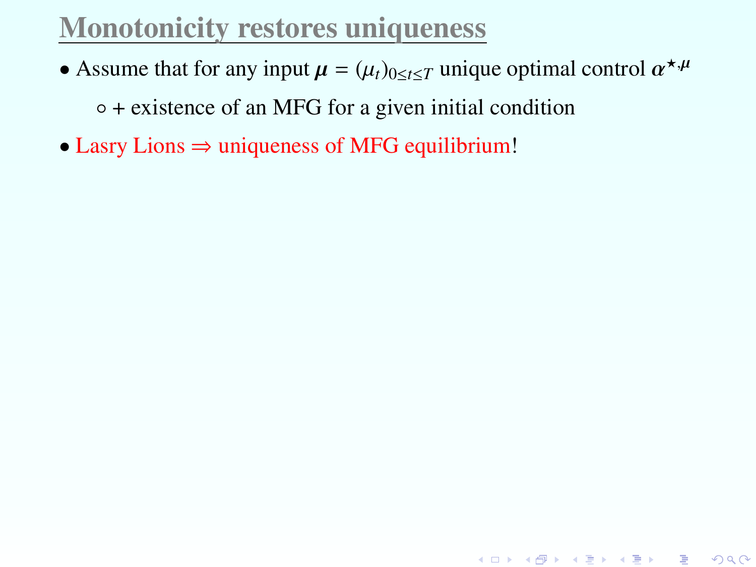# Monotonicity restores uniqueness

- Assume that for any input $\boldsymbol{\mu} = (\mu_t)_{0 \leq t \leq T}$ unique optimal control $\boldsymbol{\alpha}^{\star,\boldsymbol{\mu}}$
  - + existence of an MFG for a given initial condition
- Lasry Lions $\Rightarrow$ uniqueness of MFG equilibrium!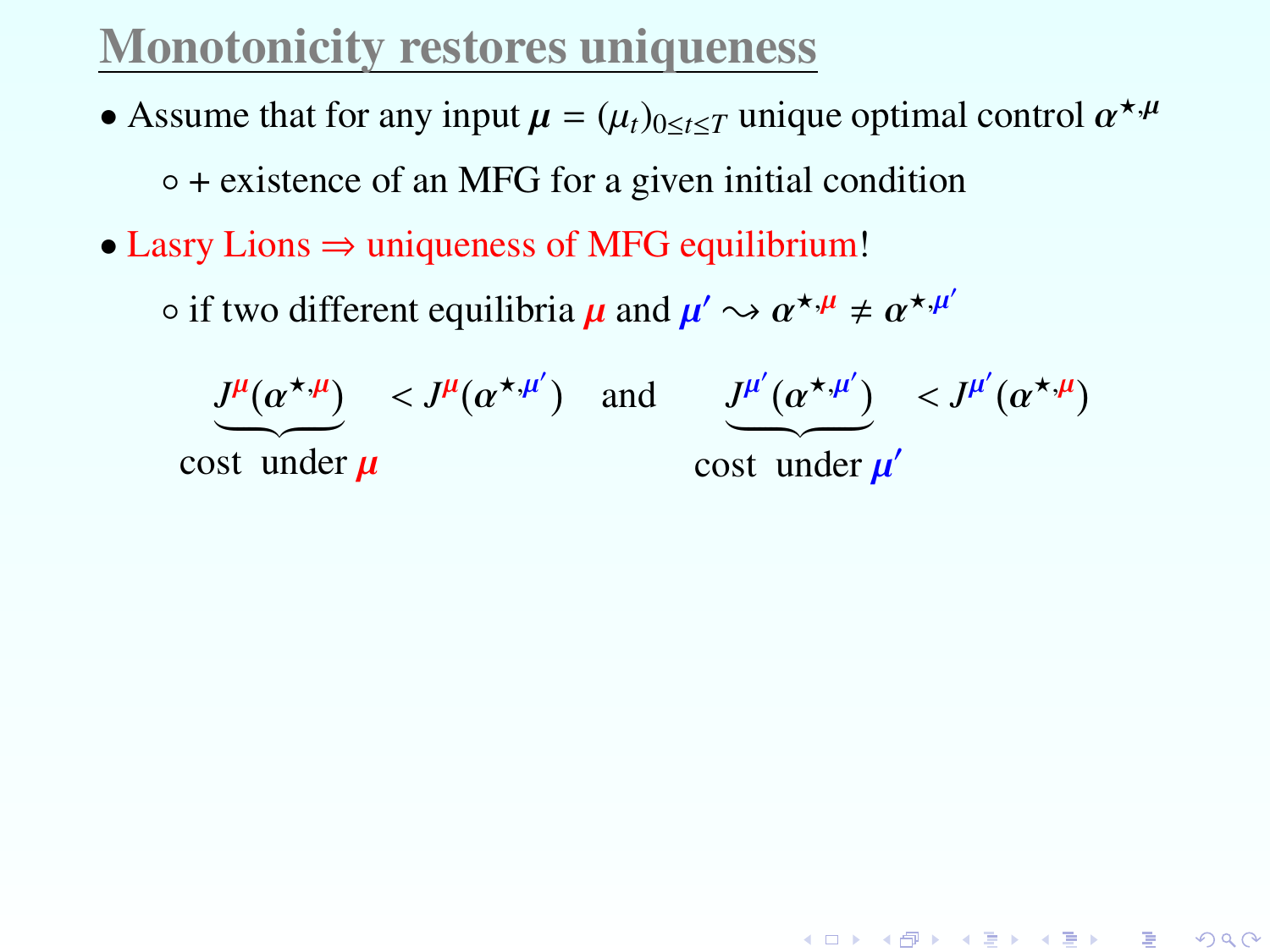# Monotonicity restores uniqueness

- Assume that for any input $\boldsymbol{\mu} = (\mu_t)_{0 \le t \le T}$ unique optimal control $\boldsymbol{\alpha}^{\star,\boldsymbol{\mu}}$
  - + existence of an MFG for a given initial condition
- Lasry Lions $\Rightarrow$ uniqueness of MFG equilibrium!
  - if two different equilibria $\boldsymbol{\mu}$ and $\boldsymbol{\mu}' \rightsquigarrow \boldsymbol{\alpha}^{\star,\boldsymbol{\mu}} \neq \boldsymbol{\alpha}^{\star,\boldsymbol{\mu}'}$

$$\underbrace{J^{\boldsymbol{\mu}}(\boldsymbol{\alpha}^{\star,\boldsymbol{\mu}})}_{\text{cost under } \boldsymbol{\mu}} < J^{\boldsymbol{\mu}}(\boldsymbol{\alpha}^{\star,\boldsymbol{\mu}'}) \quad \text{and} \quad \underbrace{J^{\boldsymbol{\mu}'}(\boldsymbol{\alpha}^{\star,\boldsymbol{\mu}'})}_{\text{cost under } \boldsymbol{\mu}'} < J^{\boldsymbol{\mu}'}(\boldsymbol{\alpha}^{\star,\boldsymbol{\mu}})$$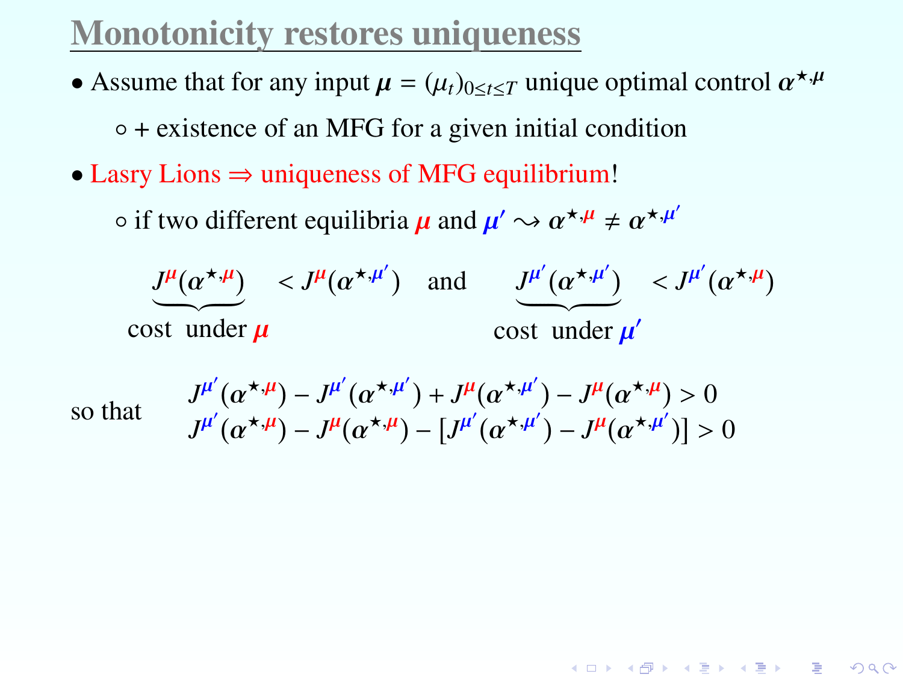# Monotonicity restores uniqueness

- Assume that for any input $\boldsymbol{\mu} = (\mu_t)_{0 \le t \le T}$ unique optimal control $\boldsymbol{\alpha}^{\star,\boldsymbol{\mu}}$
  - + existence of an MFG for a given initial condition
- Lasry Lions ⇒ uniqueness of MFG equilibrium!
  - if two different equilibria $\boldsymbol{\mu}$ and $\boldsymbol{\mu}' \rightsquigarrow \boldsymbol{\alpha}^{\star,\boldsymbol{\mu}} \neq \boldsymbol{\alpha}^{\star,\boldsymbol{\mu}'}$

$$
\underbrace{J^{\boldsymbol{\mu}}(\boldsymbol{\alpha}^{\star,\boldsymbol{\mu}})}_{\text{cost under } \boldsymbol{\mu}} < J^{\boldsymbol{\mu}}(\boldsymbol{\alpha}^{\star,\boldsymbol{\mu}'}) \quad \text{and} \quad \underbrace{J^{\boldsymbol{\mu}'}(\boldsymbol{\alpha}^{\star,\boldsymbol{\mu}'})}_{\text{cost under } \boldsymbol{\mu}'} < J^{\boldsymbol{\mu}'}(\boldsymbol{\alpha}^{\star,\boldsymbol{\mu}})
$$

so that

$$
\begin{aligned}
&J^{\boldsymbol{\mu}'}(\boldsymbol{\alpha}^{\star,\boldsymbol{\mu}}) - J^{\boldsymbol{\mu}'}(\boldsymbol{\alpha}^{\star,\boldsymbol{\mu}'}) + J^{\boldsymbol{\mu}}(\boldsymbol{\alpha}^{\star,\boldsymbol{\mu}'}) - J^{\boldsymbol{\mu}}(\boldsymbol{\alpha}^{\star,\boldsymbol{\mu}}) > 0 \\
&J^{\boldsymbol{\mu}'}(\boldsymbol{\alpha}^{\star,\boldsymbol{\mu}}) - J^{\boldsymbol{\mu}}(\boldsymbol{\alpha}^{\star,\boldsymbol{\mu}}) - [J^{\boldsymbol{\mu}'}(\boldsymbol{\alpha}^{\star,\boldsymbol{\mu}'}) - J^{\boldsymbol{\mu}}(\boldsymbol{\alpha}^{\star,\boldsymbol{\mu}'})] > 0
\end{aligned}
$$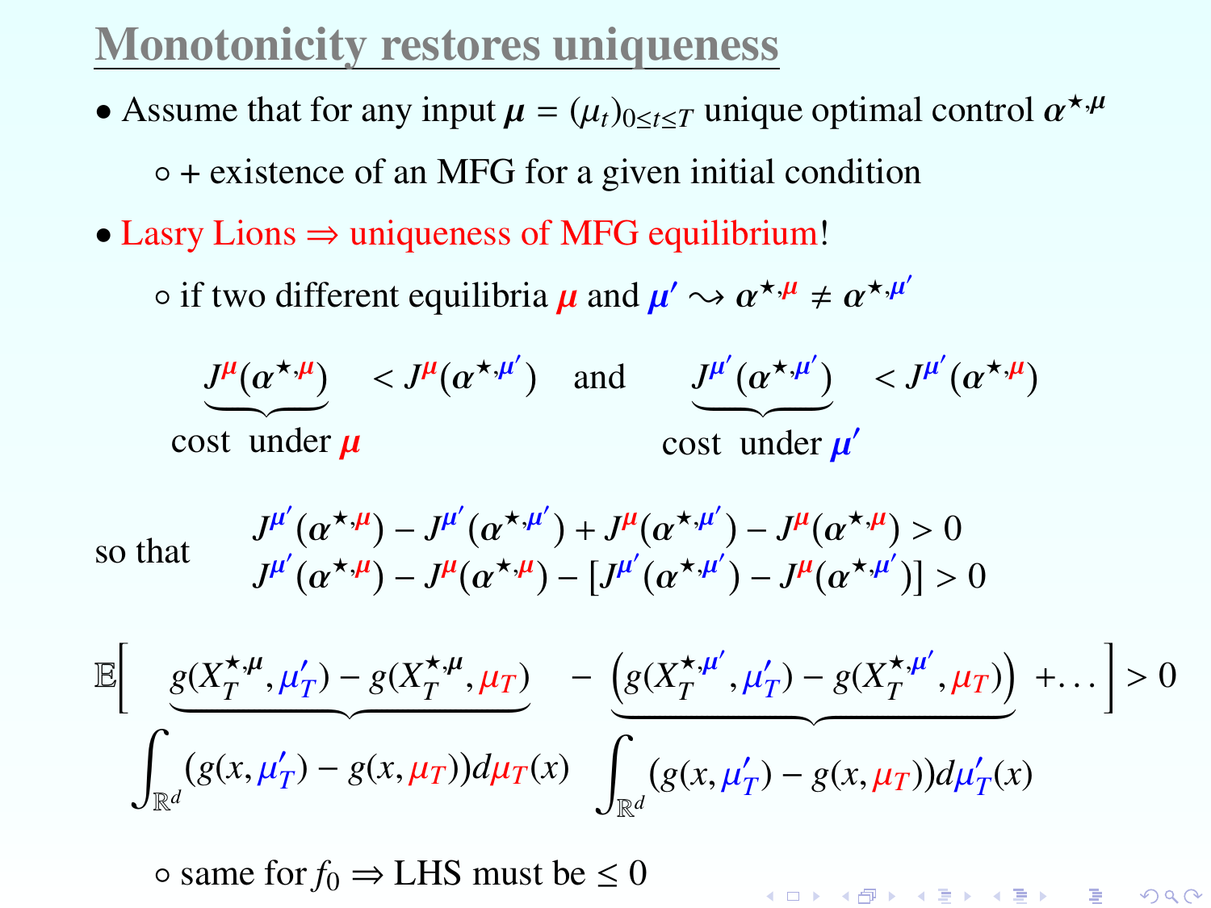# Monotonicity restores uniqueness

- Assume that for any input $\boldsymbol{\mu} = (\mu_t)_{0 \le t \le T}$ unique optimal control $\boldsymbol{\alpha}^{\star,\boldsymbol{\mu}}$
  - + existence of an MFG for a given initial condition
- Lasry Lions $\Rightarrow$ uniqueness of MFG equilibrium!
  - if two different equilibria $\boldsymbol{\mu}$ and $\boldsymbol{\mu}' \rightsquigarrow \boldsymbol{\alpha}^{\star,\boldsymbol{\mu}} \neq \boldsymbol{\alpha}^{\star,\boldsymbol{\mu}'}$

$$
\underbrace{J^{\boldsymbol{\mu}}(\boldsymbol{\alpha}^{\star,\boldsymbol{\mu}})}_{\text{cost under } \boldsymbol{\mu}} < J^{\boldsymbol{\mu}}(\boldsymbol{\alpha}^{\star,\boldsymbol{\mu}'}) \quad \text{and} \quad \underbrace{J^{\boldsymbol{\mu}'}(\boldsymbol{\alpha}^{\star,\boldsymbol{\mu}'})}_{\text{cost under } \boldsymbol{\mu}'} < J^{\boldsymbol{\mu}'}(\boldsymbol{\alpha}^{\star,\boldsymbol{\mu}})
$$

so that

$$
\begin{aligned}
&J^{\boldsymbol{\mu}'}(\boldsymbol{\alpha}^{\star,\boldsymbol{\mu}}) - J^{\boldsymbol{\mu}'}(\boldsymbol{\alpha}^{\star,\boldsymbol{\mu}'}) + J^{\boldsymbol{\mu}}(\boldsymbol{\alpha}^{\star,\boldsymbol{\mu}'}) - J^{\boldsymbol{\mu}}(\boldsymbol{\alpha}^{\star,\boldsymbol{\mu}}) > 0 \\
&J^{\boldsymbol{\mu}'}(\boldsymbol{\alpha}^{\star,\boldsymbol{\mu}}) - J^{\boldsymbol{\mu}}(\boldsymbol{\alpha}^{\star,\boldsymbol{\mu}}) - [J^{\boldsymbol{\mu}'}(\boldsymbol{\alpha}^{\star,\boldsymbol{\mu}'}) - J^{\boldsymbol{\mu}}(\boldsymbol{\alpha}^{\star,\boldsymbol{\mu}'})] > 0
\end{aligned}
$$

$$
\mathbb{E}\Big[ \underbrace{g(X_T^{\star,\boldsymbol{\mu}}, \mu_T') - g(X_T^{\star,\boldsymbol{\mu}}, \mu_T)}_{\int_{\mathbb{R}^d} (g(x,\mu_T') - g(x,\mu_T)) d\mu_T(x)} - \underbrace{\left(g(X_T^{\star,\boldsymbol{\mu}'}, \mu_T') - g(X_T^{\star,\boldsymbol{\mu}'}, \mu_T)\right)}_{\int_{\mathbb{R}^d} (g(x,\mu_T') - g(x,\mu_T)) d\mu_T'(x)} + \dots \Big] > 0
$$

- same for $f_0 \Rightarrow$ LHS must be $\le 0$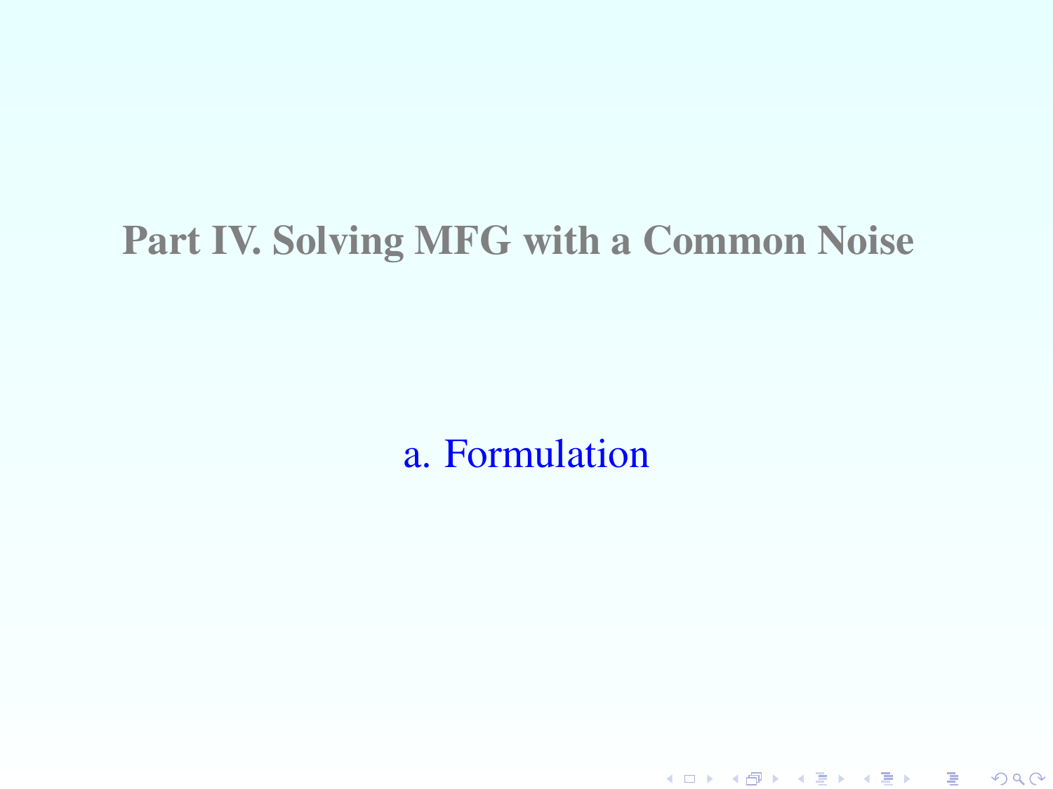# Part IV. Solving MFG with a Common Noise

## a. Formulation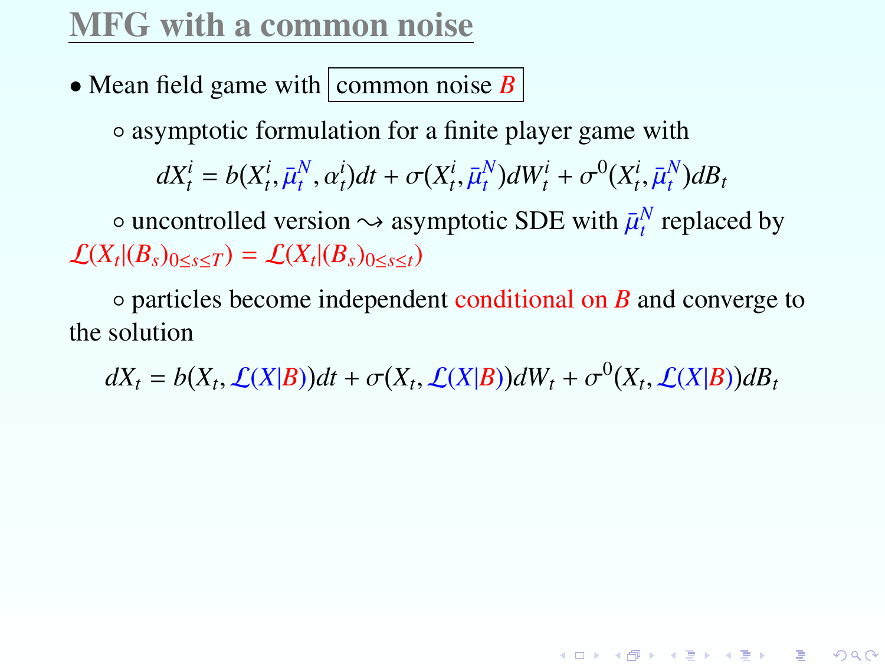## MFG with a common noise

- Mean field game with common noise $B$
  - asymptotic formulation for a finite player game with

$$dX_t^i = b(X_t^i, \bar{\mu}_t^N, \alpha_t^i)dt + \sigma(X_t^i, \bar{\mu}_t^N)dW_t^i + \sigma^0(X_t^i, \bar{\mu}_t^N)dB_t$$

  - uncontrolled version $\rightsquigarrow$ asymptotic SDE with $\bar{\mu}_t^N$ replaced by $\mathcal{L}(X_t|(B_s)_{0\le s\le T}) = \mathcal{L}(X_t|(B_s)_{0\le s\le t})$
  - particles become independent conditional on $B$ and converge to the solution

$$dX_t = b(X_t, \mathcal{L}(X|B))dt + \sigma(X_t, \mathcal{L}(X|B))dW_t + \sigma^0(X_t, \mathcal{L}(X|B))dB_t$$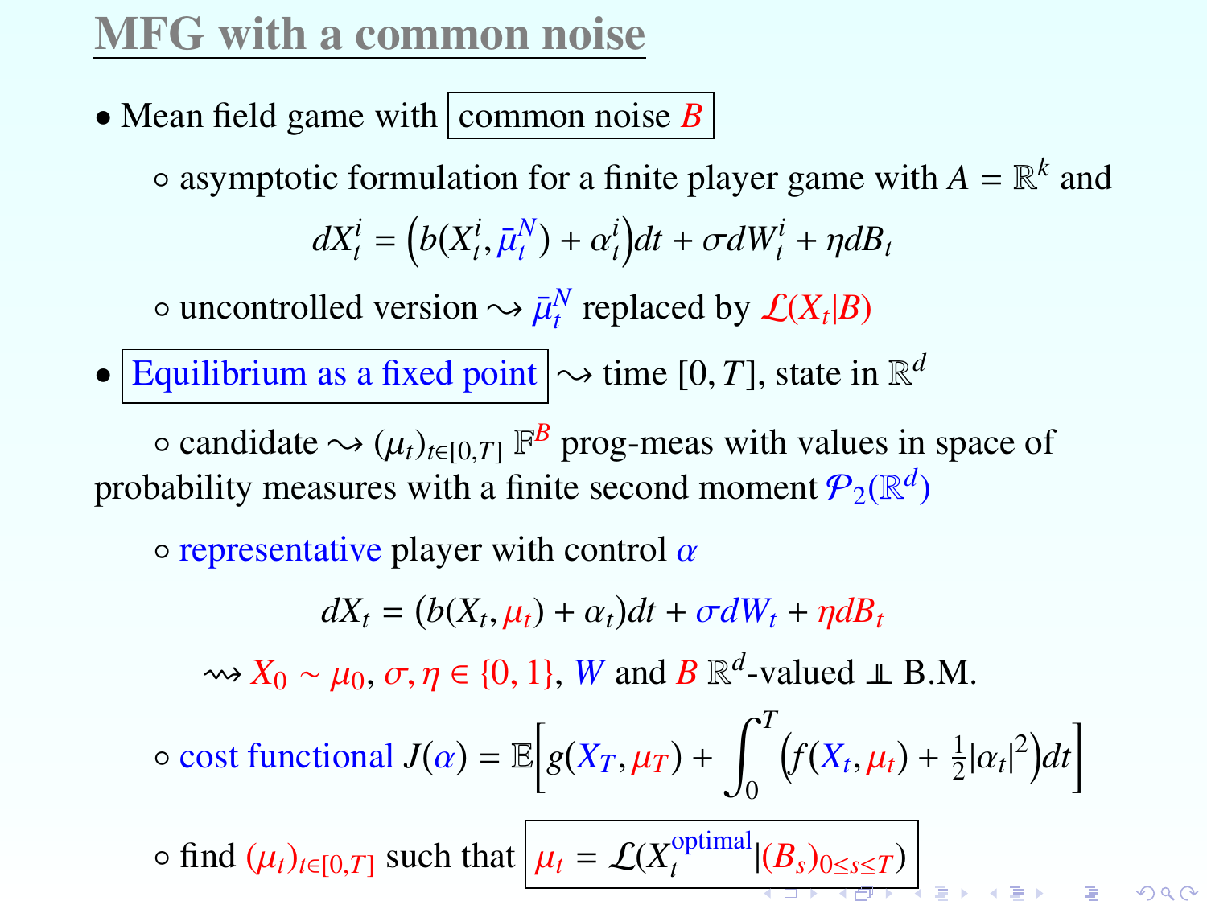# MFG with a common noise

- Mean field game with common noise $B$
  - asymptotic formulation for a finite player game with $A = \mathbb{R}^k$ and

$$dX_t^i = \Big(b(X_t^i, \bar{\mu}_t^N) + \alpha_t^i\Big)dt + \sigma dW_t^i + \eta dB_t$$

  - uncontrolled version $\rightsquigarrow$ $\bar{\mu}_t^N$ replaced by $\mathcal{L}(X_t|B)$

- Equilibrium as a fixed point $\rightsquigarrow$ time $[0,T]$, state in $\mathbb{R}^d$
  - candidate $\rightsquigarrow$ $(\mu_t)_{t\in[0,T]}$ $\mathbb{F}^B$ prog-meas with values in space of probability measures with a finite second moment $\mathcal{P}_2(\mathbb{R}^d)$
  - representative player with control $\alpha$

$$dX_t = (b(X_t, \mu_t) + \alpha_t)dt + \sigma dW_t + \eta dB_t$$

$\rightsquigarrow$ $X_0 \sim \mu_0$, $\sigma, \eta \in \{0,1\}$, $W$ and $B$ $\mathbb{R}^d$-valued $\perp\!\!\!\perp$ B.M.

  - cost functional $J(\alpha) = \mathbb{E}\Big[g(X_T, \mu_T) + \int_0^T \Big(f(X_t, \mu_t) + \frac{1}{2}|\alpha_t|^2\Big)dt\Big]$
  - find $(\mu_t)_{t\in[0,T]}$ such that $\mu_t = \mathcal{L}(X_t^{\text{optimal}}|(B_s)_{0\leq s\leq T})$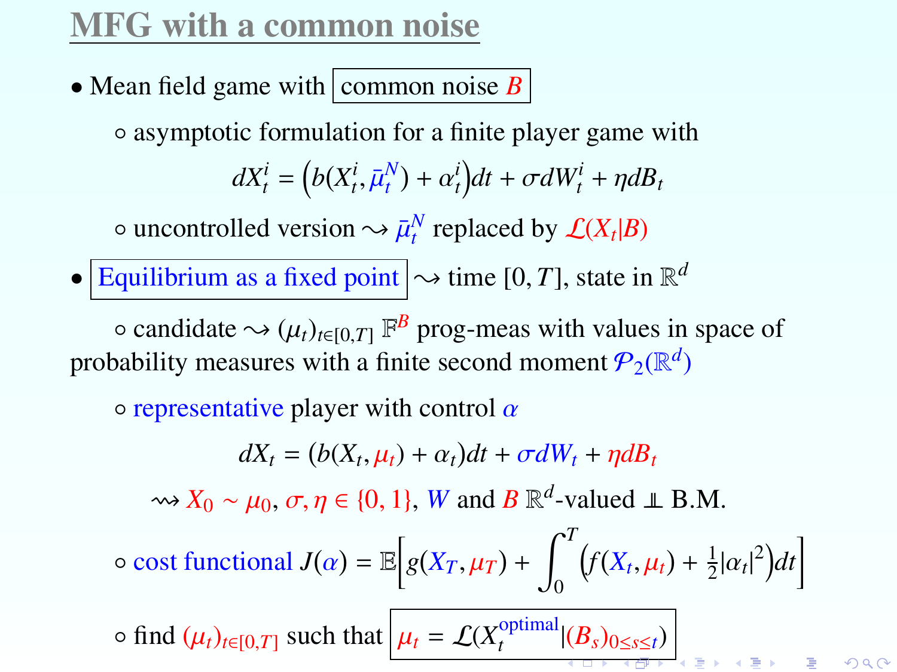# MFG with a common noise

- Mean field game with common noise $B$
  - asymptotic formulation for a finite player game with

$$dX_t^i = \left(b(X_t^i, \bar{\mu}_t^N) + \alpha_t^i\right)dt + \sigma dW_t^i + \eta dB_t$$

  - uncontrolled version $\rightsquigarrow$ $\bar{\mu}_t^N$ replaced by $\mathcal{L}(X_t|B)$

- Equilibrium as a fixed point $\rightsquigarrow$ time $[0,T]$, state in $\mathbb{R}^d$
  - candidate $\rightsquigarrow$ $(\mu_t)_{t\in[0,T]}$ $\mathbb{F}^B$ prog-meas with values in space of probability measures with a finite second moment $\mathcal{P}_2(\mathbb{R}^d)$
  - representative player with control $\alpha$

$$dX_t = (b(X_t, \mu_t) + \alpha_t)dt + \sigma dW_t + \eta dB_t$$

$\rightsquigarrow$ $X_0 \sim \mu_0$, $\sigma, \eta \in \{0, 1\}$, $W$ and $B$ $\mathbb{R}^d$-valued $\perp\!\!\!\perp$ B.M.

  - cost functional $J(\alpha) = \mathbb{E}\left[g(X_T, \mu_T) + \int_0^T \left(f(X_t, \mu_t) + \frac{1}{2}|\alpha_t|^2\right)dt\right]$
  - find $(\mu_t)_{t\in[0,T]}$ such that $\mu_t = \mathcal{L}(X_t^{\text{optimal}}|(B_s)_{0\le s\le t})$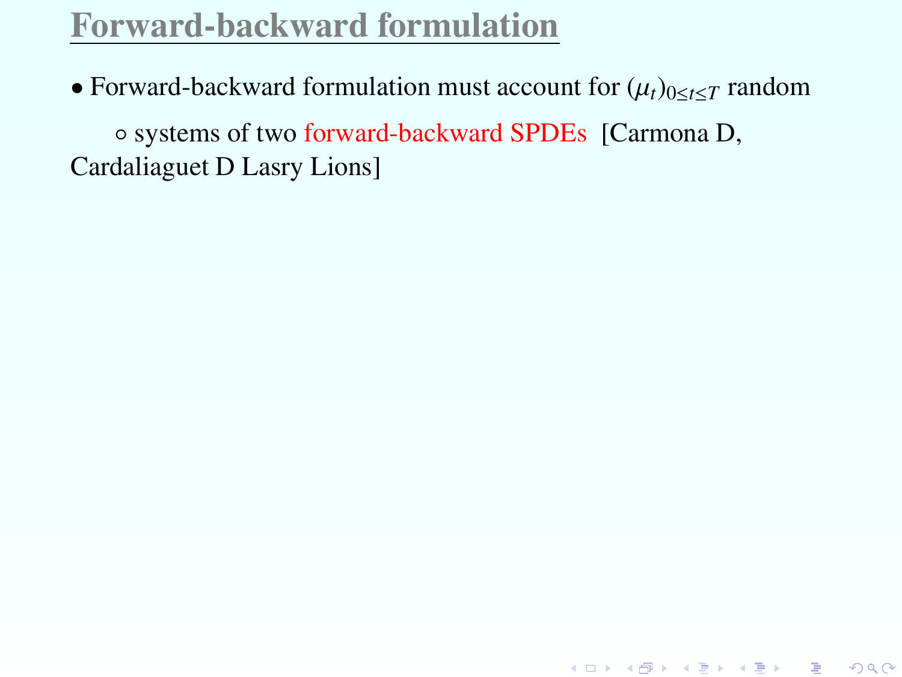# Forward-backward formulation

- Forward-backward formulation must account for $(\mu_t)_{0 \leq t \leq T}$ random

  ◦ systems of two forward-backward SPDEs [Carmona D, Cardaliaguet D Lasry Lions]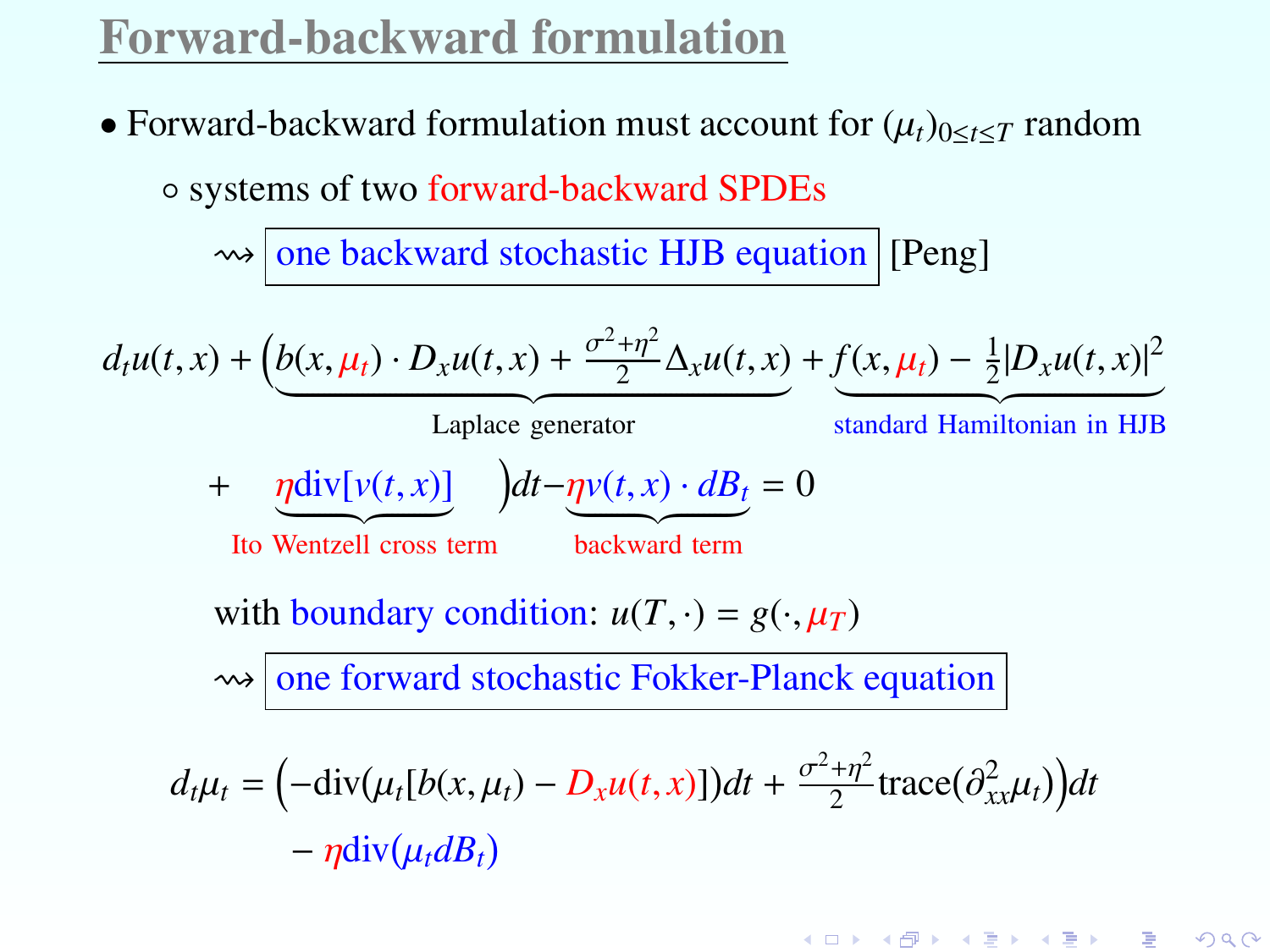# Forward-backward formulation

- Forward-backward formulation must account for $(\mu_t)_{0 \le t \le T}$ random
  - systems of two forward-backward SPDEs

$\rightsquigarrow$ **one backward stochastic HJB equation** [Peng]

$$
\begin{aligned}
d_t u(t,x) + \Big( & \underbrace{b(x,\mu_t) \cdot D_x u(t,x) + \frac{\sigma^2+\eta^2}{2} \Delta_x u(t,x)}_{\text{Laplace generator}} + \underbrace{f(x,\mu_t) - \frac{1}{2}|D_x u(t,x)|^2}_{\text{standard Hamiltonian in HJB}} \\
& + \underbrace{\eta \operatorname{div}[v(t,x)]}_{\text{Ito Wentzell cross term}} \Big) dt - \underbrace{\eta v(t,x) \cdot dB_t}_{\text{backward term}} = 0
\end{aligned}
$$

with boundary condition: $u(T,\cdot) = g(\cdot,\mu_T)$

$\rightsquigarrow$ **one forward stochastic Fokker-Planck equation**

$$
\begin{aligned}
d_t \mu_t = & \Big( -\operatorname{div}(\mu_t [b(x,\mu_t) - D_x u(t,x)]) dt + \frac{\sigma^2+\eta^2}{2} \operatorname{trace}(\partial^2_{xx} \mu_t) \Big) dt \\
& - \eta \operatorname{div}(\mu_t dB_t)
\end{aligned}
$$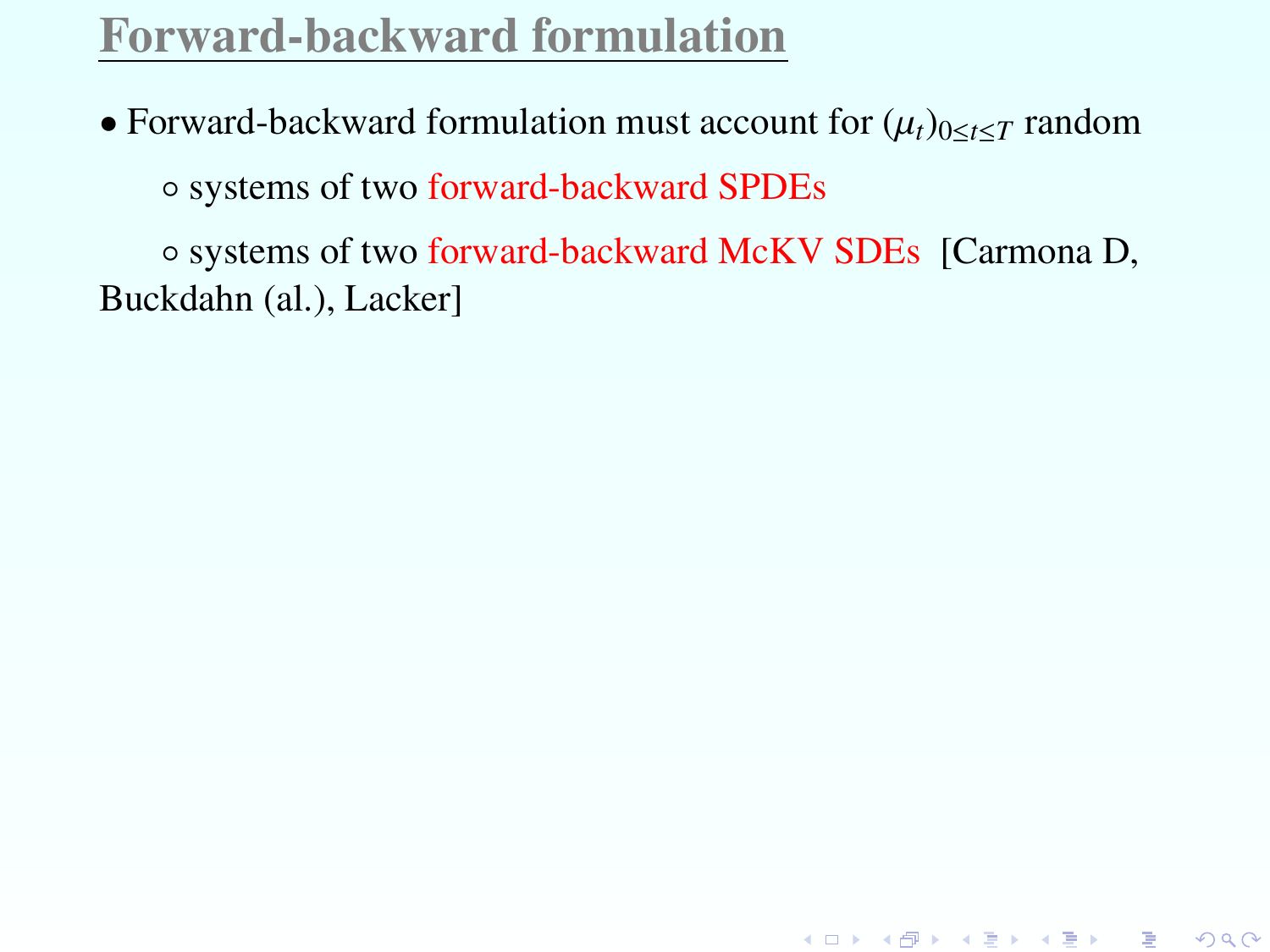# Forward-backward formulation

- Forward-backward formulation must account for $(\mu_t)_{0 \leq t \leq T}$ random
  - systems of two forward-backward SPDEs
  - systems of two forward-backward McKV SDEs [Carmona D, Buckdahn (al.), Lacker]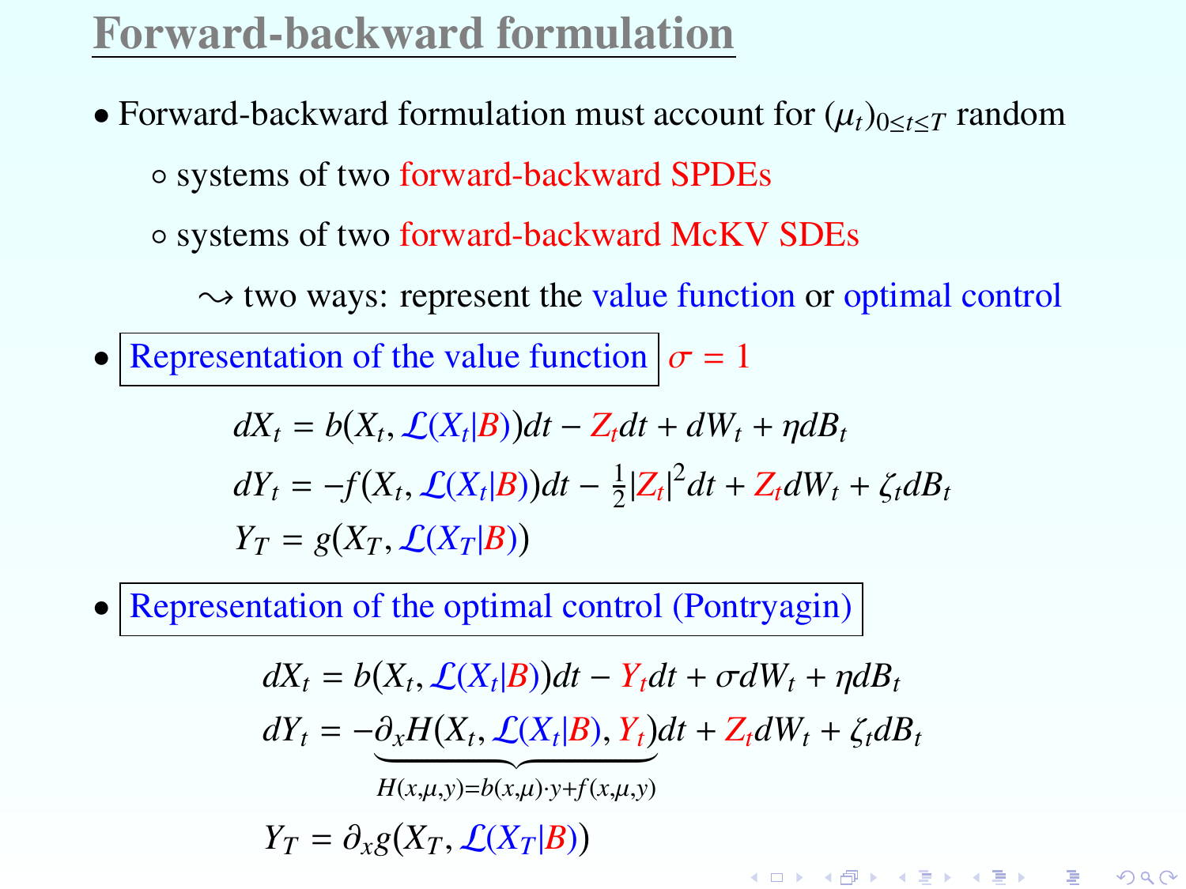# Forward-backward formulation

- Forward-backward formulation must account for $(\mu_t)_{0\le t\le T}$ random
  - systems of two forward-backward SPDEs
  - systems of two forward-backward McKV SDEs
    - $\rightsquigarrow$ two ways: represent the value function or optimal control
- Representation of the value function $\sigma = 1$

$$
\begin{aligned}
dX_t &= b(X_t, \mathcal{L}(X_t|B))dt - Z_t dt + dW_t + \eta dB_t \\
dY_t &= -f(X_t, \mathcal{L}(X_t|B))dt - \tfrac{1}{2}|Z_t|^2 dt + Z_t dW_t + \zeta_t dB_t \\
Y_T &= g(X_T, \mathcal{L}(X_T|B))
\end{aligned}
$$

- Representation of the optimal control (Pontryagin)

$$
\begin{aligned}
dX_t &= b(X_t, \mathcal{L}(X_t|B))dt - Y_t dt + \sigma dW_t + \eta dB_t \\
dY_t &= -\underbrace{\partial_x H(X_t, \mathcal{L}(X_t|B), Y_t)}_{H(x,\mu,y)=b(x,\mu)\cdot y + f(x,\mu,y)}dt + Z_t dW_t + \zeta_t dB_t \\
Y_T &= \partial_x g(X_T, \mathcal{L}(X_T|B))
\end{aligned}
$$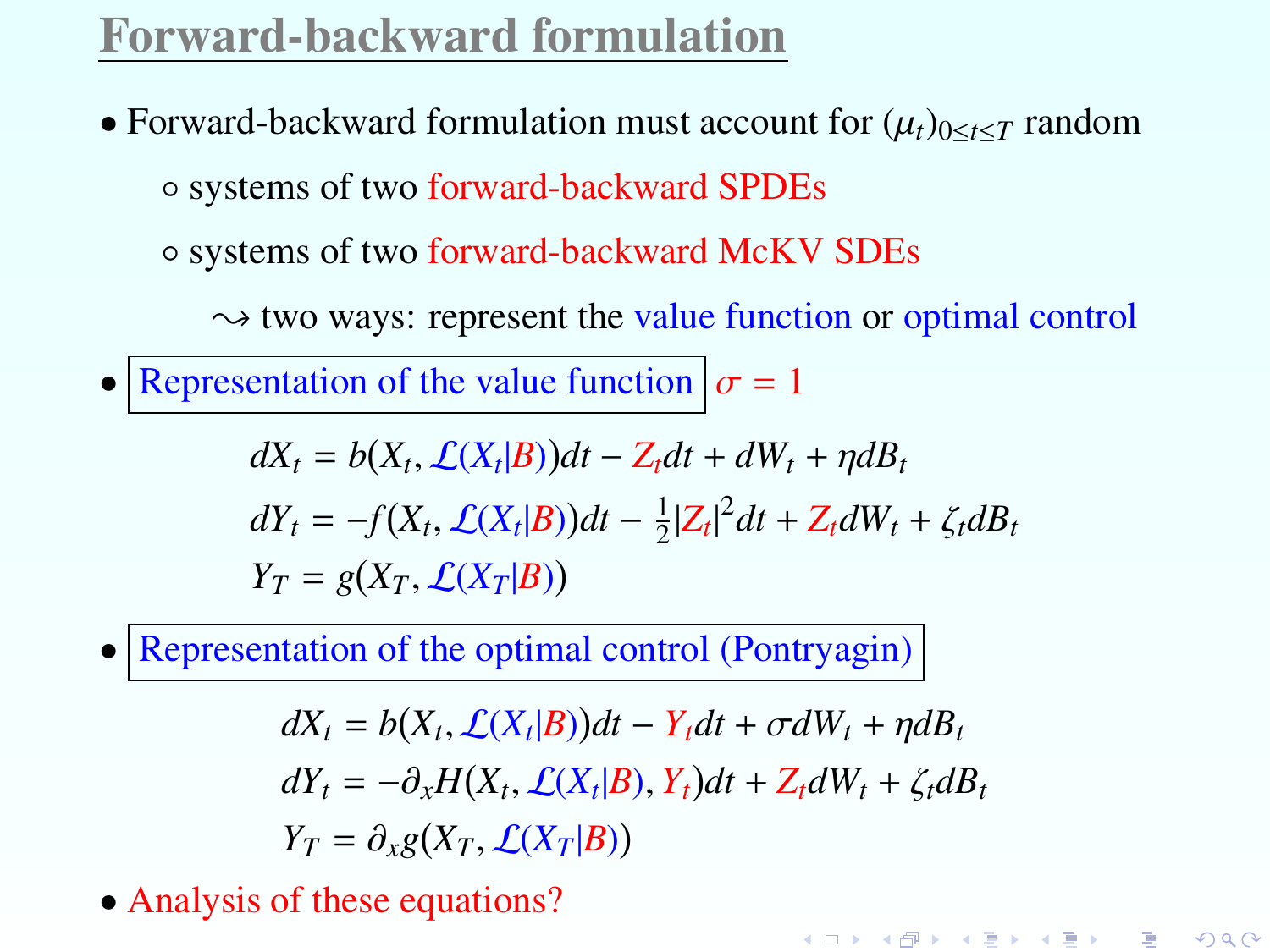# Forward-backward formulation

- Forward-backward formulation must account for $(\mu_t)_{0\leq t\leq T}$ random
  - systems of two forward-backward SPDEs
  - systems of two forward-backward McKV SDEs
    - $\rightsquigarrow$ two ways: represent the value function or optimal control
- Representation of the value function $\sigma = 1$

$$
\begin{aligned}
dX_t &= b(X_t, \mathcal{L}(X_t|B))dt - Z_t dt + dW_t + \eta dB_t \\
dY_t &= -f(X_t, \mathcal{L}(X_t|B))dt - \tfrac{1}{2}|Z_t|^2 dt + Z_t dW_t + \zeta_t dB_t \\
Y_T &= g(X_T, \mathcal{L}(X_T|B))
\end{aligned}
$$

- Representation of the optimal control (Pontryagin)

$$
\begin{aligned}
dX_t &= b(X_t, \mathcal{L}(X_t|B))dt - Y_t dt + \sigma dW_t + \eta dB_t \\
dY_t &= -\partial_x H(X_t, \mathcal{L}(X_t|B), Y_t)dt + Z_t dW_t + \zeta_t dB_t \\
Y_T &= \partial_x g(X_T, \mathcal{L}(X_T|B))
\end{aligned}
$$

- Analysis of these equations?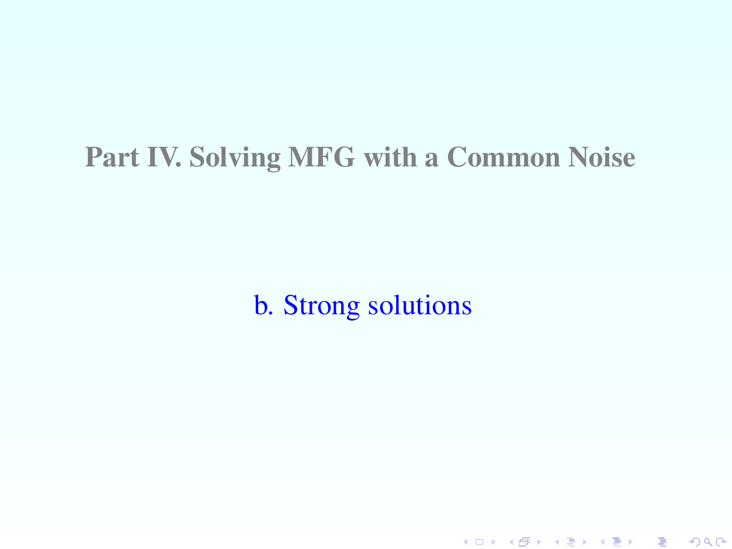# Part IV. Solving MFG with a Common Noise

## b. Strong solutions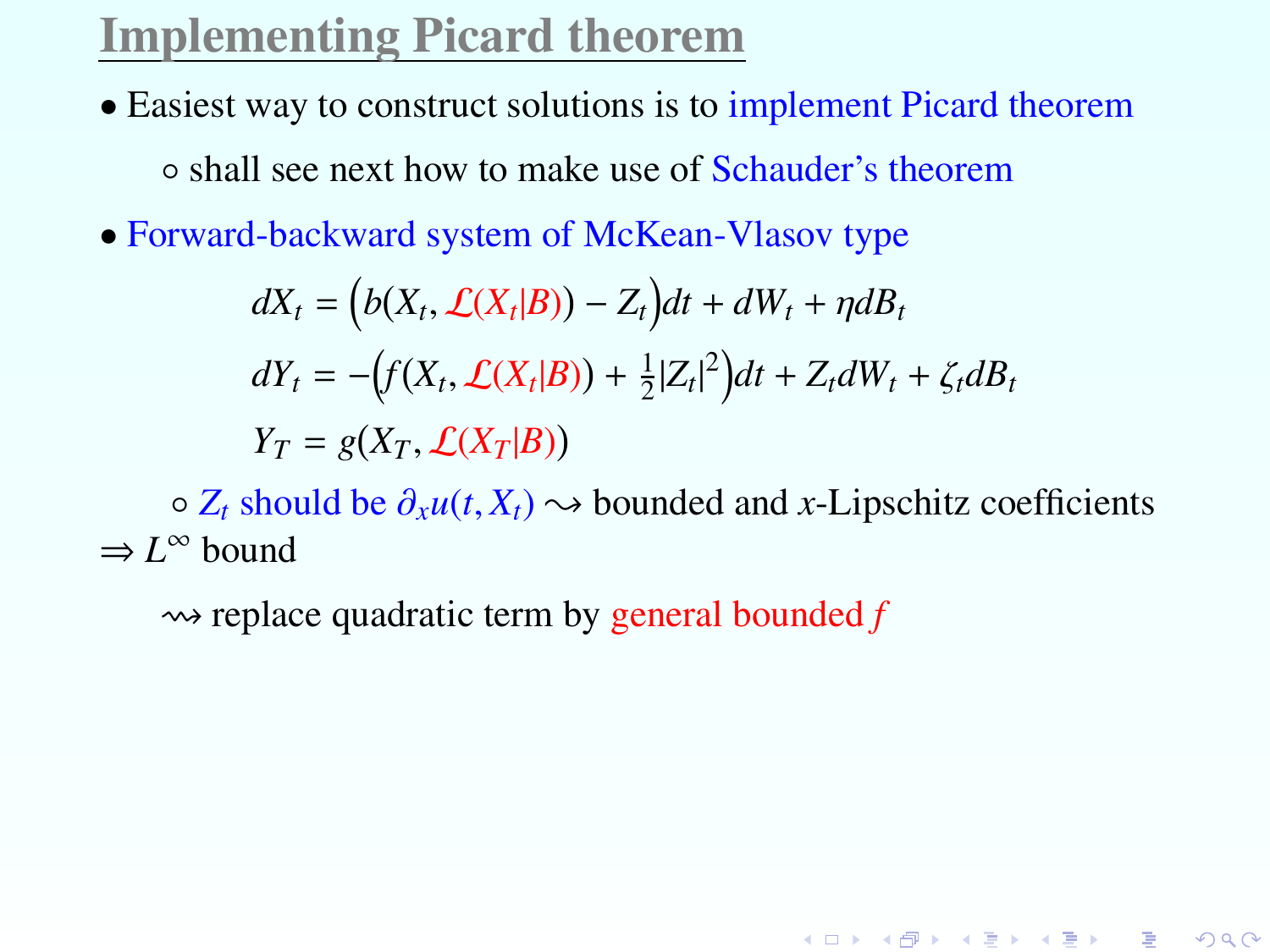## Implementing Picard theorem

- Easiest way to construct solutions is to implement Picard theorem
  - shall see next how to make use of Schauder's theorem
- Forward-backward system of McKean-Vlasov type

$$
\begin{aligned}
dX_t &= \Big(b(X_t, \mathcal{L}(X_t|B)) - Z_t\Big)dt + dW_t + \eta dB_t \\
dY_t &= -\Big(f(X_t, \mathcal{L}(X_t|B)) + \tfrac{1}{2}|Z_t|^2\Big)dt + Z_t dW_t + \zeta_t dB_t \\
Y_T &= g(X_T, \mathcal{L}(X_T|B))
\end{aligned}
$$

  - $Z_t$ should be $\partial_x u(t, X_t)$ $\rightsquigarrow$ bounded and $x$-Lipschitz coefficients $\Rightarrow L^\infty$ bound

  $\rightsquigarrow$ replace quadratic term by general bounded $f$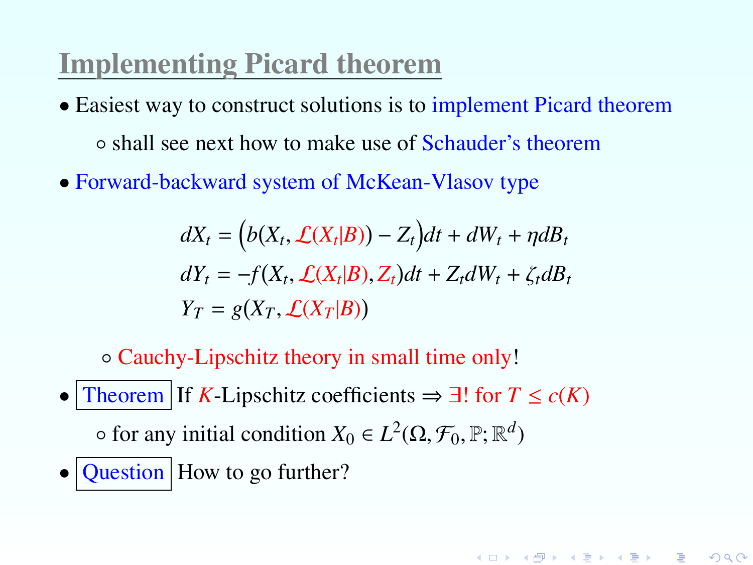## Implementing Picard theorem

- Easiest way to construct solutions is to implement Picard theorem
  - shall see next how to make use of Schauder's theorem
- Forward-backward system of McKean-Vlasov type

$$
\begin{aligned}
dX_t &= \Big(b(X_t, \mathcal{L}(X_t|B)) - Z_t\Big)dt + dW_t + \eta dB_t \\
dY_t &= -f(X_t, \mathcal{L}(X_t|B), Z_t)dt + Z_t dW_t + \zeta_t dB_t \\
Y_T &= g(X_T, \mathcal{L}(X_T|B))
\end{aligned}
$$

  - Cauchy-Lipschitz theory in small time only!
- Theorem: If $K$-Lipschitz coefficients $\Rightarrow \exists!$ for $T \leq c(K)$
  - for any initial condition $X_0 \in L^2(\Omega, \mathcal{F}_0, \mathbb{P}; \mathbb{R}^d)$
- Question: How to go further?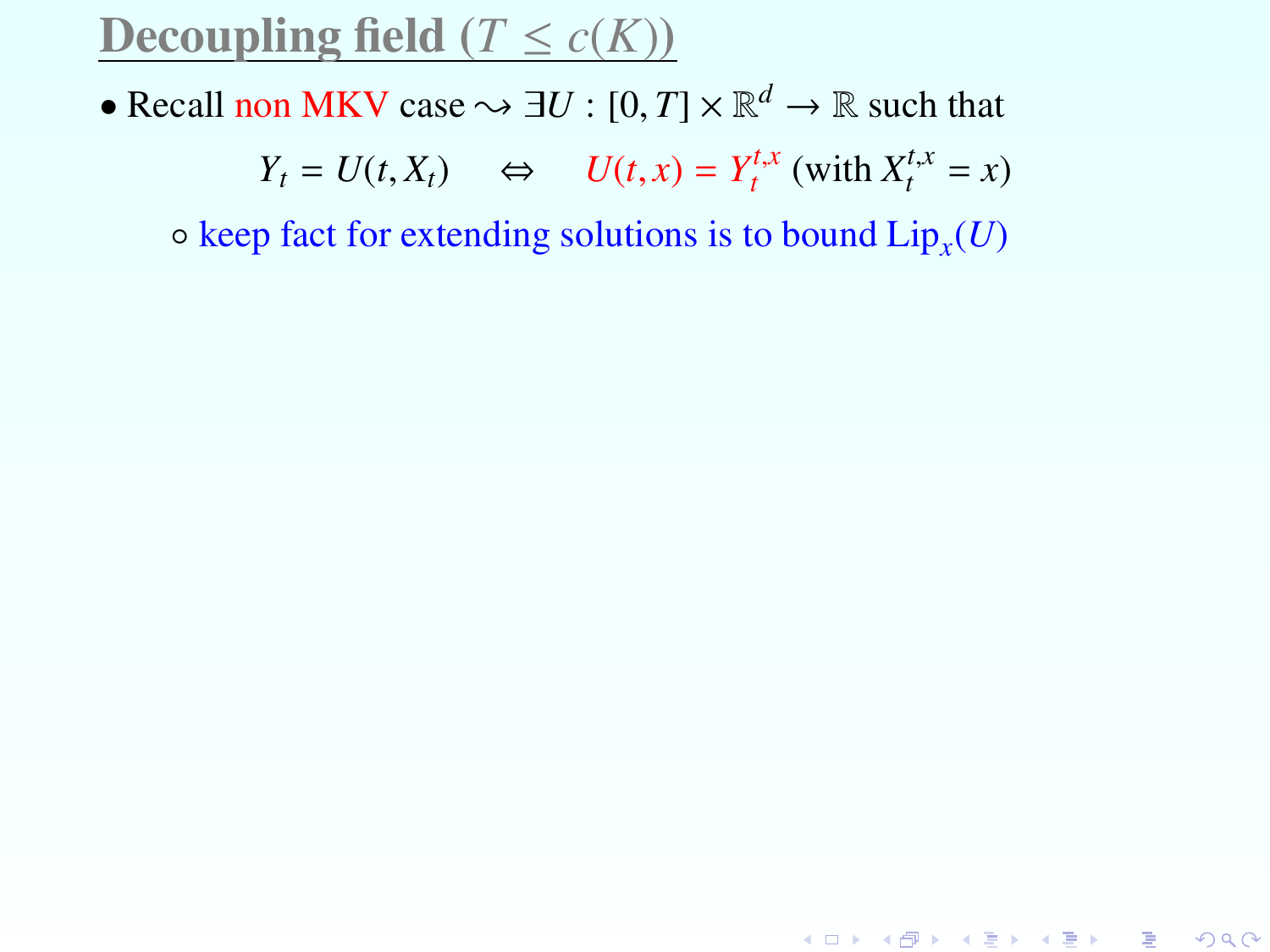## Decoupling field ($T \leq c(K)$)

- Recall non MKV case $\rightsquigarrow \exists U : [0,T] \times \mathbb{R}^d \to \mathbb{R}$ such that

$$Y_t = U(t, X_t) \quad \Leftrightarrow \quad U(t,x) = Y_t^{t,x} \text{ (with } X_t^{t,x} = x\text{)}$$

  - keep fact for extending solutions is to bound $\mathrm{Lip}_x(U)$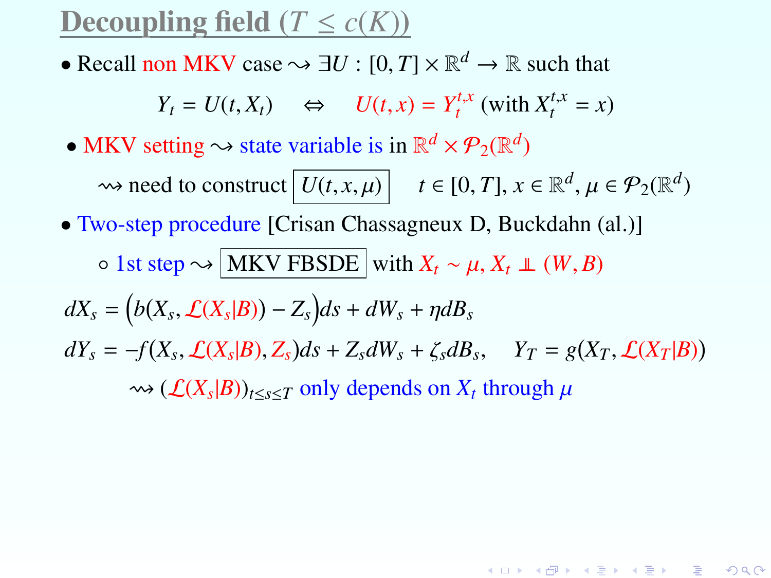# Decoupling field ($T \leq c(K)$)

- Recall non MKV case $\rightsquigarrow$ $\exists U : [0,T] \times \mathbb{R}^d \to \mathbb{R}$ such that

$$Y_t = U(t, X_t) \quad \Leftrightarrow \quad U(t,x) = Y_t^{t,x} \text{ (with } X_t^{t,x} = x)$$

- MKV setting $\rightsquigarrow$ state variable is in $\mathbb{R}^d \times \mathcal{P}_2(\mathbb{R}^d)$

  $\rightsquigarrow$ need to construct $\boxed{U(t,x,\mu)}$ $\quad t \in [0,T], x \in \mathbb{R}^d, \mu \in \mathcal{P}_2(\mathbb{R}^d)$

- Two-step procedure [Crisan Chassagneux D, Buckdahn (al.)]
  - 1st step $\rightsquigarrow$ $\boxed{\text{MKV FBSDE}}$ with $X_t \sim \mu$, $X_t \perp\!\!\!\perp (W, B)$

$$dX_s = \Big(b(X_s, \mathcal{L}(X_s|B)) - Z_s\Big)ds + dW_s + \eta dB_s$$

$$dY_s = -f(X_s, \mathcal{L}(X_s|B), Z_s)ds + Z_s dW_s + \zeta_s dB_s, \quad Y_T = g(X_T, \mathcal{L}(X_T|B))$$

$\rightsquigarrow$ $(\mathcal{L}(X_s|B))_{t \leq s \leq T}$ only depends on $X_t$ through $\mu$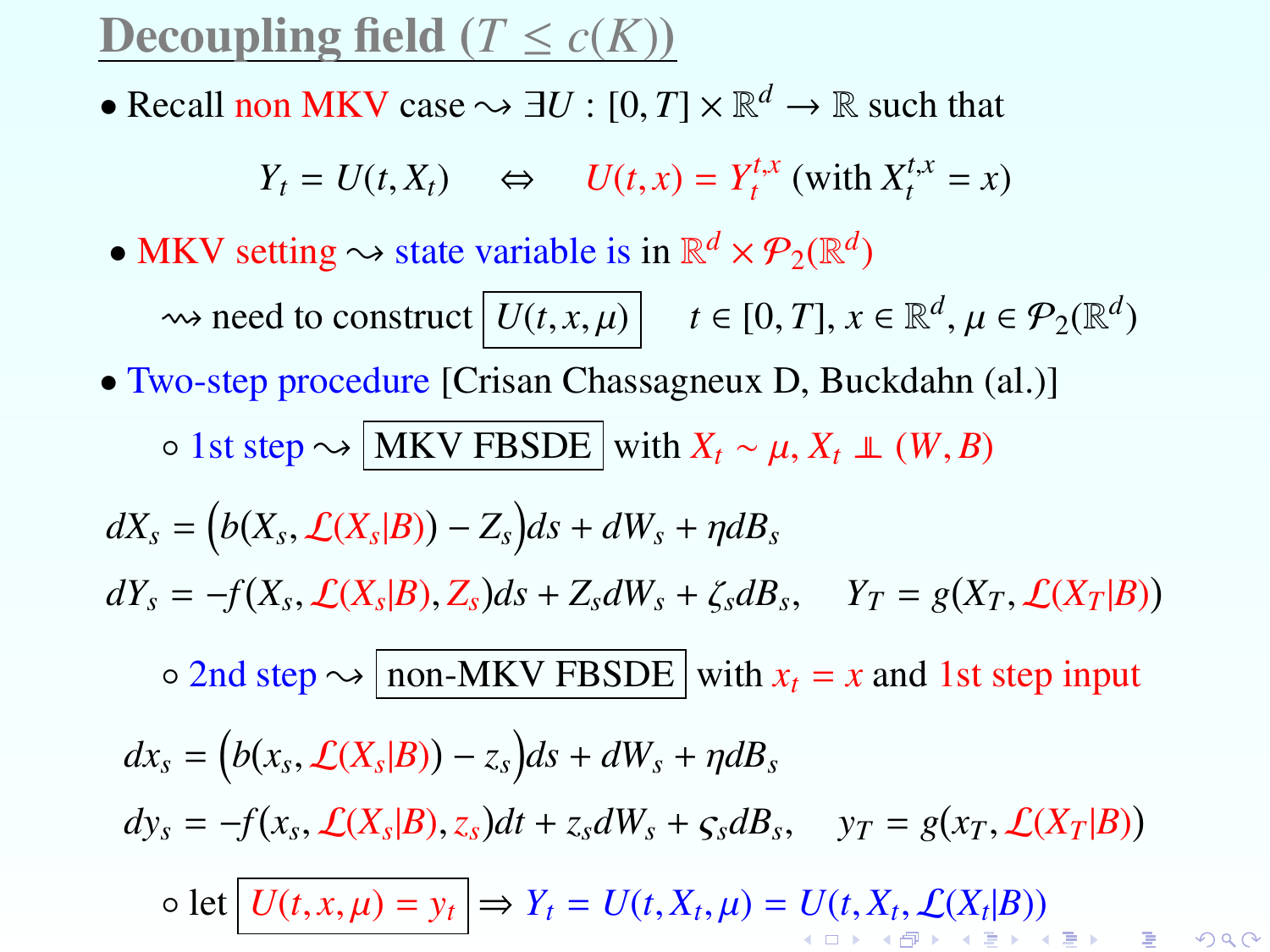## Decoupling field ($T \le c(K)$)

- Recall non MKV case $\rightsquigarrow \exists U : [0,T] \times \mathbb{R}^d \to \mathbb{R}$ such that

$$Y_t = U(t, X_t) \quad \Leftrightarrow \quad U(t,x) = Y_t^{t,x} \text{ (with } X_t^{t,x} = x\text{)}$$

- MKV setting $\rightsquigarrow$ state variable is in $\mathbb{R}^d \times \mathcal{P}_2(\mathbb{R}^d)$

  $\rightsquigarrow$ need to construct $\boxed{U(t,x,\mu)}$ $\quad t \in [0,T], x \in \mathbb{R}^d, \mu \in \mathcal{P}_2(\mathbb{R}^d)$

- Two-step procedure [Crisan Chassagneux D, Buckdahn (al.)]

  - 1st step $\rightsquigarrow$ $\boxed{\text{MKV FBSDE}}$ with $X_t \sim \mu$, $X_t \perp\!\!\!\perp (W,B)$

$$dX_s = \big(b(X_s, \mathcal{L}(X_s|B)) - Z_s\big)ds + dW_s + \eta dB_s$$

$$dY_s = -f(X_s, \mathcal{L}(X_s|B), Z_s)ds + Z_s dW_s + \zeta_s dB_s, \quad Y_T = g(X_T, \mathcal{L}(X_T|B))$$

  - 2nd step $\rightsquigarrow$ $\boxed{\text{non-MKV FBSDE}}$ with $x_t = x$ and 1st step input

$$dx_s = \big(b(x_s, \mathcal{L}(X_s|B)) - z_s\big)ds + dW_s + \eta dB_s$$

$$dy_s = -f(x_s, \mathcal{L}(X_s|B), z_s)dt + z_s dW_s + \varsigma_s dB_s, \quad y_T = g(x_T, \mathcal{L}(X_T|B))$$

  - let $\boxed{U(t,x,\mu) = y_t}$ $\Rightarrow Y_t = U(t, X_t, \mu) = U(t, X_t, \mathcal{L}(X_t|B))$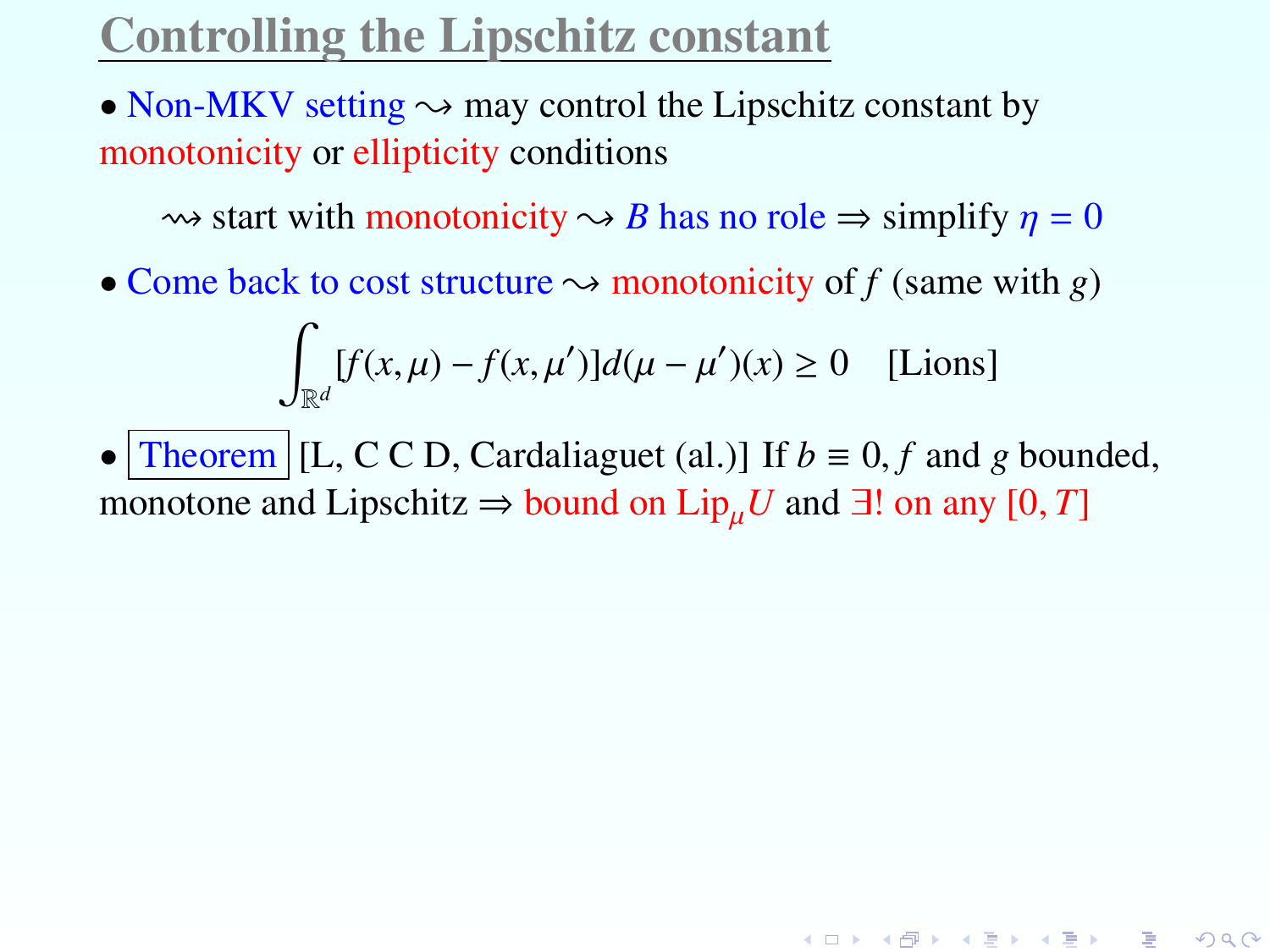# Controlling the Lipschitz constant

- Non-MKV setting $\rightsquigarrow$ may control the Lipschitz constant by monotonicity or ellipticity conditions

  $\rightsquigarrow$ start with monotonicity $\rightsquigarrow$ $B$ has no role $\Rightarrow$ simplify $\eta = 0$

- Come back to cost structure $\rightsquigarrow$ monotonicity of $f$ (same with $g$)

$$\int_{\mathbb{R}^d} [f(x,\mu) - f(x,\mu')] d(\mu - \mu')(x) \geq 0 \quad \text{[Lions]}$$

- Theorem [L, C C D, Cardaliaguet (al.)] If $b \equiv 0$, $f$ and $g$ bounded, monotone and Lipschitz $\Rightarrow$ bound on $\mathrm{Lip}_\mu U$ and $\exists!$ on any $[0,T]$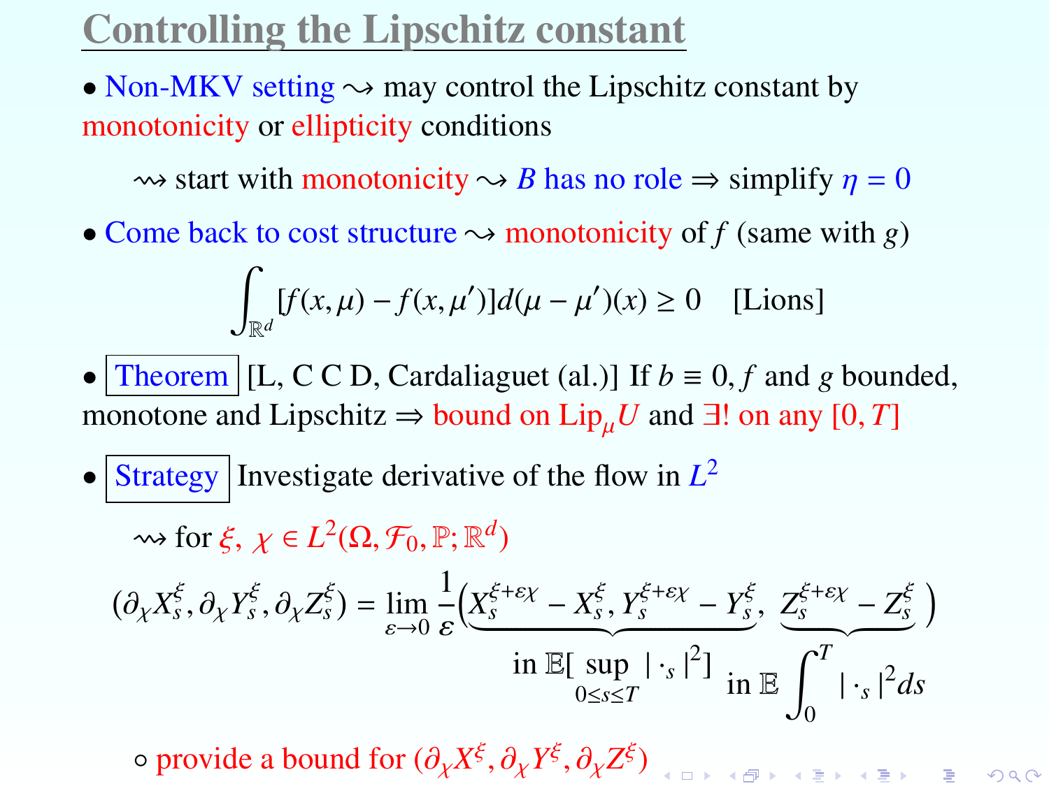# Controlling the Lipschitz constant

- Non-MKV setting $\rightsquigarrow$ may control the Lipschitz constant by monotonicity or ellipticity conditions

  $\rightsquigarrow$ start with monotonicity $\rightsquigarrow$ $B$ has no role $\Rightarrow$ simplify $\eta = 0$

- Come back to cost structure $\rightsquigarrow$ monotonicity of $f$ (same with $g$)

$$\int_{\mathbb{R}^d} [f(x,\mu) - f(x,\mu')] d(\mu - \mu')(x) \geq 0 \quad \text{[Lions]}$$

- **Theorem** [L, C C D, Cardaliaguet (al.)] If $b \equiv 0$, $f$ and $g$ bounded, monotone and Lipschitz $\Rightarrow$ bound on $\mathrm{Lip}_\mu U$ and $\exists!$ on any $[0,T]$

- **Strategy** Investigate derivative of the flow in $L^2$

  $\rightsquigarrow$ for $\xi,\ \chi \in L^2(\Omega, \mathcal{F}_0, \mathbb{P}; \mathbb{R}^d)$

$$(\partial_\chi X_s^\xi, \partial_\chi Y_s^\xi, \partial_\chi Z_s^\xi) = \lim_{\varepsilon \to 0} \frac{1}{\varepsilon} \Big( \underbrace{X_s^{\xi+\varepsilon\chi} - X_s^\xi, Y_s^{\xi+\varepsilon\chi} - Y_s^\xi}_{\text{in } \mathbb{E}[\sup_{0\leq s\leq T} |\cdot_s|^2]}, \underbrace{Z_s^{\xi+\varepsilon\chi} - Z_s^\xi}_{\text{in } \mathbb{E}\int_0^T |\cdot_s|^2 ds} \Big)$$

  - provide a bound for $(\partial_\chi X^\xi, \partial_\chi Y^\xi, \partial_\chi Z^\xi)$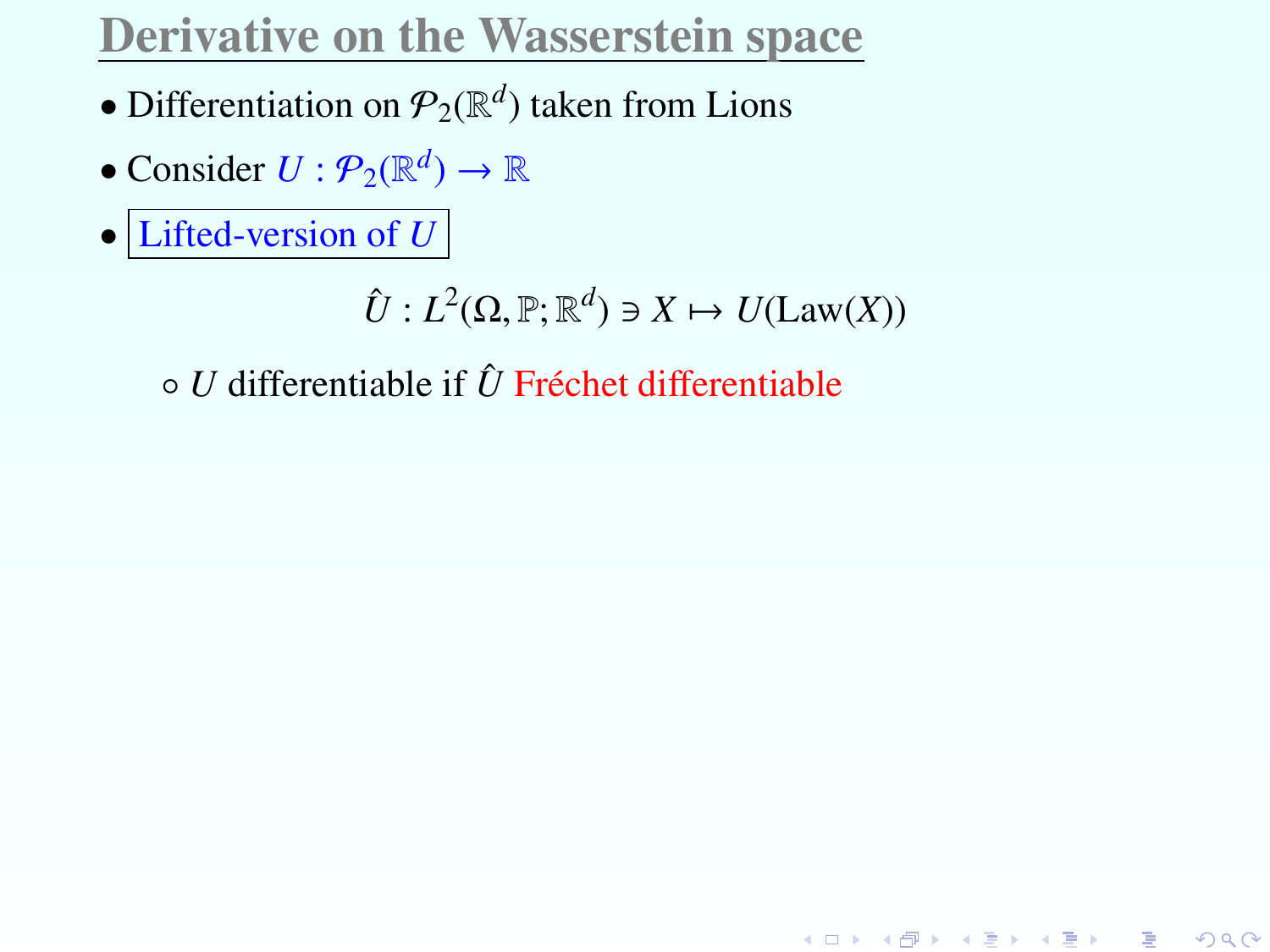# Derivative on the Wasserstein space

- Differentiation on $\mathcal{P}_2(\mathbb{R}^d)$ taken from Lions
- Consider $U : \mathcal{P}_2(\mathbb{R}^d) \to \mathbb{R}$
- Lifted-version of $U$

$$\hat{U} : L^2(\Omega, \mathbb{P}; \mathbb{R}^d) \ni X \mapsto U(\text{Law}(X))$$

  - $U$ differentiable if $\hat{U}$ Fréchet differentiable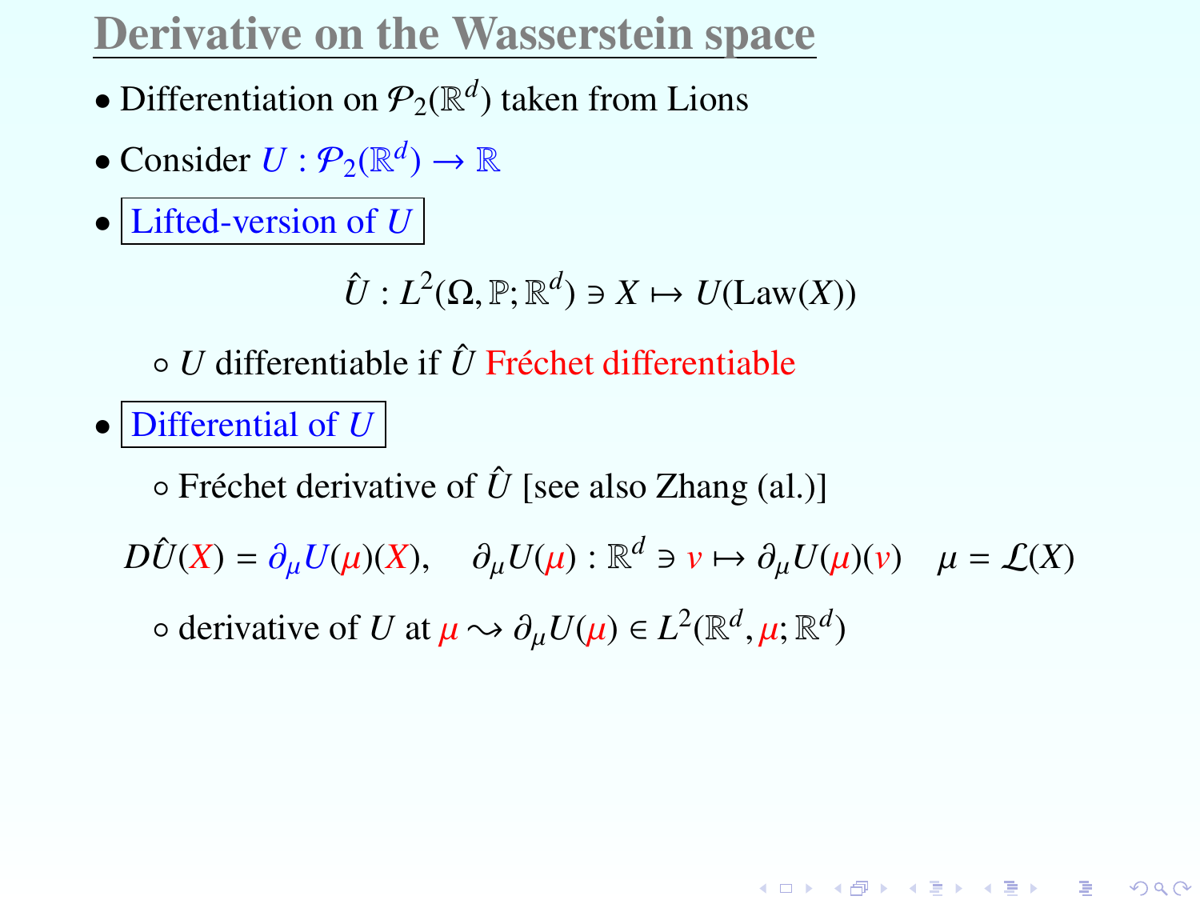# Derivative on the Wasserstein space

- Differentiation on $\mathcal{P}_2(\mathbb{R}^d)$ taken from Lions
- Consider $U : \mathcal{P}_2(\mathbb{R}^d) \to \mathbb{R}$
- Lifted-version of $U$

$$\hat{U} : L^2(\Omega, \mathbb{P}; \mathbb{R}^d) \ni X \mapsto U(\mathrm{Law}(X))$$

  - $U$ differentiable if $\hat{U}$ Fréchet differentiable

- Differential of $U$
  - Fréchet derivative of $\hat{U}$ [see also Zhang (al.)]

$$D\hat{U}(X) = \partial_\mu U(\mu)(X), \quad \partial_\mu U(\mu) : \mathbb{R}^d \ni v \mapsto \partial_\mu U(\mu)(v) \quad \mu = \mathcal{L}(X)$$

  - derivative of $U$ at $\mu \rightsquigarrow \partial_\mu U(\mu) \in L^2(\mathbb{R}^d, \mu; \mathbb{R}^d)$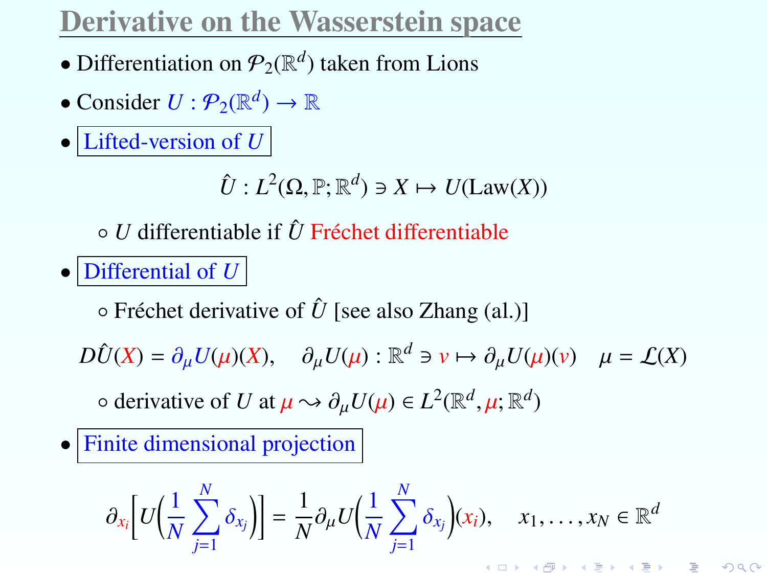# Derivative on the Wasserstein space

- Differentiation on $\mathcal{P}_2(\mathbb{R}^d)$ taken from Lions
- Consider $U : \mathcal{P}_2(\mathbb{R}^d) \to \mathbb{R}$
- Lifted-version of $U$

$$\hat{U} : L^2(\Omega, \mathbb{P}; \mathbb{R}^d) \ni X \mapsto U(\mathrm{Law}(X))$$

  - $U$ differentiable if $\hat{U}$ Fréchet differentiable

- Differential of $U$
  - Fréchet derivative of $\hat{U}$ [see also Zhang (al.)]

$$D\hat{U}(X) = \partial_\mu U(\mu)(X), \quad \partial_\mu U(\mu) : \mathbb{R}^d \ni v \mapsto \partial_\mu U(\mu)(v) \quad \mu = \mathcal{L}(X)$$

  - derivative of $U$ at $\mu \rightsquigarrow \partial_\mu U(\mu) \in L^2(\mathbb{R}^d, \mu; \mathbb{R}^d)$

- Finite dimensional projection

$$\partial_{x_i}\Big[U\Big(\frac{1}{N}\sum_{j=1}^{N}\delta_{x_j}\Big)\Big] = \frac{1}{N}\partial_\mu U\Big(\frac{1}{N}\sum_{j=1}^{N}\delta_{x_j}\Big)(x_i), \quad x_1, \dots, x_N \in \mathbb{R}^d$$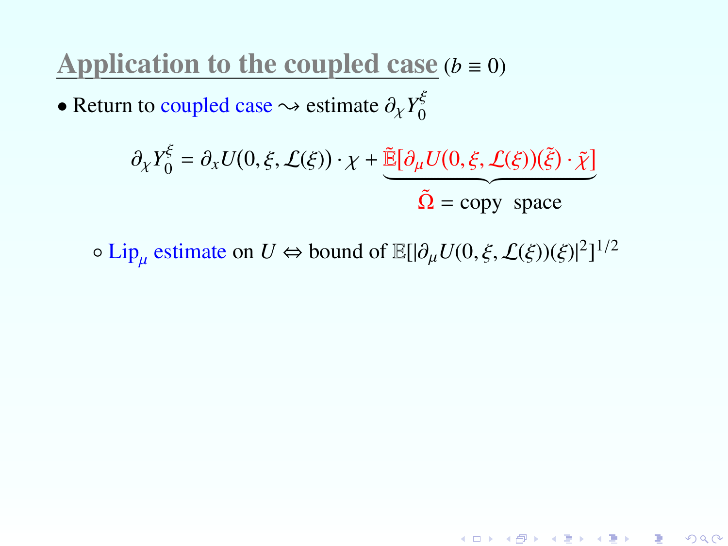## Application to the coupled case $(b \equiv 0)$

- Return to coupled case $\rightsquigarrow$ estimate $\partial_\chi Y_0^\xi$

$$\partial_\chi Y_0^\xi = \partial_x U(0, \xi, \mathcal{L}(\xi)) \cdot \chi + \underbrace{\tilde{\mathbb{E}}[\partial_\mu U(0, \xi, \mathcal{L}(\xi))(\tilde{\xi}) \cdot \tilde{\chi}]}_{\tilde{\Omega} = \text{copy space}}$$

  - Lip$_\mu$ estimate on $U \Leftrightarrow$ bound of $\mathbb{E}[|\partial_\mu U(0, \xi, \mathcal{L}(\xi))(\xi)|^2]^{1/2}$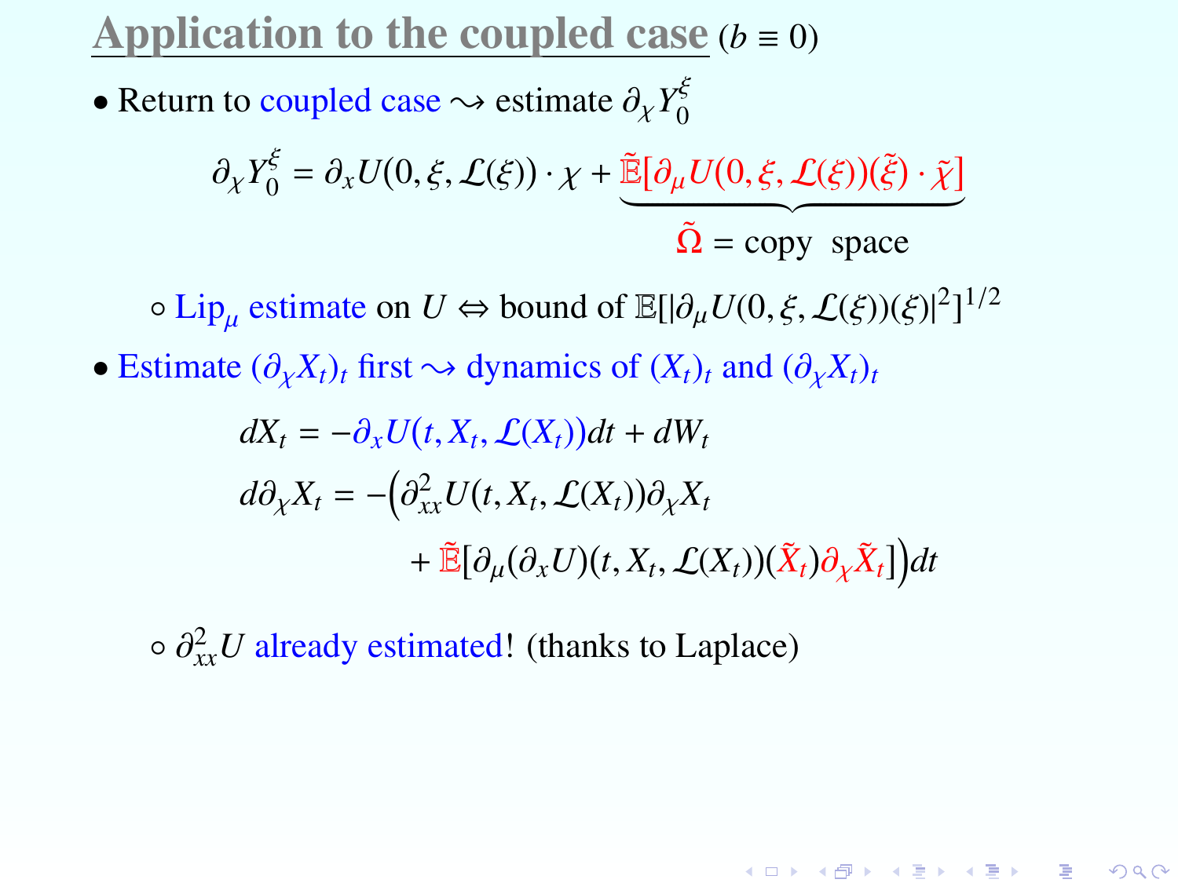## Application to the coupled case ($b \equiv 0$)

- Return to coupled case $\rightsquigarrow$ estimate $\partial_\chi Y_0^\xi$

$$\partial_\chi Y_0^\xi = \partial_x U(0,\xi,\mathcal{L}(\xi)) \cdot \chi + \underbrace{\tilde{\mathbb{E}}[\partial_\mu U(0,\xi,\mathcal{L}(\xi))(\tilde{\xi}) \cdot \tilde{\chi}]}_{\tilde{\Omega} = \text{copy space}}$$

  - $\mathrm{Lip}_\mu$ estimate on $U$ $\Leftrightarrow$ bound of $\mathbb{E}[|\partial_\mu U(0,\xi,\mathcal{L}(\xi))(\xi)|^2]^{1/2}$

- Estimate $(\partial_\chi X_t)_t$ first $\rightsquigarrow$ dynamics of $(X_t)_t$ and $(\partial_\chi X_t)_t$

$$dX_t = -\partial_x U(t,X_t,\mathcal{L}(X_t))dt + dW_t$$

$$d\partial_\chi X_t = -\Big(\partial^2_{xx} U(t,X_t,\mathcal{L}(X_t))\partial_\chi X_t + \tilde{\mathbb{E}}[\partial_\mu(\partial_x U)(t,X_t,\mathcal{L}(X_t))(\tilde{X}_t)\partial_\chi \tilde{X}_t]\Big)dt$$

  - $\partial^2_{xx} U$ already estimated! (thanks to Laplace)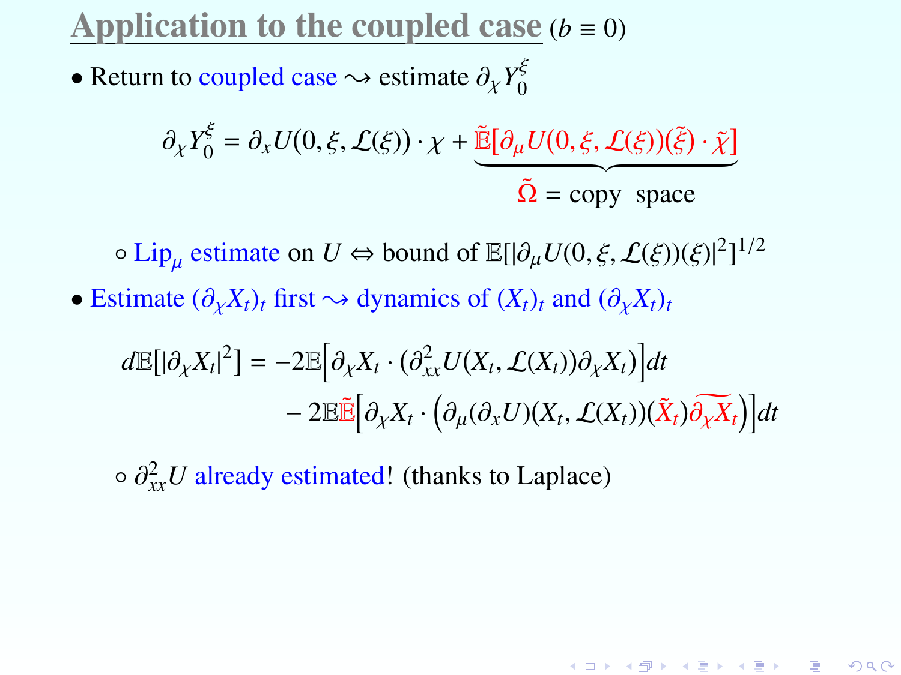## Application to the coupled case ($b \equiv 0$)

- Return to coupled case $\rightsquigarrow$ estimate $\partial_\chi Y_0^\xi$

$$\partial_\chi Y_0^\xi = \partial_x U(0,\xi,\mathcal{L}(\xi)) \cdot \chi + \underbrace{\tilde{\mathbb{E}}[\partial_\mu U(0,\xi,\mathcal{L}(\xi))(\tilde{\xi}) \cdot \tilde{\chi}]}_{\tilde{\Omega} = \text{copy space}}$$

  - Lip$_\mu$ estimate on $U$ $\Leftrightarrow$ bound of $\mathbb{E}[|\partial_\mu U(0,\xi,\mathcal{L}(\xi))(\xi)|^2]^{1/2}$

- Estimate $(\partial_\chi X_t)_t$ first $\rightsquigarrow$ dynamics of $(X_t)_t$ and $(\partial_\chi X_t)_t$

$$\begin{aligned} d\mathbb{E}[|\partial_\chi X_t|^2] &= -2\mathbb{E}\Big[\partial_\chi X_t \cdot (\partial^2_{xx} U(X_t,\mathcal{L}(X_t))\partial_\chi X_t)\Big]dt \\ &\quad - 2\mathbb{E}\tilde{\mathbb{E}}\Big[\partial_\chi X_t \cdot \Big(\partial_\mu(\partial_x U)(X_t,\mathcal{L}(X_t))(\tilde{X}_t)\widetilde{\partial_\chi X_t}\Big)\Big]dt \end{aligned}$$

  - $\partial^2_{xx} U$ already estimated! (thanks to Laplace)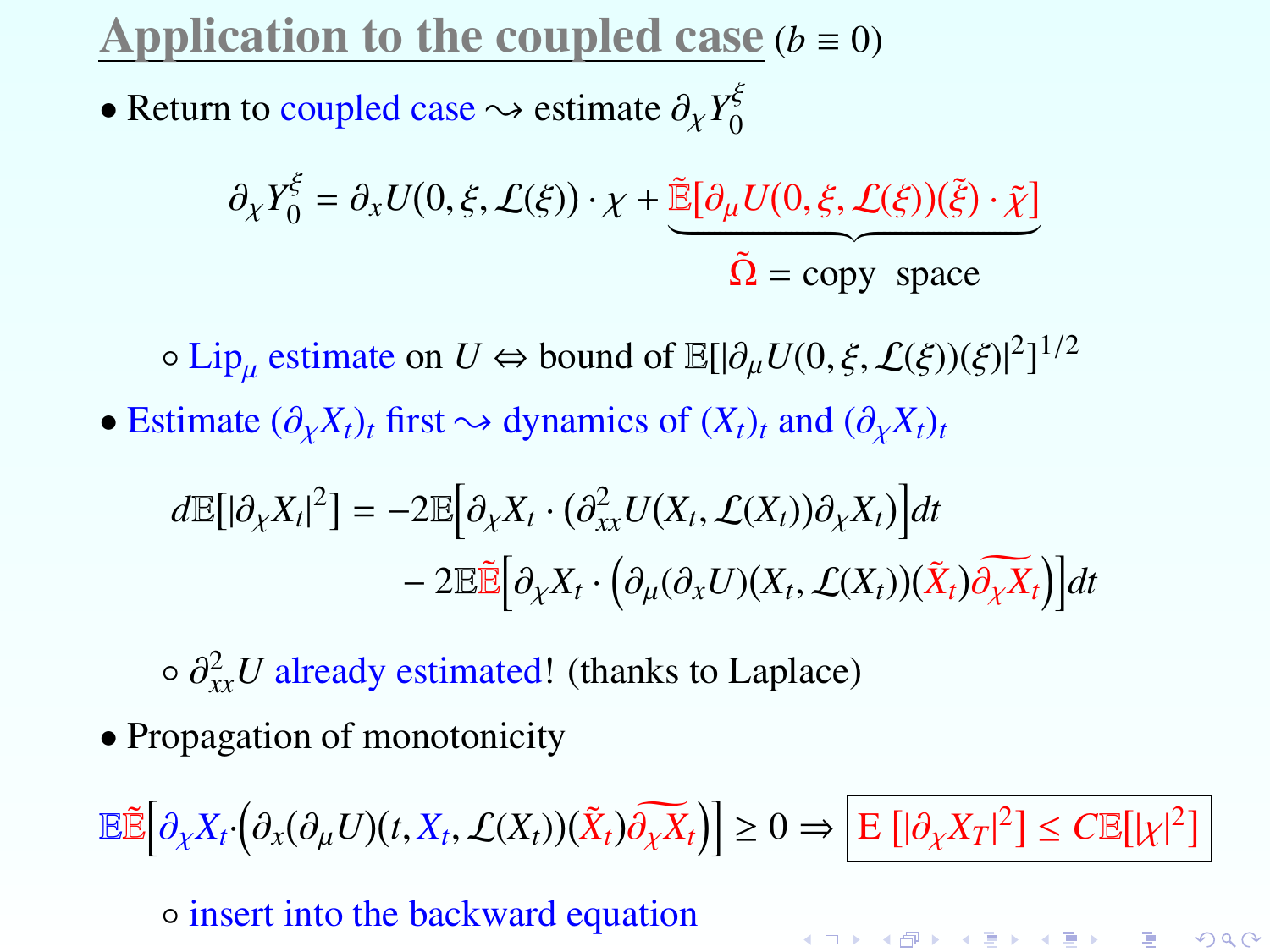# Application to the coupled case ($b \equiv 0$)

- Return to coupled case $\rightsquigarrow$ estimate $\partial_\chi Y_0^\xi$

$$\partial_\chi Y_0^\xi = \partial_x U(0,\xi,\mathcal{L}(\xi)) \cdot \chi + \underbrace{\tilde{\mathbb{E}}[\partial_\mu U(0,\xi,\mathcal{L}(\xi))(\tilde{\xi}) \cdot \tilde{\chi}]}_{\tilde{\Omega} = \text{copy space}}$$

  - Lip$_\mu$ estimate on $U$ $\Leftrightarrow$ bound of $\mathbb{E}[|\partial_\mu U(0,\xi,\mathcal{L}(\xi))(\xi)|^2]^{1/2}$

- Estimate $(\partial_\chi X_t)_t$ first $\rightsquigarrow$ dynamics of $(X_t)_t$ and $(\partial_\chi X_t)_t$

$$\begin{aligned} d\mathbb{E}[|\partial_\chi X_t|^2] &= -2\mathbb{E}\Big[\partial_\chi X_t \cdot (\partial^2_{xx} U(X_t,\mathcal{L}(X_t))\partial_\chi X_t)\Big]dt \\ &\quad - 2\mathbb{E}\tilde{\mathbb{E}}\Big[\partial_\chi X_t \cdot \Big(\partial_\mu(\partial_x U)(X_t,\mathcal{L}(X_t))(\tilde{X}_t)\widetilde{\partial_\chi X_t}\Big)\Big]dt \end{aligned}$$

  - $\partial^2_{xx} U$ already estimated! (thanks to Laplace)

- Propagation of monotonicity

$$\mathbb{E}\tilde{\mathbb{E}}\Big[\partial_\chi X_t \cdot \Big(\partial_x(\partial_\mu U)(t,X_t,\mathcal{L}(X_t))(\tilde{X}_t)\widetilde{\partial_\chi X_t}\Big)\Big] \geq 0 \Rightarrow \boxed{\mathbb{E}\,[|\partial_\chi X_T|^2] \leq C\mathbb{E}[|\chi|^2]}$$

  - insert into the backward equation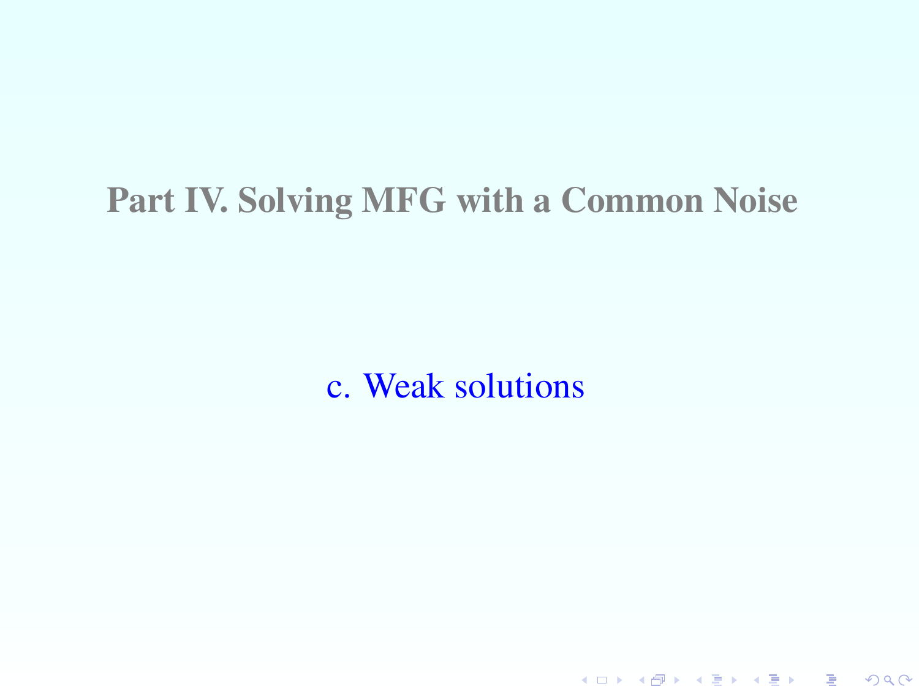# Part IV. Solving MFG with a Common Noise

## c. Weak solutions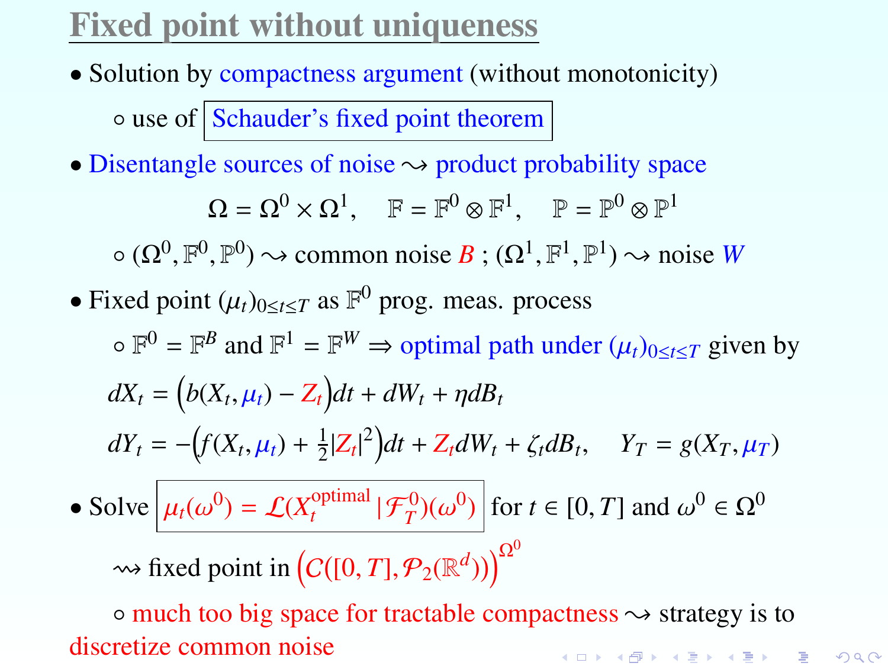# Fixed point without uniqueness

- Solution by compactness argument (without monotonicity)
  - use of Schauder's fixed point theorem
- Disentangle sources of noise $\rightsquigarrow$ product probability space

$$\Omega = \Omega^0 \times \Omega^1, \quad \mathbb{F} = \mathbb{F}^0 \otimes \mathbb{F}^1, \quad \mathbb{P} = \mathbb{P}^0 \otimes \mathbb{P}^1$$

  - $(\Omega^0, \mathbb{F}^0, \mathbb{P}^0) \rightsquigarrow$ common noise $B$ ; $(\Omega^1, \mathbb{F}^1, \mathbb{P}^1) \rightsquigarrow$ noise $W$

- Fixed point $(\mu_t)_{0 \le t \le T}$ as $\mathbb{F}^0$ prog. meas. process
  - $\mathbb{F}^0 = \mathbb{F}^B$ and $\mathbb{F}^1 = \mathbb{F}^W \Rightarrow$ optimal path under $(\mu_t)_{0 \le t \le T}$ given by

$$dX_t = \Big(b(X_t, \mu_t) - Z_t\Big)dt + dW_t + \eta dB_t$$

$$dY_t = -\Big(f(X_t, \mu_t) + \tfrac{1}{2}|Z_t|^2\Big)dt + Z_t dW_t + \zeta_t dB_t, \quad Y_T = g(X_T, \mu_T)$$

- Solve $\mu_t(\omega^0) = \mathcal{L}(X_t^{\text{optimal}} \,|\, \mathcal{F}_T^0)(\omega^0)$ for $t \in [0, T]$ and $\omega^0 \in \Omega^0$

  $\rightsquigarrow$ fixed point in $\Big(C([0, T], \mathcal{P}_2(\mathbb{R}^d))\Big)^{\Omega^0}$

  - much too big space for tractable compactness $\rightsquigarrow$ strategy is to discretize common noise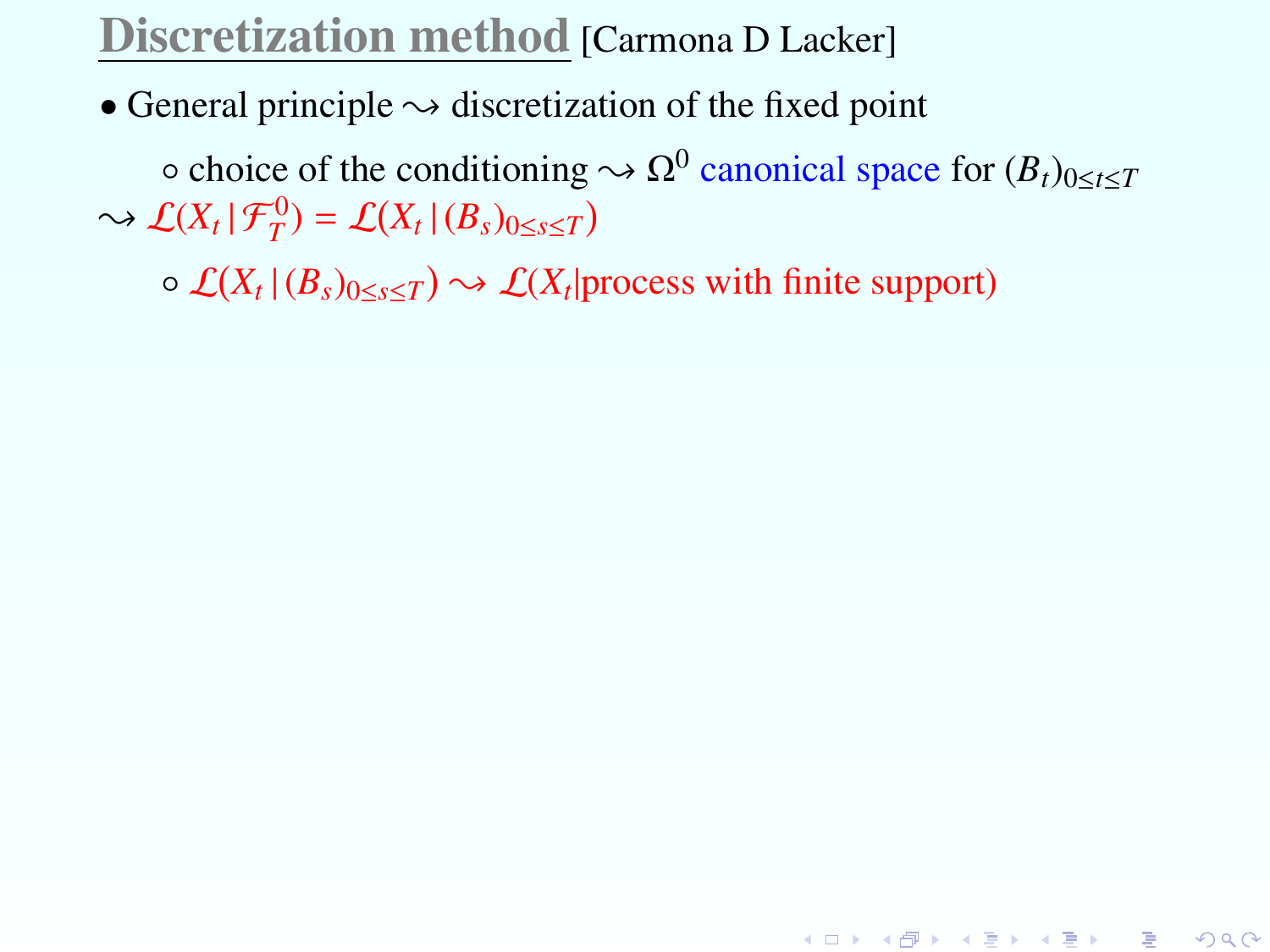# Discretization method [Carmona D Lacker]

- General principle $\rightsquigarrow$ discretization of the fixed point

  - choice of the conditioning $\rightsquigarrow$ $\Omega^0$ canonical space for $(B_t)_{0 \le t \le T}$

$\rightsquigarrow$ $\mathcal{L}(X_t \,|\, \mathcal{F}^0_T) = \mathcal{L}(X_t \,|\, (B_s)_{0 \le s \le T})$

  - $\mathcal{L}(X_t \,|\, (B_s)_{0 \le s \le T}) \rightsquigarrow \mathcal{L}(X_t |$process with finite support$)$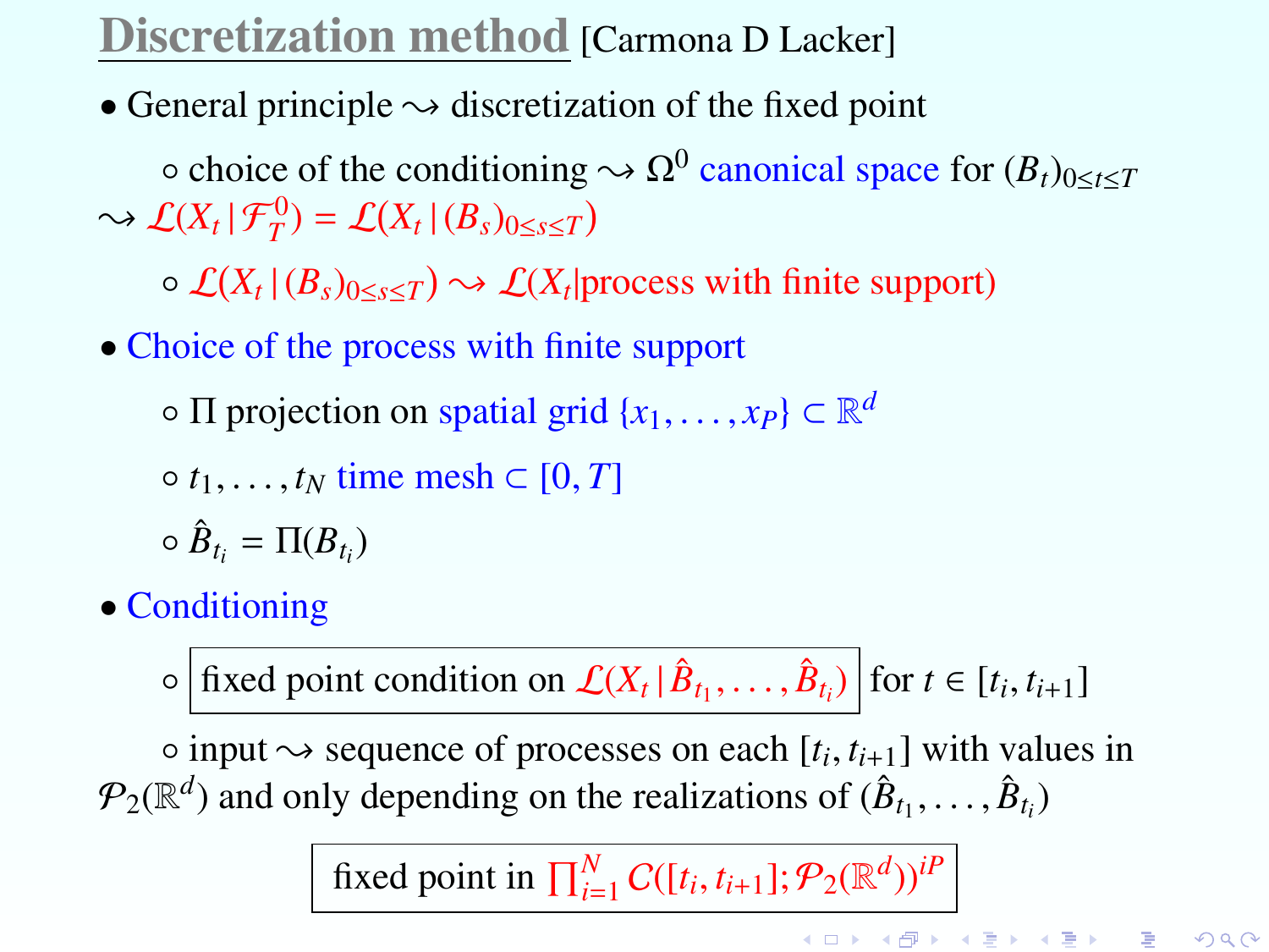# Discretization method [Carmona D Lacker]

- General principle $\rightsquigarrow$ discretization of the fixed point
  - choice of the conditioning $\rightsquigarrow$ $\Omega^0$ canonical space for $(B_t)_{0 \le t \le T}$ $\rightsquigarrow \mathcal{L}(X_t \,|\, \mathcal{F}_T^0) = \mathcal{L}(X_t \,|\, (B_s)_{0 \le s \le T})$
  - $\mathcal{L}(X_t \,|\, (B_s)_{0 \le s \le T}) \rightsquigarrow \mathcal{L}(X_t |\text{process with finite support})$
- Choice of the process with finite support
  - $\Pi$ projection on spatial grid $\{x_1, \ldots, x_P\} \subset \mathbb{R}^d$
  - $t_1, \ldots, t_N$ time mesh $\subset [0, T]$
  - $\hat{B}_{t_i} = \Pi(B_{t_i})$
- Conditioning
  - fixed point condition on $\mathcal{L}(X_t \,|\, \hat{B}_{t_1}, \ldots, \hat{B}_{t_i})$ for $t \in [t_i, t_{i+1}]$
  - input $\rightsquigarrow$ sequence of processes on each $[t_i, t_{i+1}]$ with values in $\mathcal{P}_2(\mathbb{R}^d)$ and only depending on the realizations of $(\hat{B}_{t_1}, \ldots, \hat{B}_{t_i})$

$$
\text{fixed point in } \prod_{i=1}^{N} C([t_i, t_{i+1}]; \mathcal{P}_2(\mathbb{R}^d))^{iP}
$$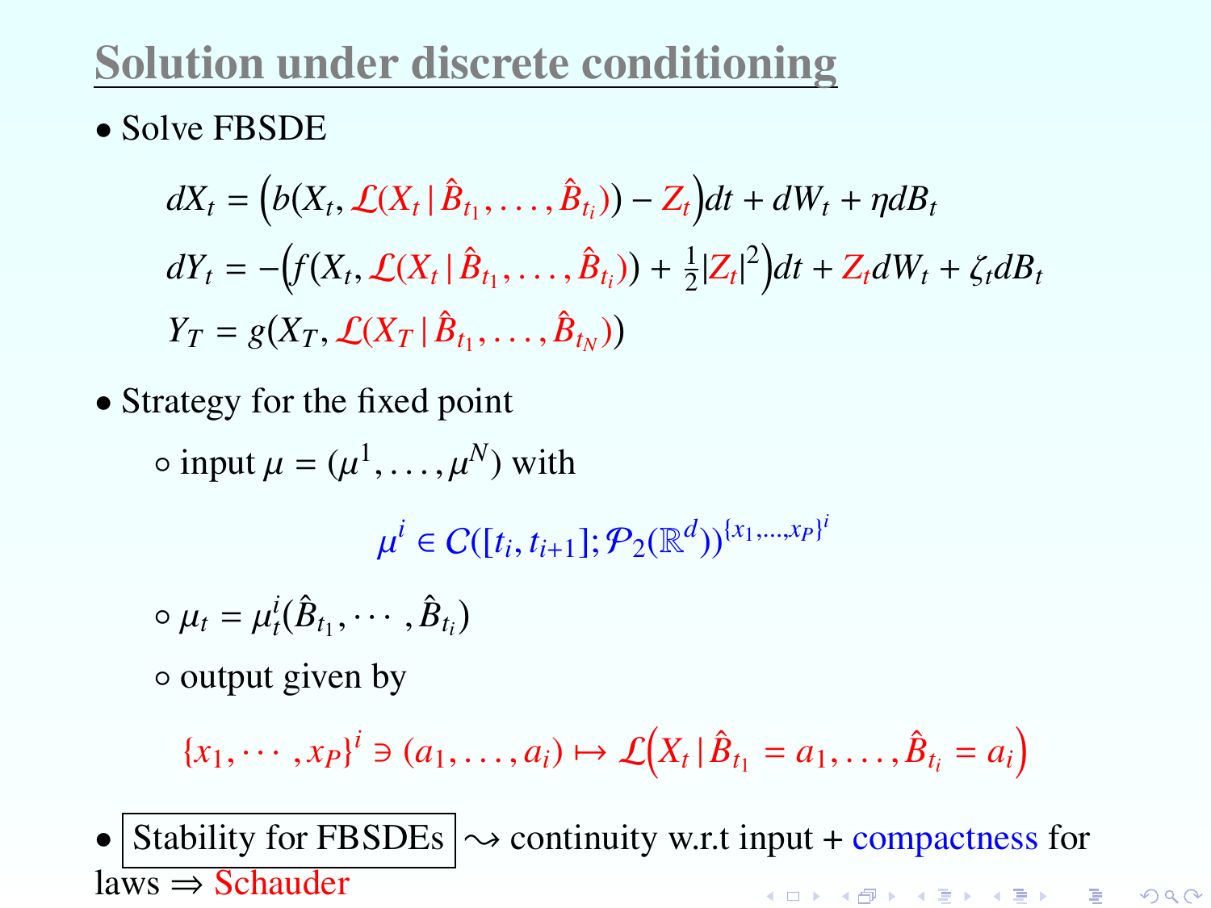# Solution under discrete conditioning

- Solve FBSDE

$$
\begin{aligned}
dX_t &= \Big( b(X_t, \mathcal{L}(X_t \,|\, \hat{B}_{t_1}, \dots, \hat{B}_{t_i})) - Z_t \Big) dt + dW_t + \eta dB_t \\
dY_t &= -\Big( f(X_t, \mathcal{L}(X_t \,|\, \hat{B}_{t_1}, \dots, \hat{B}_{t_i})) + \tfrac{1}{2} |Z_t|^2 \Big) dt + Z_t dW_t + \zeta_t dB_t \\
Y_T &= g(X_T, \mathcal{L}(X_T \,|\, \hat{B}_{t_1}, \dots, \hat{B}_{t_N}))
\end{aligned}
$$

- Strategy for the fixed point
  - input $\mu = (\mu^1, \dots, \mu^N)$ with

$$
\mu^i \in \mathcal{C}([t_i, t_{i+1}]; \mathcal{P}_2(\mathbb{R}^d))^{\{x_1, \dots, x_P\}^i}
$$

  - $\mu_t = \mu_t^i(\hat{B}_{t_1}, \cdots, \hat{B}_{t_i})$
  - output given by

$$
\{x_1, \cdots, x_P\}^i \ni (a_1, \dots, a_i) \mapsto \mathcal{L}\Big( X_t \,|\, \hat{B}_{t_1} = a_1, \dots, \hat{B}_{t_i} = a_i \Big)
$$

- Stability for FBSDEs $\rightsquigarrow$ continuity w.r.t input + compactness for laws $\Rightarrow$ Schauder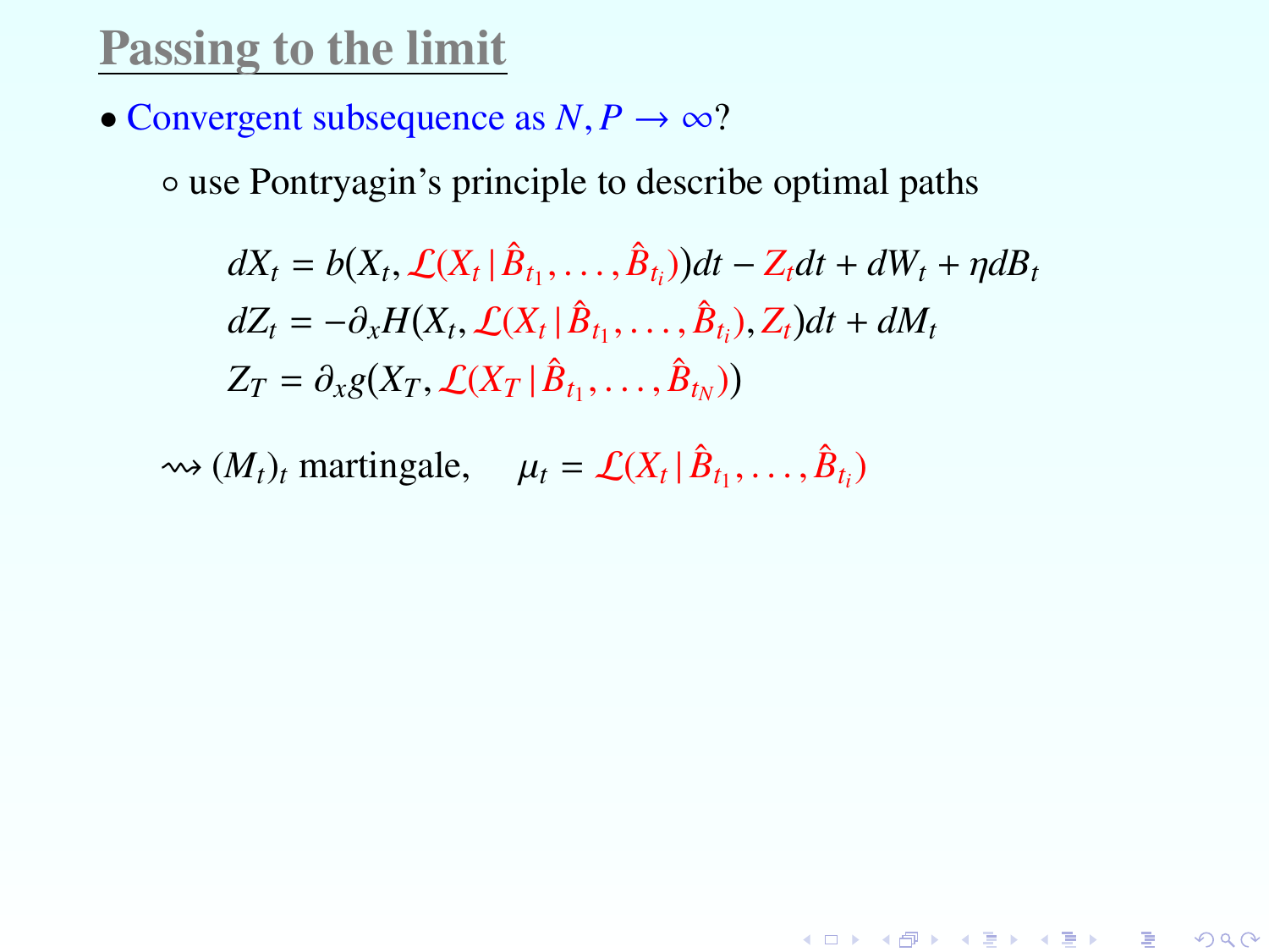# Passing to the limit

- Convergent subsequence as $N, P \to \infty$?
  - use Pontryagin's principle to describe optimal paths

$$
\begin{aligned}
dX_t &= b(X_t, \mathcal{L}(X_t \,|\, \hat{B}_{t_1}, \dots, \hat{B}_{t_i}))dt - Z_t dt + dW_t + \eta dB_t \\
dZ_t &= -\partial_x H(X_t, \mathcal{L}(X_t \,|\, \hat{B}_{t_1}, \dots, \hat{B}_{t_i}), Z_t)dt + dM_t \\
Z_T &= \partial_x g(X_T, \mathcal{L}(X_T \,|\, \hat{B}_{t_1}, \dots, \hat{B}_{t_N}))
\end{aligned}
$$

$\rightsquigarrow (M_t)_t$ martingale, $\quad \mu_t = \mathcal{L}(X_t \,|\, \hat{B}_{t_1}, \dots, \hat{B}_{t_i})$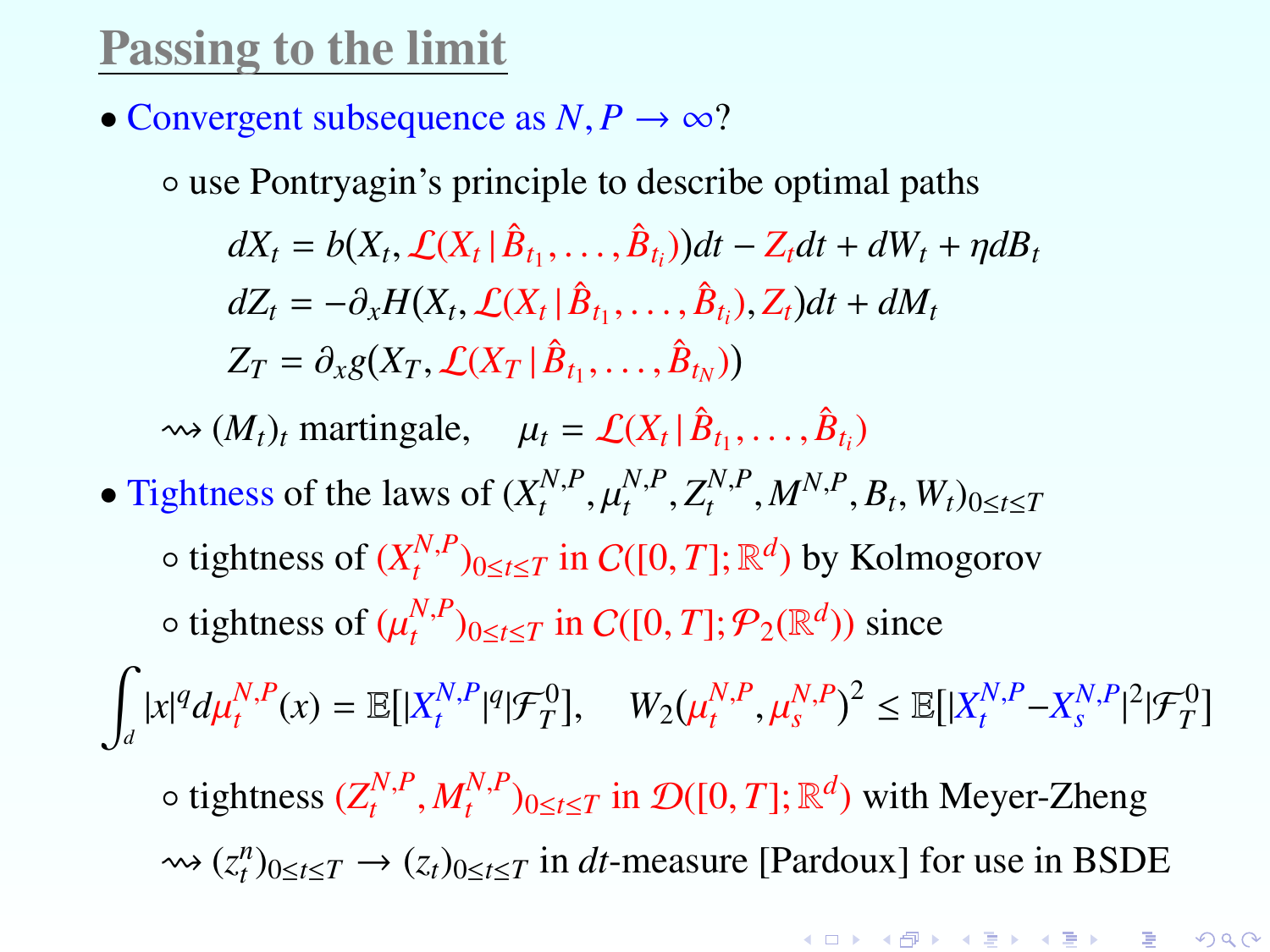## Passing to the limit

- Convergent subsequence as $N, P \to \infty$?
  - use Pontryagin's principle to describe optimal paths

$$
\begin{aligned}
dX_t &= b(X_t, \mathcal{L}(X_t \,|\, \hat{B}_{t_1}, \dots, \hat{B}_{t_i}))dt - Z_t dt + dW_t + \eta dB_t \\
dZ_t &= -\partial_x H(X_t, \mathcal{L}(X_t \,|\, \hat{B}_{t_1}, \dots, \hat{B}_{t_i}), Z_t)dt + dM_t \\
Z_T &= \partial_x g(X_T, \mathcal{L}(X_T \,|\, \hat{B}_{t_1}, \dots, \hat{B}_{t_N}))
\end{aligned}
$$

  $\rightsquigarrow (M_t)_t$ martingale, $\quad \mu_t = \mathcal{L}(X_t \,|\, \hat{B}_{t_1}, \dots, \hat{B}_{t_i})$

- Tightness of the laws of $(X_t^{N,P}, \mu_t^{N,P}, Z_t^{N,P}, M^{N,P}, B_t, W_t)_{0 \le t \le T}$
  - tightness of $(X_t^{N,P})_{0 \le t \le T}$ in $C([0,T]; \mathbb{R}^d)$ by Kolmogorov
  - tightness of $(\mu_t^{N,P})_{0 \le t \le T}$ in $C([0,T]; \mathcal{P}_2(\mathbb{R}^d))$ since

$$
\int_d |x|^q d\mu_t^{N,P}(x) = \mathbb{E}[|X_t^{N,P}|^q | \mathcal{F}_T^0], \quad W_2(\mu_t^{N,P}, \mu_s^{N,P})^2 \le \mathbb{E}[|X_t^{N,P} - X_s^{N,P}|^2 | \mathcal{F}_T^0]
$$

  - tightness $(Z_t^{N,P}, M_t^{N,P})_{0 \le t \le T}$ in $\mathcal{D}([0,T]; \mathbb{R}^d)$ with Meyer-Zheng

  $\rightsquigarrow (z_t^n)_{0 \le t \le T} \to (z_t)_{0 \le t \le T}$ in $dt$-measure [Pardoux] for use in BSDE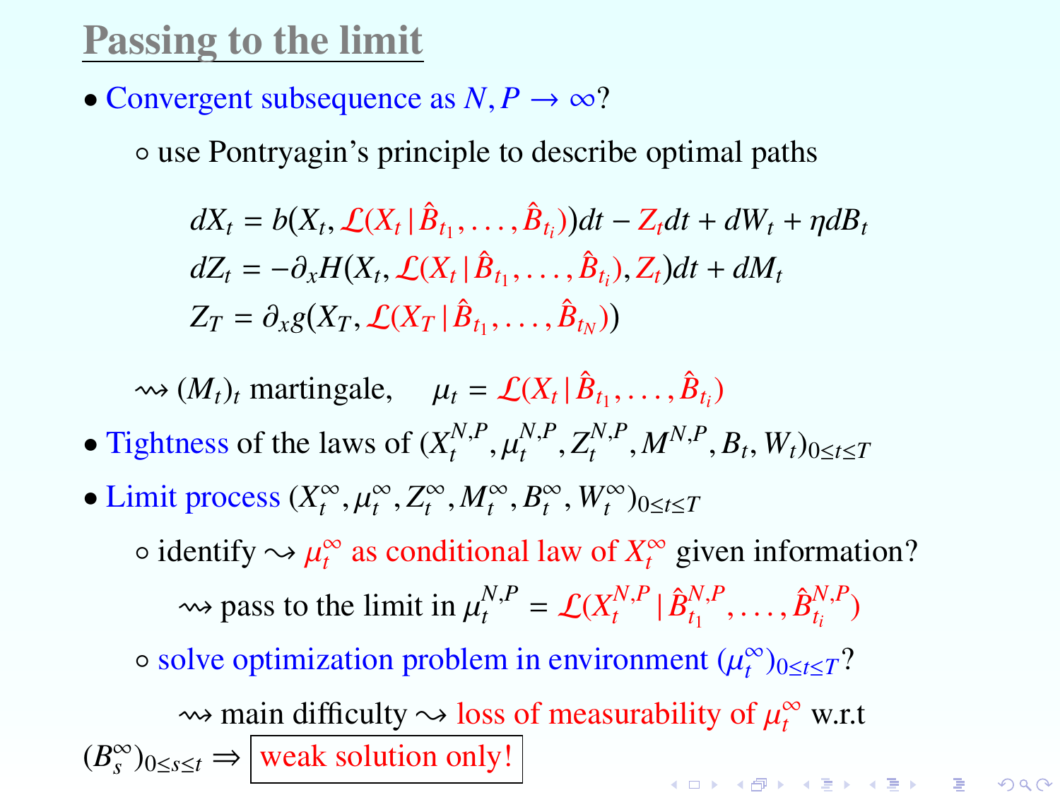# Passing to the limit

- Convergent subsequence as $N, P \to \infty$?
  - use Pontryagin's principle to describe optimal paths

$$
\begin{aligned}
dX_t &= b(X_t, \mathcal{L}(X_t \,|\, \hat{B}_{t_1}, \ldots, \hat{B}_{t_i}))dt - Z_t dt + dW_t + \eta dB_t \\
dZ_t &= -\partial_x H(X_t, \mathcal{L}(X_t \,|\, \hat{B}_{t_1}, \ldots, \hat{B}_{t_i}), Z_t)dt + dM_t \\
Z_T &= \partial_x g(X_T, \mathcal{L}(X_T \,|\, \hat{B}_{t_1}, \ldots, \hat{B}_{t_N}))
\end{aligned}
$$

  $\rightsquigarrow$ $(M_t)_t$ martingale, $\quad \mu_t = \mathcal{L}(X_t \,|\, \hat{B}_{t_1}, \ldots, \hat{B}_{t_i})$

- Tightness of the laws of $(X_t^{N,P}, \mu_t^{N,P}, Z_t^{N,P}, M^{N,P}, B_t, W_t)_{0 \le t \le T}$
- Limit process $(X_t^\infty, \mu_t^\infty, Z_t^\infty, M_t^\infty, B_t^\infty, W_t^\infty)_{0 \le t \le T}$
  - identify $\rightsquigarrow$ $\mu_t^\infty$ as conditional law of $X_t^\infty$ given information?
    - $\rightsquigarrow$ pass to the limit in $\mu_t^{N,P} = \mathcal{L}(X_t^{N,P} \,|\, \hat{B}_{t_1}^{N,P}, \ldots, \hat{B}_{t_i}^{N,P})$
  - solve optimization problem in environment $(\mu_t^\infty)_{0 \le t \le T}$?
    - $\rightsquigarrow$ main difficulty $\rightsquigarrow$ loss of measurability of $\mu_t^\infty$ w.r.t $(B_s^\infty)_{0 \le s \le t}$ $\Rightarrow$ **weak solution only!**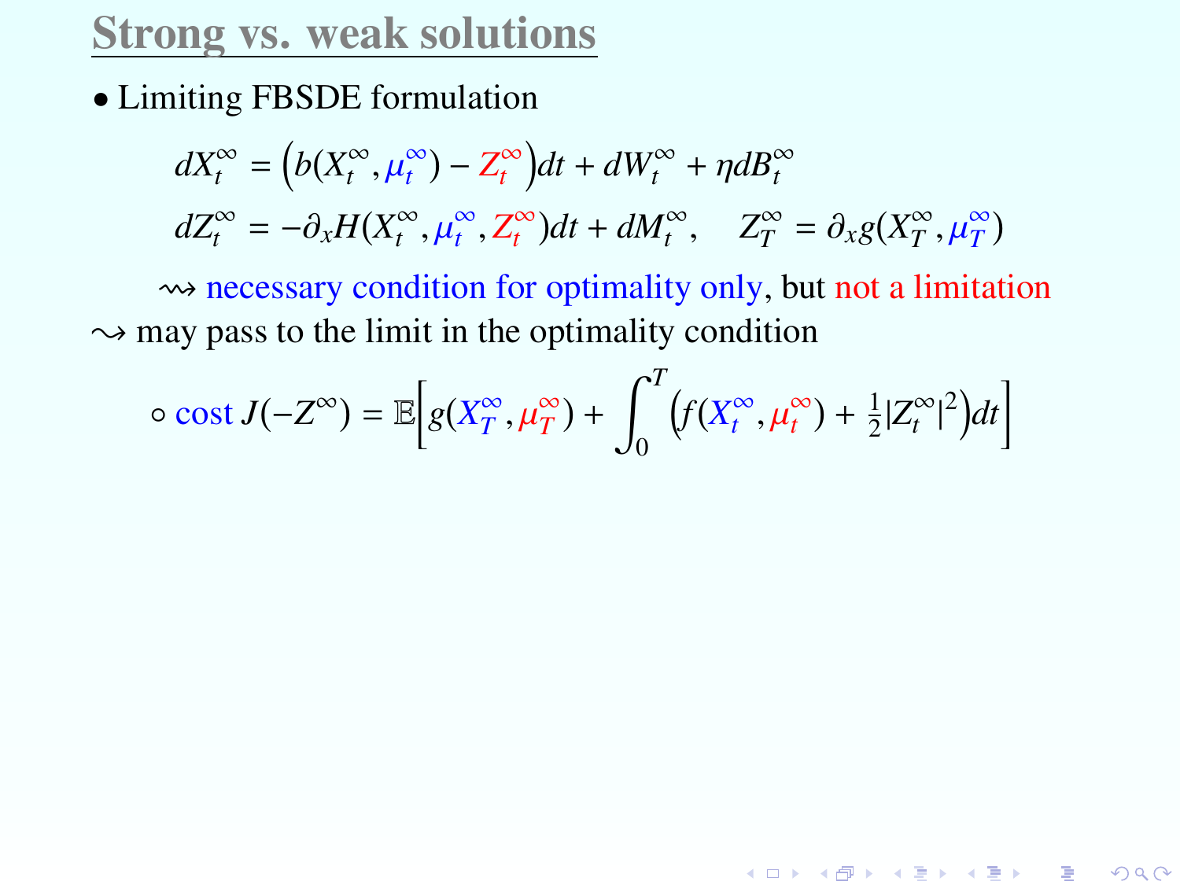# Strong vs. weak solutions

- Limiting FBSDE formulation

$$dX_t^\infty = \big(b(X_t^\infty, \mu_t^\infty) - Z_t^\infty\big)dt + dW_t^\infty + \eta dB_t^\infty$$

$$dZ_t^\infty = -\partial_x H(X_t^\infty, \mu_t^\infty, Z_t^\infty)dt + dM_t^\infty, \quad Z_T^\infty = \partial_x g(X_T^\infty, \mu_T^\infty)$$

$\rightsquigarrow$ necessary condition for optimality only, but not a limitation

$\rightsquigarrow$ may pass to the limit in the optimality condition

$\circ$ cost $J(-Z^\infty) = \mathbb{E}\Big[g(X_T^\infty, \mu_T^\infty) + \int_0^T \big(f(X_t^\infty, \mu_t^\infty) + \frac{1}{2}|Z_t^\infty|^2\big)dt\Big]$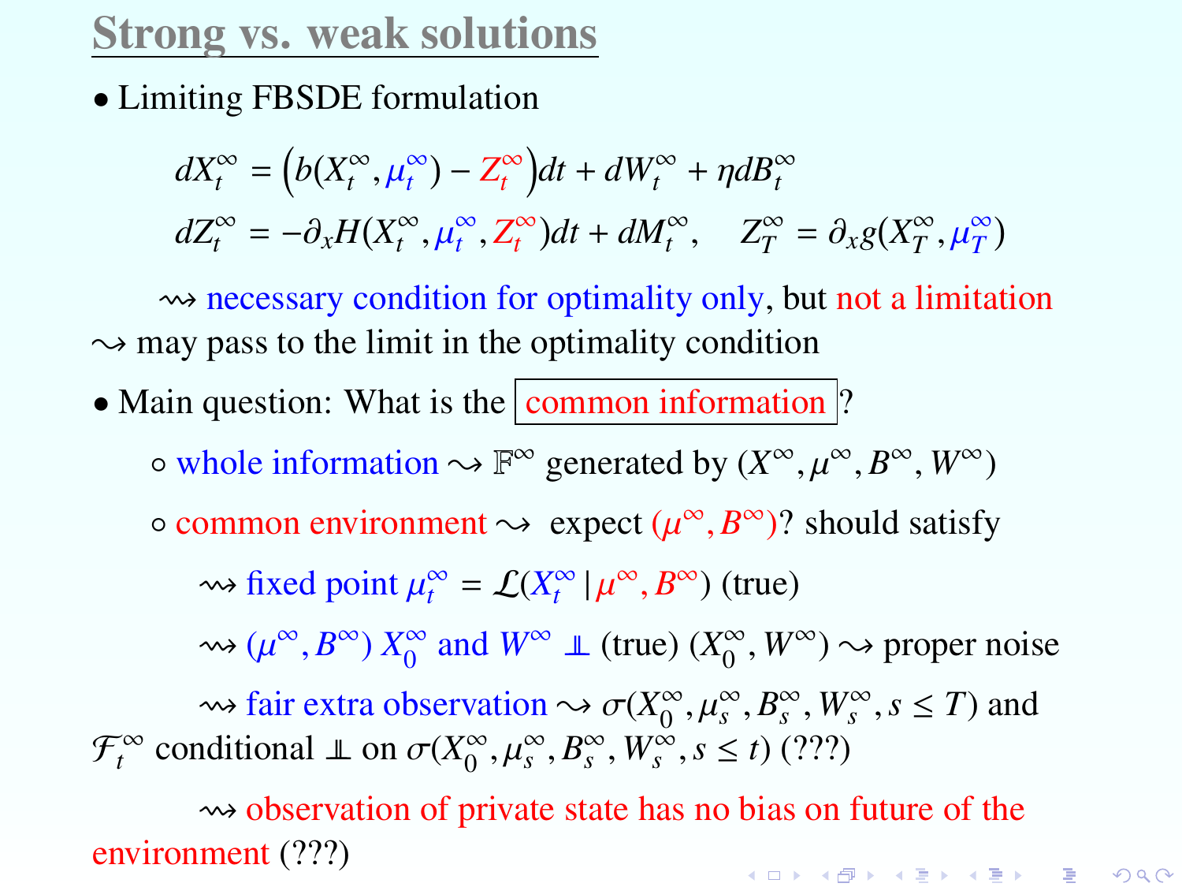## Strong vs. weak solutions

- Limiting FBSDE formulation

$$
\begin{aligned}
dX_t^\infty &= \left(b(X_t^\infty, \mu_t^\infty) - Z_t^\infty\right)dt + dW_t^\infty + \eta dB_t^\infty \\
dZ_t^\infty &= -\partial_x H(X_t^\infty, \mu_t^\infty, Z_t^\infty)dt + dM_t^\infty, \quad Z_T^\infty = \partial_x g(X_T^\infty, \mu_T^\infty)
\end{aligned}
$$

⇝ necessary condition for optimality only, but not a limitation
⇝ may pass to the limit in the optimality condition

- Main question: What is the common information?
  - whole information ⇝ $\mathbb{F}^\infty$ generated by $(X^\infty, \mu^\infty, B^\infty, W^\infty)$
  - common environment ⇝ expect $(\mu^\infty, B^\infty)$? should satisfy
    - ⇝ fixed point $\mu_t^\infty = \mathcal{L}(X_t^\infty \mid \mu^\infty, B^\infty)$ (true)
    - ⇝ $(\mu^\infty, B^\infty)$ $X_0^\infty$ and $W^\infty$ $\perp\!\!\!\perp$ (true) $(X_0^\infty, W^\infty)$ ⇝ proper noise
    - ⇝ fair extra observation ⇝ $\sigma(X_0^\infty, \mu_s^\infty, B_s^\infty, W_s^\infty, s \le T)$ and $\mathcal{F}_t^\infty$ conditional $\perp\!\!\!\perp$ on $\sigma(X_0^\infty, \mu_s^\infty, B_s^\infty, W_s^\infty, s \le t)$ (???)
    - ⇝ observation of private state has no bias on future of the environment (???)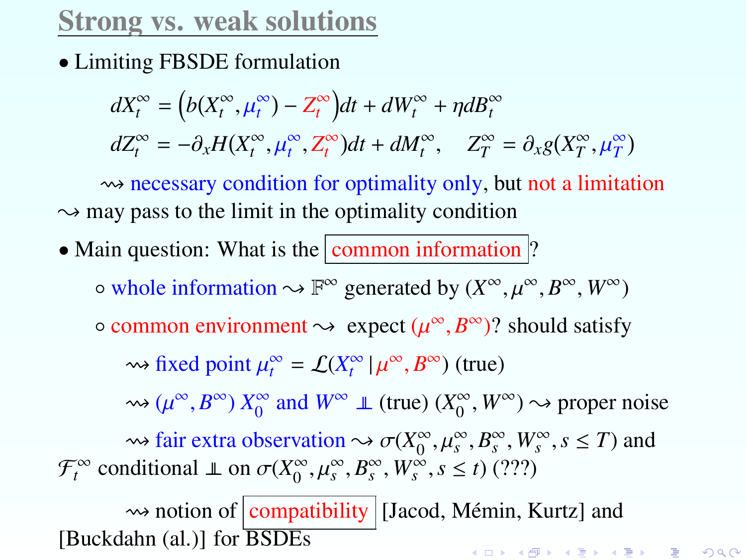## Strong vs. weak solutions

- Limiting FBSDE formulation

$$dX_t^\infty = \left(b(X_t^\infty, \mu_t^\infty) - Z_t^\infty\right)dt + dW_t^\infty + \eta dB_t^\infty$$

$$dZ_t^\infty = -\partial_x H(X_t^\infty, \mu_t^\infty, Z_t^\infty)dt + dM_t^\infty, \quad Z_T^\infty = \partial_x g(X_T^\infty, \mu_T^\infty)$$

$\rightsquigarrow$ necessary condition for optimality only, but not a limitation

$\rightsquigarrow$ may pass to the limit in the optimality condition

- Main question: What is the common information?
  - whole information $\rightsquigarrow \mathbb{F}^\infty$ generated by $(X^\infty, \mu^\infty, B^\infty, W^\infty)$
  - common environment $\rightsquigarrow$ expect $(\mu^\infty, B^\infty)$? should satisfy

    $\rightsquigarrow$ fixed point $\mu_t^\infty = \mathcal{L}(X_t^\infty \,|\, \mu^\infty, B^\infty)$ (true)

    $\rightsquigarrow$ $(\mu^\infty, B^\infty)$ $X_0^\infty$ and $W^\infty$ $\perp\!\!\!\perp$ (true) $(X_0^\infty, W^\infty) \rightsquigarrow$ proper noise

    $\rightsquigarrow$ fair extra observation $\rightsquigarrow \sigma(X_0^\infty, \mu_s^\infty, B_s^\infty, W_s^\infty, s \leq T)$ and $\mathcal{F}_t^\infty$ conditional $\perp\!\!\!\perp$ on $\sigma(X_0^\infty, \mu_s^\infty, B_s^\infty, W_s^\infty, s \leq t)$ (???)

    $\rightsquigarrow$ notion of compatibility [Jacod, Mémin, Kurtz] and [Buckdahn (al.)] for BSDEs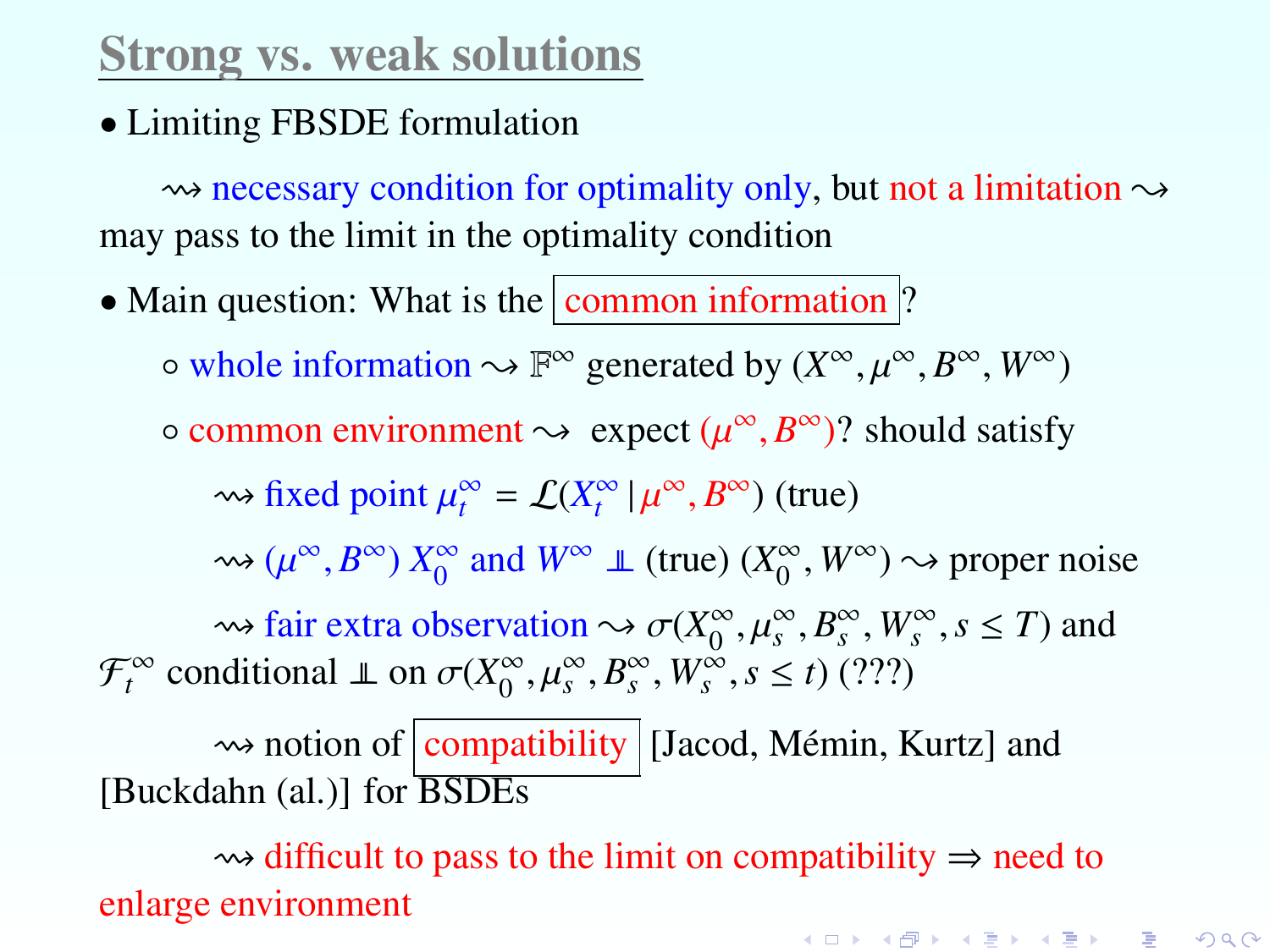# Strong vs. weak solutions

- Limiting FBSDE formulation

  $\rightsquigarrow$ necessary condition for optimality only, but not a limitation $\rightsquigarrow$ may pass to the limit in the optimality condition

- Main question: What is the common information?

  - whole information $\rightsquigarrow$ $\mathbb{F}^\infty$ generated by $(X^\infty, \mu^\infty, B^\infty, W^\infty)$
  - common environment $\rightsquigarrow$ expect $(\mu^\infty, B^\infty)$? should satisfy

    $\rightsquigarrow$ fixed point $\mu_t^\infty = \mathcal{L}(X_t^\infty \,|\, \mu^\infty, B^\infty)$ (true)

    $\rightsquigarrow$ $(\mu^\infty, B^\infty)$ $X_0^\infty$ and $W^\infty$ $\perp\!\!\!\perp$ (true) $(X_0^\infty, W^\infty)$ $\rightsquigarrow$ proper noise

    $\rightsquigarrow$ fair extra observation $\rightsquigarrow$ $\sigma(X_0^\infty, \mu_s^\infty, B_s^\infty, W_s^\infty, s \le T)$ and $\mathcal{F}_t^\infty$ conditional $\perp\!\!\!\perp$ on $\sigma(X_0^\infty, \mu_s^\infty, B_s^\infty, W_s^\infty, s \le t)$ (???)

    $\rightsquigarrow$ notion of compatibility [Jacod, Mémin, Kurtz] and [Buckdahn (al.)] for BSDEs

    $\rightsquigarrow$ difficult to pass to the limit on compatibility $\Rightarrow$ need to enlarge environment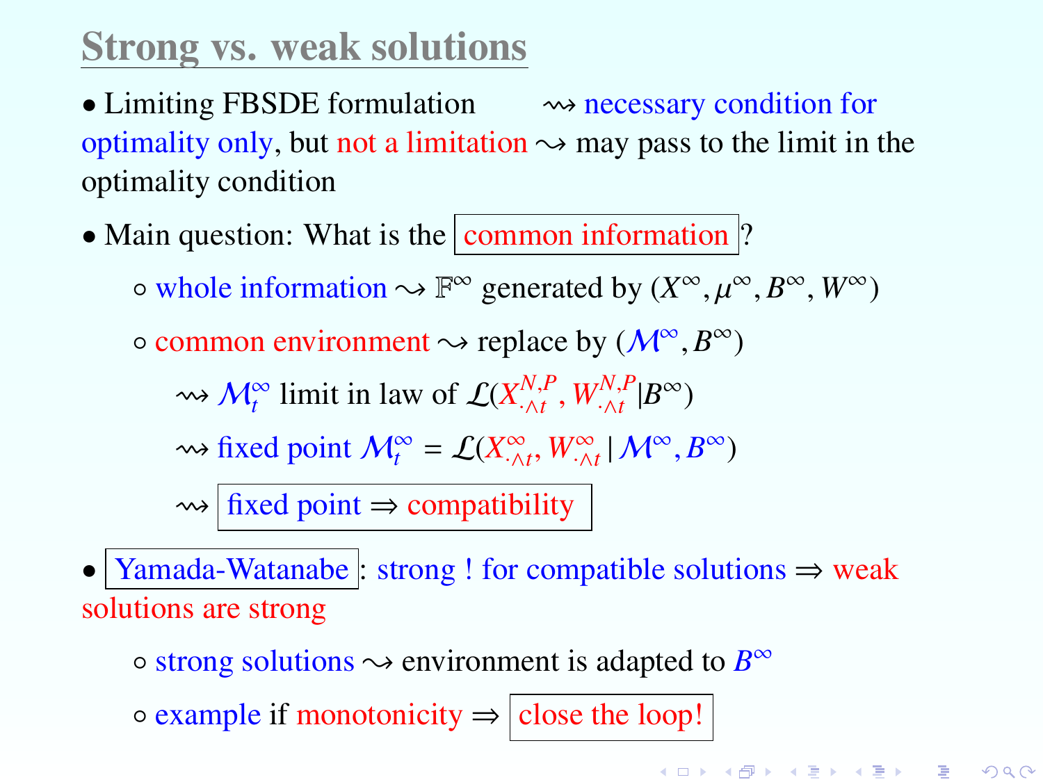# Strong vs. weak solutions

- Limiting FBSDE formulation $\rightsquigarrow$ necessary condition for optimality only, but not a limitation $\rightsquigarrow$ may pass to the limit in the optimality condition
- Main question: What is the common information?
  - whole information $\rightsquigarrow$ $\mathbb{F}^\infty$ generated by $(X^\infty, \mu^\infty, B^\infty, W^\infty)$
  - common environment $\rightsquigarrow$ replace by $(\mathcal{M}^\infty, B^\infty)$
    - $\rightsquigarrow$ $\mathcal{M}_t^\infty$ limit in law of $\mathcal{L}(X^{N,P}_{\cdot\wedge t}, W^{N,P}_{\cdot\wedge t} | B^\infty)$
    - $\rightsquigarrow$ fixed point $\mathcal{M}_t^\infty = \mathcal{L}(X^\infty_{\cdot\wedge t}, W^\infty_{\cdot\wedge t} \,|\, \mathcal{M}^\infty, B^\infty)$
    - $\rightsquigarrow$ fixed point $\Rightarrow$ compatibility
- Yamada-Watanabe: strong ! for compatible solutions $\Rightarrow$ weak solutions are strong
  - strong solutions $\rightsquigarrow$ environment is adapted to $B^\infty$
  - example if monotonicity $\Rightarrow$ close the loop!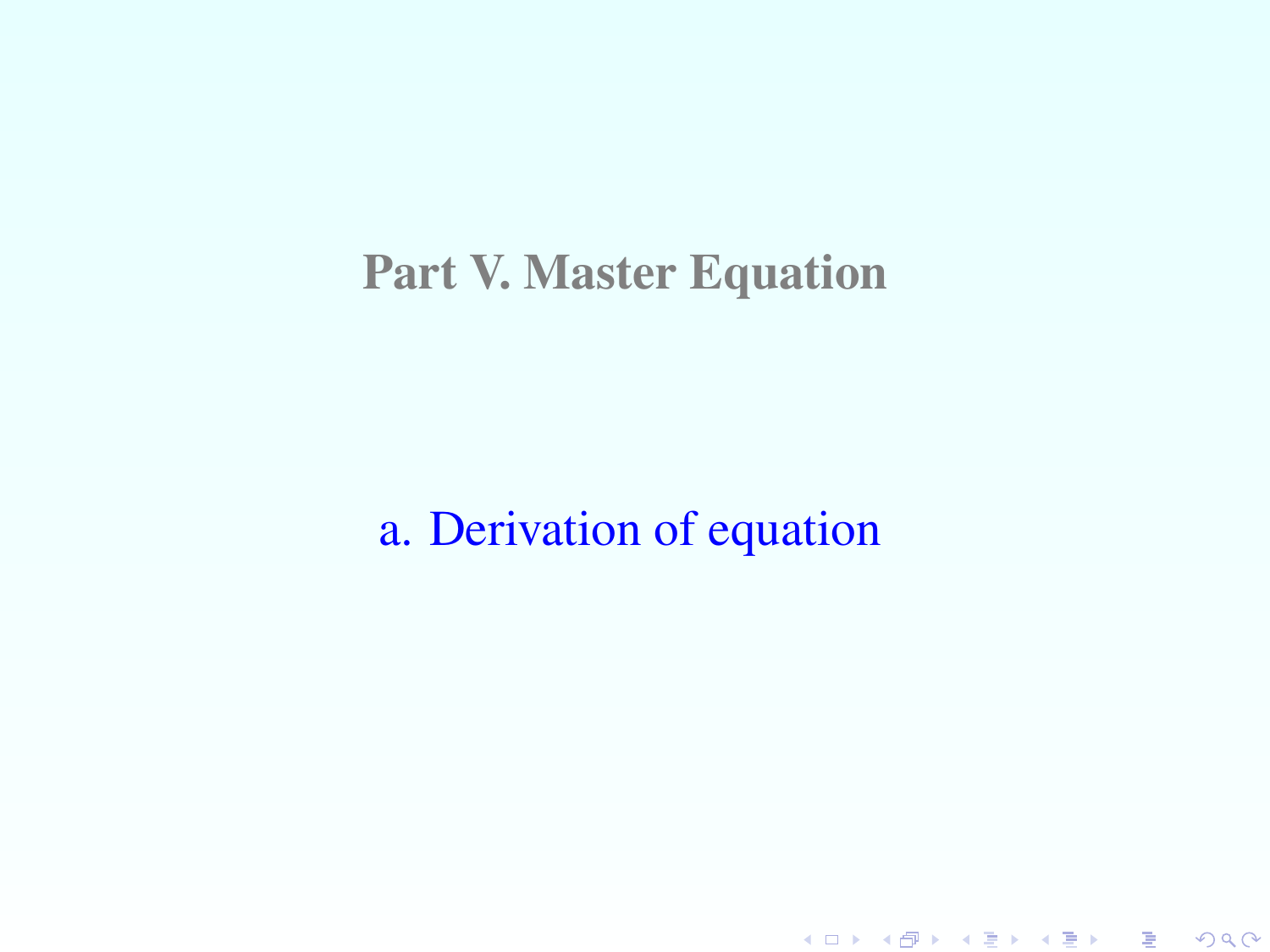# Part V. Master Equation

## a. Derivation of equation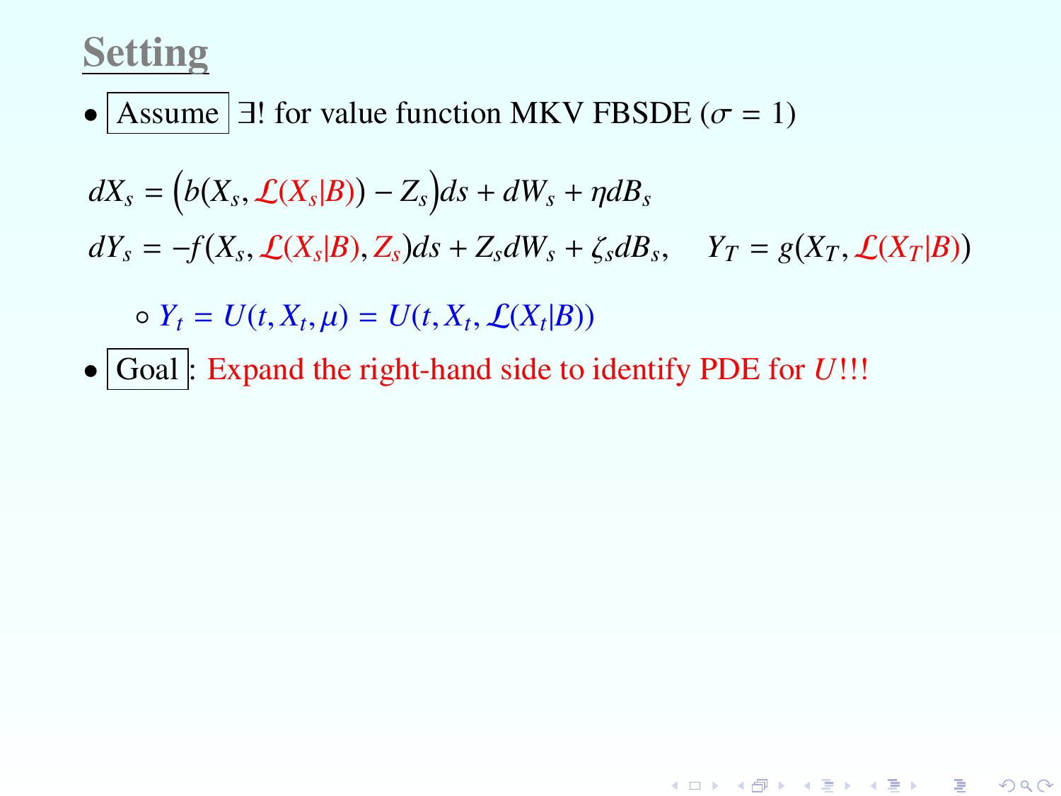## Setting

- Assume $\exists!$ for value function MKV FBSDE ($\sigma = 1$)

$$dX_s = \Big(b(X_s, \mathcal{L}(X_s|B)) - Z_s\Big)ds + dW_s + \eta dB_s$$

$$dY_s = -f(X_s, \mathcal{L}(X_s|B), Z_s)ds + Z_s dW_s + \zeta_s dB_s, \quad Y_T = g(X_T, \mathcal{L}(X_T|B))$$

  - $Y_t = U(t, X_t, \mu) = U(t, X_t, \mathcal{L}(X_t|B))$

- Goal: Expand the right-hand side to identify PDE for $U$!!!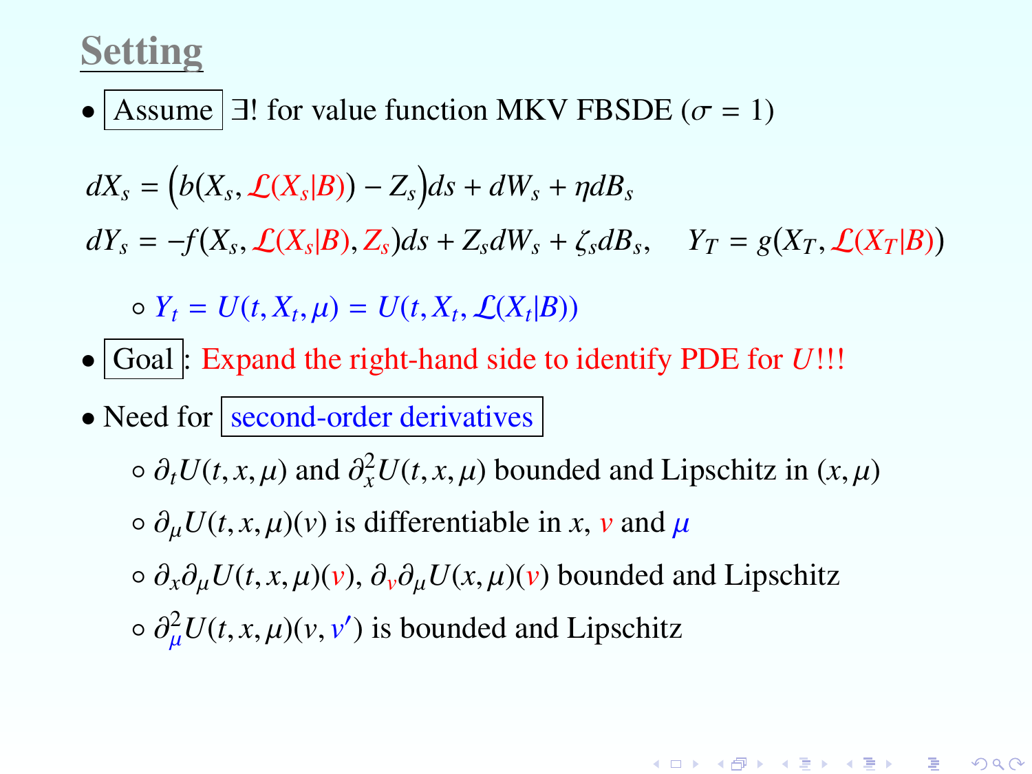## Setting

- Assume $\exists!$ for value function MKV FBSDE ($\sigma = 1$)

$$dX_s = \Big(b(X_s, \mathcal{L}(X_s|B)) - Z_s\Big)ds + dW_s + \eta dB_s$$

$$dY_s = -f(X_s, \mathcal{L}(X_s|B), Z_s)ds + Z_s dW_s + \zeta_s dB_s, \quad Y_T = g(X_T, \mathcal{L}(X_T|B))$$

  - $Y_t = U(t, X_t, \mu) = U(t, X_t, \mathcal{L}(X_t|B))$

- Goal: Expand the right-hand side to identify PDE for $U$!!!

- Need for second-order derivatives
  - $\partial_t U(t,x,\mu)$ and $\partial_x^2 U(t,x,\mu)$ bounded and Lipschitz in $(x,\mu)$
  - $\partial_\mu U(t,x,\mu)(v)$ is differentiable in $x$, $v$ and $\mu$
  - $\partial_x \partial_\mu U(t,x,\mu)(v)$, $\partial_v \partial_\mu U(x,\mu)(v)$ bounded and Lipschitz
  - $\partial_\mu^2 U(t,x,\mu)(v,v')$ is bounded and Lipschitz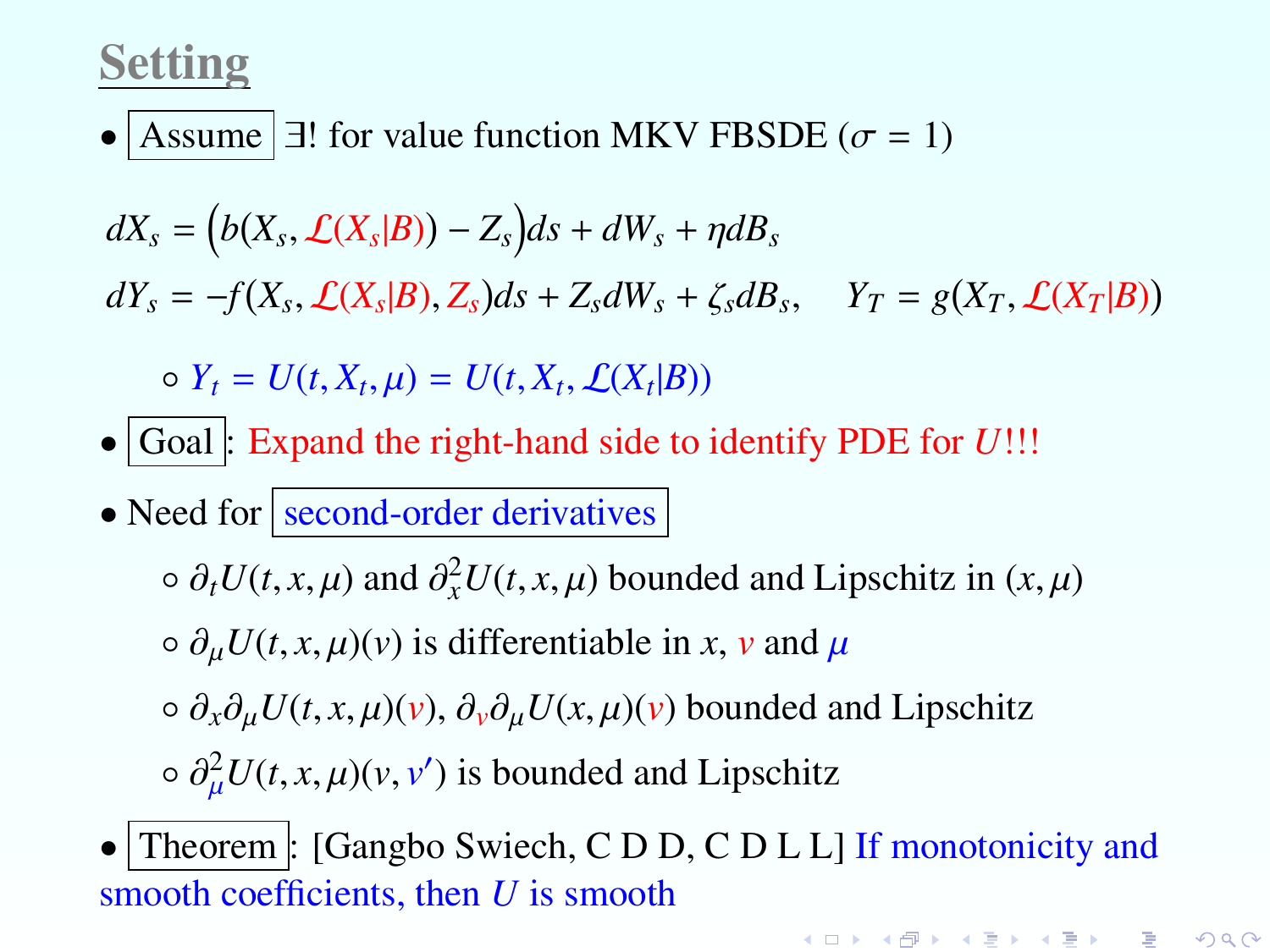## Setting

- Assume $\exists!$ for value function MKV FBSDE ($\sigma = 1$)

$$dX_s = \Big(b(X_s, \mathcal{L}(X_s|B)) - Z_s\Big)ds + dW_s + \eta dB_s$$

$$dY_s = -f(X_s, \mathcal{L}(X_s|B), Z_s)ds + Z_s dW_s + \zeta_s dB_s, \quad Y_T = g(X_T, \mathcal{L}(X_T|B))$$

  - $Y_t = U(t, X_t, \mu) = U(t, X_t, \mathcal{L}(X_t|B))$

- Goal: Expand the right-hand side to identify PDE for $U$!!!

- Need for second-order derivatives
  - $\partial_t U(t, x, \mu)$ and $\partial_x^2 U(t, x, \mu)$ bounded and Lipschitz in $(x, \mu)$
  - $\partial_\mu U(t, x, \mu)(v)$ is differentiable in $x$, $v$ and $\mu$
  - $\partial_x \partial_\mu U(t, x, \mu)(v)$, $\partial_v \partial_\mu U(x, \mu)(v)$ bounded and Lipschitz
  - $\partial_\mu^2 U(t, x, \mu)(v, v')$ is bounded and Lipschitz

- Theorem: [Gangbo Swiech, C D D, C D L L] If monotonicity and smooth coefficients, then $U$ is smooth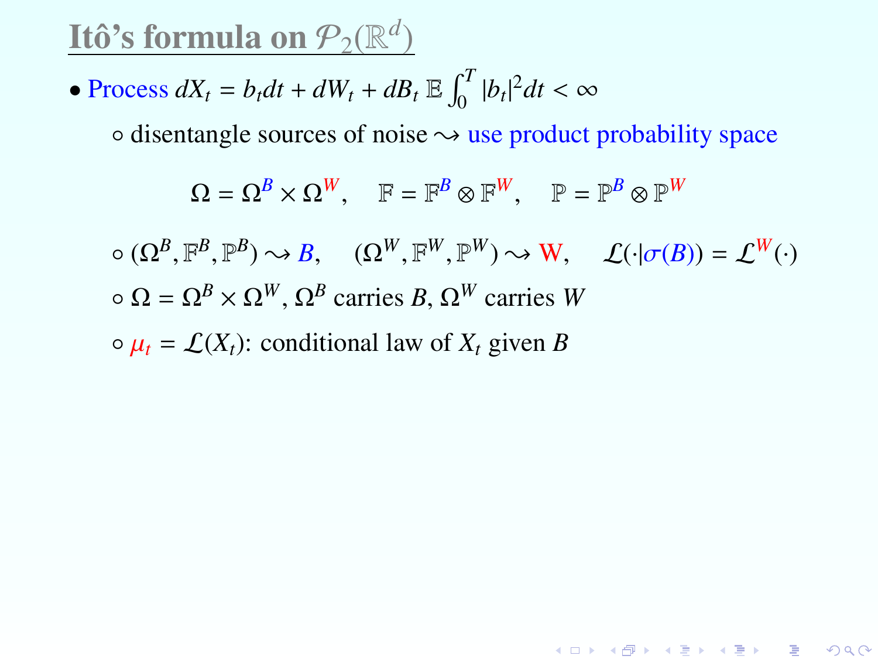# Itô's formula on $\mathcal{P}_2(\mathbb{R}^d)$

- Process $dX_t = b_t dt + dW_t + dB_t$ $\mathbb{E}\int_0^T |b_t|^2 dt < \infty$
  - disentangle sources of noise $\rightsquigarrow$ use product probability space

$$\Omega = \Omega^B \times \Omega^W, \quad \mathbb{F} = \mathbb{F}^B \otimes \mathbb{F}^W, \quad \mathbb{P} = \mathbb{P}^B \otimes \mathbb{P}^W$$

  - $(\Omega^B, \mathbb{F}^B, \mathbb{P}^B) \rightsquigarrow B, \quad (\Omega^W, \mathbb{F}^W, \mathbb{P}^W) \rightsquigarrow \mathrm{W}, \quad \mathcal{L}(\cdot|\sigma(B)) = \mathcal{L}^W(\cdot)$
  - $\Omega = \Omega^B \times \Omega^W$, $\Omega^B$ carries $B$, $\Omega^W$ carries $W$
  - $\mu_t = \mathcal{L}(X_t)$: conditional law of $X_t$ given $B$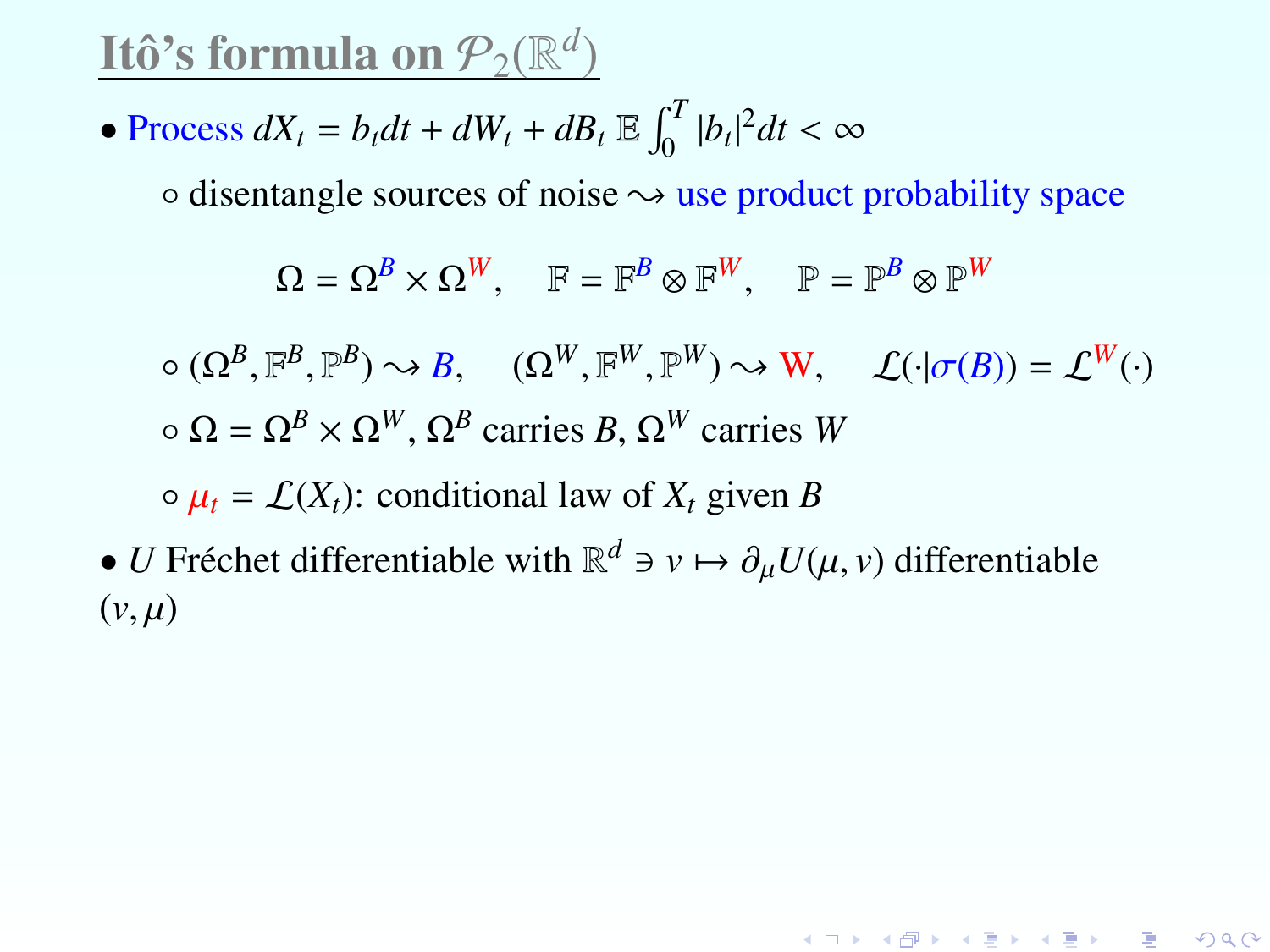# Itô's formula on $\mathcal{P}_2(\mathbb{R}^d)$

- Process $dX_t = b_t dt + dW_t + dB_t$ $\mathbb{E} \int_0^T |b_t|^2 dt < \infty$
  - disentangle sources of noise $\rightsquigarrow$ use product probability space

$$\Omega = \Omega^B \times \Omega^W, \quad \mathbb{F} = \mathbb{F}^B \otimes \mathbb{F}^W, \quad \mathbb{P} = \mathbb{P}^B \otimes \mathbb{P}^W$$

  - $(\Omega^B, \mathbb{F}^B, \mathbb{P}^B) \rightsquigarrow B, \quad (\Omega^W, \mathbb{F}^W, \mathbb{P}^W) \rightsquigarrow$ W, $\quad \mathcal{L}(\cdot|\sigma(B)) = \mathcal{L}^W(\cdot)$
  - $\Omega = \Omega^B \times \Omega^W$, $\Omega^B$ carries $B$, $\Omega^W$ carries $W$
  - $\mu_t = \mathcal{L}(X_t)$: conditional law of $X_t$ given $B$
- $U$ Fréchet differentiable with $\mathbb{R}^d \ni v \mapsto \partial_\mu U(\mu, v)$ differentiable $(v, \mu)$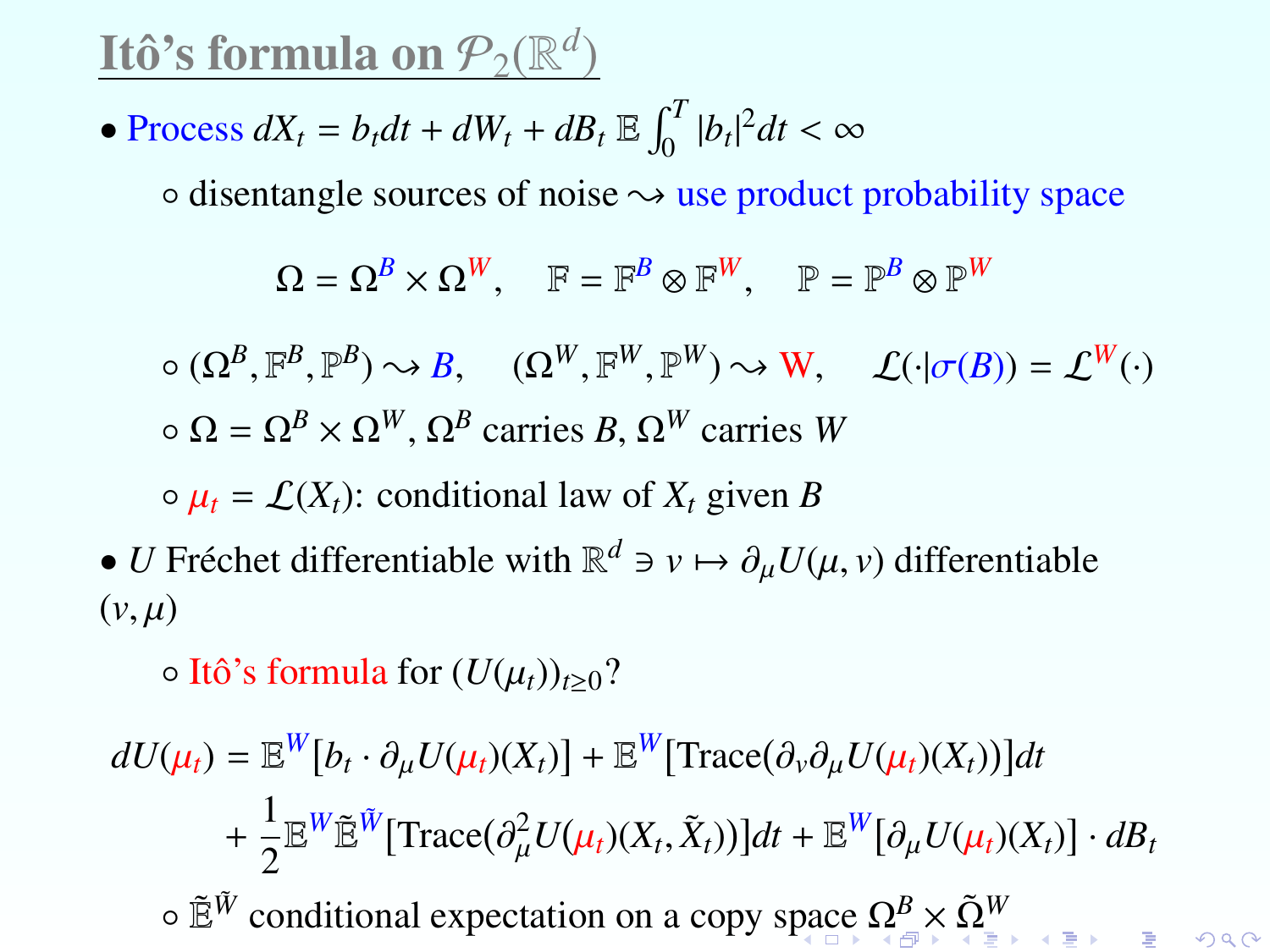# Itô's formula on $\mathcal{P}_2(\mathbb{R}^d)$

- Process $dX_t = b_t dt + dW_t + dB_t$ $\mathbb{E}\int_0^T |b_t|^2 dt < \infty$
  - disentangle sources of noise $\rightsquigarrow$ use product probability space

$$\Omega = \Omega^B \times \Omega^W, \quad \mathbb{F} = \mathbb{F}^B \otimes \mathbb{F}^W, \quad \mathbb{P} = \mathbb{P}^B \otimes \mathbb{P}^W$$

  - $(\Omega^B, \mathbb{F}^B, \mathbb{P}^B) \rightsquigarrow B, \quad (\Omega^W, \mathbb{F}^W, \mathbb{P}^W) \rightsquigarrow W, \quad \mathcal{L}(\cdot|\sigma(B)) = \mathcal{L}^W(\cdot)$
  - $\Omega = \Omega^B \times \Omega^W$, $\Omega^B$ carries $B$, $\Omega^W$ carries $W$
  - $\mu_t = \mathcal{L}(X_t)$: conditional law of $X_t$ given $B$
- $U$ Fréchet differentiable with $\mathbb{R}^d \ni v \mapsto \partial_\mu U(\mu, v)$ differentiable $(v, \mu)$
  - Itô's formula for $(U(\mu_t))_{t\geq 0}$?

$$dU(\mu_t) = \mathbb{E}^W[b_t \cdot \partial_\mu U(\mu_t)(X_t)] + \mathbb{E}^W[\text{Trace}(\partial_v \partial_\mu U(\mu_t)(X_t))]dt + \frac{1}{2}\mathbb{E}^W \tilde{\mathbb{E}}^{\tilde{W}}[\text{Trace}(\partial_\mu^2 U(\mu_t)(X_t, \tilde{X}_t))]dt + \mathbb{E}^W[\partial_\mu U(\mu_t)(X_t)] \cdot dB_t$$

  - $\tilde{\mathbb{E}}^{\tilde{W}}$ conditional expectation on a copy space $\Omega^B \times \tilde{\Omega}^W$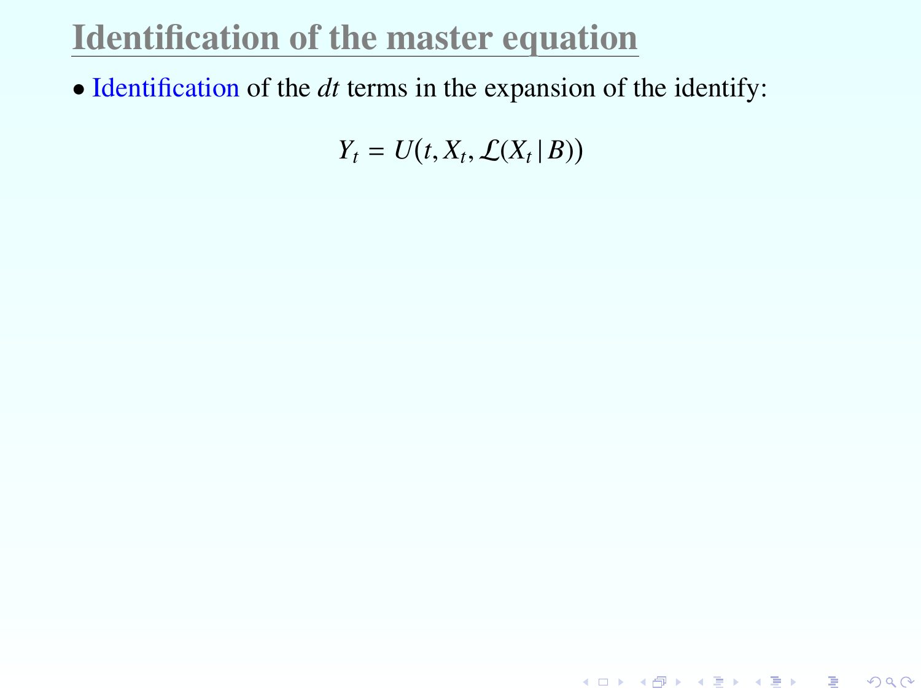# Identification of the master equation

- Identification of the $dt$ terms in the expansion of the identify:

$$Y_t = U\big(t, X_t, \mathcal{L}(X_t \,|\, B)\big)$$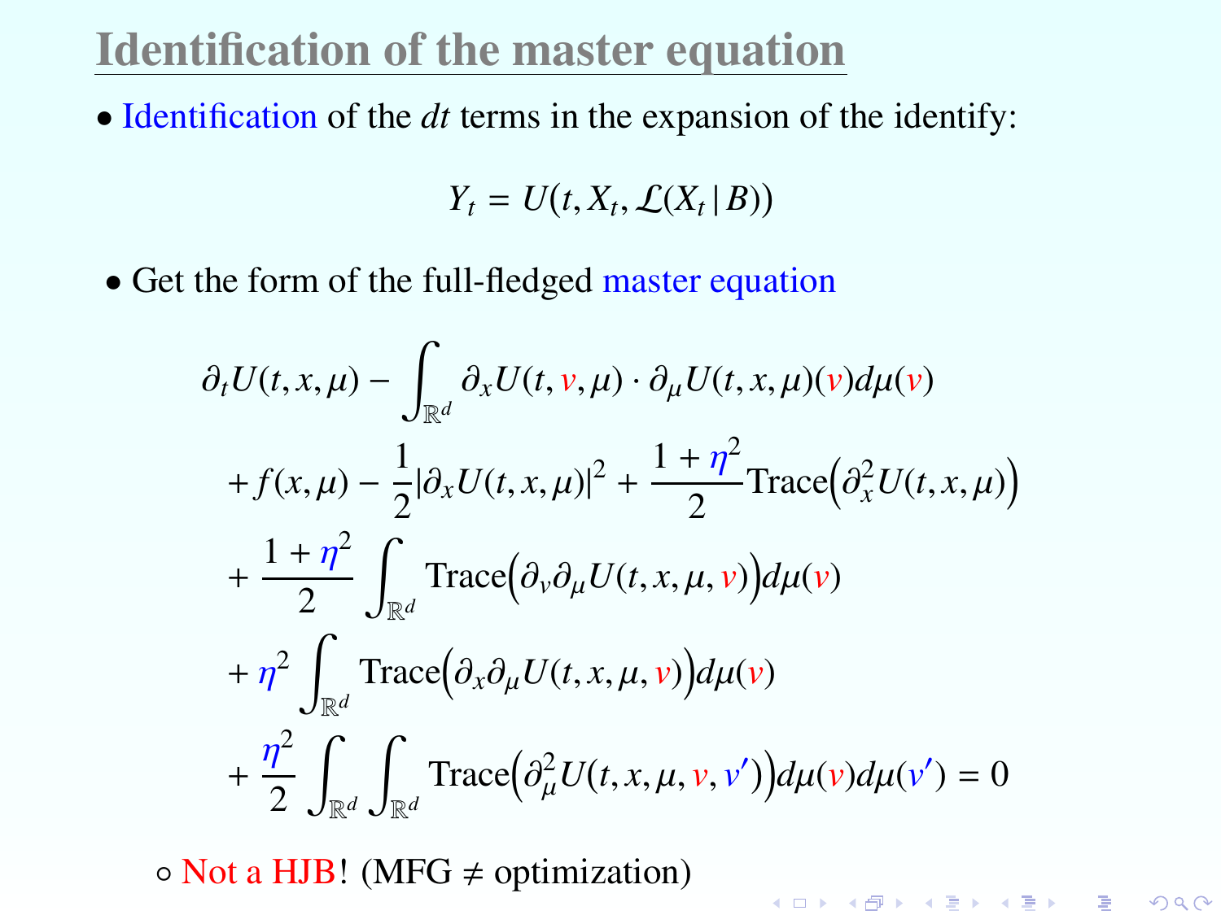# Identification of the master equation

- Identification of the $dt$ terms in the expansion of the identify:

$$Y_t = U\big(t, X_t, \mathcal{L}(X_t \,|\, B)\big)$$

- Get the form of the full-fledged master equation

$$
\begin{aligned}
&\partial_t U(t,x,\mu) - \int_{\mathbb{R}^d} \partial_x U(t,v,\mu) \cdot \partial_\mu U(t,x,\mu)(v) d\mu(v) \\
&+ f(x,\mu) - \frac{1}{2}|\partial_x U(t,x,\mu)|^2 + \frac{1+\eta^2}{2} \mathrm{Trace}\Big(\partial_x^2 U(t,x,\mu)\Big) \\
&+ \frac{1+\eta^2}{2} \int_{\mathbb{R}^d} \mathrm{Trace}\Big(\partial_v \partial_\mu U(t,x,\mu,v)\Big) d\mu(v) \\
&+ \eta^2 \int_{\mathbb{R}^d} \mathrm{Trace}\Big(\partial_x \partial_\mu U(t,x,\mu,v)\Big) d\mu(v) \\
&+ \frac{\eta^2}{2} \int_{\mathbb{R}^d} \int_{\mathbb{R}^d} \mathrm{Trace}\Big(\partial_\mu^2 U(t,x,\mu,v,v')\Big) d\mu(v) d\mu(v') = 0
\end{aligned}
$$

  - Not a HJB! (MFG $\neq$ optimization)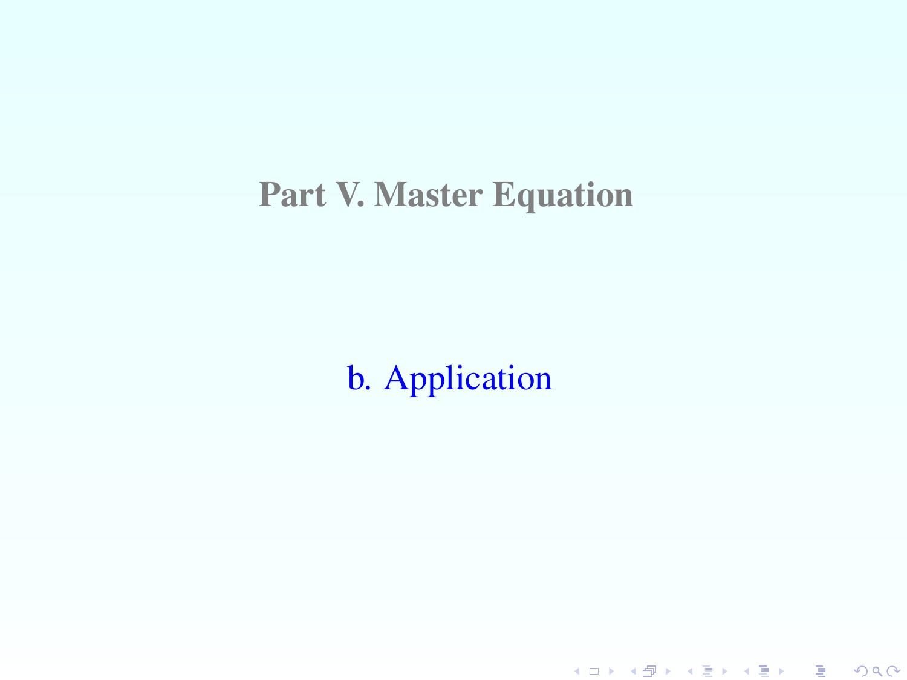# Part V. Master Equation

## b. Application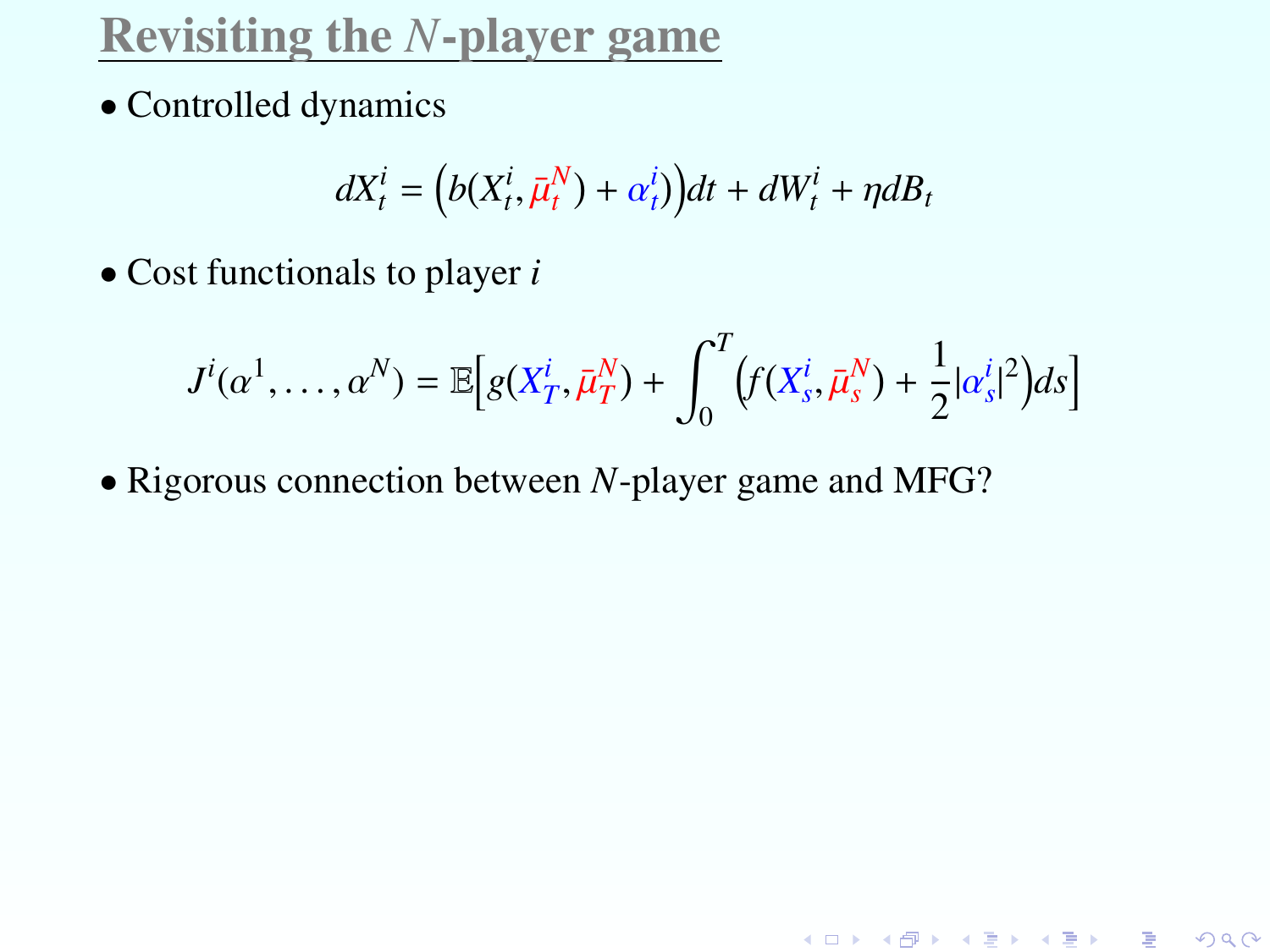# Revisiting the $N$-player game

- Controlled dynamics

$$dX_t^i = \Big(b(X_t^i, \bar{\mu}_t^N) + \alpha_t^i)\Big)dt + dW_t^i + \eta dB_t$$

- Cost functionals to player $i$

$$J^i(\alpha^1, \ldots, \alpha^N) = \mathbb{E}\Big[g(X_T^i, \bar{\mu}_T^N) + \int_0^T \Big(f(X_s^i, \bar{\mu}_s^N) + \frac{1}{2}|\alpha_s^i|^2\Big)ds\Big]$$

- Rigorous connection between $N$-player game and MFG?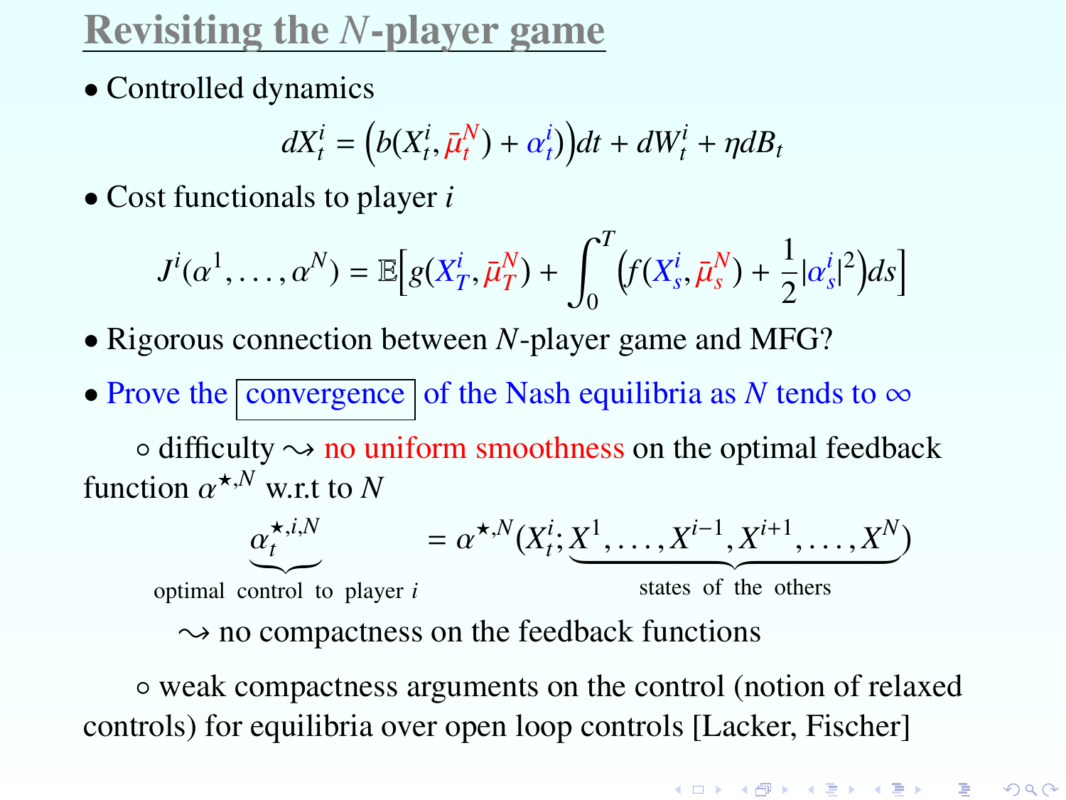# Revisiting the $N$-player game

- Controlled dynamics

$$dX_t^i = \Big(b(X_t^i, \bar{\mu}_t^N) + \alpha_t^i\Big)dt + dW_t^i + \eta dB_t$$

- Cost functionals to player $i$

$$J^i(\alpha^1, \ldots, \alpha^N) = \mathbb{E}\Big[g(X_T^i, \bar{\mu}_T^N) + \int_0^T \Big(f(X_s^i, \bar{\mu}_s^N) + \frac{1}{2}|\alpha_s^i|^2\Big)ds\Big]$$

- Rigorous connection between $N$-player game and MFG?

- Prove the convergence of the Nash equilibria as $N$ tends to $\infty$

  ◦ difficulty $\rightsquigarrow$ no uniform smoothness on the optimal feedback function $\alpha^{\star,N}$ w.r.t to $N$

$$\underbrace{\alpha_t^{\star,i,N}}_{\text{optimal control to player } i} = \alpha^{\star,N}(X_t^i; \underbrace{X^1, \ldots, X^{i-1}, X^{i+1}, \ldots, X^N}_{\text{states of the others}})$$

  $\rightsquigarrow$ no compactness on the feedback functions

  ◦ weak compactness arguments on the control (notion of relaxed controls) for equilibria over open loop controls [Lacker, Fischer]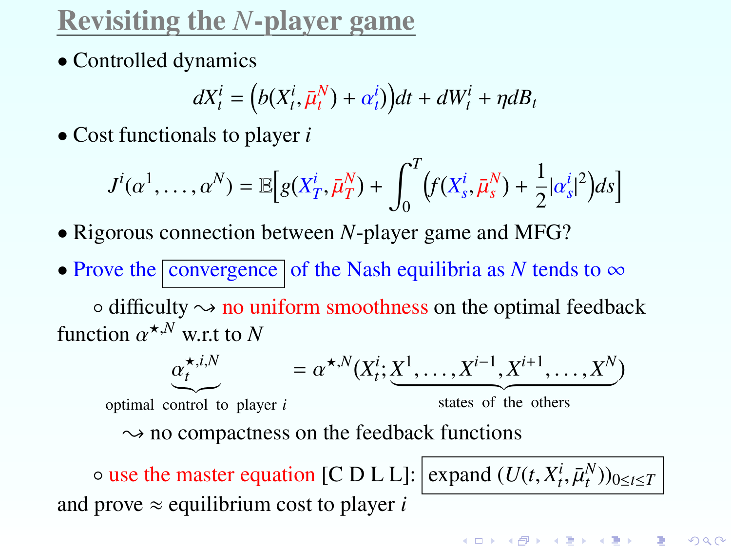# Revisiting the $N$-player game

- Controlled dynamics

$$dX_t^i = \Big(b(X_t^i, \bar{\mu}_t^N) + \alpha_t^i\Big)dt + dW_t^i + \eta dB_t$$

- Cost functionals to player $i$

$$J^i(\alpha^1, \ldots, \alpha^N) = \mathbb{E}\Big[g(X_T^i, \bar{\mu}_T^N) + \int_0^T \Big(f(X_s^i, \bar{\mu}_s^N) + \frac{1}{2}|\alpha_s^i|^2\Big)ds\Big]$$

- Rigorous connection between $N$-player game and MFG?

- Prove the convergence of the Nash equilibria as $N$ tends to $\infty$

  ◦ difficulty $\rightsquigarrow$ no uniform smoothness on the optimal feedback function $\alpha^{\star,N}$ w.r.t to $N$

$$\underbrace{\alpha_t^{\star,i,N}}_{\text{optimal control to player } i} = \alpha^{\star,N}(X_t^i; \underbrace{X^1, \ldots, X^{i-1}, X^{i+1}, \ldots, X^N}_{\text{states of the others}})$$

  $\rightsquigarrow$ no compactness on the feedback functions

  ◦ use the master equation [C D L L]: expand $(U(t, X_t^i, \bar{\mu}_t^N))_{0 \le t \le T}$ and prove $\approx$ equilibrium cost to player $i$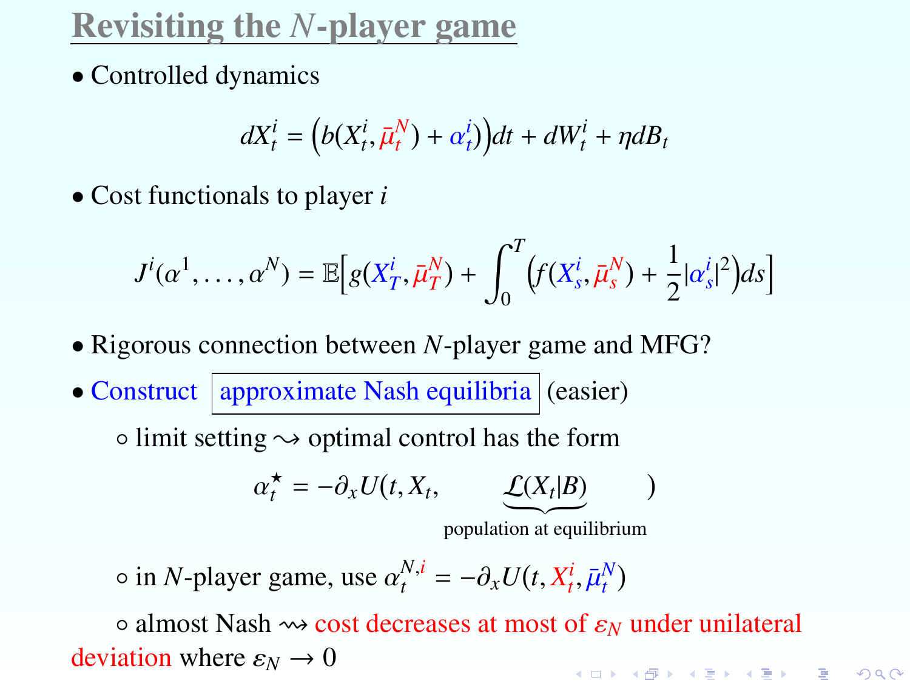# Revisiting the $N$-player game

- Controlled dynamics

$$dX_t^i = \Big(b(X_t^i, \bar{\mu}_t^N) + \alpha_t^i\Big)dt + dW_t^i + \eta dB_t$$

- Cost functionals to player $i$

$$J^i(\alpha^1, \dots, \alpha^N) = \mathbb{E}\Big[g(X_T^i, \bar{\mu}_T^N) + \int_0^T \Big(f(X_s^i, \bar{\mu}_s^N) + \frac{1}{2}|\alpha_s^i|^2\Big)ds\Big]$$

- Rigorous connection between $N$-player game and MFG?
- Construct **approximate Nash equilibria** (easier)
  - limit setting $\rightsquigarrow$ optimal control has the form

$$\alpha_t^\star = -\partial_x U(t, X_t, \underbrace{\mathcal{L}(X_t|B)}_{\text{population at equilibrium}})$$

  - in $N$-player game, use $\alpha_t^{N,i} = -\partial_x U(t, X_t^i, \bar{\mu}_t^N)$
  - almost Nash $\rightsquigarrow$ cost decreases at most of $\varepsilon_N$ under unilateral deviation where $\varepsilon_N \to 0$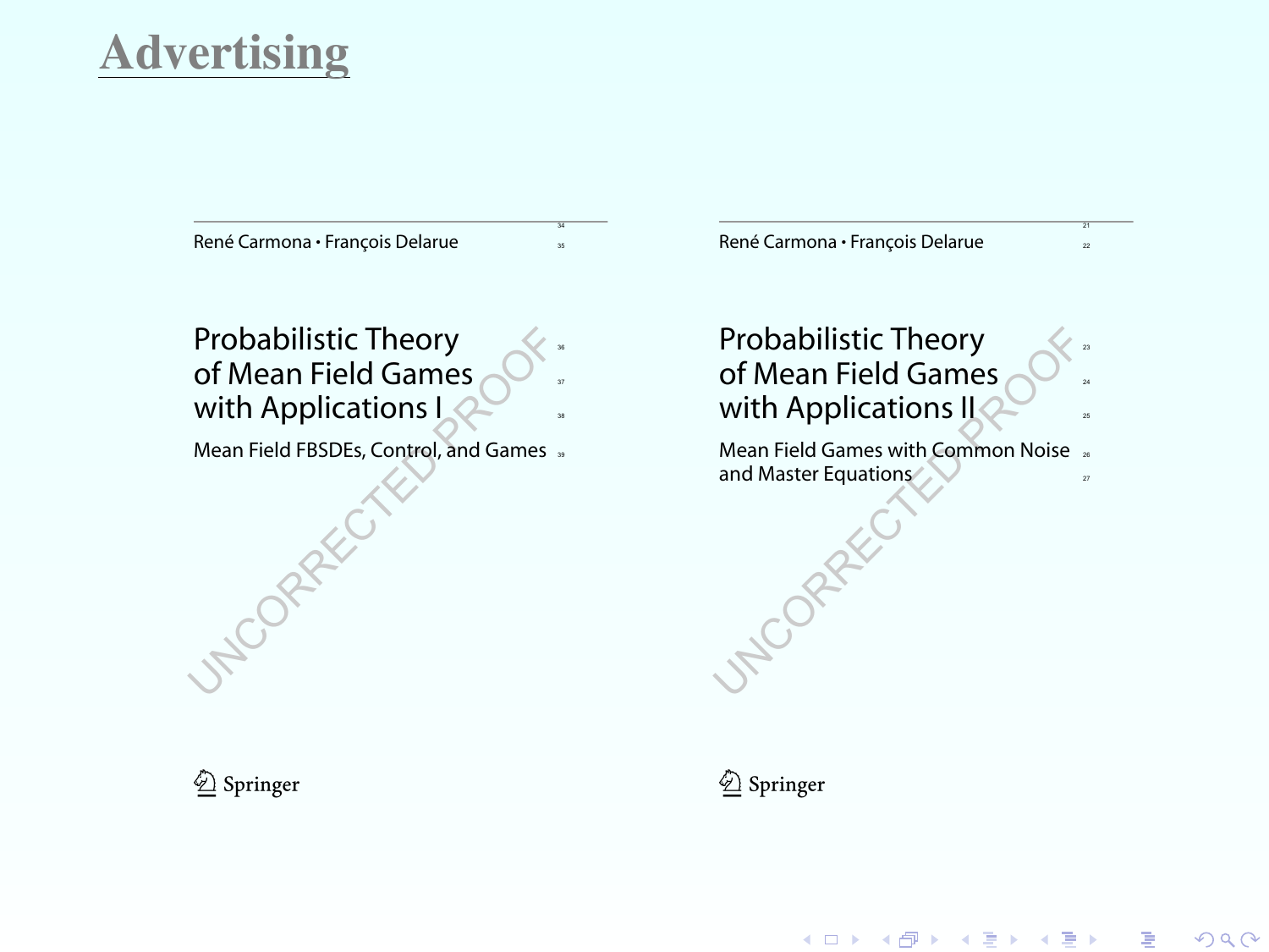# Advertising

René Carmona • François Delarue

**Probabilistic Theory of Mean Field Games with Applications I**

Mean Field FBSDEs, Control, and Games

UNCORRECTED PROOF

Springer

René Carmona • François Delarue

**Probabilistic Theory of Mean Field Games with Applications II**

Mean Field Games with Common Noise and Master Equations

UNCORRECTED PROOF

Springer